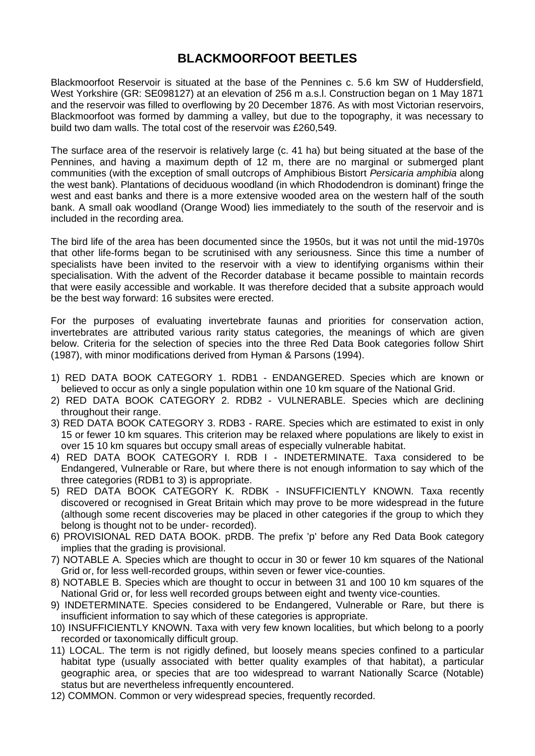# BLACKMOORFOOT BEETLES

Blackmoorfoot Reservoir is situated at the base of the Pennines c. 5.6 km SW of Huddersfield, West Yorkshire (GR: SE098127) at an elevation of 256 m a.s.l. Construction began on 1 May 1871 and the reservoir was filled to overflowing by 20 December 1876. As with most Victorian reservoirs, Blackmoorfoot was formed by damming a valley, but due to the topography, it was necessary to build two dam walls. The total cost of the reservoir was £260,549.

The surface area of the reservoir is relatively large (c. 41 ha) but being situated at the base of the Pennines, and having a maximum depth of 12 m, there are no marginal or submerged plant communities (with the exception of small outcrops of Amphibious Bistort *Persicaria amphibia* along the west bank). Plantations of deciduous woodland (in which Rhododendron is dominant) fringe the west and east banks and there is a more extensive wooded area on the western half of the south bank. A small oak woodland (Orange Wood) lies immediately to the south of the reservoir and is included in the recording area.

The bird life of the area has been documented since the 1950s, but it was not until the mid-1970s that other life-forms began to be scrutinised with any seriousness. Since this time a number of specialists have been invited to the reservoir with a view to identifying organisms within their specialisation. With the advent of the Recorder database it became possible to maintain records that were easily accessible and workable. It was therefore decided that a subsite approach would be the best way forward: 16 subsites were erected.

For the purposes of evaluating invertebrate faunas and priorities for conservation action, invertebrates are attributed various rarity status categories, the meanings of which are given below. Criteria for the selection of species into the three Red Data Book categories follow Shirt (1987), with minor modifications derived from Hyman & Parsons (1994).

1) RED DATA BOOK CATEGORY 1. RDB1 - ENDANGERED. Species which are known or believed to occur as only a single population within one 10 km square of the National Grid.
2) RED DATA BOOK CATEGORY 2. RDB2 - VULNERABLE. Species which are declining throughout their range.
3) RED DATA BOOK CATEGORY 3. RDB3 - RARE. Species which are estimated to exist in only 15 or fewer 10 km squares. This criterion may be relaxed where populations are likely to exist in over 15 10 km squares but occupy small areas of especially vulnerable habitat.
4) RED DATA BOOK CATEGORY I. RDB I - INDETERMINATE. Taxa considered to be Endangered, Vulnerable or Rare, but where there is not enough information to say which of the three categories (RDB1 to 3) is appropriate.
5) RED DATA BOOK CATEGORY K. RDBK - INSUFFICIENTLY KNOWN. Taxa recently discovered or recognised in Great Britain which may prove to be more widespread in the future (although some recent discoveries may be placed in other categories if the group to which they belong is thought not to be under- recorded).
6) PROVISIONAL RED DATA BOOK. pRDB. The prefix 'p' before any Red Data Book category implies that the grading is provisional.
7) NOTABLE A. Species which are thought to occur in 30 or fewer 10 km squares of the National Grid or, for less well-recorded groups, within seven or fewer vice-counties.
8) NOTABLE B. Species which are thought to occur in between 31 and 100 10 km squares of the National Grid or, for less well recorded groups between eight and twenty vice-counties.
9) INDETERMINATE. Species considered to be Endangered, Vulnerable or Rare, but there is insufficient information to say which of these categories is appropriate.
10) INSUFFICIENTLY KNOWN. Taxa with very few known localities, but which belong to a poorly recorded or taxonomically difficult group.
11) LOCAL. The term is not rigidly defined, but loosely means species confined to a particular habitat type (usually associated with better quality examples of that habitat), a particular geographic area, or species that are too widespread to warrant Nationally Scarce (Notable) status but are nevertheless infrequently encountered.
12) COMMON. Common or very widespread species, frequently recorded.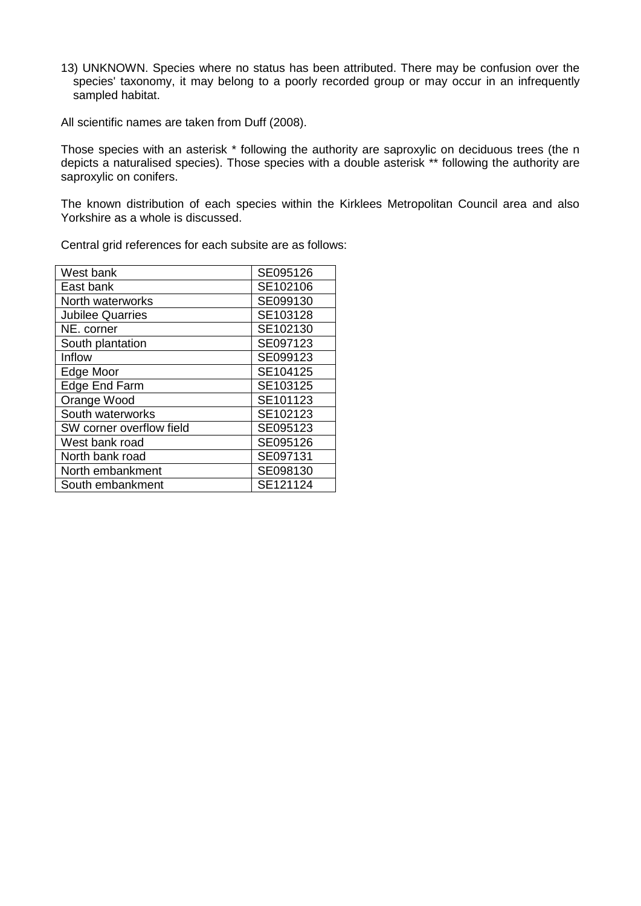13) UNKNOWN. Species where no status has been attributed. There may be confusion over the species' taxonomy, it may belong to a poorly recorded group or may occur in an infrequently sampled habitat.

All scientific names are taken from Duff (2008).

Those species with an asterisk * following the authority are saproxylic on deciduous trees (the n depicts a naturalised species). Those species with a double asterisk ** following the authority are saproxylic on conifers.

The known distribution of each species within the Kirklees Metropolitan Council area and also Yorkshire as a whole is discussed.

Central grid references for each subsite are as follows:

| | |
|---|---|
| West bank | SE095126 |
| East bank | SE102106 |
| North waterworks | SE099130 |
| Jubilee Quarries | SE103128 |
| NE. corner | SE102130 |
| South plantation | SE097123 |
| Inflow | SE099123 |
| Edge Moor | SE104125 |
| Edge End Farm | SE103125 |
| Orange Wood | SE101123 |
| South waterworks | SE102123 |
| SW corner overflow field | SE095123 |
| West bank road | SE095126 |
| North bank road | SE097131 |
| North embankment | SE098130 |
| South embankment | SE121124 |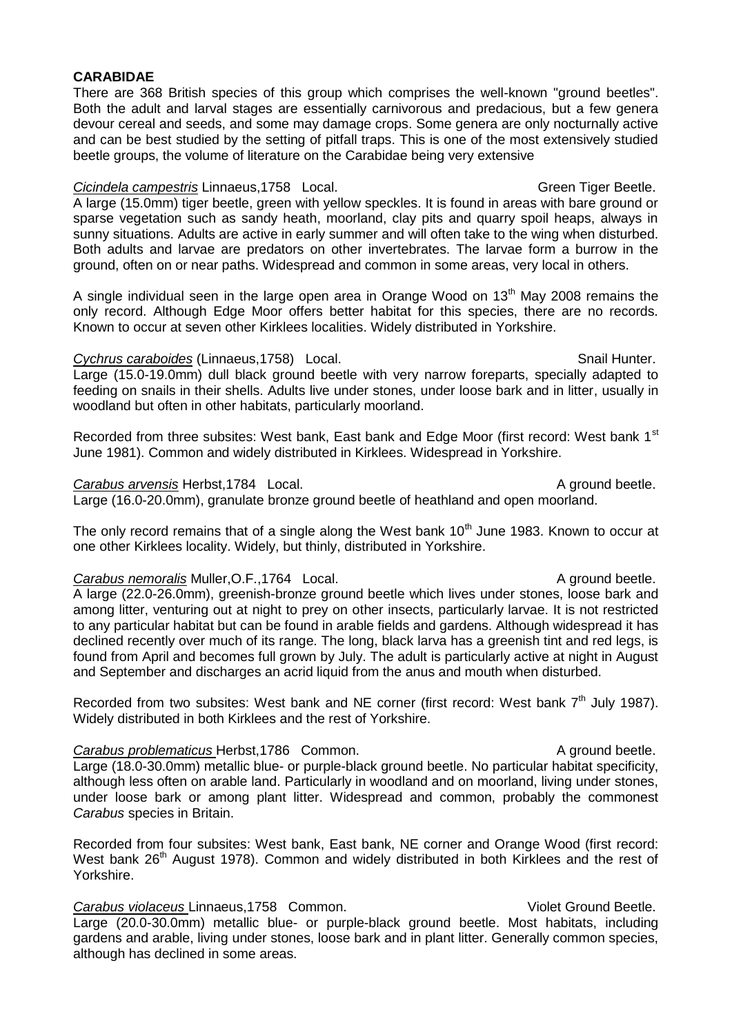**CARABIDAE**

There are 368 British species of this group which comprises the well-known "ground beetles". Both the adult and larval stages are essentially carnivorous and predacious, but a few genera devour cereal and seeds, and some may damage crops. Some genera are only nocturnally active and can be best studied by the setting of pitfall traps. This is one of the most extensively studied beetle groups, the volume of literature on the Carabidae being very extensive

*Cicindela campestris* Linnaeus,1758 Local. Green Tiger Beetle.

A large (15.0mm) tiger beetle, green with yellow speckles. It is found in areas with bare ground or sparse vegetation such as sandy heath, moorland, clay pits and quarry spoil heaps, always in sunny situations. Adults are active in early summer and will often take to the wing when disturbed. Both adults and larvae are predators on other invertebrates. The larvae form a burrow in the ground, often on or near paths. Widespread and common in some areas, very local in others.

A single individual seen in the large open area in Orange Wood on 13th May 2008 remains the only record. Although Edge Moor offers better habitat for this species, there are no records. Known to occur at seven other Kirklees localities. Widely distributed in Yorkshire.

*Cychrus caraboides* (Linnaeus,1758) Local. Snail Hunter.

Large (15.0-19.0mm) dull black ground beetle with very narrow foreparts, specially adapted to feeding on snails in their shells. Adults live under stones, under loose bark and in litter, usually in woodland but often in other habitats, particularly moorland.

Recorded from three subsites: West bank, East bank and Edge Moor (first record: West bank 1st June 1981). Common and widely distributed in Kirklees. Widespread in Yorkshire.

*Carabus arvensis* Herbst,1784 Local. A ground beetle.

Large (16.0-20.0mm), granulate bronze ground beetle of heathland and open moorland.

The only record remains that of a single along the West bank 10th June 1983. Known to occur at one other Kirklees locality. Widely, but thinly, distributed in Yorkshire.

*Carabus nemoralis* Muller,O.F.,1764 Local. A ground beetle.

A large (22.0-26.0mm), greenish-bronze ground beetle which lives under stones, loose bark and among litter, venturing out at night to prey on other insects, particularly larvae. It is not restricted to any particular habitat but can be found in arable fields and gardens. Although widespread it has declined recently over much of its range. The long, black larva has a greenish tint and red legs, is found from April and becomes full grown by July. The adult is particularly active at night in August and September and discharges an acrid liquid from the anus and mouth when disturbed.

Recorded from two subsites: West bank and NE corner (first record: West bank 7th July 1987). Widely distributed in both Kirklees and the rest of Yorkshire.

*Carabus problematicus* Herbst,1786 Common. A ground beetle.

Large (18.0-30.0mm) metallic blue- or purple-black ground beetle. No particular habitat specificity, although less often on arable land. Particularly in woodland and on moorland, living under stones, under loose bark or among plant litter. Widespread and common, probably the commonest *Carabus* species in Britain.

Recorded from four subsites: West bank, East bank, NE corner and Orange Wood (first record: West bank 26th August 1978). Common and widely distributed in both Kirklees and the rest of Yorkshire.

*Carabus violaceus* Linnaeus,1758 Common. Violet Ground Beetle.

Large (20.0-30.0mm) metallic blue- or purple-black ground beetle. Most habitats, including gardens and arable, living under stones, loose bark and in plant litter. Generally common species, although has declined in some areas.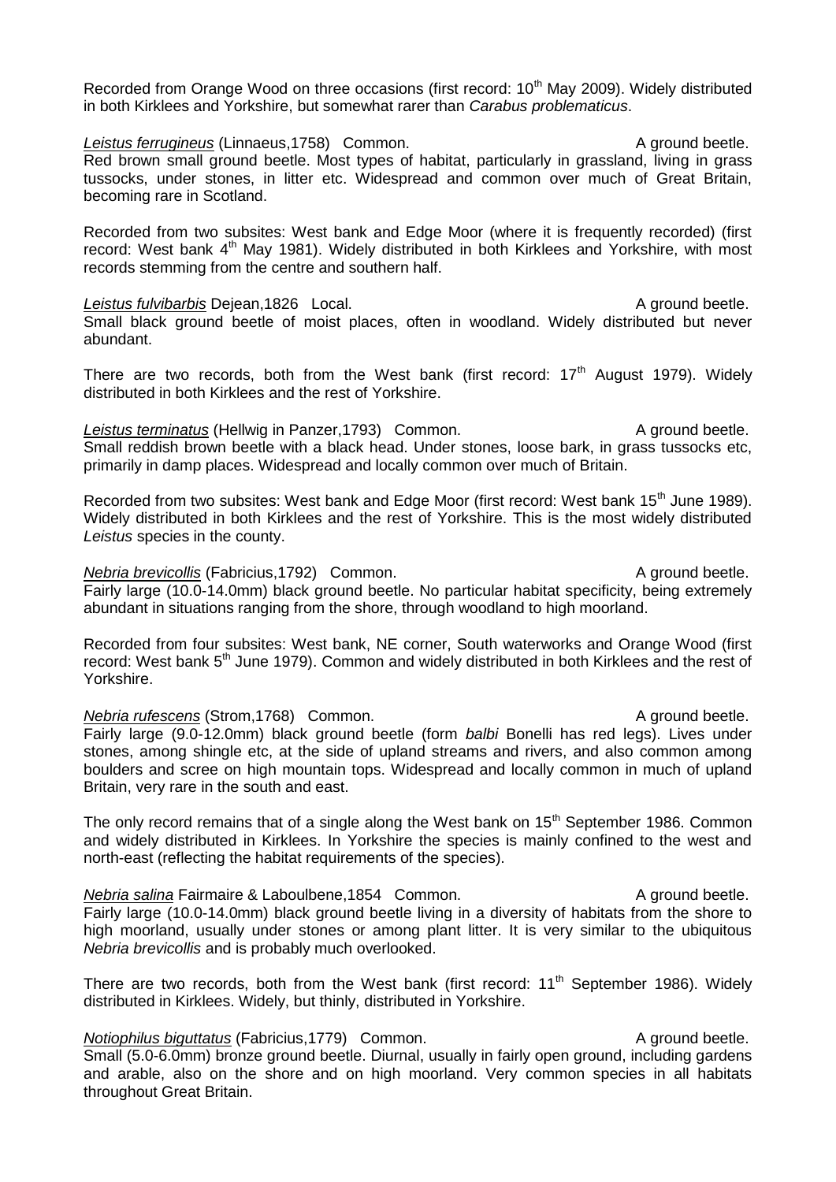Recorded from Orange Wood on three occasions (first record: 10th May 2009). Widely distributed in both Kirklees and Yorkshire, but somewhat rarer than *Carabus problematicus*.

***Leistus ferrugineus*** (Linnaeus,1758) Common. A ground beetle.
Red brown small ground beetle. Most types of habitat, particularly in grassland, living in grass tussocks, under stones, in litter etc. Widespread and common over much of Great Britain, becoming rare in Scotland.

Recorded from two subsites: West bank and Edge Moor (where it is frequently recorded) (first record: West bank 4th May 1981). Widely distributed in both Kirklees and Yorkshire, with most records stemming from the centre and southern half.

***Leistus fulvibarbis*** Dejean,1826 Local. A ground beetle.
Small black ground beetle of moist places, often in woodland. Widely distributed but never abundant.

There are two records, both from the West bank (first record: 17th August 1979). Widely distributed in both Kirklees and the rest of Yorkshire.

***Leistus terminatus*** (Hellwig in Panzer,1793) Common. A ground beetle.
Small reddish brown beetle with a black head. Under stones, loose bark, in grass tussocks etc, primarily in damp places. Widespread and locally common over much of Britain.

Recorded from two subsites: West bank and Edge Moor (first record: West bank 15th June 1989). Widely distributed in both Kirklees and the rest of Yorkshire. This is the most widely distributed *Leistus* species in the county.

***Nebria brevicollis*** (Fabricius,1792) Common. A ground beetle.
Fairly large (10.0-14.0mm) black ground beetle. No particular habitat specificity, being extremely abundant in situations ranging from the shore, through woodland to high moorland.

Recorded from four subsites: West bank, NE corner, South waterworks and Orange Wood (first record: West bank 5th June 1979). Common and widely distributed in both Kirklees and the rest of Yorkshire.

***Nebria rufescens*** (Strom,1768) Common. A ground beetle.
Fairly large (9.0-12.0mm) black ground beetle (form *balbi* Bonelli has red legs). Lives under stones, among shingle etc, at the side of upland streams and rivers, and also common among boulders and scree on high mountain tops. Widespread and locally common in much of upland Britain, very rare in the south and east.

The only record remains that of a single along the West bank on 15th September 1986. Common and widely distributed in Kirklees. In Yorkshire the species is mainly confined to the west and north-east (reflecting the habitat requirements of the species).

***Nebria salina*** Fairmaire & Laboulbene,1854 Common. A ground beetle.
Fairly large (10.0-14.0mm) black ground beetle living in a diversity of habitats from the shore to high moorland, usually under stones or among plant litter. It is very similar to the ubiquitous *Nebria brevicollis* and is probably much overlooked.

There are two records, both from the West bank (first record: 11th September 1986). Widely distributed in Kirklees. Widely, but thinly, distributed in Yorkshire.

***Notiophilus biguttatus*** (Fabricius,1779) Common. A ground beetle.
Small (5.0-6.0mm) bronze ground beetle. Diurnal, usually in fairly open ground, including gardens and arable, also on the shore and on high moorland. Very common species in all habitats throughout Great Britain.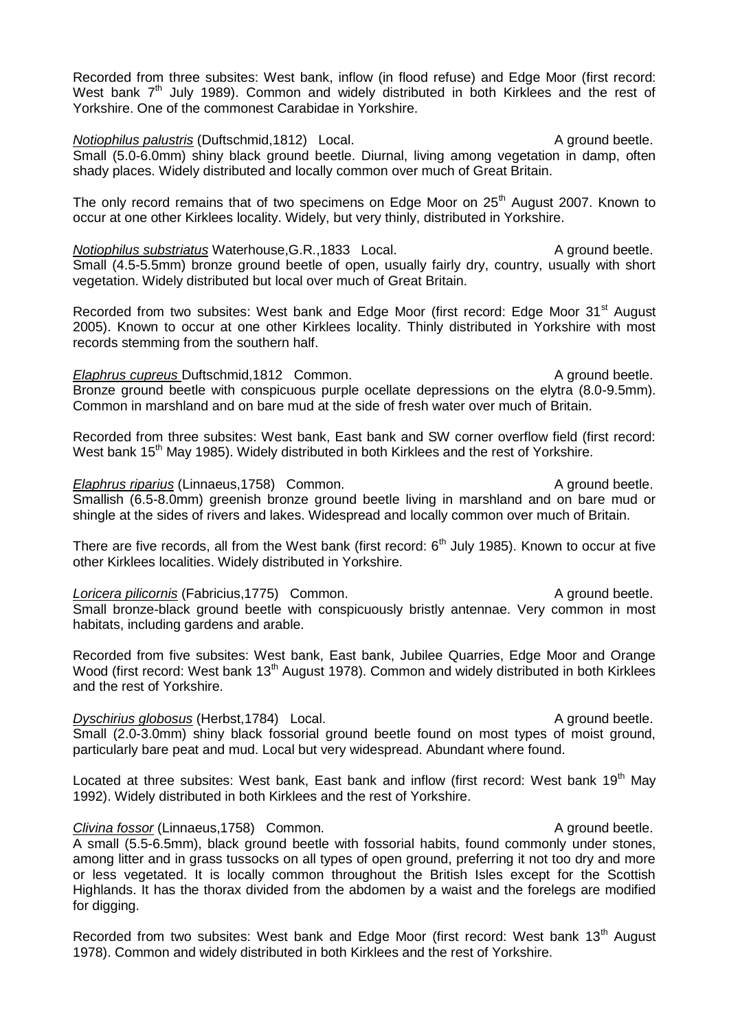Recorded from three subsites: West bank, inflow (in flood refuse) and Edge Moor (first record: West bank 7th July 1989). Common and widely distributed in both Kirklees and the rest of Yorkshire. One of the commonest Carabidae in Yorkshire.

*Notiophilus palustris* (Duftschmid,1812) Local. A ground beetle.
Small (5.0-6.0mm) shiny black ground beetle. Diurnal, living among vegetation in damp, often shady places. Widely distributed and locally common over much of Great Britain.

The only record remains that of two specimens on Edge Moor on 25th August 2007. Known to occur at one other Kirklees locality. Widely, but very thinly, distributed in Yorkshire.

*Notiophilus substriatus* Waterhouse,G.R.,1833 Local. A ground beetle.
Small (4.5-5.5mm) bronze ground beetle of open, usually fairly dry, country, usually with short vegetation. Widely distributed but local over much of Great Britain.

Recorded from two subsites: West bank and Edge Moor (first record: Edge Moor 31st August 2005). Known to occur at one other Kirklees locality. Thinly distributed in Yorkshire with most records stemming from the southern half.

*Elaphrus cupreus* Duftschmid,1812 Common. A ground beetle.
Bronze ground beetle with conspicuous purple ocellate depressions on the elytra (8.0-9.5mm). Common in marshland and on bare mud at the side of fresh water over much of Britain.

Recorded from three subsites: West bank, East bank and SW corner overflow field (first record: West bank 15th May 1985). Widely distributed in both Kirklees and the rest of Yorkshire.

*Elaphrus riparius* (Linnaeus,1758) Common. A ground beetle.
Smallish (6.5-8.0mm) greenish bronze ground beetle living in marshland and on bare mud or shingle at the sides of rivers and lakes. Widespread and locally common over much of Britain.

There are five records, all from the West bank (first record: 6th July 1985). Known to occur at five other Kirklees localities. Widely distributed in Yorkshire.

*Loricera pilicornis* (Fabricius,1775) Common. A ground beetle.
Small bronze-black ground beetle with conspicuously bristly antennae. Very common in most habitats, including gardens and arable.

Recorded from five subsites: West bank, East bank, Jubilee Quarries, Edge Moor and Orange Wood (first record: West bank 13th August 1978). Common and widely distributed in both Kirklees and the rest of Yorkshire.

*Dyschirius globosus* (Herbst,1784) Local. A ground beetle.
Small (2.0-3.0mm) shiny black fossorial ground beetle found on most types of moist ground, particularly bare peat and mud. Local but very widespread. Abundant where found.

Located at three subsites: West bank, East bank and inflow (first record: West bank 19th May 1992). Widely distributed in both Kirklees and the rest of Yorkshire.

*Clivina fossor* (Linnaeus,1758) Common. A ground beetle.
A small (5.5-6.5mm), black ground beetle with fossorial habits, found commonly under stones, among litter and in grass tussocks on all types of open ground, preferring it not too dry and more or less vegetated. It is locally common throughout the British Isles except for the Scottish Highlands. It has the thorax divided from the abdomen by a waist and the forelegs are modified for digging.

Recorded from two subsites: West bank and Edge Moor (first record: West bank 13th August 1978). Common and widely distributed in both Kirklees and the rest of Yorkshire.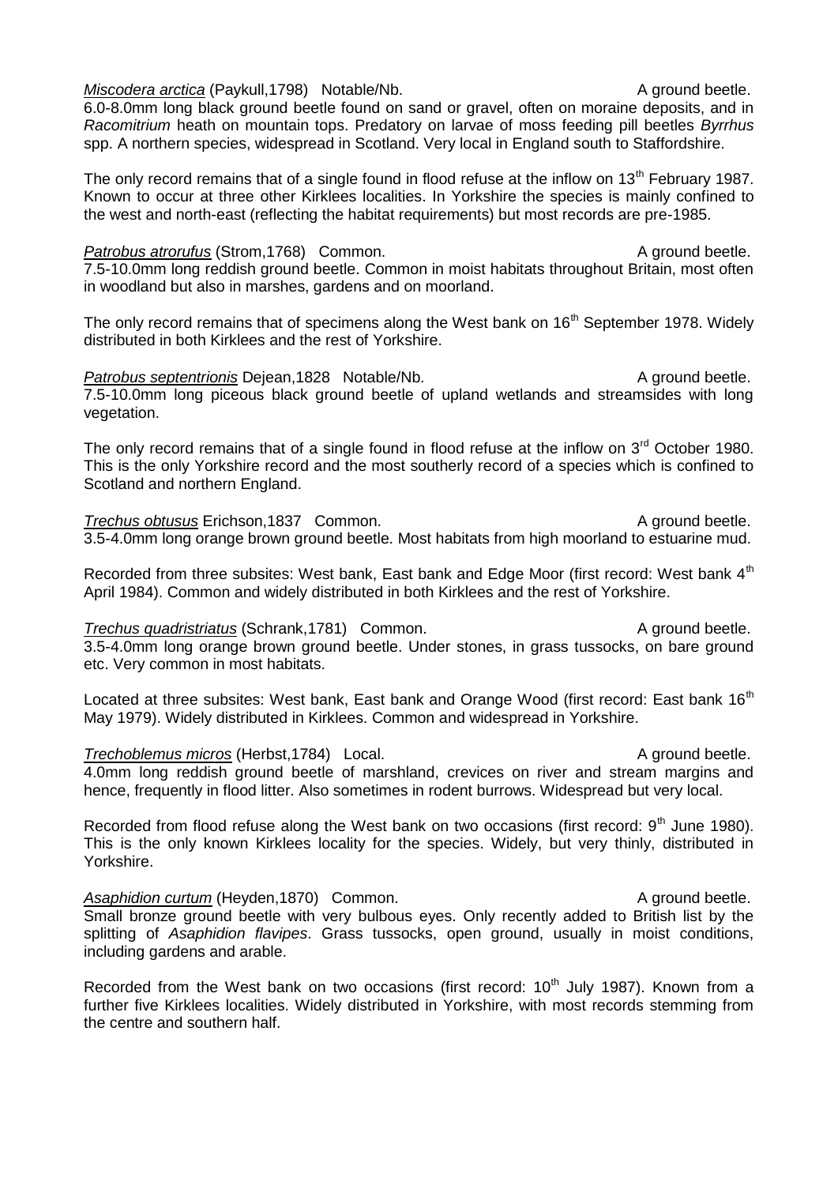***Miscodera arctica*** (Paykull,1798) Notable/Nb. A ground beetle.
6.0-8.0mm long black ground beetle found on sand or gravel, often on moraine deposits, and in *Racomitrium* heath on mountain tops. Predatory on larvae of moss feeding pill beetles *Byrrhus* spp. A northern species, widespread in Scotland. Very local in England south to Staffordshire.

The only record remains that of a single found in flood refuse at the inflow on 13th February 1987. Known to occur at three other Kirklees localities. In Yorkshire the species is mainly confined to the west and north-east (reflecting the habitat requirements) but most records are pre-1985.

***Patrobus atrorufus*** (Strom,1768) Common. A ground beetle.
7.5-10.0mm long reddish ground beetle. Common in moist habitats throughout Britain, most often in woodland but also in marshes, gardens and on moorland.

The only record remains that of specimens along the West bank on 16th September 1978. Widely distributed in both Kirklees and the rest of Yorkshire.

***Patrobus septentrionis*** Dejean,1828 Notable/Nb. A ground beetle.
7.5-10.0mm long piceous black ground beetle of upland wetlands and streamsides with long vegetation.

The only record remains that of a single found in flood refuse at the inflow on 3rd October 1980. This is the only Yorkshire record and the most southerly record of a species which is confined to Scotland and northern England.

***Trechus obtusus*** Erichson,1837 Common. A ground beetle.
3.5-4.0mm long orange brown ground beetle. Most habitats from high moorland to estuarine mud.

Recorded from three subsites: West bank, East bank and Edge Moor (first record: West bank 4th April 1984). Common and widely distributed in both Kirklees and the rest of Yorkshire.

***Trechus quadristriatus*** (Schrank,1781) Common. A ground beetle.
3.5-4.0mm long orange brown ground beetle. Under stones, in grass tussocks, on bare ground etc. Very common in most habitats.

Located at three subsites: West bank, East bank and Orange Wood (first record: East bank 16th May 1979). Widely distributed in Kirklees. Common and widespread in Yorkshire.

***Trechoblemus micros*** (Herbst,1784) Local. A ground beetle.
4.0mm long reddish ground beetle of marshland, crevices on river and stream margins and hence, frequently in flood litter. Also sometimes in rodent burrows. Widespread but very local.

Recorded from flood refuse along the West bank on two occasions (first record: 9th June 1980). This is the only known Kirklees locality for the species. Widely, but very thinly, distributed in Yorkshire.

***Asaphidion curtum*** (Heyden,1870) Common. A ground beetle.
Small bronze ground beetle with very bulbous eyes. Only recently added to British list by the splitting of *Asaphidion flavipes*. Grass tussocks, open ground, usually in moist conditions, including gardens and arable.

Recorded from the West bank on two occasions (first record: 10th July 1987). Known from a further five Kirklees localities. Widely distributed in Yorkshire, with most records stemming from the centre and southern half.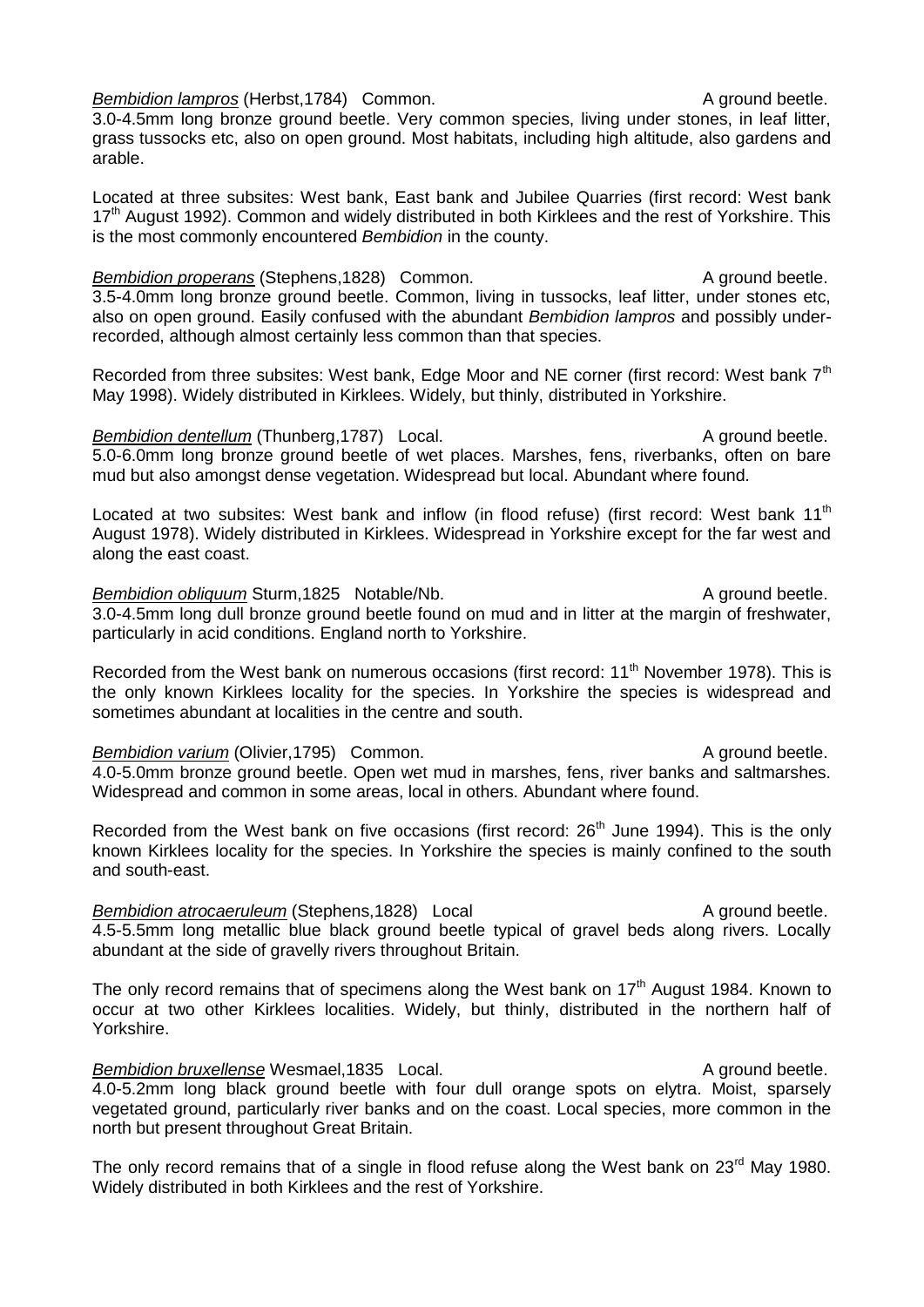***Bembidion lampros*** (Herbst,1784) Common. A ground beetle.
3.0-4.5mm long bronze ground beetle. Very common species, living under stones, in leaf litter, grass tussocks etc, also on open ground. Most habitats, including high altitude, also gardens and arable.

Located at three subsites: West bank, East bank and Jubilee Quarries (first record: West bank 17th August 1992). Common and widely distributed in both Kirklees and the rest of Yorkshire. This is the most commonly encountered *Bembidion* in the county.

***Bembidion properans*** (Stephens,1828) Common. A ground beetle.
3.5-4.0mm long bronze ground beetle. Common, living in tussocks, leaf litter, under stones etc, also on open ground. Easily confused with the abundant *Bembidion lampros* and possibly under-recorded, although almost certainly less common than that species.

Recorded from three subsites: West bank, Edge Moor and NE corner (first record: West bank 7th May 1998). Widely distributed in Kirklees. Widely, but thinly, distributed in Yorkshire.

***Bembidion dentellum*** (Thunberg,1787) Local. A ground beetle.
5.0-6.0mm long bronze ground beetle of wet places. Marshes, fens, riverbanks, often on bare mud but also amongst dense vegetation. Widespread but local. Abundant where found.

Located at two subsites: West bank and inflow (in flood refuse) (first record: West bank 11th August 1978). Widely distributed in Kirklees. Widespread in Yorkshire except for the far west and along the east coast.

***Bembidion obliquum*** Sturm,1825 Notable/Nb. A ground beetle.
3.0-4.5mm long dull bronze ground beetle found on mud and in litter at the margin of freshwater, particularly in acid conditions. England north to Yorkshire.

Recorded from the West bank on numerous occasions (first record: 11th November 1978). This is the only known Kirklees locality for the species. In Yorkshire the species is widespread and sometimes abundant at localities in the centre and south.

***Bembidion varium*** (Olivier,1795) Common. A ground beetle.
4.0-5.0mm bronze ground beetle. Open wet mud in marshes, fens, river banks and saltmarshes. Widespread and common in some areas, local in others. Abundant where found.

Recorded from the West bank on five occasions (first record: 26th June 1994). This is the only known Kirklees locality for the species. In Yorkshire the species is mainly confined to the south and south-east.

***Bembidion atrocaeruleum*** (Stephens,1828) Local A ground beetle.
4.5-5.5mm long metallic blue black ground beetle typical of gravel beds along rivers. Locally abundant at the side of gravelly rivers throughout Britain.

The only record remains that of specimens along the West bank on 17th August 1984. Known to occur at two other Kirklees localities. Widely, but thinly, distributed in the northern half of Yorkshire.

***Bembidion bruxellense*** Wesmael,1835 Local. A ground beetle.
4.0-5.2mm long black ground beetle with four dull orange spots on elytra. Moist, sparsely vegetated ground, particularly river banks and on the coast. Local species, more common in the north but present throughout Great Britain.

The only record remains that of a single in flood refuse along the West bank on 23rd May 1980. Widely distributed in both Kirklees and the rest of Yorkshire.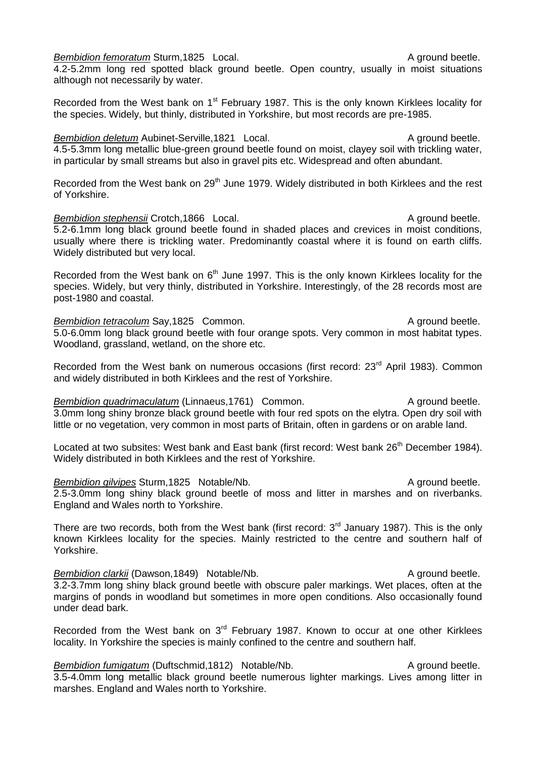***Bembidion femoratum*** Sturm,1825 Local. A ground beetle.
4.2-5.2mm long red spotted black ground beetle. Open country, usually in moist situations although not necessarily by water.

Recorded from the West bank on 1st February 1987. This is the only known Kirklees locality for the species. Widely, but thinly, distributed in Yorkshire, but most records are pre-1985.

***Bembidion deletum*** Aubinet-Serville,1821 Local. A ground beetle.
4.5-5.3mm long metallic blue-green ground beetle found on moist, clayey soil with trickling water, in particular by small streams but also in gravel pits etc. Widespread and often abundant.

Recorded from the West bank on 29th June 1979. Widely distributed in both Kirklees and the rest of Yorkshire.

***Bembidion stephensii*** Crotch,1866 Local. A ground beetle.
5.2-6.1mm long black ground beetle found in shaded places and crevices in moist conditions, usually where there is trickling water. Predominantly coastal where it is found on earth cliffs. Widely distributed but very local.

Recorded from the West bank on 6th June 1997. This is the only known Kirklees locality for the species. Widely, but very thinly, distributed in Yorkshire. Interestingly, of the 28 records most are post-1980 and coastal.

***Bembidion tetracolum*** Say,1825 Common. A ground beetle.
5.0-6.0mm long black ground beetle with four orange spots. Very common in most habitat types. Woodland, grassland, wetland, on the shore etc.

Recorded from the West bank on numerous occasions (first record: 23rd April 1983). Common and widely distributed in both Kirklees and the rest of Yorkshire.

***Bembidion quadrimaculatum*** (Linnaeus,1761) Common. A ground beetle.
3.0mm long shiny bronze black ground beetle with four red spots on the elytra. Open dry soil with little or no vegetation, very common in most parts of Britain, often in gardens or on arable land.

Located at two subsites: West bank and East bank (first record: West bank 26th December 1984). Widely distributed in both Kirklees and the rest of Yorkshire.

***Bembidion gilvipes*** Sturm,1825 Notable/Nb. A ground beetle.
2.5-3.0mm long shiny black ground beetle of moss and litter in marshes and on riverbanks. England and Wales north to Yorkshire.

There are two records, both from the West bank (first record: 3rd January 1987). This is the only known Kirklees locality for the species. Mainly restricted to the centre and southern half of Yorkshire.

***Bembidion clarkii*** (Dawson,1849) Notable/Nb. A ground beetle.
3.2-3.7mm long shiny black ground beetle with obscure paler markings. Wet places, often at the margins of ponds in woodland but sometimes in more open conditions. Also occasionally found under dead bark.

Recorded from the West bank on 3rd February 1987. Known to occur at one other Kirklees locality. In Yorkshire the species is mainly confined to the centre and southern half.

***Bembidion fumigatum*** (Duftschmid,1812) Notable/Nb. A ground beetle.
3.5-4.0mm long metallic black ground beetle numerous lighter markings. Lives among litter in marshes. England and Wales north to Yorkshire.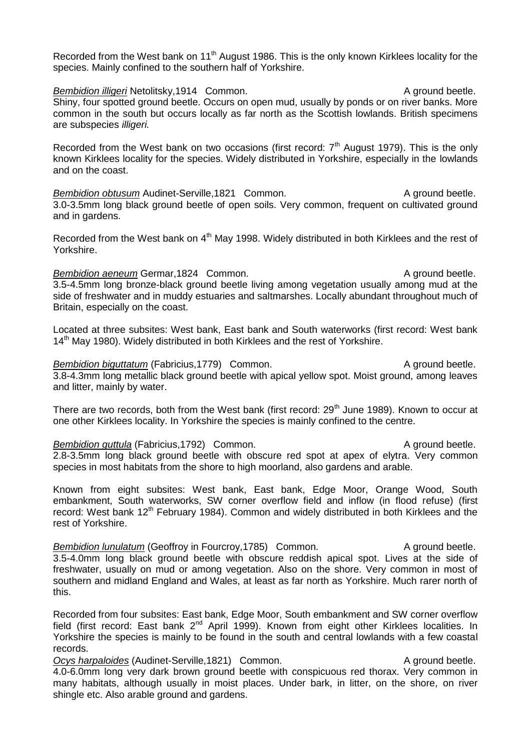Recorded from the West bank on 11th August 1986. This is the only known Kirklees locality for the species. Mainly confined to the southern half of Yorkshire.

*Bembidion illigeri* Netolitsky,1914 Common. A ground beetle.
Shiny, four spotted ground beetle. Occurs on open mud, usually by ponds or on river banks. More common in the south but occurs locally as far north as the Scottish lowlands. British specimens are subspecies *illigeri.*

Recorded from the West bank on two occasions (first record: 7th August 1979). This is the only known Kirklees locality for the species. Widely distributed in Yorkshire, especially in the lowlands and on the coast.

*Bembidion obtusum* Audinet-Serville,1821 Common. A ground beetle.
3.0-3.5mm long black ground beetle of open soils. Very common, frequent on cultivated ground and in gardens.

Recorded from the West bank on 4th May 1998. Widely distributed in both Kirklees and the rest of Yorkshire.

*Bembidion aeneum* Germar,1824 Common. A ground beetle.
3.5-4.5mm long bronze-black ground beetle living among vegetation usually among mud at the side of freshwater and in muddy estuaries and saltmarshes. Locally abundant throughout much of Britain, especially on the coast.

Located at three subsites: West bank, East bank and South waterworks (first record: West bank 14th May 1980). Widely distributed in both Kirklees and the rest of Yorkshire.

*Bembidion biguttatum* (Fabricius,1779) Common. A ground beetle.
3.8-4.3mm long metallic black ground beetle with apical yellow spot. Moist ground, among leaves and litter, mainly by water.

There are two records, both from the West bank (first record: 29th June 1989). Known to occur at one other Kirklees locality. In Yorkshire the species is mainly confined to the centre.

*Bembidion guttula* (Fabricius,1792) Common. A ground beetle.
2.8-3.5mm long black ground beetle with obscure red spot at apex of elytra. Very common species in most habitats from the shore to high moorland, also gardens and arable.

Known from eight subsites: West bank, East bank, Edge Moor, Orange Wood, South embankment, South waterworks, SW corner overflow field and inflow (in flood refuse) (first record: West bank 12th February 1984). Common and widely distributed in both Kirklees and the rest of Yorkshire.

*Bembidion lunulatum* (Geoffroy in Fourcroy,1785) Common. A ground beetle.
3.5-4.0mm long black ground beetle with obscure reddish apical spot. Lives at the side of freshwater, usually on mud or among vegetation. Also on the shore. Very common in most of southern and midland England and Wales, at least as far north as Yorkshire. Much rarer north of this.

Recorded from four subsites: East bank, Edge Moor, South embankment and SW corner overflow field (first record: East bank 2nd April 1999). Known from eight other Kirklees localities. In Yorkshire the species is mainly to be found in the south and central lowlands with a few coastal records.

*Ocys harpaloides* (Audinet-Serville,1821) Common. A ground beetle.
4.0-6.0mm long very dark brown ground beetle with conspicuous red thorax. Very common in many habitats, although usually in moist places. Under bark, in litter, on the shore, on river shingle etc. Also arable ground and gardens.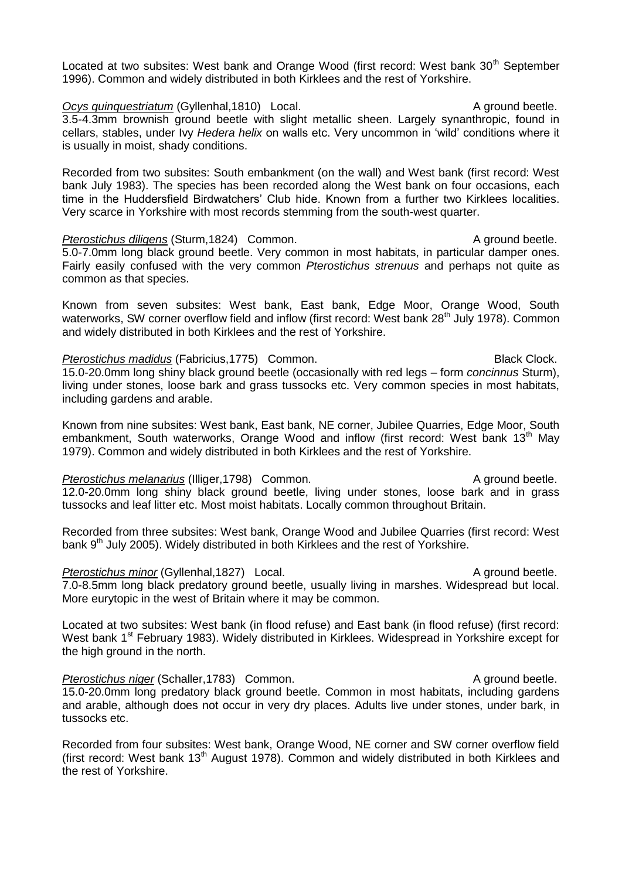Located at two subsites: West bank and Orange Wood (first record: West bank 30th September 1996). Common and widely distributed in both Kirklees and the rest of Yorkshire.

***Ocys quinquestriatum*** (Gyllenhal,1810) Local. A ground beetle.
3.5-4.3mm brownish ground beetle with slight metallic sheen. Largely synanthropic, found in cellars, stables, under Ivy *Hedera helix* on walls etc. Very uncommon in 'wild' conditions where it is usually in moist, shady conditions.

Recorded from two subsites: South embankment (on the wall) and West bank (first record: West bank July 1983). The species has been recorded along the West bank on four occasions, each time in the Huddersfield Birdwatchers' Club hide. Known from a further two Kirklees localities. Very scarce in Yorkshire with most records stemming from the south-west quarter.

***Pterostichus diligens*** (Sturm,1824) Common. A ground beetle.
5.0-7.0mm long black ground beetle. Very common in most habitats, in particular damper ones. Fairly easily confused with the very common *Pterostichus strenuus* and perhaps not quite as common as that species.

Known from seven subsites: West bank, East bank, Edge Moor, Orange Wood, South waterworks, SW corner overflow field and inflow (first record: West bank 28th July 1978). Common and widely distributed in both Kirklees and the rest of Yorkshire.

***Pterostichus madidus*** (Fabricius,1775) Common. Black Clock.
15.0-20.0mm long shiny black ground beetle (occasionally with red legs – form *concinnus* Sturm), living under stones, loose bark and grass tussocks etc. Very common species in most habitats, including gardens and arable.

Known from nine subsites: West bank, East bank, NE corner, Jubilee Quarries, Edge Moor, South embankment, South waterworks, Orange Wood and inflow (first record: West bank 13th May 1979). Common and widely distributed in both Kirklees and the rest of Yorkshire.

***Pterostichus melanarius*** (Illiger,1798) Common. A ground beetle.
12.0-20.0mm long shiny black ground beetle, living under stones, loose bark and in grass tussocks and leaf litter etc. Most moist habitats. Locally common throughout Britain.

Recorded from three subsites: West bank, Orange Wood and Jubilee Quarries (first record: West bank 9th July 2005). Widely distributed in both Kirklees and the rest of Yorkshire.

***Pterostichus minor*** (Gyllenhal,1827) Local. A ground beetle.
7.0-8.5mm long black predatory ground beetle, usually living in marshes. Widespread but local. More eurytopic in the west of Britain where it may be common.

Located at two subsites: West bank (in flood refuse) and East bank (in flood refuse) (first record: West bank 1st February 1983). Widely distributed in Kirklees. Widespread in Yorkshire except for the high ground in the north.

***Pterostichus niger*** (Schaller,1783) Common. A ground beetle.
15.0-20.0mm long predatory black ground beetle. Common in most habitats, including gardens and arable, although does not occur in very dry places. Adults live under stones, under bark, in tussocks etc.

Recorded from four subsites: West bank, Orange Wood, NE corner and SW corner overflow field (first record: West bank 13th August 1978). Common and widely distributed in both Kirklees and the rest of Yorkshire.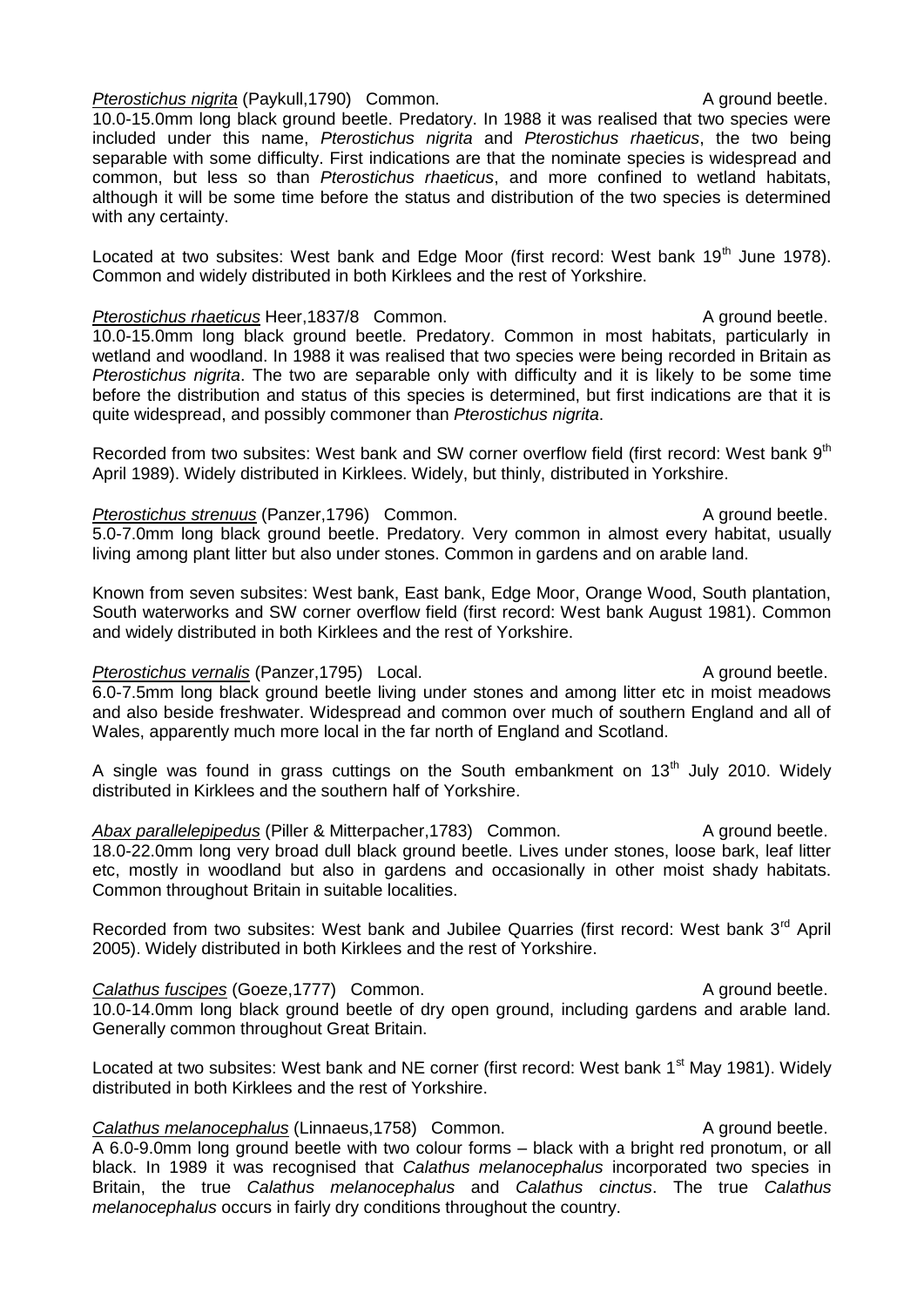*Pterostichus nigrita* (Paykull,1790) Common. A ground beetle.
10.0-15.0mm long black ground beetle. Predatory. In 1988 it was realised that two species were included under this name, *Pterostichus nigrita* and *Pterostichus rhaeticus*, the two being separable with some difficulty. First indications are that the nominate species is widespread and common, but less so than *Pterostichus rhaeticus*, and more confined to wetland habitats, although it will be some time before the status and distribution of the two species is determined with any certainty.

Located at two subsites: West bank and Edge Moor (first record: West bank 19th June 1978). Common and widely distributed in both Kirklees and the rest of Yorkshire.

*Pterostichus rhaeticus* Heer,1837/8 Common. A ground beetle.
10.0-15.0mm long black ground beetle. Predatory. Common in most habitats, particularly in wetland and woodland. In 1988 it was realised that two species were being recorded in Britain as *Pterostichus nigrita*. The two are separable only with difficulty and it is likely to be some time before the distribution and status of this species is determined, but first indications are that it is quite widespread, and possibly commoner than *Pterostichus nigrita*.

Recorded from two subsites: West bank and SW corner overflow field (first record: West bank 9th April 1989). Widely distributed in Kirklees. Widely, but thinly, distributed in Yorkshire.

*Pterostichus strenuus* (Panzer,1796) Common. A ground beetle.
5.0-7.0mm long black ground beetle. Predatory. Very common in almost every habitat, usually living among plant litter but also under stones. Common in gardens and on arable land.

Known from seven subsites: West bank, East bank, Edge Moor, Orange Wood, South plantation, South waterworks and SW corner overflow field (first record: West bank August 1981). Common and widely distributed in both Kirklees and the rest of Yorkshire.

*Pterostichus vernalis* (Panzer,1795) Local. A ground beetle.
6.0-7.5mm long black ground beetle living under stones and among litter etc in moist meadows and also beside freshwater. Widespread and common over much of southern England and all of Wales, apparently much more local in the far north of England and Scotland.

A single was found in grass cuttings on the South embankment on 13th July 2010. Widely distributed in Kirklees and the southern half of Yorkshire.

*Abax parallelepipedus* (Piller & Mitterpacher,1783) Common. A ground beetle.
18.0-22.0mm long very broad dull black ground beetle. Lives under stones, loose bark, leaf litter etc, mostly in woodland but also in gardens and occasionally in other moist shady habitats. Common throughout Britain in suitable localities.

Recorded from two subsites: West bank and Jubilee Quarries (first record: West bank 3rd April 2005). Widely distributed in both Kirklees and the rest of Yorkshire.

*Calathus fuscipes* (Goeze,1777) Common. A ground beetle.
10.0-14.0mm long black ground beetle of dry open ground, including gardens and arable land. Generally common throughout Great Britain.

Located at two subsites: West bank and NE corner (first record: West bank 1st May 1981). Widely distributed in both Kirklees and the rest of Yorkshire.

*Calathus melanocephalus* (Linnaeus,1758) Common. A ground beetle.
A 6.0-9.0mm long ground beetle with two colour forms – black with a bright red pronotum, or all black. In 1989 it was recognised that *Calathus melanocephalus* incorporated two species in Britain, the true *Calathus melanocephalus* and *Calathus cinctus*. The true *Calathus melanocephalus* occurs in fairly dry conditions throughout the country.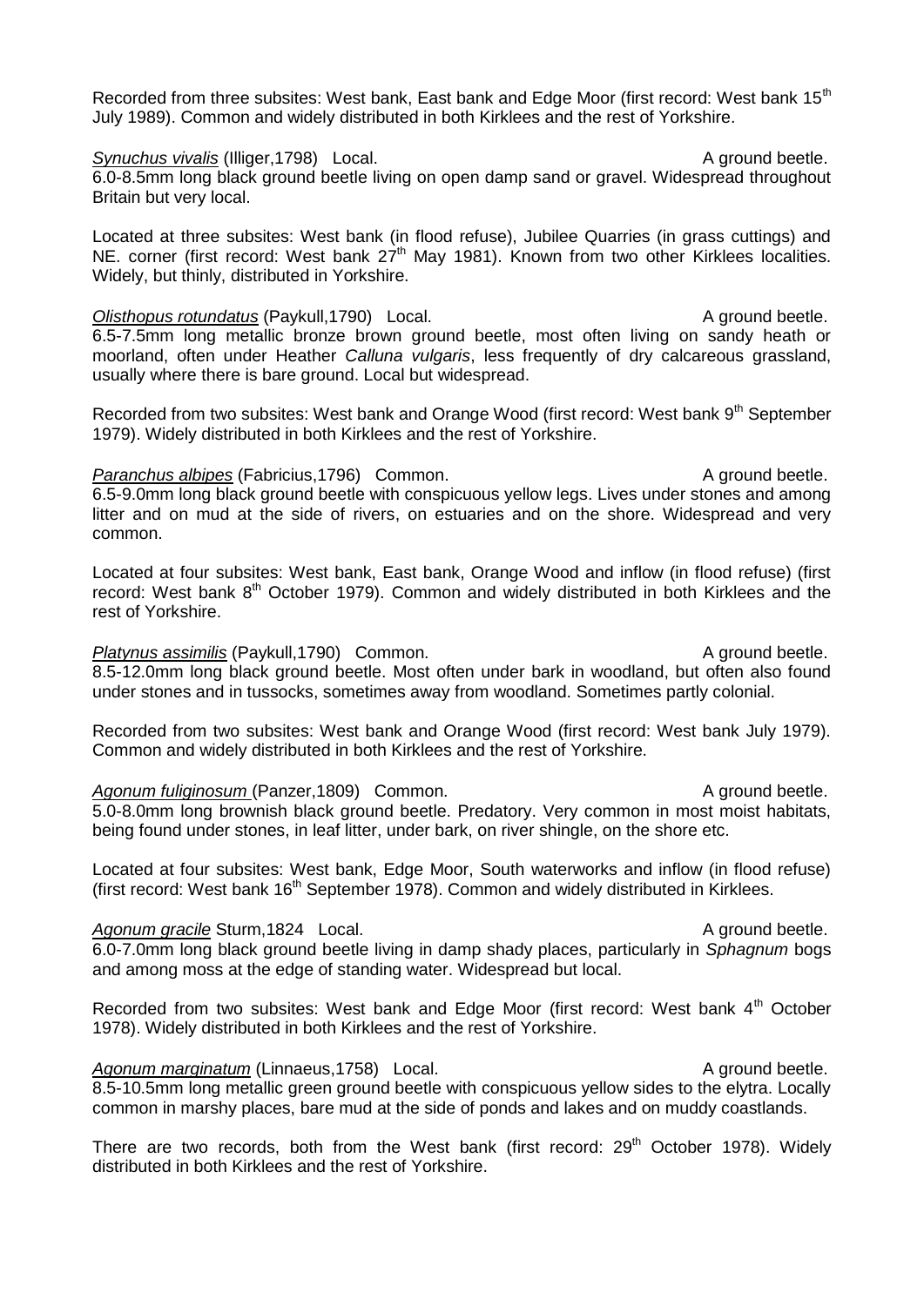Recorded from three subsites: West bank, East bank and Edge Moor (first record: West bank 15th July 1989). Common and widely distributed in both Kirklees and the rest of Yorkshire.

***Synuchus vivalis*** (Illiger,1798) Local. A ground beetle.
6.0-8.5mm long black ground beetle living on open damp sand or gravel. Widespread throughout Britain but very local.

Located at three subsites: West bank (in flood refuse), Jubilee Quarries (in grass cuttings) and NE. corner (first record: West bank 27th May 1981). Known from two other Kirklees localities. Widely, but thinly, distributed in Yorkshire.

***Olisthopus rotundatus*** (Paykull,1790) Local. A ground beetle.
6.5-7.5mm long metallic bronze brown ground beetle, most often living on sandy heath or moorland, often under Heather *Calluna vulgaris*, less frequently of dry calcareous grassland, usually where there is bare ground. Local but widespread.

Recorded from two subsites: West bank and Orange Wood (first record: West bank 9th September 1979). Widely distributed in both Kirklees and the rest of Yorkshire.

***Paranchus albipes*** (Fabricius,1796) Common. A ground beetle.
6.5-9.0mm long black ground beetle with conspicuous yellow legs. Lives under stones and among litter and on mud at the side of rivers, on estuaries and on the shore. Widespread and very common.

Located at four subsites: West bank, East bank, Orange Wood and inflow (in flood refuse) (first record: West bank 8th October 1979). Common and widely distributed in both Kirklees and the rest of Yorkshire.

***Platynus assimilis*** (Paykull,1790) Common. A ground beetle.
8.5-12.0mm long black ground beetle. Most often under bark in woodland, but often also found under stones and in tussocks, sometimes away from woodland. Sometimes partly colonial.

Recorded from two subsites: West bank and Orange Wood (first record: West bank July 1979). Common and widely distributed in both Kirklees and the rest of Yorkshire.

***Agonum fuliginosum*** (Panzer,1809) Common. A ground beetle.
5.0-8.0mm long brownish black ground beetle. Predatory. Very common in most moist habitats, being found under stones, in leaf litter, under bark, on river shingle, on the shore etc.

Located at four subsites: West bank, Edge Moor, South waterworks and inflow (in flood refuse) (first record: West bank 16th September 1978). Common and widely distributed in Kirklees.

***Agonum gracile*** Sturm,1824 Local. A ground beetle.
6.0-7.0mm long black ground beetle living in damp shady places, particularly in *Sphagnum* bogs and among moss at the edge of standing water. Widespread but local.

Recorded from two subsites: West bank and Edge Moor (first record: West bank 4th October 1978). Widely distributed in both Kirklees and the rest of Yorkshire.

***Agonum marginatum*** (Linnaeus,1758) Local. A ground beetle.
8.5-10.5mm long metallic green ground beetle with conspicuous yellow sides to the elytra. Locally common in marshy places, bare mud at the side of ponds and lakes and on muddy coastlands.

There are two records, both from the West bank (first record: 29th October 1978). Widely distributed in both Kirklees and the rest of Yorkshire.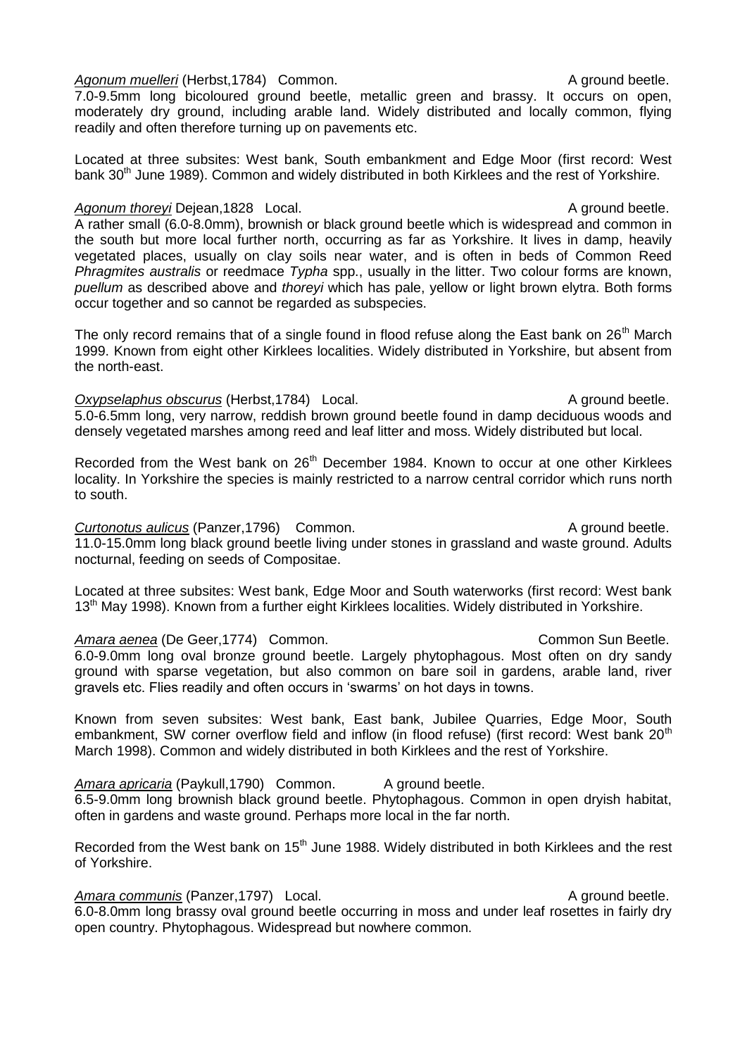<u>*Agonum muelleri*</u> (Herbst,1784) Common. A ground beetle.
7.0-9.5mm long bicoloured ground beetle, metallic green and brassy. It occurs on open, moderately dry ground, including arable land. Widely distributed and locally common, flying readily and often therefore turning up on pavements etc.

Located at three subsites: West bank, South embankment and Edge Moor (first record: West bank 30th June 1989). Common and widely distributed in both Kirklees and the rest of Yorkshire.

<u>*Agonum thoreyi*</u> Dejean,1828 Local. A ground beetle.
A rather small (6.0-8.0mm), brownish or black ground beetle which is widespread and common in the south but more local further north, occurring as far as Yorkshire. It lives in damp, heavily vegetated places, usually on clay soils near water, and is often in beds of Common Reed *Phragmites australis* or reedmace *Typha* spp., usually in the litter. Two colour forms are known, *puellum* as described above and *thoreyi* which has pale, yellow or light brown elytra. Both forms occur together and so cannot be regarded as subspecies.

The only record remains that of a single found in flood refuse along the East bank on 26th March 1999. Known from eight other Kirklees localities. Widely distributed in Yorkshire, but absent from the north-east.

<u>*Oxypselaphus obscurus*</u> (Herbst,1784) Local. A ground beetle.
5.0-6.5mm long, very narrow, reddish brown ground beetle found in damp deciduous woods and densely vegetated marshes among reed and leaf litter and moss. Widely distributed but local.

Recorded from the West bank on 26th December 1984. Known to occur at one other Kirklees locality. In Yorkshire the species is mainly restricted to a narrow central corridor which runs north to south.

<u>*Curtonotus aulicus*</u> (Panzer,1796) Common. A ground beetle.
11.0-15.0mm long black ground beetle living under stones in grassland and waste ground. Adults nocturnal, feeding on seeds of Compositae.

Located at three subsites: West bank, Edge Moor and South waterworks (first record: West bank 13th May 1998). Known from a further eight Kirklees localities. Widely distributed in Yorkshire.

<u>*Amara aenea*</u> (De Geer,1774) Common. Common Sun Beetle.
6.0-9.0mm long oval bronze ground beetle. Largely phytophagous. Most often on dry sandy ground with sparse vegetation, but also common on bare soil in gardens, arable land, river gravels etc. Flies readily and often occurs in 'swarms' on hot days in towns.

Known from seven subsites: West bank, East bank, Jubilee Quarries, Edge Moor, South embankment, SW corner overflow field and inflow (in flood refuse) (first record: West bank 20th March 1998). Common and widely distributed in both Kirklees and the rest of Yorkshire.

<u>*Amara apricaria*</u> (Paykull,1790) Common. A ground beetle.
6.5-9.0mm long brownish black ground beetle. Phytophagous. Common in open dryish habitat, often in gardens and waste ground. Perhaps more local in the far north.

Recorded from the West bank on 15th June 1988. Widely distributed in both Kirklees and the rest of Yorkshire.

<u>*Amara communis*</u> (Panzer,1797) Local. A ground beetle.
6.0-8.0mm long brassy oval ground beetle occurring in moss and under leaf rosettes in fairly dry open country. Phytophagous. Widespread but nowhere common.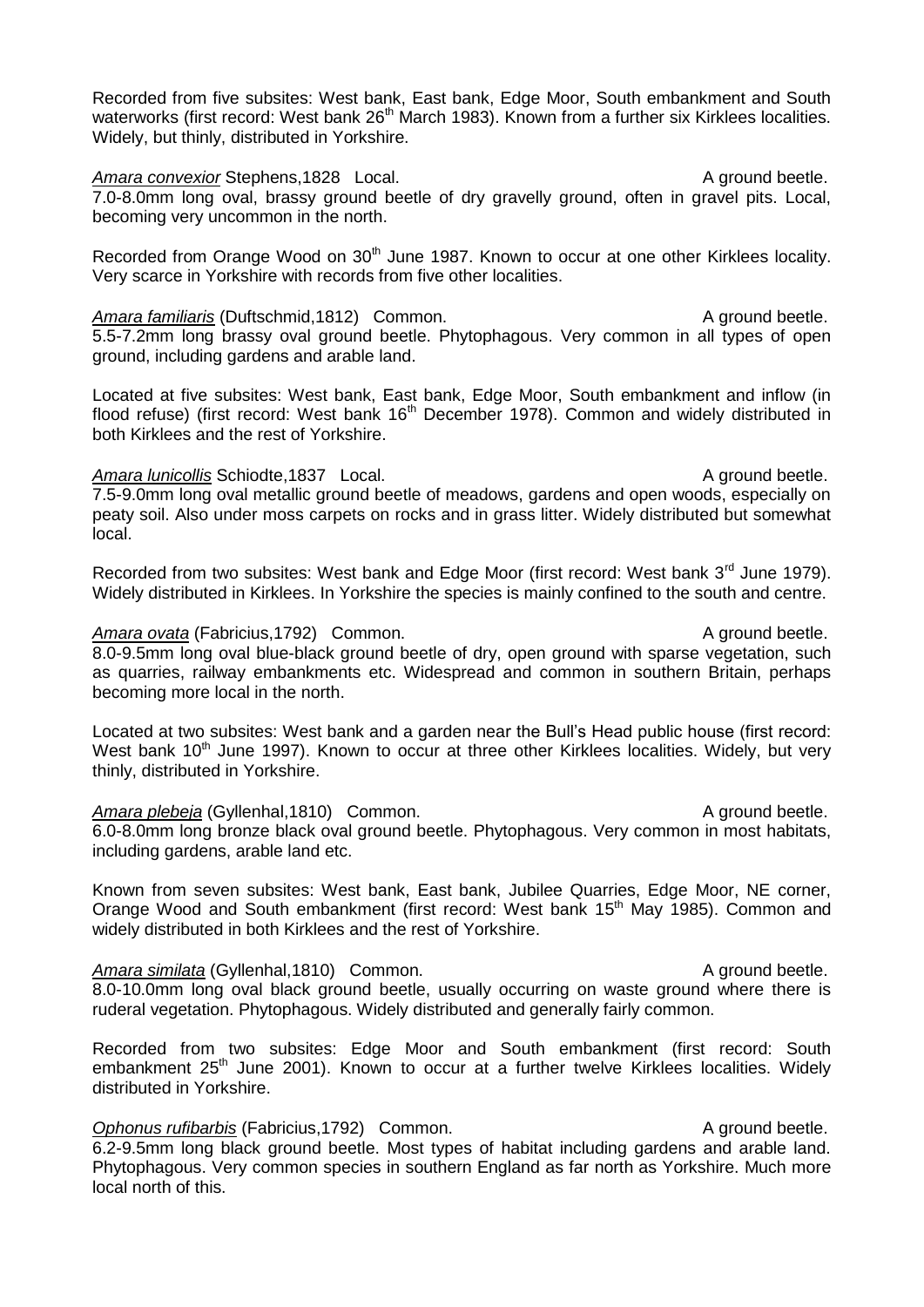Recorded from five subsites: West bank, East bank, Edge Moor, South embankment and South waterworks (first record: West bank 26th March 1983). Known from a further six Kirklees localities. Widely, but thinly, distributed in Yorkshire.

*Amara convexior* Stephens,1828 Local. A ground beetle.
7.0-8.0mm long oval, brassy ground beetle of dry gravelly ground, often in gravel pits. Local, becoming very uncommon in the north.

Recorded from Orange Wood on 30th June 1987. Known to occur at one other Kirklees locality. Very scarce in Yorkshire with records from five other localities.

*Amara familiaris* (Duftschmid,1812) Common. A ground beetle.
5.5-7.2mm long brassy oval ground beetle. Phytophagous. Very common in all types of open ground, including gardens and arable land.

Located at five subsites: West bank, East bank, Edge Moor, South embankment and inflow (in flood refuse) (first record: West bank 16th December 1978). Common and widely distributed in both Kirklees and the rest of Yorkshire.

*Amara lunicollis* Schiodte,1837 Local. A ground beetle.
7.5-9.0mm long oval metallic ground beetle of meadows, gardens and open woods, especially on peaty soil. Also under moss carpets on rocks and in grass litter. Widely distributed but somewhat local.

Recorded from two subsites: West bank and Edge Moor (first record: West bank 3rd June 1979). Widely distributed in Kirklees. In Yorkshire the species is mainly confined to the south and centre.

*Amara ovata* (Fabricius,1792) Common. A ground beetle.
8.0-9.5mm long oval blue-black ground beetle of dry, open ground with sparse vegetation, such as quarries, railway embankments etc. Widespread and common in southern Britain, perhaps becoming more local in the north.

Located at two subsites: West bank and a garden near the Bull's Head public house (first record: West bank 10th June 1997). Known to occur at three other Kirklees localities. Widely, but very thinly, distributed in Yorkshire.

*Amara plebeja* (Gyllenhal,1810) Common. A ground beetle.
6.0-8.0mm long bronze black oval ground beetle. Phytophagous. Very common in most habitats, including gardens, arable land etc.

Known from seven subsites: West bank, East bank, Jubilee Quarries, Edge Moor, NE corner, Orange Wood and South embankment (first record: West bank 15th May 1985). Common and widely distributed in both Kirklees and the rest of Yorkshire.

*Amara similata* (Gyllenhal,1810) Common. A ground beetle.
8.0-10.0mm long oval black ground beetle, usually occurring on waste ground where there is ruderal vegetation. Phytophagous. Widely distributed and generally fairly common.

Recorded from two subsites: Edge Moor and South embankment (first record: South embankment 25th June 2001). Known to occur at a further twelve Kirklees localities. Widely distributed in Yorkshire.

*Ophonus rufibarbis* (Fabricius,1792) Common. A ground beetle.
6.2-9.5mm long black ground beetle. Most types of habitat including gardens and arable land. Phytophagous. Very common species in southern England as far north as Yorkshire. Much more local north of this.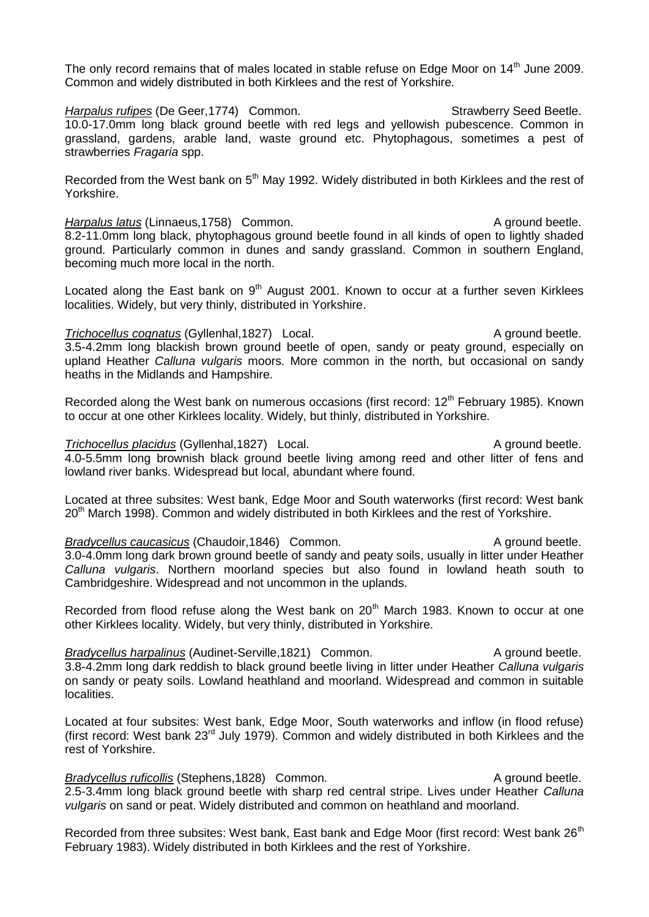The only record remains that of males located in stable refuse on Edge Moor on 14th June 2009. Common and widely distributed in both Kirklees and the rest of Yorkshire.

*Harpalus rufipes* (De Geer,1774) Common. Strawberry Seed Beetle.
10.0-17.0mm long black ground beetle with red legs and yellowish pubescence. Common in grassland, gardens, arable land, waste ground etc. Phytophagous, sometimes a pest of strawberries *Fragaria* spp.

Recorded from the West bank on 5th May 1992. Widely distributed in both Kirklees and the rest of Yorkshire.

*Harpalus latus* (Linnaeus,1758) Common. A ground beetle.
8.2-11.0mm long black, phytophagous ground beetle found in all kinds of open to lightly shaded ground. Particularly common in dunes and sandy grassland. Common in southern England, becoming much more local in the north.

Located along the East bank on 9th August 2001. Known to occur at a further seven Kirklees localities. Widely, but very thinly, distributed in Yorkshire.

*Trichocellus cognatus* (Gyllenhal,1827) Local. A ground beetle.
3.5-4.2mm long blackish brown ground beetle of open, sandy or peaty ground, especially on upland Heather *Calluna vulgaris* moors. More common in the north, but occasional on sandy heaths in the Midlands and Hampshire.

Recorded along the West bank on numerous occasions (first record: 12th February 1985). Known to occur at one other Kirklees locality. Widely, but thinly, distributed in Yorkshire.

*Trichocellus placidus* (Gyllenhal,1827) Local. A ground beetle.
4.0-5.5mm long brownish black ground beetle living among reed and other litter of fens and lowland river banks. Widespread but local, abundant where found.

Located at three subsites: West bank, Edge Moor and South waterworks (first record: West bank 20th March 1998). Common and widely distributed in both Kirklees and the rest of Yorkshire.

*Bradycellus caucasicus* (Chaudoir,1846) Common. A ground beetle.
3.0-4.0mm long dark brown ground beetle of sandy and peaty soils, usually in litter under Heather *Calluna vulgaris*. Northern moorland species but also found in lowland heath south to Cambridgeshire. Widespread and not uncommon in the uplands.

Recorded from flood refuse along the West bank on 20th March 1983. Known to occur at one other Kirklees locality. Widely, but very thinly, distributed in Yorkshire.

*Bradycellus harpalinus* (Audinet-Serville,1821) Common. A ground beetle.
3.8-4.2mm long dark reddish to black ground beetle living in litter under Heather *Calluna vulgaris* on sandy or peaty soils. Lowland heathland and moorland. Widespread and common in suitable localities.

Located at four subsites: West bank, Edge Moor, South waterworks and inflow (in flood refuse) (first record: West bank 23rd July 1979). Common and widely distributed in both Kirklees and the rest of Yorkshire.

*Bradycellus ruficollis* (Stephens,1828) Common. A ground beetle.
2.5-3.4mm long black ground beetle with sharp red central stripe. Lives under Heather *Calluna vulgaris* on sand or peat. Widely distributed and common on heathland and moorland.

Recorded from three subsites: West bank, East bank and Edge Moor (first record: West bank 26th February 1983). Widely distributed in both Kirklees and the rest of Yorkshire.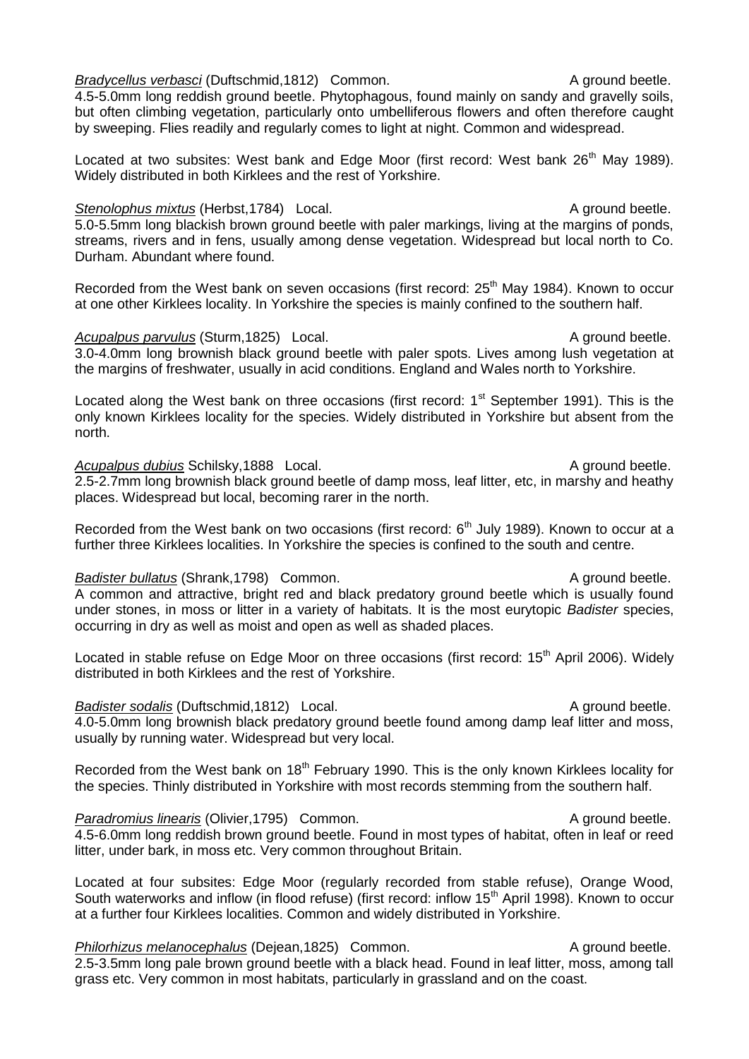*Bradycellus verbasci* (Duftschmid,1812) Common. A ground beetle.
4.5-5.0mm long reddish ground beetle. Phytophagous, found mainly on sandy and gravelly soils, but often climbing vegetation, particularly onto umbelliferous flowers and often therefore caught by sweeping. Flies readily and regularly comes to light at night. Common and widespread.

Located at two subsites: West bank and Edge Moor (first record: West bank 26th May 1989). Widely distributed in both Kirklees and the rest of Yorkshire.

*Stenolophus mixtus* (Herbst,1784) Local. A ground beetle.
5.0-5.5mm long blackish brown ground beetle with paler markings, living at the margins of ponds, streams, rivers and in fens, usually among dense vegetation. Widespread but local north to Co. Durham. Abundant where found.

Recorded from the West bank on seven occasions (first record: 25th May 1984). Known to occur at one other Kirklees locality. In Yorkshire the species is mainly confined to the southern half.

*Acupalpus parvulus* (Sturm,1825) Local. A ground beetle.
3.0-4.0mm long brownish black ground beetle with paler spots. Lives among lush vegetation at the margins of freshwater, usually in acid conditions. England and Wales north to Yorkshire.

Located along the West bank on three occasions (first record: 1st September 1991). This is the only known Kirklees locality for the species. Widely distributed in Yorkshire but absent from the north.

*Acupalpus dubius* Schilsky,1888 Local. A ground beetle.
2.5-2.7mm long brownish black ground beetle of damp moss, leaf litter, etc, in marshy and heathy places. Widespread but local, becoming rarer in the north.

Recorded from the West bank on two occasions (first record: 6th July 1989). Known to occur at a further three Kirklees localities. In Yorkshire the species is confined to the south and centre.

*Badister bullatus* (Shrank,1798) Common. A ground beetle.
A common and attractive, bright red and black predatory ground beetle which is usually found under stones, in moss or litter in a variety of habitats. It is the most eurytopic *Badister* species, occurring in dry as well as moist and open as well as shaded places.

Located in stable refuse on Edge Moor on three occasions (first record: 15th April 2006). Widely distributed in both Kirklees and the rest of Yorkshire.

*Badister sodalis* (Duftschmid,1812) Local. A ground beetle.
4.0-5.0mm long brownish black predatory ground beetle found among damp leaf litter and moss, usually by running water. Widespread but very local.

Recorded from the West bank on 18th February 1990. This is the only known Kirklees locality for the species. Thinly distributed in Yorkshire with most records stemming from the southern half.

*Paradromius linearis* (Olivier,1795) Common. A ground beetle.
4.5-6.0mm long reddish brown ground beetle. Found in most types of habitat, often in leaf or reed litter, under bark, in moss etc. Very common throughout Britain.

Located at four subsites: Edge Moor (regularly recorded from stable refuse), Orange Wood, South waterworks and inflow (in flood refuse) (first record: inflow 15th April 1998). Known to occur at a further four Kirklees localities. Common and widely distributed in Yorkshire.

*Philorhizus melanocephalus* (Dejean,1825) Common. A ground beetle.
2.5-3.5mm long pale brown ground beetle with a black head. Found in leaf litter, moss, among tall grass etc. Very common in most habitats, particularly in grassland and on the coast.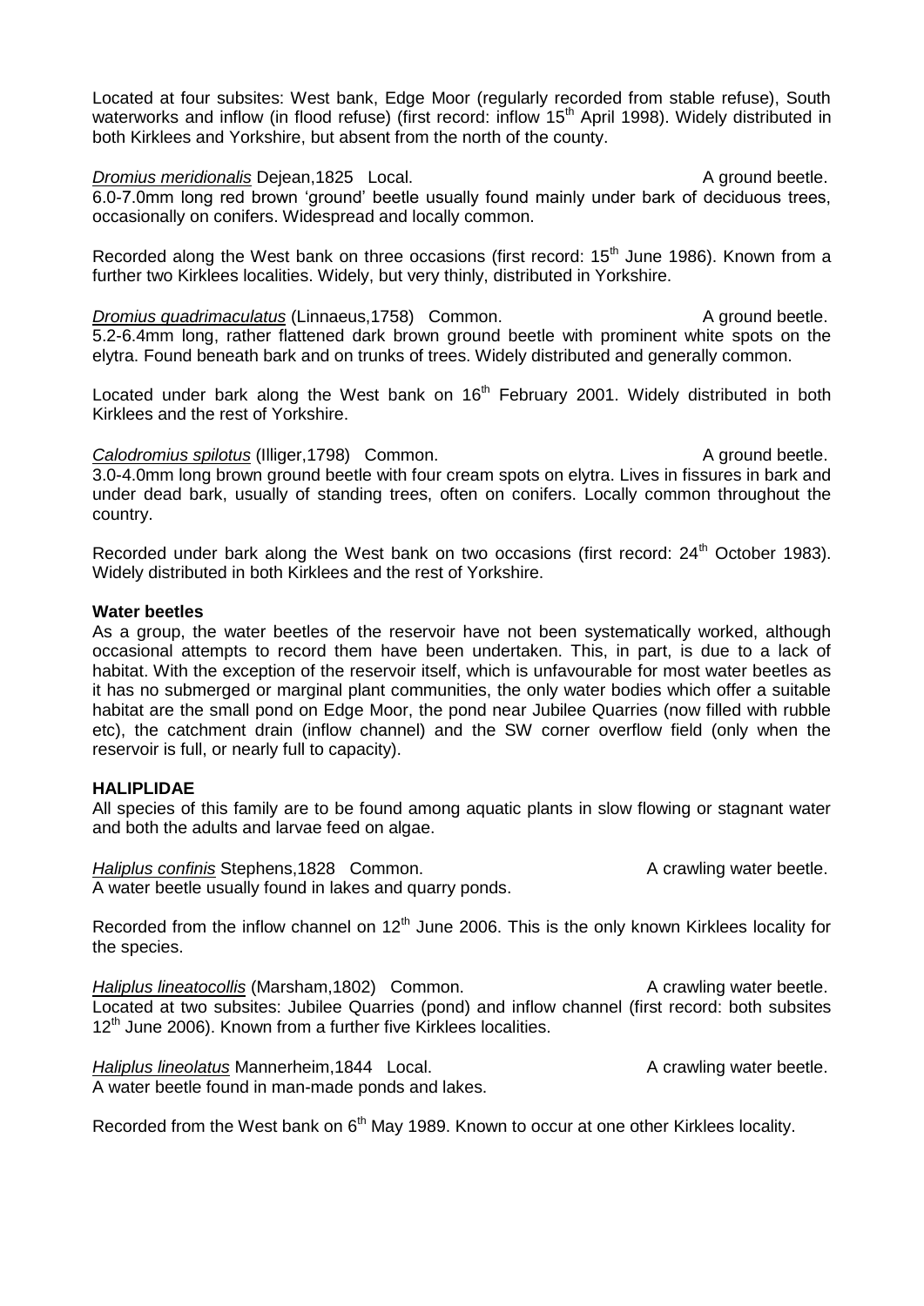Located at four subsites: West bank, Edge Moor (regularly recorded from stable refuse), South waterworks and inflow (in flood refuse) (first record: inflow 15th April 1998). Widely distributed in both Kirklees and Yorkshire, but absent from the north of the county.

*Dromius meridionalis* Dejean,1825 Local. A ground beetle.
6.0-7.0mm long red brown 'ground' beetle usually found mainly under bark of deciduous trees, occasionally on conifers. Widespread and locally common.

Recorded along the West bank on three occasions (first record: 15th June 1986). Known from a further two Kirklees localities. Widely, but very thinly, distributed in Yorkshire.

*Dromius quadrimaculatus* (Linnaeus,1758) Common. A ground beetle.
5.2-6.4mm long, rather flattened dark brown ground beetle with prominent white spots on the elytra. Found beneath bark and on trunks of trees. Widely distributed and generally common.

Located under bark along the West bank on 16th February 2001. Widely distributed in both Kirklees and the rest of Yorkshire.

*Calodromius spilotus* (Illiger,1798) Common. A ground beetle.
3.0-4.0mm long brown ground beetle with four cream spots on elytra. Lives in fissures in bark and under dead bark, usually of standing trees, often on conifers. Locally common throughout the country.

Recorded under bark along the West bank on two occasions (first record: 24th October 1983). Widely distributed in both Kirklees and the rest of Yorkshire.

**Water beetles**
As a group, the water beetles of the reservoir have not been systematically worked, although occasional attempts to record them have been undertaken. This, in part, is due to a lack of habitat. With the exception of the reservoir itself, which is unfavourable for most water beetles as it has no submerged or marginal plant communities, the only water bodies which offer a suitable habitat are the small pond on Edge Moor, the pond near Jubilee Quarries (now filled with rubble etc), the catchment drain (inflow channel) and the SW corner overflow field (only when the reservoir is full, or nearly full to capacity).

**HALIPLIDAE**
All species of this family are to be found among aquatic plants in slow flowing or stagnant water and both the adults and larvae feed on algae.

*Haliplus confinis* Stephens,1828 Common. A crawling water beetle.
A water beetle usually found in lakes and quarry ponds.

Recorded from the inflow channel on 12th June 2006. This is the only known Kirklees locality for the species.

*Haliplus lineatocollis* (Marsham,1802) Common. A crawling water beetle.
Located at two subsites: Jubilee Quarries (pond) and inflow channel (first record: both subsites 12th June 2006). Known from a further five Kirklees localities.

*Haliplus lineolatus* Mannerheim,1844 Local. A crawling water beetle.
A water beetle found in man-made ponds and lakes.

Recorded from the West bank on 6th May 1989. Known to occur at one other Kirklees locality.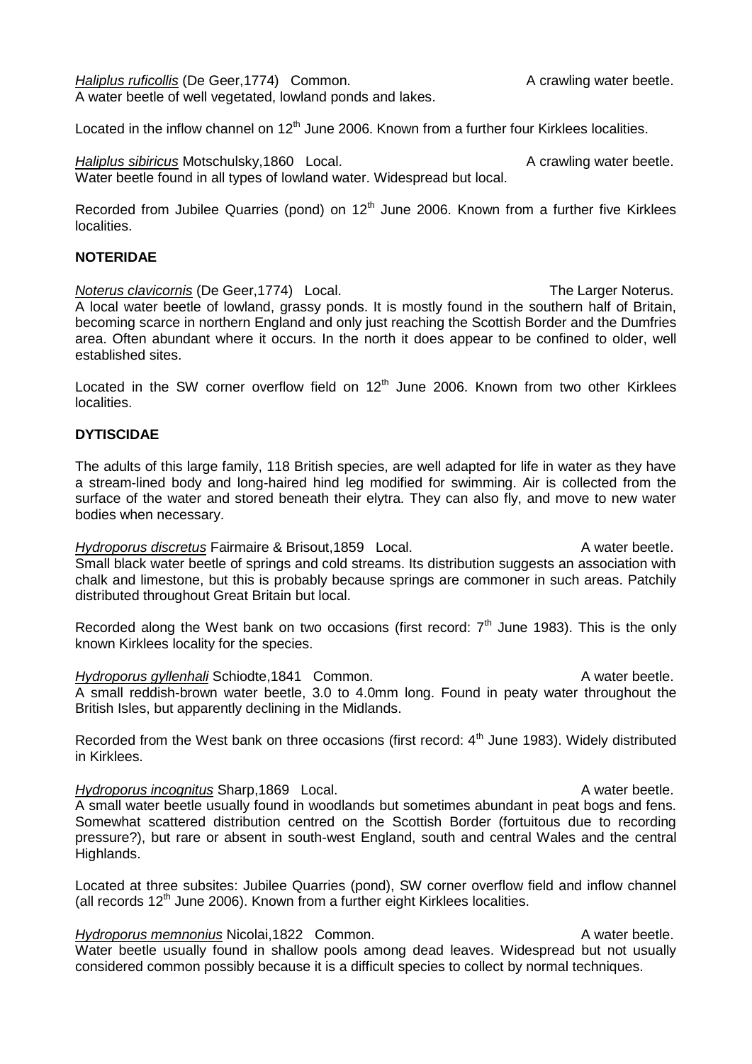*Haliplus ruficollis* (De Geer,1774) Common. A crawling water beetle.
A water beetle of well vegetated, lowland ponds and lakes.

Located in the inflow channel on 12th June 2006. Known from a further four Kirklees localities.

*Haliplus sibiricus* Motschulsky,1860 Local. A crawling water beetle.
Water beetle found in all types of lowland water. Widespread but local.

Recorded from Jubilee Quarries (pond) on 12th June 2006. Known from a further five Kirklees localities.

**NOTERIDAE**

*Noterus clavicornis* (De Geer,1774) Local. The Larger Noterus.
A local water beetle of lowland, grassy ponds. It is mostly found in the southern half of Britain, becoming scarce in northern England and only just reaching the Scottish Border and the Dumfries area. Often abundant where it occurs. In the north it does appear to be confined to older, well established sites.

Located in the SW corner overflow field on 12th June 2006. Known from two other Kirklees localities.

**DYTISCIDAE**

The adults of this large family, 118 British species, are well adapted for life in water as they have a stream-lined body and long-haired hind leg modified for swimming. Air is collected from the surface of the water and stored beneath their elytra. They can also fly, and move to new water bodies when necessary.

*Hydroporus discretus* Fairmaire & Brisout,1859 Local. A water beetle.
Small black water beetle of springs and cold streams. Its distribution suggests an association with chalk and limestone, but this is probably because springs are commoner in such areas. Patchily distributed throughout Great Britain but local.

Recorded along the West bank on two occasions (first record: 7th June 1983). This is the only known Kirklees locality for the species.

*Hydroporus gyllenhali* Schiodte,1841 Common. A water beetle.
A small reddish-brown water beetle, 3.0 to 4.0mm long. Found in peaty water throughout the British Isles, but apparently declining in the Midlands.

Recorded from the West bank on three occasions (first record: 4th June 1983). Widely distributed in Kirklees.

*Hydroporus incognitus* Sharp,1869 Local. A water beetle.
A small water beetle usually found in woodlands but sometimes abundant in peat bogs and fens. Somewhat scattered distribution centred on the Scottish Border (fortuitous due to recording pressure?), but rare or absent in south-west England, south and central Wales and the central Highlands.

Located at three subsites: Jubilee Quarries (pond), SW corner overflow field and inflow channel (all records 12th June 2006). Known from a further eight Kirklees localities.

*Hydroporus memnonius* Nicolai,1822 Common. A water beetle.
Water beetle usually found in shallow pools among dead leaves. Widespread but not usually considered common possibly because it is a difficult species to collect by normal techniques.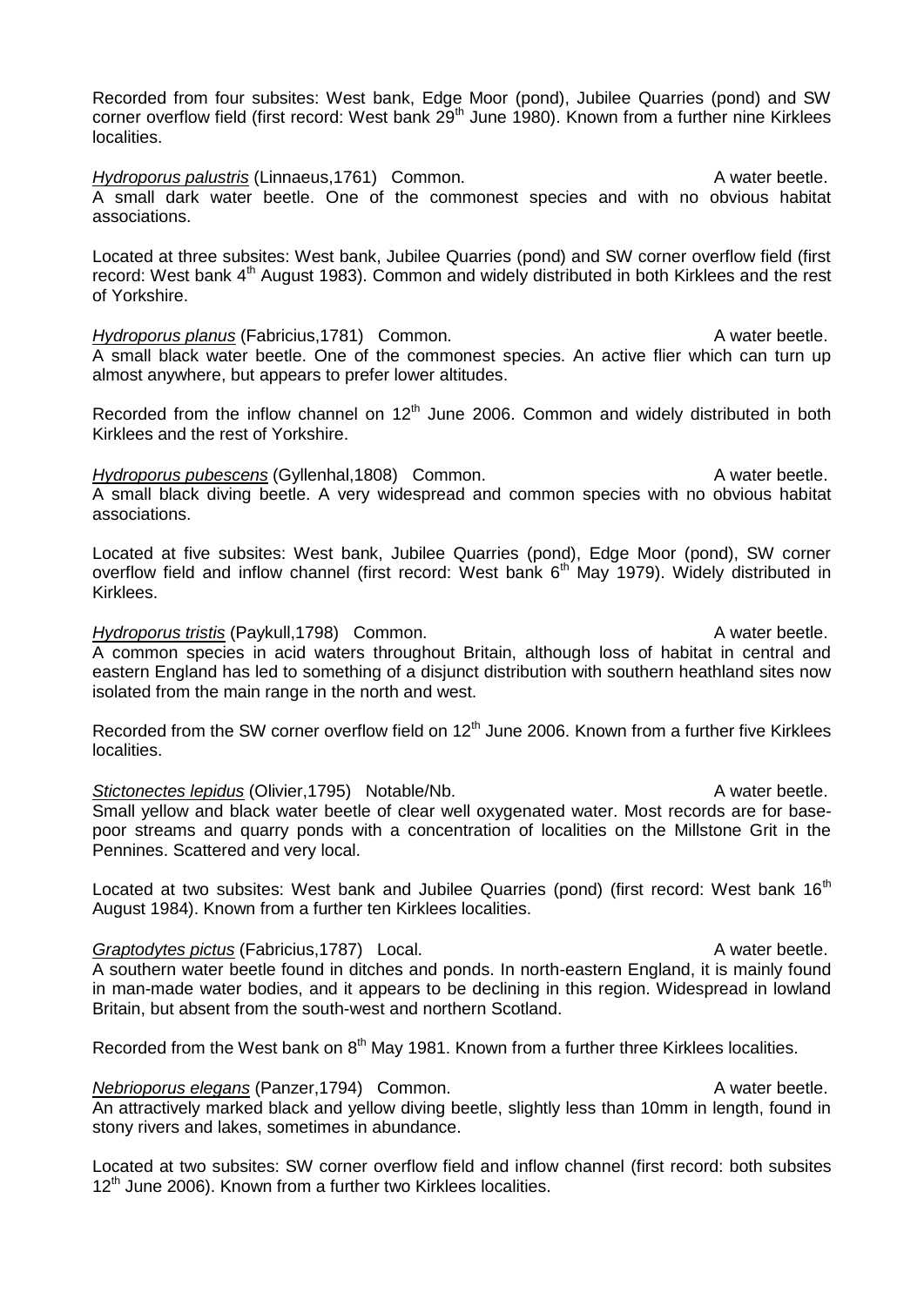Recorded from four subsites: West bank, Edge Moor (pond), Jubilee Quarries (pond) and SW corner overflow field (first record: West bank 29th June 1980). Known from a further nine Kirklees localities.

*Hydroporus palustris* (Linnaeus,1761) Common. A water beetle.
A small dark water beetle. One of the commonest species and with no obvious habitat associations.

Located at three subsites: West bank, Jubilee Quarries (pond) and SW corner overflow field (first record: West bank 4th August 1983). Common and widely distributed in both Kirklees and the rest of Yorkshire.

*Hydroporus planus* (Fabricius,1781) Common. A water beetle.
A small black water beetle. One of the commonest species. An active flier which can turn up almost anywhere, but appears to prefer lower altitudes.

Recorded from the inflow channel on 12th June 2006. Common and widely distributed in both Kirklees and the rest of Yorkshire.

*Hydroporus pubescens* (Gyllenhal,1808) Common. A water beetle.
A small black diving beetle. A very widespread and common species with no obvious habitat associations.

Located at five subsites: West bank, Jubilee Quarries (pond), Edge Moor (pond), SW corner overflow field and inflow channel (first record: West bank 6th May 1979). Widely distributed in Kirklees.

*Hydroporus tristis* (Paykull,1798) Common. A water beetle.
A common species in acid waters throughout Britain, although loss of habitat in central and eastern England has led to something of a disjunct distribution with southern heathland sites now isolated from the main range in the north and west.

Recorded from the SW corner overflow field on 12th June 2006. Known from a further five Kirklees localities.

*Stictonectes lepidus* (Olivier,1795) Notable/Nb. A water beetle.
Small yellow and black water beetle of clear well oxygenated water. Most records are for base-poor streams and quarry ponds with a concentration of localities on the Millstone Grit in the Pennines. Scattered and very local.

Located at two subsites: West bank and Jubilee Quarries (pond) (first record: West bank 16th August 1984). Known from a further ten Kirklees localities.

*Graptodytes pictus* (Fabricius,1787) Local. A water beetle.
A southern water beetle found in ditches and ponds. In north-eastern England, it is mainly found in man-made water bodies, and it appears to be declining in this region. Widespread in lowland Britain, but absent from the south-west and northern Scotland.

Recorded from the West bank on 8th May 1981. Known from a further three Kirklees localities.

*Nebrioporus elegans* (Panzer,1794) Common. A water beetle.
An attractively marked black and yellow diving beetle, slightly less than 10mm in length, found in stony rivers and lakes, sometimes in abundance.

Located at two subsites: SW corner overflow field and inflow channel (first record: both subsites 12th June 2006). Known from a further two Kirklees localities.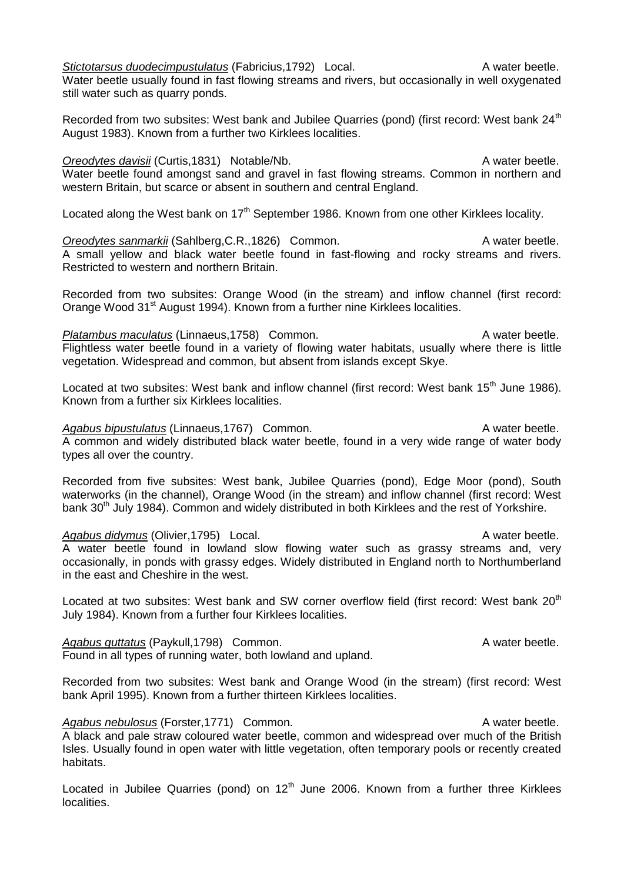***Stictotarsus duodecimpustulatus*** (Fabricius,1792) Local. A water beetle.
Water beetle usually found in fast flowing streams and rivers, but occasionally in well oxygenated still water such as quarry ponds.

Recorded from two subsites: West bank and Jubilee Quarries (pond) (first record: West bank 24th August 1983). Known from a further two Kirklees localities.

***Oreodytes davisii*** (Curtis,1831) Notable/Nb. A water beetle.
Water beetle found amongst sand and gravel in fast flowing streams. Common in northern and western Britain, but scarce or absent in southern and central England.

Located along the West bank on 17th September 1986. Known from one other Kirklees locality.

***Oreodytes sanmarkii*** (Sahlberg,C.R.,1826) Common. A water beetle.
A small yellow and black water beetle found in fast-flowing and rocky streams and rivers. Restricted to western and northern Britain.

Recorded from two subsites: Orange Wood (in the stream) and inflow channel (first record: Orange Wood 31st August 1994). Known from a further nine Kirklees localities.

***Platambus maculatus*** (Linnaeus,1758) Common. A water beetle.
Flightless water beetle found in a variety of flowing water habitats, usually where there is little vegetation. Widespread and common, but absent from islands except Skye.

Located at two subsites: West bank and inflow channel (first record: West bank 15th June 1986). Known from a further six Kirklees localities.

***Agabus bipustulatus*** (Linnaeus,1767) Common. A water beetle.
A common and widely distributed black water beetle, found in a very wide range of water body types all over the country.

Recorded from five subsites: West bank, Jubilee Quarries (pond), Edge Moor (pond), South waterworks (in the channel), Orange Wood (in the stream) and inflow channel (first record: West bank 30th July 1984). Common and widely distributed in both Kirklees and the rest of Yorkshire.

***Agabus didymus*** (Olivier,1795) Local. A water beetle.
A water beetle found in lowland slow flowing water such as grassy streams and, very occasionally, in ponds with grassy edges. Widely distributed in England north to Northumberland in the east and Cheshire in the west.

Located at two subsites: West bank and SW corner overflow field (first record: West bank 20th July 1984). Known from a further four Kirklees localities.

***Agabus guttatus*** (Paykull,1798) Common. A water beetle.
Found in all types of running water, both lowland and upland.

Recorded from two subsites: West bank and Orange Wood (in the stream) (first record: West bank April 1995). Known from a further thirteen Kirklees localities.

***Agabus nebulosus*** (Forster,1771) Common. A water beetle.
A black and pale straw coloured water beetle, common and widespread over much of the British Isles. Usually found in open water with little vegetation, often temporary pools or recently created habitats.

Located in Jubilee Quarries (pond) on 12th June 2006. Known from a further three Kirklees localities.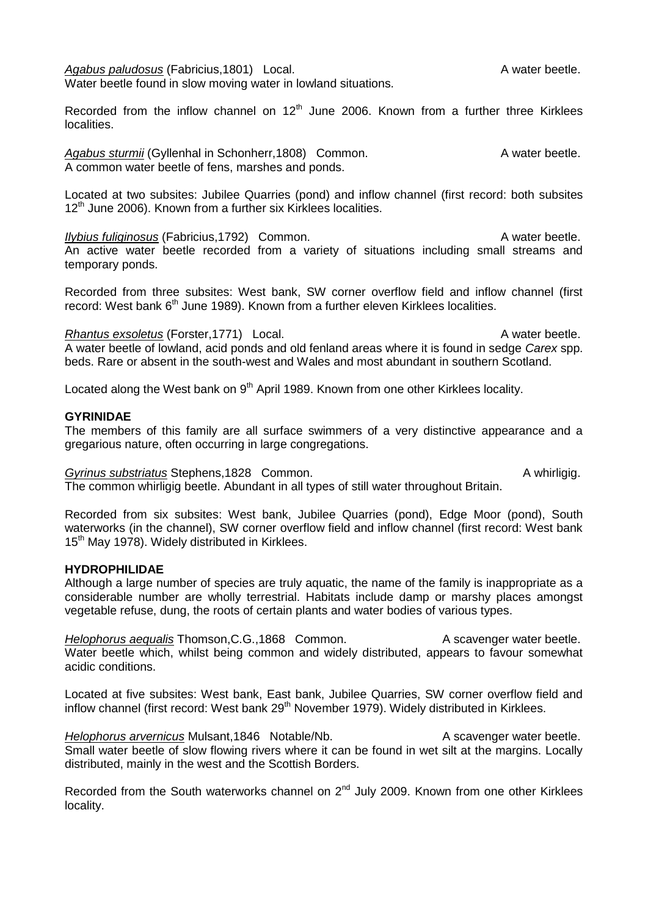*Agabus paludosus* (Fabricius,1801) Local. A water beetle.
Water beetle found in slow moving water in lowland situations.

Recorded from the inflow channel on 12th June 2006. Known from a further three Kirklees localities.

*Agabus sturmii* (Gyllenhal in Schonherr,1808) Common. A water beetle.
A common water beetle of fens, marshes and ponds.

Located at two subsites: Jubilee Quarries (pond) and inflow channel (first record: both subsites 12th June 2006). Known from a further six Kirklees localities.

*Ilybius fuliginosus* (Fabricius,1792) Common. A water beetle.
An active water beetle recorded from a variety of situations including small streams and temporary ponds.

Recorded from three subsites: West bank, SW corner overflow field and inflow channel (first record: West bank 6th June 1989). Known from a further eleven Kirklees localities.

*Rhantus exsoletus* (Forster,1771) Local. A water beetle.
A water beetle of lowland, acid ponds and old fenland areas where it is found in sedge *Carex* spp. beds. Rare or absent in the south-west and Wales and most abundant in southern Scotland.

Located along the West bank on 9th April 1989. Known from one other Kirklees locality.

**GYRINIDAE**
The members of this family are all surface swimmers of a very distinctive appearance and a gregarious nature, often occurring in large congregations.

*Gyrinus substriatus* Stephens,1828 Common. A whirligig.
The common whirligig beetle. Abundant in all types of still water throughout Britain.

Recorded from six subsites: West bank, Jubilee Quarries (pond), Edge Moor (pond), South waterworks (in the channel), SW corner overflow field and inflow channel (first record: West bank 15th May 1978). Widely distributed in Kirklees.

**HYDROPHILIDAE**
Although a large number of species are truly aquatic, the name of the family is inappropriate as a considerable number are wholly terrestrial. Habitats include damp or marshy places amongst vegetable refuse, dung, the roots of certain plants and water bodies of various types.

*Helophorus aequalis* Thomson,C.G.,1868 Common. A scavenger water beetle.
Water beetle which, whilst being common and widely distributed, appears to favour somewhat acidic conditions.

Located at five subsites: West bank, East bank, Jubilee Quarries, SW corner overflow field and inflow channel (first record: West bank 29th November 1979). Widely distributed in Kirklees.

*Helophorus arvernicus* Mulsant,1846 Notable/Nb. A scavenger water beetle.
Small water beetle of slow flowing rivers where it can be found in wet silt at the margins. Locally distributed, mainly in the west and the Scottish Borders.

Recorded from the South waterworks channel on 2nd July 2009. Known from one other Kirklees locality.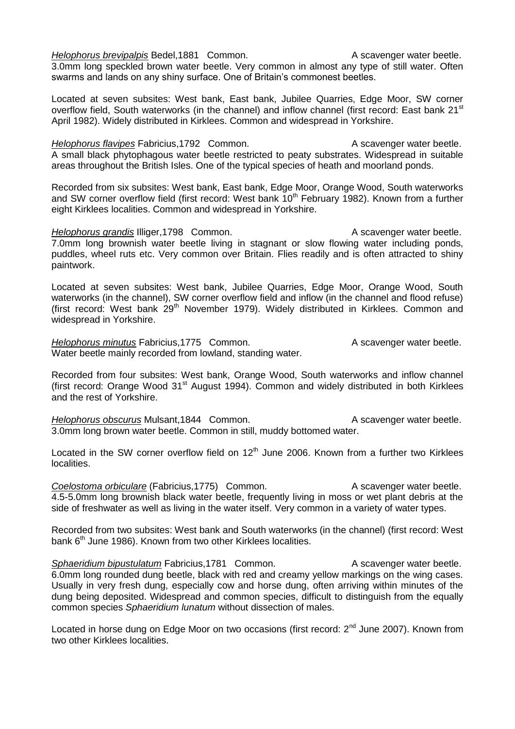***Helophorus brevipalpis*** Bedel,1881 Common. A scavenger water beetle.
3.0mm long speckled brown water beetle. Very common in almost any type of still water. Often swarms and lands on any shiny surface. One of Britain's commonest beetles.

Located at seven subsites: West bank, East bank, Jubilee Quarries, Edge Moor, SW corner overflow field, South waterworks (in the channel) and inflow channel (first record: East bank 21st April 1982). Widely distributed in Kirklees. Common and widespread in Yorkshire.

***Helophorus flavipes*** Fabricius,1792 Common. A scavenger water beetle.
A small black phytophagous water beetle restricted to peaty substrates. Widespread in suitable areas throughout the British Isles. One of the typical species of heath and moorland ponds.

Recorded from six subsites: West bank, East bank, Edge Moor, Orange Wood, South waterworks and SW corner overflow field (first record: West bank 10th February 1982). Known from a further eight Kirklees localities. Common and widespread in Yorkshire.

***Helophorus grandis*** Illiger,1798 Common. A scavenger water beetle.
7.0mm long brownish water beetle living in stagnant or slow flowing water including ponds, puddles, wheel ruts etc. Very common over Britain. Flies readily and is often attracted to shiny paintwork.

Located at seven subsites: West bank, Jubilee Quarries, Edge Moor, Orange Wood, South waterworks (in the channel), SW corner overflow field and inflow (in the channel and flood refuse) (first record: West bank 29th November 1979). Widely distributed in Kirklees. Common and widespread in Yorkshire.

***Helophorus minutus*** Fabricius,1775 Common. A scavenger water beetle.
Water beetle mainly recorded from lowland, standing water.

Recorded from four subsites: West bank, Orange Wood, South waterworks and inflow channel (first record: Orange Wood 31st August 1994). Common and widely distributed in both Kirklees and the rest of Yorkshire.

***Helophorus obscurus*** Mulsant,1844 Common. A scavenger water beetle.
3.0mm long brown water beetle. Common in still, muddy bottomed water.

Located in the SW corner overflow field on 12th June 2006. Known from a further two Kirklees localities.

***Coelostoma orbiculare*** (Fabricius,1775) Common. A scavenger water beetle.
4.5-5.0mm long brownish black water beetle, frequently living in moss or wet plant debris at the side of freshwater as well as living in the water itself. Very common in a variety of water types.

Recorded from two subsites: West bank and South waterworks (in the channel) (first record: West bank 6th June 1986). Known from two other Kirklees localities.

***Sphaeridium bipustulatum*** Fabricius,1781 Common. A scavenger water beetle.
6.0mm long rounded dung beetle, black with red and creamy yellow markings on the wing cases. Usually in very fresh dung, especially cow and horse dung, often arriving within minutes of the dung being deposited. Widespread and common species, difficult to distinguish from the equally common species *Sphaeridium lunatum* without dissection of males.

Located in horse dung on Edge Moor on two occasions (first record: 2nd June 2007). Known from two other Kirklees localities.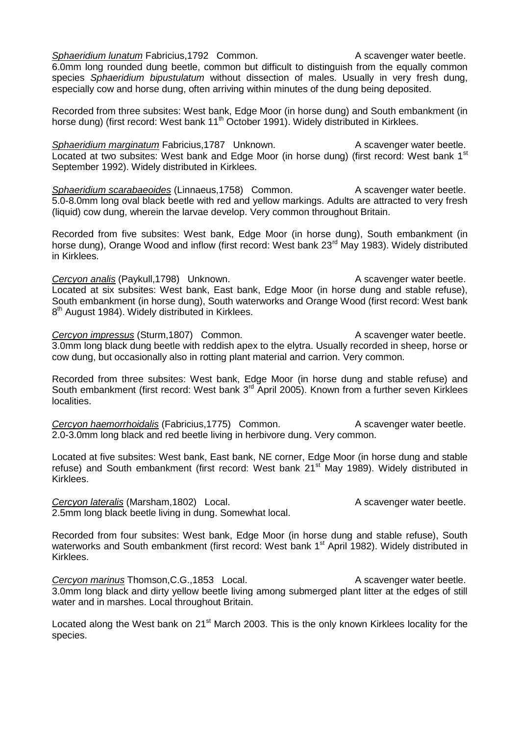<u>*Sphaeridium lunatum*</u> Fabricius,1792 Common. A scavenger water beetle.
6.0mm long rounded dung beetle, common but difficult to distinguish from the equally common species *Sphaeridium bipustulatum* without dissection of males. Usually in very fresh dung, especially cow and horse dung, often arriving within minutes of the dung being deposited.

Recorded from three subsites: West bank, Edge Moor (in horse dung) and South embankment (in horse dung) (first record: West bank 11th October 1991). Widely distributed in Kirklees.

<u>*Sphaeridium marginatum*</u> Fabricius,1787 Unknown. A scavenger water beetle.
Located at two subsites: West bank and Edge Moor (in horse dung) (first record: West bank 1st September 1992). Widely distributed in Kirklees.

<u>*Sphaeridium scarabaeoides*</u> (Linnaeus,1758) Common. A scavenger water beetle.
5.0-8.0mm long oval black beetle with red and yellow markings. Adults are attracted to very fresh (liquid) cow dung, wherein the larvae develop. Very common throughout Britain.

Recorded from five subsites: West bank, Edge Moor (in horse dung), South embankment (in horse dung), Orange Wood and inflow (first record: West bank 23rd May 1983). Widely distributed in Kirklees.

<u>*Cercyon analis*</u> (Paykull,1798) Unknown. A scavenger water beetle.
Located at six subsites: West bank, East bank, Edge Moor (in horse dung and stable refuse), South embankment (in horse dung), South waterworks and Orange Wood (first record: West bank 8th August 1984). Widely distributed in Kirklees.

<u>*Cercyon impressus*</u> (Sturm,1807) Common. A scavenger water beetle.
3.0mm long black dung beetle with reddish apex to the elytra. Usually recorded in sheep, horse or cow dung, but occasionally also in rotting plant material and carrion. Very common.

Recorded from three subsites: West bank, Edge Moor (in horse dung and stable refuse) and South embankment (first record: West bank 3rd April 2005). Known from a further seven Kirklees localities.

<u>*Cercyon haemorrhoidalis*</u> (Fabricius,1775) Common. A scavenger water beetle.
2.0-3.0mm long black and red beetle living in herbivore dung. Very common.

Located at five subsites: West bank, East bank, NE corner, Edge Moor (in horse dung and stable refuse) and South embankment (first record: West bank 21st May 1989). Widely distributed in Kirklees.

<u>*Cercyon lateralis*</u> (Marsham,1802) Local. A scavenger water beetle.
2.5mm long black beetle living in dung. Somewhat local.

Recorded from four subsites: West bank, Edge Moor (in horse dung and stable refuse), South waterworks and South embankment (first record: West bank 1st April 1982). Widely distributed in Kirklees.

<u>*Cercyon marinus*</u> Thomson,C.G.,1853 Local. A scavenger water beetle.
3.0mm long black and dirty yellow beetle living among submerged plant litter at the edges of still water and in marshes. Local throughout Britain.

Located along the West bank on 21st March 2003. This is the only known Kirklees locality for the species.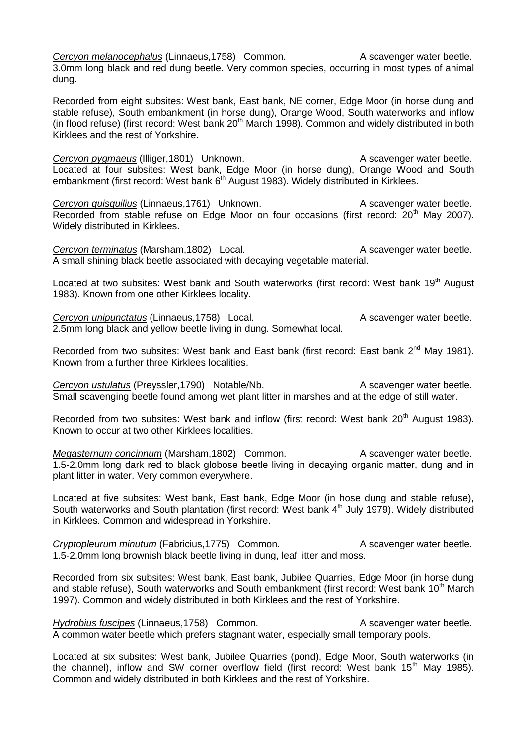*Cercyon melanocephalus* (Linnaeus,1758) Common. A scavenger water beetle.
3.0mm long black and red dung beetle. Very common species, occurring in most types of animal dung.

Recorded from eight subsites: West bank, East bank, NE corner, Edge Moor (in horse dung and stable refuse), South embankment (in horse dung), Orange Wood, South waterworks and inflow (in flood refuse) (first record: West bank 20th March 1998). Common and widely distributed in both Kirklees and the rest of Yorkshire.

*Cercyon pygmaeus* (Illiger,1801) Unknown. A scavenger water beetle.
Located at four subsites: West bank, Edge Moor (in horse dung), Orange Wood and South embankment (first record: West bank 6th August 1983). Widely distributed in Kirklees.

*Cercyon quisquilius* (Linnaeus,1761) Unknown. A scavenger water beetle.
Recorded from stable refuse on Edge Moor on four occasions (first record: 20th May 2007). Widely distributed in Kirklees.

*Cercyon terminatus* (Marsham,1802) Local. A scavenger water beetle.
A small shining black beetle associated with decaying vegetable material.

Located at two subsites: West bank and South waterworks (first record: West bank 19th August 1983). Known from one other Kirklees locality.

*Cercyon unipunctatus* (Linnaeus,1758) Local. A scavenger water beetle.
2.5mm long black and yellow beetle living in dung. Somewhat local.

Recorded from two subsites: West bank and East bank (first record: East bank 2nd May 1981). Known from a further three Kirklees localities.

*Cercyon ustulatus* (Preyssler,1790) Notable/Nb. A scavenger water beetle.
Small scavenging beetle found among wet plant litter in marshes and at the edge of still water.

Recorded from two subsites: West bank and inflow (first record: West bank 20th August 1983). Known to occur at two other Kirklees localities.

*Megasternum concinnum* (Marsham,1802) Common. A scavenger water beetle.
1.5-2.0mm long dark red to black globose beetle living in decaying organic matter, dung and in plant litter in water. Very common everywhere.

Located at five subsites: West bank, East bank, Edge Moor (in hose dung and stable refuse), South waterworks and South plantation (first record: West bank 4th July 1979). Widely distributed in Kirklees. Common and widespread in Yorkshire.

*Cryptopleurum minutum* (Fabricius,1775) Common. A scavenger water beetle.
1.5-2.0mm long brownish black beetle living in dung, leaf litter and moss.

Recorded from six subsites: West bank, East bank, Jubilee Quarries, Edge Moor (in horse dung and stable refuse), South waterworks and South embankment (first record: West bank 10th March 1997). Common and widely distributed in both Kirklees and the rest of Yorkshire.

*Hydrobius fuscipes* (Linnaeus,1758) Common. A scavenger water beetle.
A common water beetle which prefers stagnant water, especially small temporary pools.

Located at six subsites: West bank, Jubilee Quarries (pond), Edge Moor, South waterworks (in the channel), inflow and SW corner overflow field (first record: West bank 15th May 1985). Common and widely distributed in both Kirklees and the rest of Yorkshire.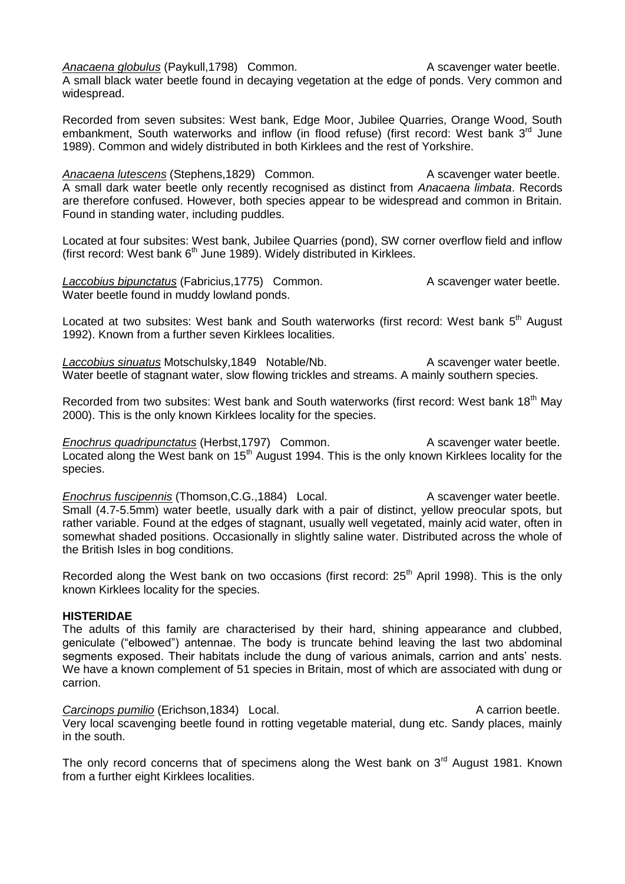*Anacaena globulus* (Paykull,1798) Common. A scavenger water beetle.
A small black water beetle found in decaying vegetation at the edge of ponds. Very common and widespread.

Recorded from seven subsites: West bank, Edge Moor, Jubilee Quarries, Orange Wood, South embankment, South waterworks and inflow (in flood refuse) (first record: West bank 3rd June 1989). Common and widely distributed in both Kirklees and the rest of Yorkshire.

*Anacaena lutescens* (Stephens,1829) Common. A scavenger water beetle.
A small dark water beetle only recently recognised as distinct from *Anacaena limbata*. Records are therefore confused. However, both species appear to be widespread and common in Britain. Found in standing water, including puddles.

Located at four subsites: West bank, Jubilee Quarries (pond), SW corner overflow field and inflow (first record: West bank 6th June 1989). Widely distributed in Kirklees.

*Laccobius bipunctatus* (Fabricius,1775) Common. A scavenger water beetle.
Water beetle found in muddy lowland ponds.

Located at two subsites: West bank and South waterworks (first record: West bank 5th August 1992). Known from a further seven Kirklees localities.

*Laccobius sinuatus* Motschulsky,1849 Notable/Nb. A scavenger water beetle.
Water beetle of stagnant water, slow flowing trickles and streams. A mainly southern species.

Recorded from two subsites: West bank and South waterworks (first record: West bank 18th May 2000). This is the only known Kirklees locality for the species.

*Enochrus quadripunctatus* (Herbst,1797) Common. A scavenger water beetle.
Located along the West bank on 15th August 1994. This is the only known Kirklees locality for the species.

*Enochrus fuscipennis* (Thomson,C.G.,1884) Local. A scavenger water beetle.
Small (4.7-5.5mm) water beetle, usually dark with a pair of distinct, yellow preocular spots, but rather variable. Found at the edges of stagnant, usually well vegetated, mainly acid water, often in somewhat shaded positions. Occasionally in slightly saline water. Distributed across the whole of the British Isles in bog conditions.

Recorded along the West bank on two occasions (first record: 25th April 1998). This is the only known Kirklees locality for the species.

**HISTERIDAE**

The adults of this family are characterised by their hard, shining appearance and clubbed, geniculate ("elbowed") antennae. The body is truncate behind leaving the last two abdominal segments exposed. Their habitats include the dung of various animals, carrion and ants' nests. We have a known complement of 51 species in Britain, most of which are associated with dung or carrion.

*Carcinops pumilio* (Erichson,1834) Local. A carrion beetle.
Very local scavenging beetle found in rotting vegetable material, dung etc. Sandy places, mainly in the south.

The only record concerns that of specimens along the West bank on 3rd August 1981. Known from a further eight Kirklees localities.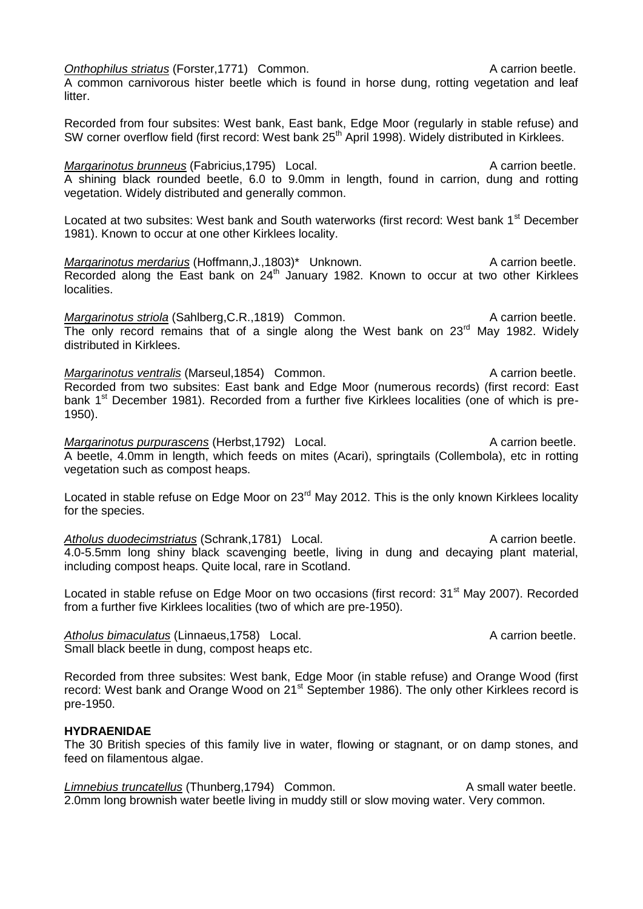*Onthophilus striatus* (Forster,1771) Common. A carrion beetle.
A common carnivorous hister beetle which is found in horse dung, rotting vegetation and leaf litter.

Recorded from four subsites: West bank, East bank, Edge Moor (regularly in stable refuse) and SW corner overflow field (first record: West bank 25th April 1998). Widely distributed in Kirklees.

*Margarinotus brunneus* (Fabricius,1795) Local. A carrion beetle.
A shining black rounded beetle, 6.0 to 9.0mm in length, found in carrion, dung and rotting vegetation. Widely distributed and generally common.

Located at two subsites: West bank and South waterworks (first record: West bank 1st December 1981). Known to occur at one other Kirklees locality.

*Margarinotus merdarius* (Hoffmann,J.,1803)* Unknown. A carrion beetle.
Recorded along the East bank on 24th January 1982. Known to occur at two other Kirklees localities.

*Margarinotus striola* (Sahlberg,C.R.,1819) Common. A carrion beetle.
The only record remains that of a single along the West bank on 23rd May 1982. Widely distributed in Kirklees.

*Margarinotus ventralis* (Marseul,1854) Common. A carrion beetle.
Recorded from two subsites: East bank and Edge Moor (numerous records) (first record: East bank 1st December 1981). Recorded from a further five Kirklees localities (one of which is pre-1950).

*Margarinotus purpurascens* (Herbst,1792) Local. A carrion beetle.
A beetle, 4.0mm in length, which feeds on mites (Acari), springtails (Collembola), etc in rotting vegetation such as compost heaps.

Located in stable refuse on Edge Moor on 23rd May 2012. This is the only known Kirklees locality for the species.

*Atholus duodecimstriatus* (Schrank,1781) Local. A carrion beetle.
4.0-5.5mm long shiny black scavenging beetle, living in dung and decaying plant material, including compost heaps. Quite local, rare in Scotland.

Located in stable refuse on Edge Moor on two occasions (first record: 31st May 2007). Recorded from a further five Kirklees localities (two of which are pre-1950).

*Atholus bimaculatus* (Linnaeus,1758) Local. A carrion beetle.
Small black beetle in dung, compost heaps etc.

Recorded from three subsites: West bank, Edge Moor (in stable refuse) and Orange Wood (first record: West bank and Orange Wood on 21st September 1986). The only other Kirklees record is pre-1950.

**HYDRAENIDAE**
The 30 British species of this family live in water, flowing or stagnant, or on damp stones, and feed on filamentous algae.

*Limnebius truncatellus* (Thunberg,1794) Common. A small water beetle.
2.0mm long brownish water beetle living in muddy still or slow moving water. Very common.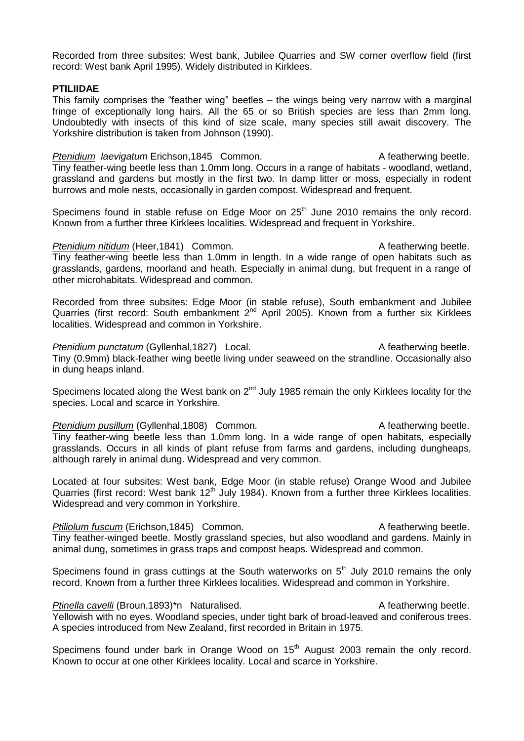Recorded from three subsites: West bank, Jubilee Quarries and SW corner overflow field (first record: West bank April 1995). Widely distributed in Kirklees.

**PTILIIDAE**

This family comprises the "feather wing" beetles – the wings being very narrow with a marginal fringe of exceptionally long hairs. All the 65 or so British species are less than 2mm long. Undoubtedly with insects of this kind of size scale, many species still await discovery. The Yorkshire distribution is taken from Johnson (1990).

***Ptenidium laevigatum*** Erichson,1845 Common. A featherwing beetle.
Tiny feather-wing beetle less than 1.0mm long. Occurs in a range of habitats - woodland, wetland, grassland and gardens but mostly in the first two. In damp litter or moss, especially in rodent burrows and mole nests, occasionally in garden compost. Widespread and frequent.

Specimens found in stable refuse on Edge Moor on 25th June 2010 remains the only record. Known from a further three Kirklees localities. Widespread and frequent in Yorkshire.

***Ptenidium nitidum*** (Heer,1841) Common. A featherwing beetle.
Tiny feather-wing beetle less than 1.0mm in length. In a wide range of open habitats such as grasslands, gardens, moorland and heath. Especially in animal dung, but frequent in a range of other microhabitats. Widespread and common.

Recorded from three subsites: Edge Moor (in stable refuse), South embankment and Jubilee Quarries (first record: South embankment 2nd April 2005). Known from a further six Kirklees localities. Widespread and common in Yorkshire.

***Ptenidium punctatum*** (Gyllenhal,1827) Local. A featherwing beetle.
Tiny (0.9mm) black-feather wing beetle living under seaweed on the strandline. Occasionally also in dung heaps inland.

Specimens located along the West bank on 2nd July 1985 remain the only Kirklees locality for the species. Local and scarce in Yorkshire.

***Ptenidium pusillum*** (Gyllenhal,1808) Common. A featherwing beetle.
Tiny feather-wing beetle less than 1.0mm long. In a wide range of open habitats, especially grasslands. Occurs in all kinds of plant refuse from farms and gardens, including dungheaps, although rarely in animal dung. Widespread and very common.

Located at four subsites: West bank, Edge Moor (in stable refuse) Orange Wood and Jubilee Quarries (first record: West bank 12th July 1984). Known from a further three Kirklees localities. Widespread and very common in Yorkshire.

***Ptiliolum fuscum*** (Erichson,1845) Common. A featherwing beetle.
Tiny feather-winged beetle. Mostly grassland species, but also woodland and gardens. Mainly in animal dung, sometimes in grass traps and compost heaps. Widespread and common.

Specimens found in grass cuttings at the South waterworks on 5th July 2010 remains the only record. Known from a further three Kirklees localities. Widespread and common in Yorkshire.

***Ptinella cavelli*** (Broun,1893)*n Naturalised. A featherwing beetle.
Yellowish with no eyes. Woodland species, under tight bark of broad-leaved and coniferous trees. A species introduced from New Zealand, first recorded in Britain in 1975.

Specimens found under bark in Orange Wood on 15th August 2003 remain the only record. Known to occur at one other Kirklees locality. Local and scarce in Yorkshire.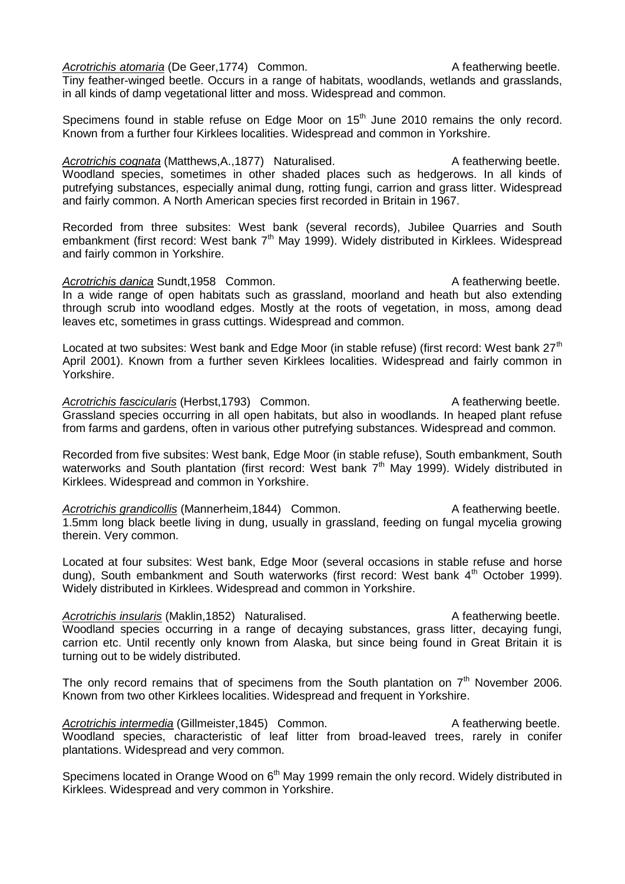***Acrotrichis atomaria*** (De Geer,1774) Common. A featherwing beetle.
Tiny feather-winged beetle. Occurs in a range of habitats, woodlands, wetlands and grasslands, in all kinds of damp vegetational litter and moss. Widespread and common.

Specimens found in stable refuse on Edge Moor on 15th June 2010 remains the only record. Known from a further four Kirklees localities. Widespread and common in Yorkshire.

***Acrotrichis cognata*** (Matthews,A.,1877) Naturalised. A featherwing beetle.
Woodland species, sometimes in other shaded places such as hedgerows. In all kinds of putrefying substances, especially animal dung, rotting fungi, carrion and grass litter. Widespread and fairly common. A North American species first recorded in Britain in 1967.

Recorded from three subsites: West bank (several records), Jubilee Quarries and South embankment (first record: West bank 7th May 1999). Widely distributed in Kirklees. Widespread and fairly common in Yorkshire.

***Acrotrichis danica*** Sundt,1958 Common. A featherwing beetle.
In a wide range of open habitats such as grassland, moorland and heath but also extending through scrub into woodland edges. Mostly at the roots of vegetation, in moss, among dead leaves etc, sometimes in grass cuttings. Widespread and common.

Located at two subsites: West bank and Edge Moor (in stable refuse) (first record: West bank 27th April 2001). Known from a further seven Kirklees localities. Widespread and fairly common in Yorkshire.

***Acrotrichis fascicularis*** (Herbst,1793) Common. A featherwing beetle.
Grassland species occurring in all open habitats, but also in woodlands. In heaped plant refuse from farms and gardens, often in various other putrefying substances. Widespread and common.

Recorded from five subsites: West bank, Edge Moor (in stable refuse), South embankment, South waterworks and South plantation (first record: West bank 7th May 1999). Widely distributed in Kirklees. Widespread and common in Yorkshire.

***Acrotrichis grandicollis*** (Mannerheim,1844) Common. A featherwing beetle.
1.5mm long black beetle living in dung, usually in grassland, feeding on fungal mycelia growing therein. Very common.

Located at four subsites: West bank, Edge Moor (several occasions in stable refuse and horse dung), South embankment and South waterworks (first record: West bank 4th October 1999). Widely distributed in Kirklees. Widespread and common in Yorkshire.

***Acrotrichis insularis*** (Maklin,1852) Naturalised. A featherwing beetle.
Woodland species occurring in a range of decaying substances, grass litter, decaying fungi, carrion etc. Until recently only known from Alaska, but since being found in Great Britain it is turning out to be widely distributed.

The only record remains that of specimens from the South plantation on 7th November 2006. Known from two other Kirklees localities. Widespread and frequent in Yorkshire.

***Acrotrichis intermedia*** (Gillmeister,1845) Common. A featherwing beetle.
Woodland species, characteristic of leaf litter from broad-leaved trees, rarely in conifer plantations. Widespread and very common.

Specimens located in Orange Wood on 6th May 1999 remain the only record. Widely distributed in Kirklees. Widespread and very common in Yorkshire.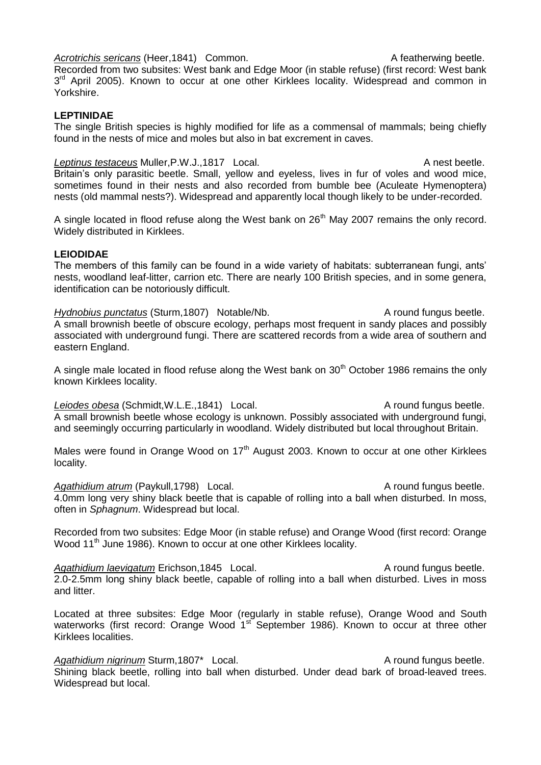*Acrotrichis sericans* (Heer,1841) Common. A featherwing beetle.
Recorded from two subsites: West bank and Edge Moor (in stable refuse) (first record: West bank 3rd April 2005). Known to occur at one other Kirklees locality. Widespread and common in Yorkshire.

**LEPTINIDAE**
The single British species is highly modified for life as a commensal of mammals; being chiefly found in the nests of mice and moles but also in bat excrement in caves.

*Leptinus testaceus* Muller,P.W.J.,1817 Local. A nest beetle.
Britain's only parasitic beetle. Small, yellow and eyeless, lives in fur of voles and wood mice, sometimes found in their nests and also recorded from bumble bee (Aculeate Hymenoptera) nests (old mammal nests?). Widespread and apparently local though likely to be under-recorded.

A single located in flood refuse along the West bank on 26th May 2007 remains the only record. Widely distributed in Kirklees.

**LEIODIDAE**
The members of this family can be found in a wide variety of habitats: subterranean fungi, ants' nests, woodland leaf-litter, carrion etc. There are nearly 100 British species, and in some genera, identification can be notoriously difficult.

*Hydnobius punctatus* (Sturm,1807) Notable/Nb. A round fungus beetle.
A small brownish beetle of obscure ecology, perhaps most frequent in sandy places and possibly associated with underground fungi. There are scattered records from a wide area of southern and eastern England.

A single male located in flood refuse along the West bank on 30th October 1986 remains the only known Kirklees locality.

*Leiodes obesa* (Schmidt,W.L.E.,1841) Local. A round fungus beetle.
A small brownish beetle whose ecology is unknown. Possibly associated with underground fungi, and seemingly occurring particularly in woodland. Widely distributed but local throughout Britain.

Males were found in Orange Wood on 17th August 2003. Known to occur at one other Kirklees locality.

*Agathidium atrum* (Paykull,1798) Local. A round fungus beetle.
4.0mm long very shiny black beetle that is capable of rolling into a ball when disturbed. In moss, often in *Sphagnum*. Widespread but local.

Recorded from two subsites: Edge Moor (in stable refuse) and Orange Wood (first record: Orange Wood 11th June 1986). Known to occur at one other Kirklees locality.

*Agathidium laevigatum* Erichson,1845 Local. A round fungus beetle.
2.0-2.5mm long shiny black beetle, capable of rolling into a ball when disturbed. Lives in moss and litter.

Located at three subsites: Edge Moor (regularly in stable refuse), Orange Wood and South waterworks (first record: Orange Wood 1st September 1986). Known to occur at three other Kirklees localities.

*Agathidium nigrinum* Sturm,1807* Local. A round fungus beetle.
Shining black beetle, rolling into ball when disturbed. Under dead bark of broad-leaved trees. Widespread but local.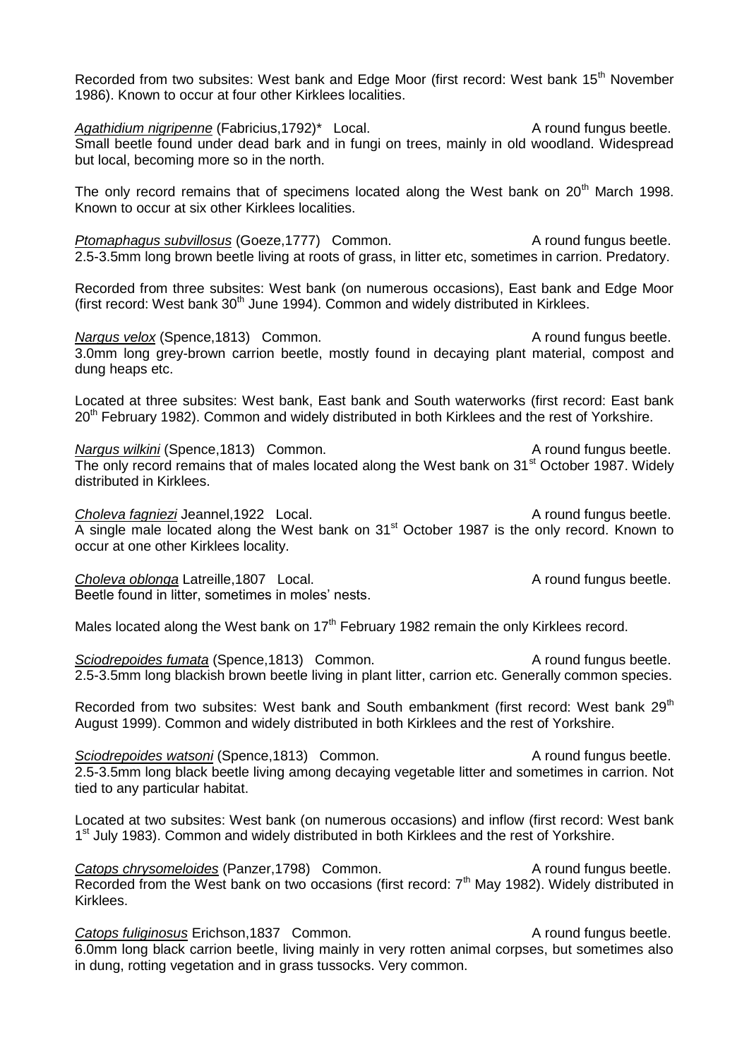Recorded from two subsites: West bank and Edge Moor (first record: West bank 15th November 1986). Known to occur at four other Kirklees localities.

*Agathidium nigripenne* (Fabricius,1792)* Local. A round fungus beetle.
Small beetle found under dead bark and in fungi on trees, mainly in old woodland. Widespread but local, becoming more so in the north.

The only record remains that of specimens located along the West bank on 20th March 1998. Known to occur at six other Kirklees localities.

*Ptomaphagus subvillosus* (Goeze,1777) Common. A round fungus beetle.
2.5-3.5mm long brown beetle living at roots of grass, in litter etc, sometimes in carrion. Predatory.

Recorded from three subsites: West bank (on numerous occasions), East bank and Edge Moor (first record: West bank 30th June 1994). Common and widely distributed in Kirklees.

*Nargus velox* (Spence,1813) Common. A round fungus beetle.
3.0mm long grey-brown carrion beetle, mostly found in decaying plant material, compost and dung heaps etc.

Located at three subsites: West bank, East bank and South waterworks (first record: East bank 20th February 1982). Common and widely distributed in both Kirklees and the rest of Yorkshire.

*Nargus wilkini* (Spence,1813) Common. A round fungus beetle.
The only record remains that of males located along the West bank on 31st October 1987. Widely distributed in Kirklees.

*Choleva fagniezi* Jeannel,1922 Local. A round fungus beetle.
A single male located along the West bank on 31st October 1987 is the only record. Known to occur at one other Kirklees locality.

*Choleva oblonga* Latreille,1807 Local. A round fungus beetle.
Beetle found in litter, sometimes in moles' nests.

Males located along the West bank on 17th February 1982 remain the only Kirklees record.

*Sciodrepoides fumata* (Spence,1813) Common. A round fungus beetle.
2.5-3.5mm long blackish brown beetle living in plant litter, carrion etc. Generally common species.

Recorded from two subsites: West bank and South embankment (first record: West bank 29th August 1999). Common and widely distributed in both Kirklees and the rest of Yorkshire.

*Sciodrepoides watsoni* (Spence,1813) Common. A round fungus beetle.
2.5-3.5mm long black beetle living among decaying vegetable litter and sometimes in carrion. Not tied to any particular habitat.

Located at two subsites: West bank (on numerous occasions) and inflow (first record: West bank 1st July 1983). Common and widely distributed in both Kirklees and the rest of Yorkshire.

*Catops chrysomeloides* (Panzer,1798) Common. A round fungus beetle.
Recorded from the West bank on two occasions (first record: 7th May 1982). Widely distributed in Kirklees.

*Catops fuliginosus* Erichson,1837 Common. A round fungus beetle.
6.0mm long black carrion beetle, living mainly in very rotten animal corpses, but sometimes also in dung, rotting vegetation and in grass tussocks. Very common.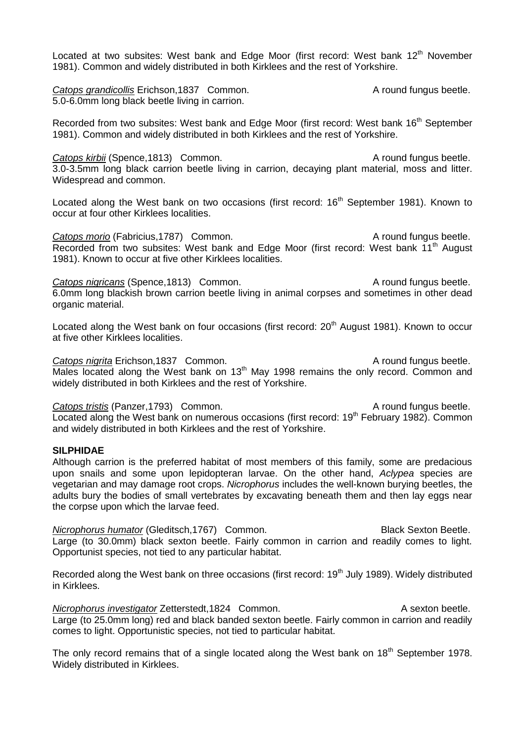Located at two subsites: West bank and Edge Moor (first record: West bank 12th November 1981). Common and widely distributed in both Kirklees and the rest of Yorkshire.

*Catops grandicollis* Erichson,1837 Common. A round fungus beetle.
5.0-6.0mm long black beetle living in carrion.

Recorded from two subsites: West bank and Edge Moor (first record: West bank 16th September 1981). Common and widely distributed in both Kirklees and the rest of Yorkshire.

*Catops kirbii* (Spence,1813) Common. A round fungus beetle.
3.0-3.5mm long black carrion beetle living in carrion, decaying plant material, moss and litter. Widespread and common.

Located along the West bank on two occasions (first record: 16th September 1981). Known to occur at four other Kirklees localities.

*Catops morio* (Fabricius,1787) Common. A round fungus beetle.
Recorded from two subsites: West bank and Edge Moor (first record: West bank 11th August 1981). Known to occur at five other Kirklees localities.

*Catops nigricans* (Spence,1813) Common. A round fungus beetle.
6.0mm long blackish brown carrion beetle living in animal corpses and sometimes in other dead organic material.

Located along the West bank on four occasions (first record: 20th August 1981). Known to occur at five other Kirklees localities.

*Catops nigrita* Erichson,1837 Common. A round fungus beetle.
Males located along the West bank on 13th May 1998 remains the only record. Common and widely distributed in both Kirklees and the rest of Yorkshire.

*Catops tristis* (Panzer,1793) Common. A round fungus beetle.
Located along the West bank on numerous occasions (first record: 19th February 1982). Common and widely distributed in both Kirklees and the rest of Yorkshire.

**SILPHIDAE**

Although carrion is the preferred habitat of most members of this family, some are predacious upon snails and some upon lepidopteran larvae. On the other hand, *Aclypea* species are vegetarian and may damage root crops. *Nicrophorus* includes the well-known burying beetles, the adults bury the bodies of small vertebrates by excavating beneath them and then lay eggs near the corpse upon which the larvae feed.

*Nicrophorus humator* (Gleditsch,1767) Common. Black Sexton Beetle.
Large (to 30.0mm) black sexton beetle. Fairly common in carrion and readily comes to light. Opportunist species, not tied to any particular habitat.

Recorded along the West bank on three occasions (first record: 19th July 1989). Widely distributed in Kirklees.

*Nicrophorus investigator* Zetterstedt,1824 Common. A sexton beetle.
Large (to 25.0mm long) red and black banded sexton beetle. Fairly common in carrion and readily comes to light. Opportunistic species, not tied to particular habitat.

The only record remains that of a single located along the West bank on 18th September 1978. Widely distributed in Kirklees.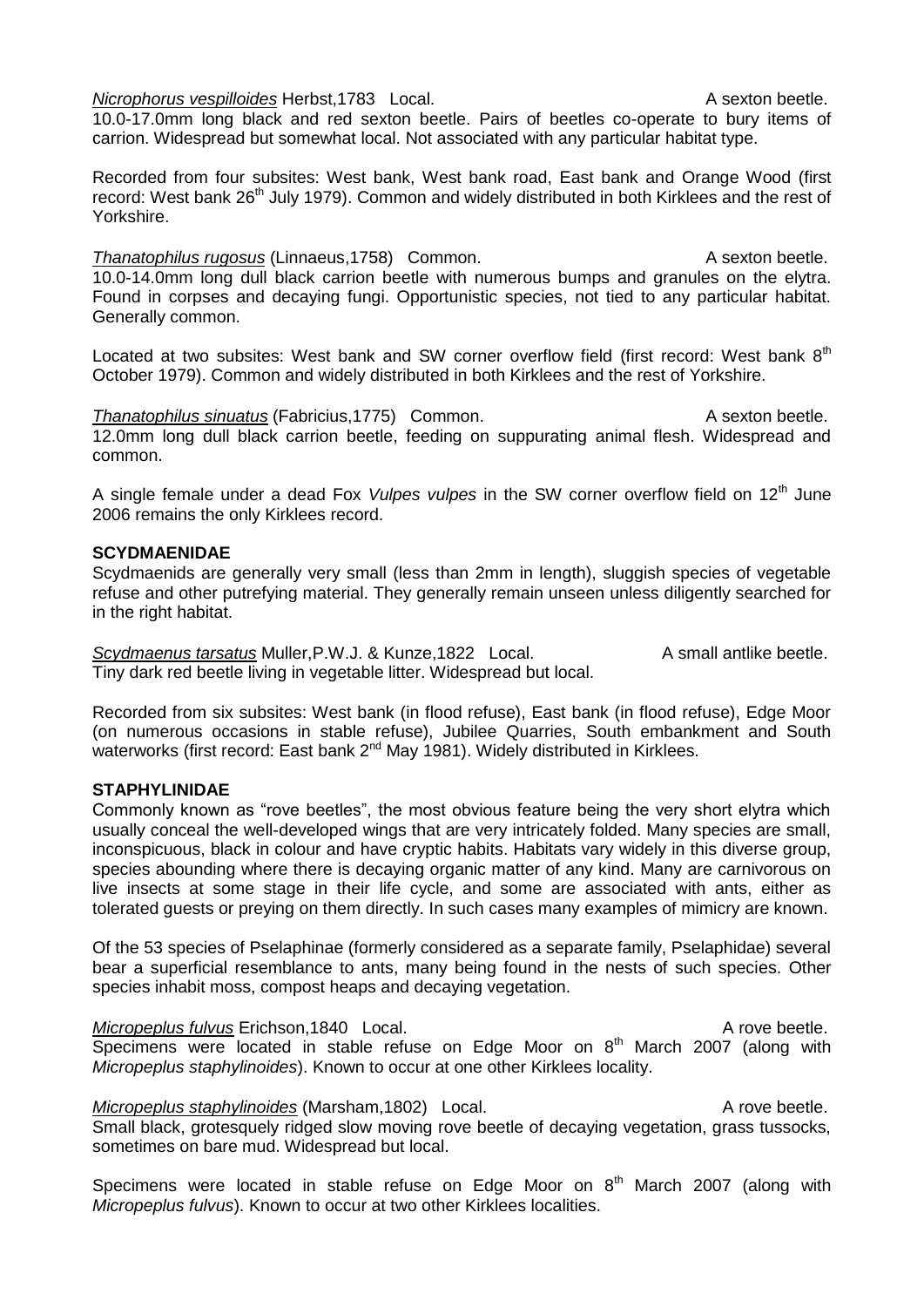*Nicrophorus vespilloides* Herbst,1783   Local.                                        A sexton beetle.
10.0-17.0mm long black and red sexton beetle. Pairs of beetles co-operate to bury items of carrion. Widespread but somewhat local. Not associated with any particular habitat type.

Recorded from four subsites: West bank, West bank road, East bank and Orange Wood (first record: West bank 26th July 1979). Common and widely distributed in both Kirklees and the rest of Yorkshire.

*Thanatophilus rugosus* (Linnaeus,1758)   Common.                                        A sexton beetle.
10.0-14.0mm long dull black carrion beetle with numerous bumps and granules on the elytra. Found in corpses and decaying fungi. Opportunistic species, not tied to any particular habitat. Generally common.

Located at two subsites: West bank and SW corner overflow field (first record: West bank 8th October 1979). Common and widely distributed in both Kirklees and the rest of Yorkshire.

*Thanatophilus sinuatus* (Fabricius,1775)   Common.                                        A sexton beetle.
12.0mm long dull black carrion beetle, feeding on suppurating animal flesh. Widespread and common.

A single female under a dead Fox *Vulpes vulpes* in the SW corner overflow field on 12th June 2006 remains the only Kirklees record.

**SCYDMAENIDAE**
Scydmaenids are generally very small (less than 2mm in length), sluggish species of vegetable refuse and other putrefying material. They generally remain unseen unless diligently searched for in the right habitat.

*Scydmaenus tarsatus* Muller,P.W.J. & Kunze,1822   Local.                    A small antlike beetle.
Tiny dark red beetle living in vegetable litter. Widespread but local.

Recorded from six subsites: West bank (in flood refuse), East bank (in flood refuse), Edge Moor (on numerous occasions in stable refuse), Jubilee Quarries, South embankment and South waterworks (first record: East bank 2nd May 1981). Widely distributed in Kirklees.

**STAPHYLINIDAE**
Commonly known as "rove beetles", the most obvious feature being the very short elytra which usually conceal the well-developed wings that are very intricately folded. Many species are small, inconspicuous, black in colour and have cryptic habits. Habitats vary widely in this diverse group, species abounding where there is decaying organic matter of any kind. Many are carnivorous on live insects at some stage in their life cycle, and some are associated with ants, either as tolerated guests or preying on them directly. In such cases many examples of mimicry are known.

Of the 53 species of Pselaphinae (formerly considered as a separate family, Pselaphidae) several bear a superficial resemblance to ants, many being found in the nests of such species. Other species inhabit moss, compost heaps and decaying vegetation.

*Micropeplus fulvus* Erichson,1840   Local.                                        A rove beetle.
Specimens were located in stable refuse on Edge Moor on 8th March 2007 (along with *Micropeplus staphylinoides*). Known to occur at one other Kirklees locality.

*Micropeplus staphylinoides* (Marsham,1802)   Local.                                        A rove beetle.
Small black, grotesquely ridged slow moving rove beetle of decaying vegetation, grass tussocks, sometimes on bare mud. Widespread but local.

Specimens were located in stable refuse on Edge Moor on 8th March 2007 (along with *Micropeplus fulvus*). Known to occur at two other Kirklees localities.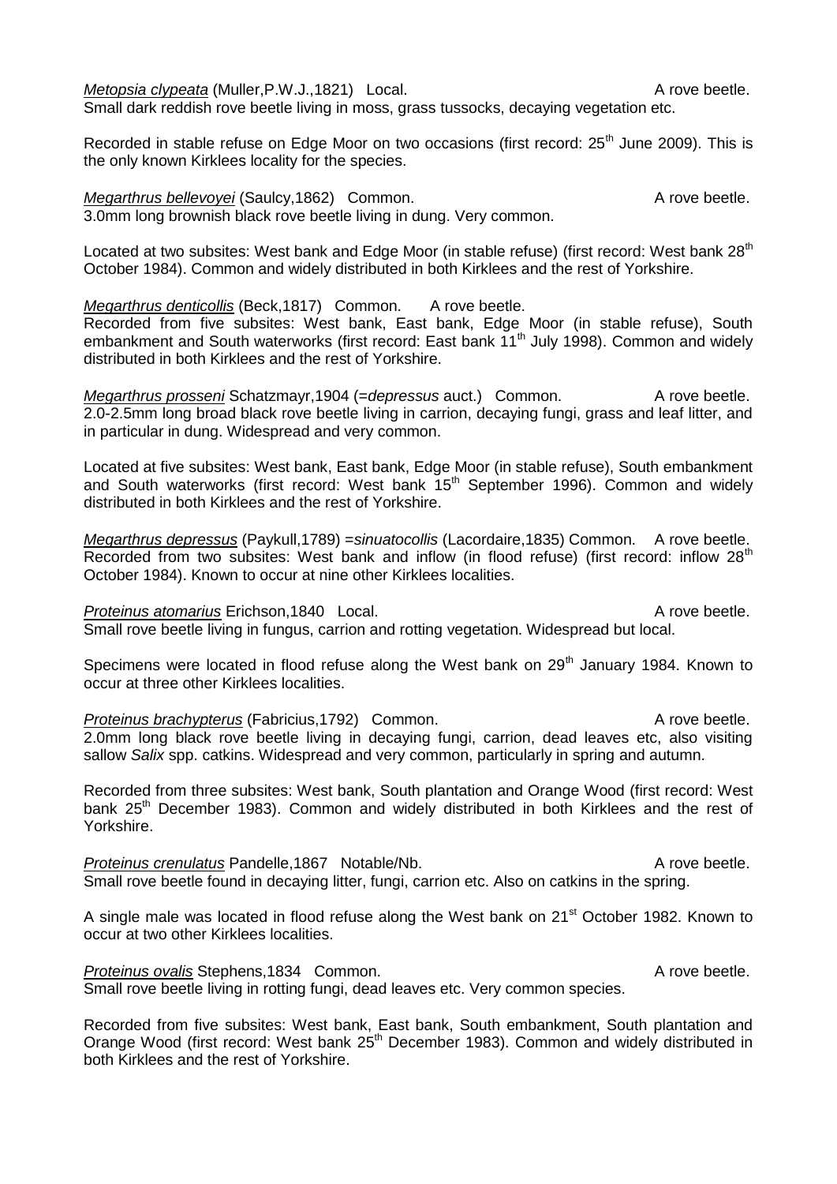*Metopsia clypeata* (Muller,P.W.J.,1821) Local. A rove beetle.
Small dark reddish rove beetle living in moss, grass tussocks, decaying vegetation etc.

Recorded in stable refuse on Edge Moor on two occasions (first record: 25th June 2009). This is the only known Kirklees locality for the species.

*Megarthrus bellevoyei* (Saulcy,1862) Common. A rove beetle.
3.0mm long brownish black rove beetle living in dung. Very common.

Located at two subsites: West bank and Edge Moor (in stable refuse) (first record: West bank 28th October 1984). Common and widely distributed in both Kirklees and the rest of Yorkshire.

*Megarthrus denticollis* (Beck,1817) Common. A rove beetle.
Recorded from five subsites: West bank, East bank, Edge Moor (in stable refuse), South embankment and South waterworks (first record: East bank 11th July 1998). Common and widely distributed in both Kirklees and the rest of Yorkshire.

*Megarthrus prosseni* Schatzmayr,1904 (=*depressus* auct.) Common. A rove beetle.
2.0-2.5mm long broad black rove beetle living in carrion, decaying fungi, grass and leaf litter, and in particular in dung. Widespread and very common.

Located at five subsites: West bank, East bank, Edge Moor (in stable refuse), South embankment and South waterworks (first record: West bank 15th September 1996). Common and widely distributed in both Kirklees and the rest of Yorkshire.

*Megarthrus depressus* (Paykull,1789) =*sinuatocollis* (Lacordaire,1835) Common. A rove beetle.
Recorded from two subsites: West bank and inflow (in flood refuse) (first record: inflow 28th October 1984). Known to occur at nine other Kirklees localities.

*Proteinus atomarius* Erichson,1840 Local. A rove beetle.
Small rove beetle living in fungus, carrion and rotting vegetation. Widespread but local.

Specimens were located in flood refuse along the West bank on 29th January 1984. Known to occur at three other Kirklees localities.

*Proteinus brachypterus* (Fabricius,1792) Common. A rove beetle.
2.0mm long black rove beetle living in decaying fungi, carrion, dead leaves etc, also visiting sallow *Salix* spp. catkins. Widespread and very common, particularly in spring and autumn.

Recorded from three subsites: West bank, South plantation and Orange Wood (first record: West bank 25th December 1983). Common and widely distributed in both Kirklees and the rest of Yorkshire.

*Proteinus crenulatus* Pandelle,1867 Notable/Nb. A rove beetle.
Small rove beetle found in decaying litter, fungi, carrion etc. Also on catkins in the spring.

A single male was located in flood refuse along the West bank on 21st October 1982. Known to occur at two other Kirklees localities.

*Proteinus ovalis* Stephens,1834 Common. A rove beetle.
Small rove beetle living in rotting fungi, dead leaves etc. Very common species.

Recorded from five subsites: West bank, East bank, South embankment, South plantation and Orange Wood (first record: West bank 25th December 1983). Common and widely distributed in both Kirklees and the rest of Yorkshire.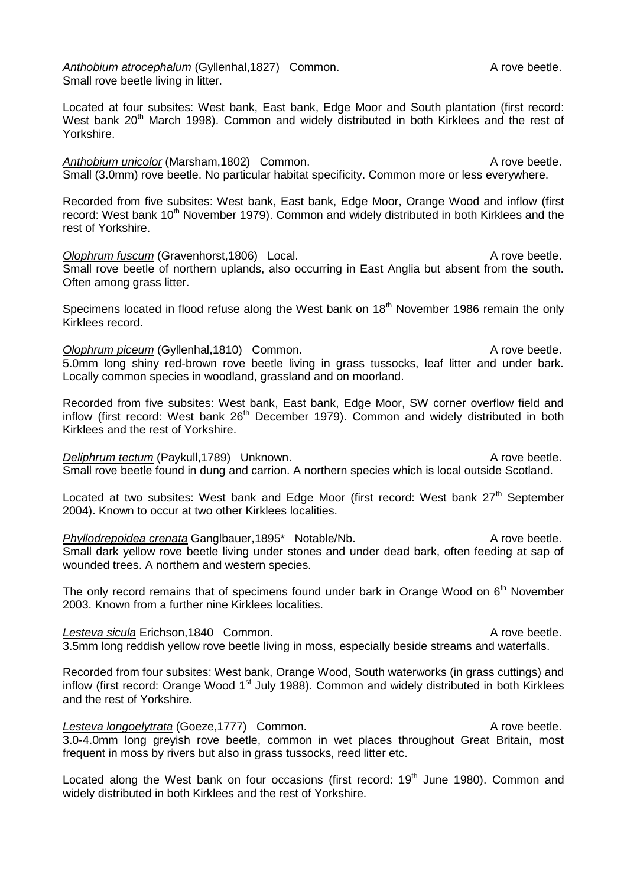*Anthobium atrocephalum* (Gyllenhal,1827) Common. A rove beetle.
Small rove beetle living in litter.

Located at four subsites: West bank, East bank, Edge Moor and South plantation (first record: West bank 20th March 1998). Common and widely distributed in both Kirklees and the rest of Yorkshire.

*Anthobium unicolor* (Marsham,1802) Common. A rove beetle.
Small (3.0mm) rove beetle. No particular habitat specificity. Common more or less everywhere.

Recorded from five subsites: West bank, East bank, Edge Moor, Orange Wood and inflow (first record: West bank 10th November 1979). Common and widely distributed in both Kirklees and the rest of Yorkshire.

*Olophrum fuscum* (Gravenhorst,1806) Local. A rove beetle.
Small rove beetle of northern uplands, also occurring in East Anglia but absent from the south. Often among grass litter.

Specimens located in flood refuse along the West bank on 18th November 1986 remain the only Kirklees record.

*Olophrum piceum* (Gyllenhal,1810) Common. A rove beetle.
5.0mm long shiny red-brown rove beetle living in grass tussocks, leaf litter and under bark. Locally common species in woodland, grassland and on moorland.

Recorded from five subsites: West bank, East bank, Edge Moor, SW corner overflow field and inflow (first record: West bank 26th December 1979). Common and widely distributed in both Kirklees and the rest of Yorkshire.

*Deliphrum tectum* (Paykull,1789) Unknown. A rove beetle.
Small rove beetle found in dung and carrion. A northern species which is local outside Scotland.

Located at two subsites: West bank and Edge Moor (first record: West bank 27th September 2004). Known to occur at two other Kirklees localities.

*Phyllodrepoidea crenata* Ganglbauer,1895* Notable/Nb. A rove beetle.
Small dark yellow rove beetle living under stones and under dead bark, often feeding at sap of wounded trees. A northern and western species.

The only record remains that of specimens found under bark in Orange Wood on 6th November 2003. Known from a further nine Kirklees localities.

*Lesteva sicula* Erichson,1840 Common. A rove beetle.
3.5mm long reddish yellow rove beetle living in moss, especially beside streams and waterfalls.

Recorded from four subsites: West bank, Orange Wood, South waterworks (in grass cuttings) and inflow (first record: Orange Wood 1st July 1988). Common and widely distributed in both Kirklees and the rest of Yorkshire.

*Lesteva longoelytrata* (Goeze,1777) Common. A rove beetle.
3.0-4.0mm long greyish rove beetle, common in wet places throughout Great Britain, most frequent in moss by rivers but also in grass tussocks, reed litter etc.

Located along the West bank on four occasions (first record: 19th June 1980). Common and widely distributed in both Kirklees and the rest of Yorkshire.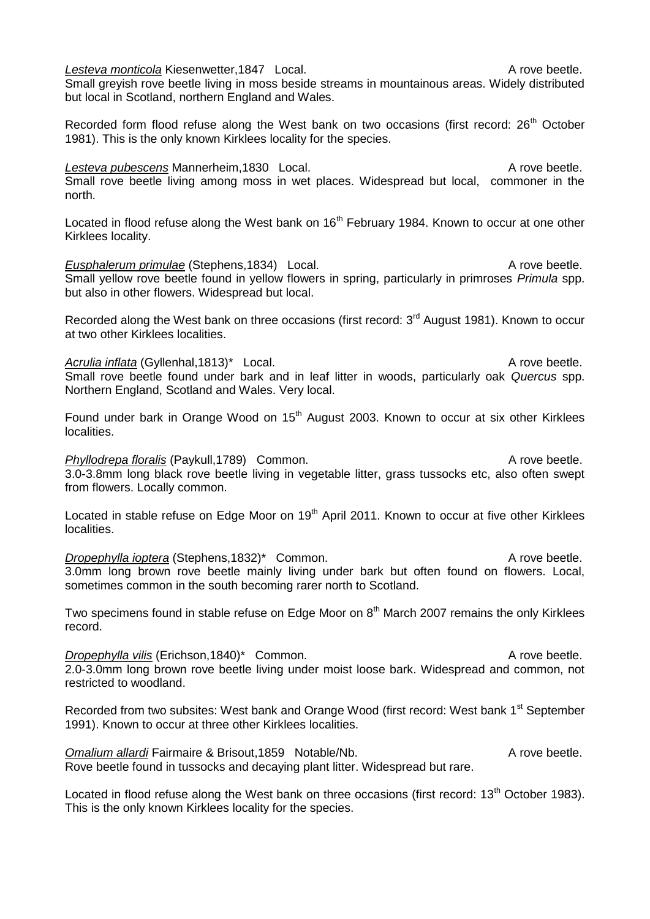*Lesteva monticola* Kiesenwetter,1847 Local. A rove beetle.
Small greyish rove beetle living in moss beside streams in mountainous areas. Widely distributed but local in Scotland, northern England and Wales.

Recorded form flood refuse along the West bank on two occasions (first record: 26th October 1981). This is the only known Kirklees locality for the species.

*Lesteva pubescens* Mannerheim,1830 Local. A rove beetle.
Small rove beetle living among moss in wet places. Widespread but local, commoner in the north.

Located in flood refuse along the West bank on 16th February 1984. Known to occur at one other Kirklees locality.

*Eusphalerum primulae* (Stephens,1834) Local. A rove beetle.
Small yellow rove beetle found in yellow flowers in spring, particularly in primroses *Primula* spp. but also in other flowers. Widespread but local.

Recorded along the West bank on three occasions (first record: 3rd August 1981). Known to occur at two other Kirklees localities.

*Acrulia inflata* (Gyllenhal,1813)* Local. A rove beetle.
Small rove beetle found under bark and in leaf litter in woods, particularly oak *Quercus* spp. Northern England, Scotland and Wales. Very local.

Found under bark in Orange Wood on 15th August 2003. Known to occur at six other Kirklees localities.

*Phyllodrepa floralis* (Paykull,1789) Common. A rove beetle.
3.0-3.8mm long black rove beetle living in vegetable litter, grass tussocks etc, also often swept from flowers. Locally common.

Located in stable refuse on Edge Moor on 19th April 2011. Known to occur at five other Kirklees localities.

*Dropephylla ioptera* (Stephens,1832)* Common. A rove beetle.
3.0mm long brown rove beetle mainly living under bark but often found on flowers. Local, sometimes common in the south becoming rarer north to Scotland.

Two specimens found in stable refuse on Edge Moor on 8th March 2007 remains the only Kirklees record.

*Dropephylla vilis* (Erichson,1840)* Common. A rove beetle.
2.0-3.0mm long brown rove beetle living under moist loose bark. Widespread and common, not restricted to woodland.

Recorded from two subsites: West bank and Orange Wood (first record: West bank 1st September 1991). Known to occur at three other Kirklees localities.

*Omalium allardi* Fairmaire & Brisout,1859 Notable/Nb. A rove beetle.
Rove beetle found in tussocks and decaying plant litter. Widespread but rare.

Located in flood refuse along the West bank on three occasions (first record: 13th October 1983). This is the only known Kirklees locality for the species.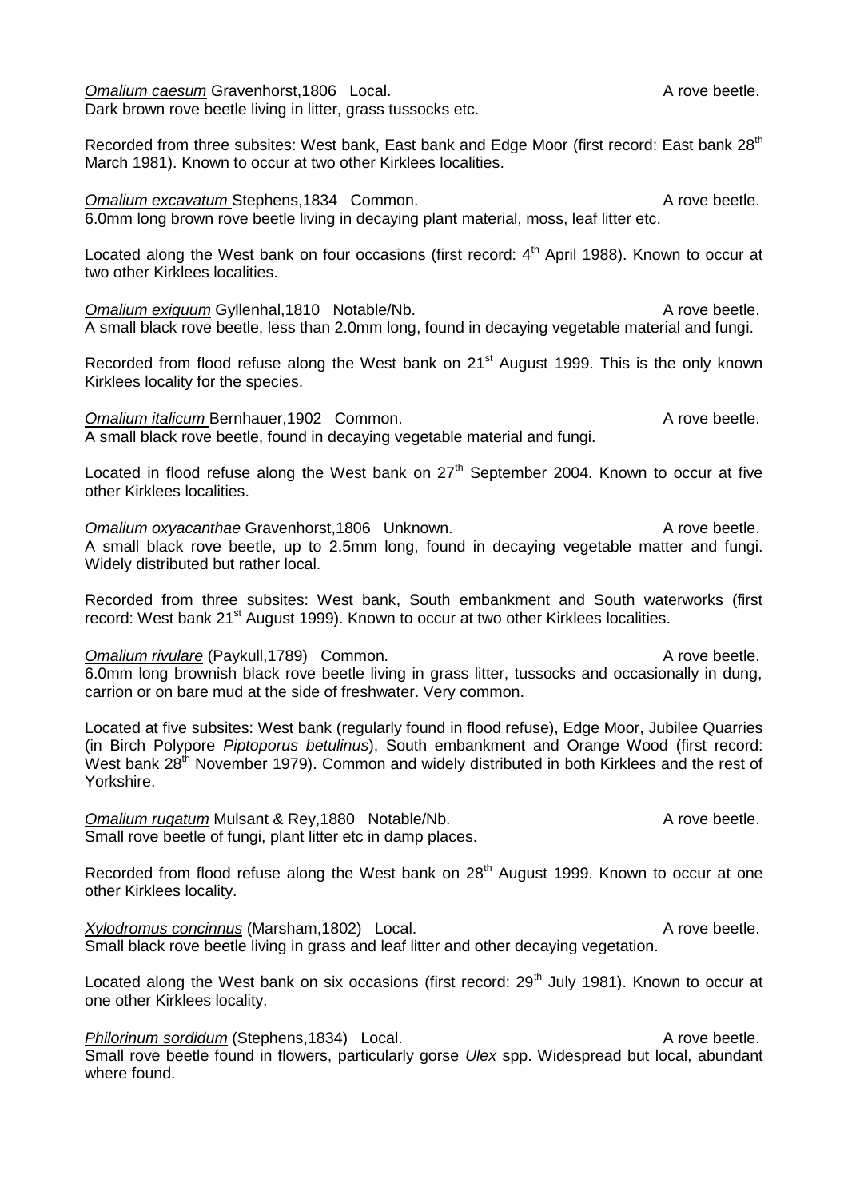*Omalium caesum* Gravenhorst,1806 Local. A rove beetle.
Dark brown rove beetle living in litter, grass tussocks etc.

Recorded from three subsites: West bank, East bank and Edge Moor (first record: East bank 28th March 1981). Known to occur at two other Kirklees localities.

*Omalium excavatum* Stephens,1834 Common. A rove beetle.
6.0mm long brown rove beetle living in decaying plant material, moss, leaf litter etc.

Located along the West bank on four occasions (first record: 4th April 1988). Known to occur at two other Kirklees localities.

*Omalium exiguum* Gyllenhal,1810 Notable/Nb. A rove beetle.
A small black rove beetle, less than 2.0mm long, found in decaying vegetable material and fungi.

Recorded from flood refuse along the West bank on 21st August 1999. This is the only known Kirklees locality for the species.

*Omalium italicum* Bernhauer,1902 Common. A rove beetle.
A small black rove beetle, found in decaying vegetable material and fungi.

Located in flood refuse along the West bank on 27th September 2004. Known to occur at five other Kirklees localities.

*Omalium oxyacanthae* Gravenhorst,1806 Unknown. A rove beetle.
A small black rove beetle, up to 2.5mm long, found in decaying vegetable matter and fungi. Widely distributed but rather local.

Recorded from three subsites: West bank, South embankment and South waterworks (first record: West bank 21st August 1999). Known to occur at two other Kirklees localities.

*Omalium rivulare* (Paykull,1789) Common. A rove beetle.
6.0mm long brownish black rove beetle living in grass litter, tussocks and occasionally in dung, carrion or on bare mud at the side of freshwater. Very common.

Located at five subsites: West bank (regularly found in flood refuse), Edge Moor, Jubilee Quarries (in Birch Polypore *Piptoporus betulinus*), South embankment and Orange Wood (first record: West bank 28th November 1979). Common and widely distributed in both Kirklees and the rest of Yorkshire.

*Omalium rugatum* Mulsant & Rey,1880 Notable/Nb. A rove beetle.
Small rove beetle of fungi, plant litter etc in damp places.

Recorded from flood refuse along the West bank on 28th August 1999. Known to occur at one other Kirklees locality.

*Xylodromus concinnus* (Marsham,1802) Local. A rove beetle.
Small black rove beetle living in grass and leaf litter and other decaying vegetation.

Located along the West bank on six occasions (first record: 29th July 1981). Known to occur at one other Kirklees locality.

*Philorinum sordidum* (Stephens,1834) Local. A rove beetle.
Small rove beetle found in flowers, particularly gorse *Ulex* spp. Widespread but local, abundant where found.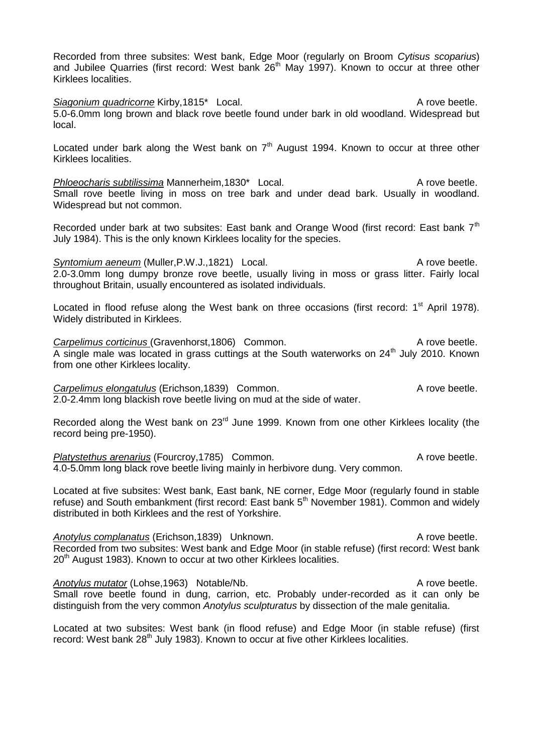Recorded from three subsites: West bank, Edge Moor (regularly on Broom *Cytisus scoparius*) and Jubilee Quarries (first record: West bank 26th May 1997). Known to occur at three other Kirklees localities.

*Siagonium quadricorne* Kirby,1815* Local. A rove beetle.
5.0-6.0mm long brown and black rove beetle found under bark in old woodland. Widespread but local.

Located under bark along the West bank on 7th August 1994. Known to occur at three other Kirklees localities.

*Phloeocharis subtilissima* Mannerheim,1830* Local. A rove beetle.
Small rove beetle living in moss on tree bark and under dead bark. Usually in woodland. Widespread but not common.

Recorded under bark at two subsites: East bank and Orange Wood (first record: East bank 7th July 1984). This is the only known Kirklees locality for the species.

*Syntomium aeneum* (Muller,P.W.J.,1821) Local. A rove beetle.
2.0-3.0mm long dumpy bronze rove beetle, usually living in moss or grass litter. Fairly local throughout Britain, usually encountered as isolated individuals.

Located in flood refuse along the West bank on three occasions (first record: 1st April 1978). Widely distributed in Kirklees.

*Carpelimus corticinus* (Gravenhorst,1806) Common. A rove beetle.
A single male was located in grass cuttings at the South waterworks on 24th July 2010. Known from one other Kirklees locality.

*Carpelimus elongatulus* (Erichson,1839) Common. A rove beetle.
2.0-2.4mm long blackish rove beetle living on mud at the side of water.

Recorded along the West bank on 23rd June 1999. Known from one other Kirklees locality (the record being pre-1950).

*Platystethus arenarius* (Fourcroy,1785) Common. A rove beetle.
4.0-5.0mm long black rove beetle living mainly in herbivore dung. Very common.

Located at five subsites: West bank, East bank, NE corner, Edge Moor (regularly found in stable refuse) and South embankment (first record: East bank 5th November 1981). Common and widely distributed in both Kirklees and the rest of Yorkshire.

*Anotylus complanatus* (Erichson,1839) Unknown. A rove beetle.
Recorded from two subsites: West bank and Edge Moor (in stable refuse) (first record: West bank 20th August 1983). Known to occur at two other Kirklees localities.

*Anotylus mutator* (Lohse,1963) Notable/Nb. A rove beetle.
Small rove beetle found in dung, carrion, etc. Probably under-recorded as it can only be distinguish from the very common *Anotylus sculpturatus* by dissection of the male genitalia.

Located at two subsites: West bank (in flood refuse) and Edge Moor (in stable refuse) (first record: West bank 28th July 1983). Known to occur at five other Kirklees localities.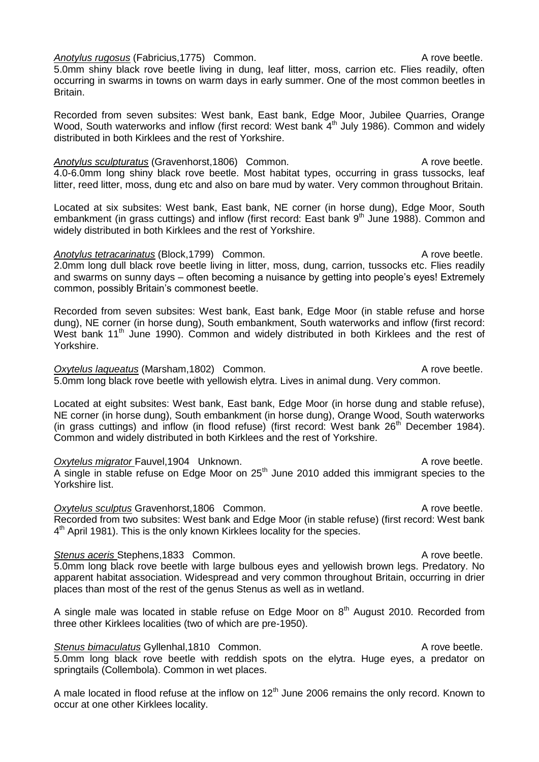***Anotylus rugosus*** (Fabricius,1775) Common. A rove beetle.
5.0mm shiny black rove beetle living in dung, leaf litter, moss, carrion etc. Flies readily, often occurring in swarms in towns on warm days in early summer. One of the most common beetles in Britain.

Recorded from seven subsites: West bank, East bank, Edge Moor, Jubilee Quarries, Orange Wood, South waterworks and inflow (first record: West bank 4th July 1986). Common and widely distributed in both Kirklees and the rest of Yorkshire.

***Anotylus sculpturatus*** (Gravenhorst,1806) Common. A rove beetle.
4.0-6.0mm long shiny black rove beetle. Most habitat types, occurring in grass tussocks, leaf litter, reed litter, moss, dung etc and also on bare mud by water. Very common throughout Britain.

Located at six subsites: West bank, East bank, NE corner (in horse dung), Edge Moor, South embankment (in grass cuttings) and inflow (first record: East bank 9th June 1988). Common and widely distributed in both Kirklees and the rest of Yorkshire.

***Anotylus tetracarinatus*** (Block,1799) Common. A rove beetle.
2.0mm long dull black rove beetle living in litter, moss, dung, carrion, tussocks etc. Flies readily and swarms on sunny days – often becoming a nuisance by getting into people's eyes! Extremely common, possibly Britain's commonest beetle.

Recorded from seven subsites: West bank, East bank, Edge Moor (in stable refuse and horse dung), NE corner (in horse dung), South embankment, South waterworks and inflow (first record: West bank 11th June 1990). Common and widely distributed in both Kirklees and the rest of Yorkshire.

***Oxytelus laqueatus*** (Marsham,1802) Common. A rove beetle.
5.0mm long black rove beetle with yellowish elytra. Lives in animal dung. Very common.

Located at eight subsites: West bank, East bank, Edge Moor (in horse dung and stable refuse), NE corner (in horse dung), South embankment (in horse dung), Orange Wood, South waterworks (in grass cuttings) and inflow (in flood refuse) (first record: West bank 26th December 1984). Common and widely distributed in both Kirklees and the rest of Yorkshire.

***Oxytelus migrator*** Fauvel,1904 Unknown. A rove beetle.
A single in stable refuse on Edge Moor on 25th June 2010 added this immigrant species to the Yorkshire list.

***Oxytelus sculptus*** Gravenhorst,1806 Common. A rove beetle.
Recorded from two subsites: West bank and Edge Moor (in stable refuse) (first record: West bank 4th April 1981). This is the only known Kirklees locality for the species.

***Stenus aceris*** Stephens,1833 Common. A rove beetle.
5.0mm long black rove beetle with large bulbous eyes and yellowish brown legs. Predatory. No apparent habitat association. Widespread and very common throughout Britain, occurring in drier places than most of the rest of the genus Stenus as well as in wetland.

A single male was located in stable refuse on Edge Moor on 8th August 2010. Recorded from three other Kirklees localities (two of which are pre-1950).

***Stenus bimaculatus*** Gyllenhal,1810 Common. A rove beetle.
5.0mm long black rove beetle with reddish spots on the elytra. Huge eyes, a predator on springtails (Collembola). Common in wet places.

A male located in flood refuse at the inflow on 12th June 2006 remains the only record. Known to occur at one other Kirklees locality.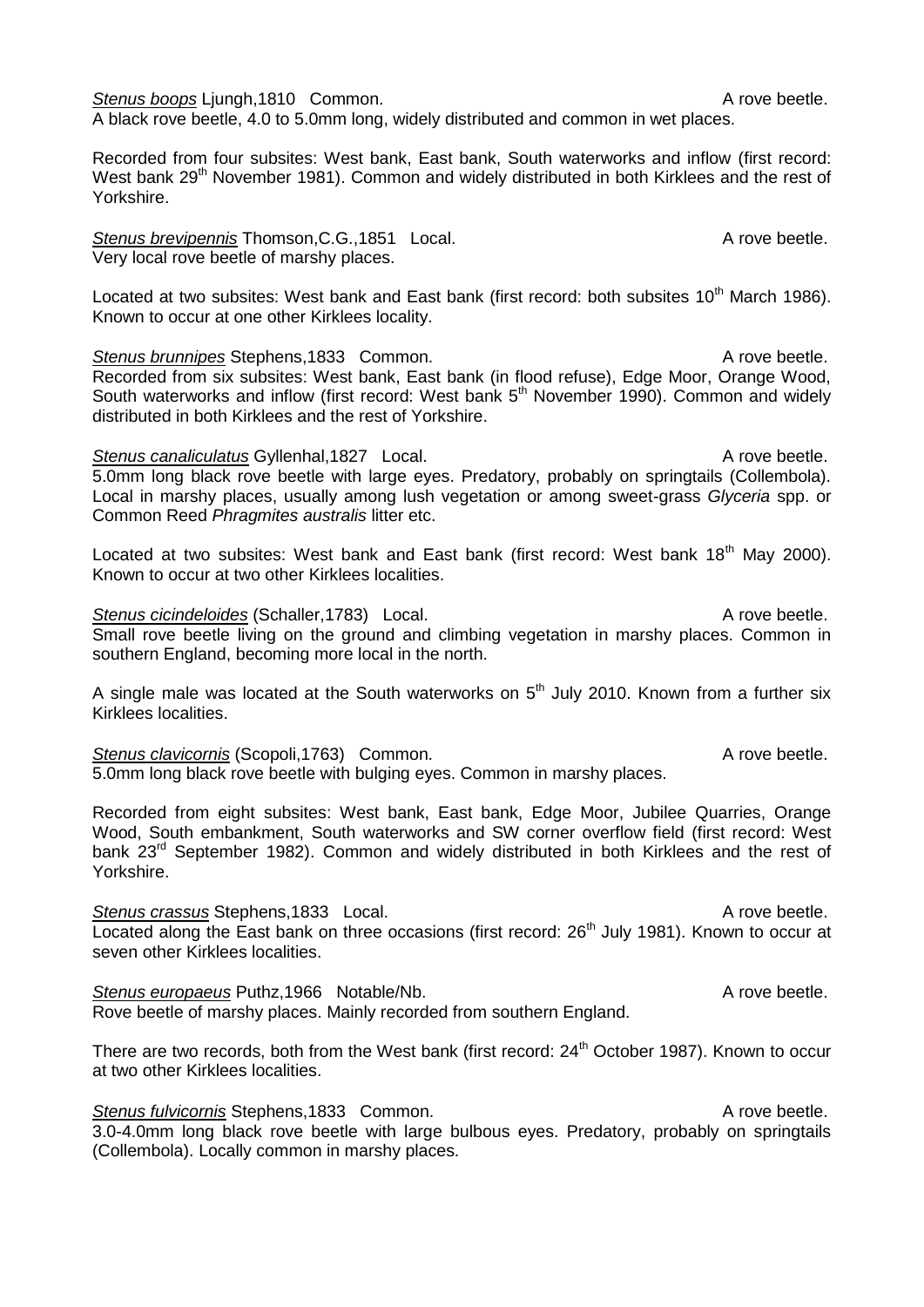***Stenus boops*** Ljungh,1810 Common. A rove beetle.
A black rove beetle, 4.0 to 5.0mm long, widely distributed and common in wet places.

Recorded from four subsites: West bank, East bank, South waterworks and inflow (first record: West bank 29th November 1981). Common and widely distributed in both Kirklees and the rest of Yorkshire.

***Stenus brevipennis*** Thomson,C.G.,1851 Local. A rove beetle.
Very local rove beetle of marshy places.

Located at two subsites: West bank and East bank (first record: both subsites 10th March 1986). Known to occur at one other Kirklees locality.

***Stenus brunnipes*** Stephens,1833 Common. A rove beetle.
Recorded from six subsites: West bank, East bank (in flood refuse), Edge Moor, Orange Wood, South waterworks and inflow (first record: West bank 5th November 1990). Common and widely distributed in both Kirklees and the rest of Yorkshire.

***Stenus canaliculatus*** Gyllenhal,1827 Local. A rove beetle.
5.0mm long black rove beetle with large eyes. Predatory, probably on springtails (Collembola). Local in marshy places, usually among lush vegetation or among sweet-grass *Glyceria* spp. or Common Reed *Phragmites australis* litter etc.

Located at two subsites: West bank and East bank (first record: West bank 18th May 2000). Known to occur at two other Kirklees localities.

***Stenus cicindeloides*** (Schaller,1783) Local. A rove beetle.
Small rove beetle living on the ground and climbing vegetation in marshy places. Common in southern England, becoming more local in the north.

A single male was located at the South waterworks on 5th July 2010. Known from a further six Kirklees localities.

***Stenus clavicornis*** (Scopoli,1763) Common. A rove beetle.
5.0mm long black rove beetle with bulging eyes. Common in marshy places.

Recorded from eight subsites: West bank, East bank, Edge Moor, Jubilee Quarries, Orange Wood, South embankment, South waterworks and SW corner overflow field (first record: West bank 23rd September 1982). Common and widely distributed in both Kirklees and the rest of Yorkshire.

***Stenus crassus*** Stephens,1833 Local. A rove beetle.
Located along the East bank on three occasions (first record: 26th July 1981). Known to occur at seven other Kirklees localities.

***Stenus europaeus*** Puthz,1966 Notable/Nb. A rove beetle.
Rove beetle of marshy places. Mainly recorded from southern England.

There are two records, both from the West bank (first record: 24th October 1987). Known to occur at two other Kirklees localities.

***Stenus fulvicornis*** Stephens,1833 Common. A rove beetle.
3.0-4.0mm long black rove beetle with large bulbous eyes. Predatory, probably on springtails (Collembola). Locally common in marshy places.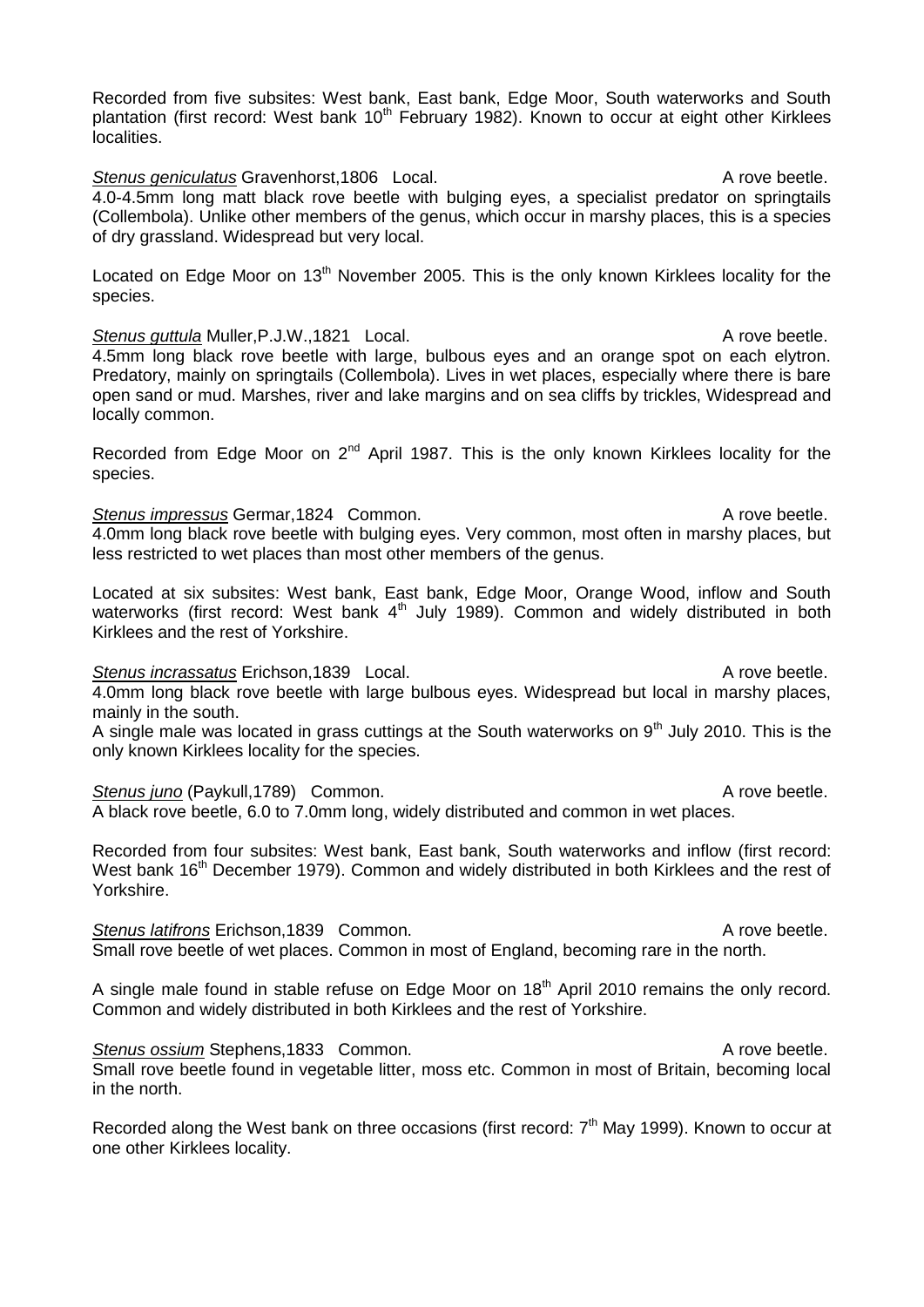Recorded from five subsites: West bank, East bank, Edge Moor, South waterworks and South plantation (first record: West bank 10th February 1982). Known to occur at eight other Kirklees localities.

*Stenus geniculatus* Gravenhorst,1806 Local. A rove beetle.
4.0-4.5mm long matt black rove beetle with bulging eyes, a specialist predator on springtails (Collembola). Unlike other members of the genus, which occur in marshy places, this is a species of dry grassland. Widespread but very local.

Located on Edge Moor on 13th November 2005. This is the only known Kirklees locality for the species.

*Stenus guttula* Muller,P.J.W.,1821 Local. A rove beetle.
4.5mm long black rove beetle with large, bulbous eyes and an orange spot on each elytron. Predatory, mainly on springtails (Collembola). Lives in wet places, especially where there is bare open sand or mud. Marshes, river and lake margins and on sea cliffs by trickles, Widespread and locally common.

Recorded from Edge Moor on 2nd April 1987. This is the only known Kirklees locality for the species.

*Stenus impressus* Germar,1824 Common. A rove beetle.
4.0mm long black rove beetle with bulging eyes. Very common, most often in marshy places, but less restricted to wet places than most other members of the genus.

Located at six subsites: West bank, East bank, Edge Moor, Orange Wood, inflow and South waterworks (first record: West bank 4th July 1989). Common and widely distributed in both Kirklees and the rest of Yorkshire.

*Stenus incrassatus* Erichson,1839 Local. A rove beetle.
4.0mm long black rove beetle with large bulbous eyes. Widespread but local in marshy places, mainly in the south.
A single male was located in grass cuttings at the South waterworks on 9th July 2010. This is the only known Kirklees locality for the species.

*Stenus juno* (Paykull,1789) Common. A rove beetle.
A black rove beetle, 6.0 to 7.0mm long, widely distributed and common in wet places.

Recorded from four subsites: West bank, East bank, South waterworks and inflow (first record: West bank 16th December 1979). Common and widely distributed in both Kirklees and the rest of Yorkshire.

*Stenus latifrons* Erichson,1839 Common. A rove beetle.
Small rove beetle of wet places. Common in most of England, becoming rare in the north.

A single male found in stable refuse on Edge Moor on 18th April 2010 remains the only record. Common and widely distributed in both Kirklees and the rest of Yorkshire.

*Stenus ossium* Stephens,1833 Common. A rove beetle.
Small rove beetle found in vegetable litter, moss etc. Common in most of Britain, becoming local in the north.

Recorded along the West bank on three occasions (first record: 7th May 1999). Known to occur at one other Kirklees locality.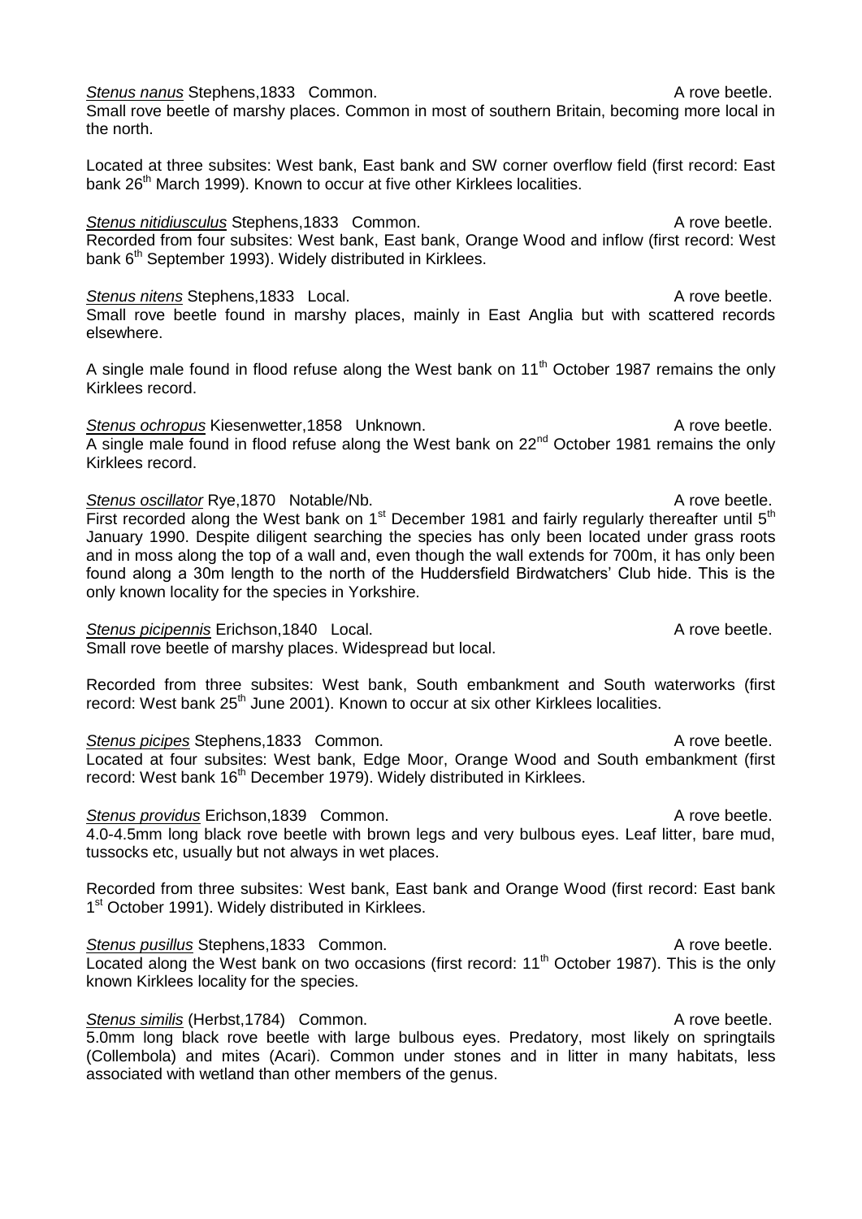***Stenus nanus*** Stephens,1833 Common. A rove beetle.
Small rove beetle of marshy places. Common in most of southern Britain, becoming more local in the north.

Located at three subsites: West bank, East bank and SW corner overflow field (first record: East bank 26th March 1999). Known to occur at five other Kirklees localities.

***Stenus nitidiusculus*** Stephens,1833 Common. A rove beetle.
Recorded from four subsites: West bank, East bank, Orange Wood and inflow (first record: West bank 6th September 1993). Widely distributed in Kirklees.

***Stenus nitens*** Stephens,1833 Local. A rove beetle.
Small rove beetle found in marshy places, mainly in East Anglia but with scattered records elsewhere.

A single male found in flood refuse along the West bank on 11th October 1987 remains the only Kirklees record.

***Stenus ochropus*** Kiesenwetter,1858 Unknown. A rove beetle.
A single male found in flood refuse along the West bank on 22nd October 1981 remains the only Kirklees record.

***Stenus oscillator*** Rye,1870 Notable/Nb. A rove beetle.
First recorded along the West bank on 1st December 1981 and fairly regularly thereafter until 5th January 1990. Despite diligent searching the species has only been located under grass roots and in moss along the top of a wall and, even though the wall extends for 700m, it has only been found along a 30m length to the north of the Huddersfield Birdwatchers' Club hide. This is the only known locality for the species in Yorkshire.

***Stenus picipennis*** Erichson,1840 Local. A rove beetle.
Small rove beetle of marshy places. Widespread but local.

Recorded from three subsites: West bank, South embankment and South waterworks (first record: West bank 25th June 2001). Known to occur at six other Kirklees localities.

***Stenus picipes*** Stephens,1833 Common. A rove beetle.
Located at four subsites: West bank, Edge Moor, Orange Wood and South embankment (first record: West bank 16th December 1979). Widely distributed in Kirklees.

***Stenus providus*** Erichson,1839 Common. A rove beetle.
4.0-4.5mm long black rove beetle with brown legs and very bulbous eyes. Leaf litter, bare mud, tussocks etc, usually but not always in wet places.

Recorded from three subsites: West bank, East bank and Orange Wood (first record: East bank 1st October 1991). Widely distributed in Kirklees.

***Stenus pusillus*** Stephens,1833 Common. A rove beetle.
Located along the West bank on two occasions (first record: 11th October 1987). This is the only known Kirklees locality for the species.

***Stenus similis*** (Herbst,1784) Common. A rove beetle.
5.0mm long black rove beetle with large bulbous eyes. Predatory, most likely on springtails (Collembola) and mites (Acari). Common under stones and in litter in many habitats, less associated with wetland than other members of the genus.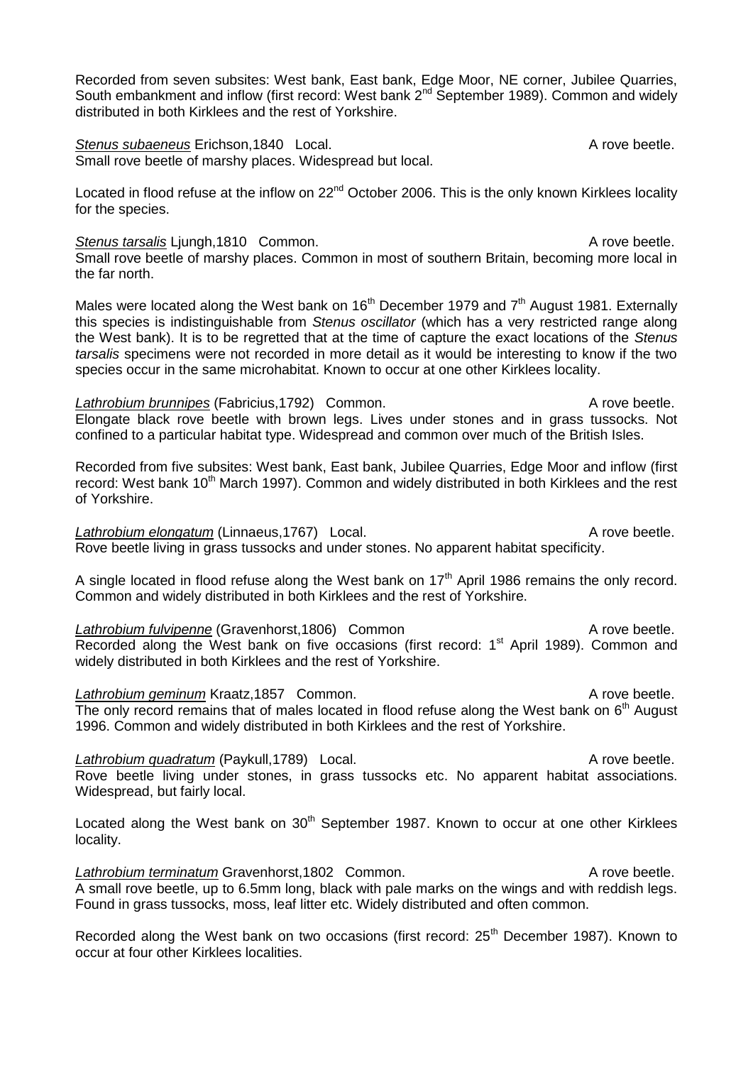Recorded from seven subsites: West bank, East bank, Edge Moor, NE corner, Jubilee Quarries, South embankment and inflow (first record: West bank 2nd September 1989). Common and widely distributed in both Kirklees and the rest of Yorkshire.

*Stenus subaeneus* Erichson,1840 Local. A rove beetle.
Small rove beetle of marshy places. Widespread but local.

Located in flood refuse at the inflow on 22nd October 2006. This is the only known Kirklees locality for the species.

*Stenus tarsalis* Ljungh,1810 Common. A rove beetle.
Small rove beetle of marshy places. Common in most of southern Britain, becoming more local in the far north.

Males were located along the West bank on 16th December 1979 and 7th August 1981. Externally this species is indistinguishable from *Stenus oscillator* (which has a very restricted range along the West bank). It is to be regretted that at the time of capture the exact locations of the *Stenus tarsalis* specimens were not recorded in more detail as it would be interesting to know if the two species occur in the same microhabitat. Known to occur at one other Kirklees locality.

*Lathrobium brunnipes* (Fabricius,1792) Common. A rove beetle.
Elongate black rove beetle with brown legs. Lives under stones and in grass tussocks. Not confined to a particular habitat type. Widespread and common over much of the British Isles.

Recorded from five subsites: West bank, East bank, Jubilee Quarries, Edge Moor and inflow (first record: West bank 10th March 1997). Common and widely distributed in both Kirklees and the rest of Yorkshire.

*Lathrobium elongatum* (Linnaeus,1767) Local. A rove beetle.
Rove beetle living in grass tussocks and under stones. No apparent habitat specificity.

A single located in flood refuse along the West bank on 17th April 1986 remains the only record. Common and widely distributed in both Kirklees and the rest of Yorkshire.

*Lathrobium fulvipenne* (Gravenhorst,1806) Common A rove beetle.
Recorded along the West bank on five occasions (first record: 1st April 1989). Common and widely distributed in both Kirklees and the rest of Yorkshire.

*Lathrobium geminum* Kraatz,1857 Common. A rove beetle.
The only record remains that of males located in flood refuse along the West bank on 6th August 1996. Common and widely distributed in both Kirklees and the rest of Yorkshire.

*Lathrobium quadratum* (Paykull,1789) Local. A rove beetle.
Rove beetle living under stones, in grass tussocks etc. No apparent habitat associations. Widespread, but fairly local.

Located along the West bank on 30th September 1987. Known to occur at one other Kirklees locality.

*Lathrobium terminatum* Gravenhorst,1802 Common. A rove beetle.
A small rove beetle, up to 6.5mm long, black with pale marks on the wings and with reddish legs. Found in grass tussocks, moss, leaf litter etc. Widely distributed and often common.

Recorded along the West bank on two occasions (first record: 25th December 1987). Known to occur at four other Kirklees localities.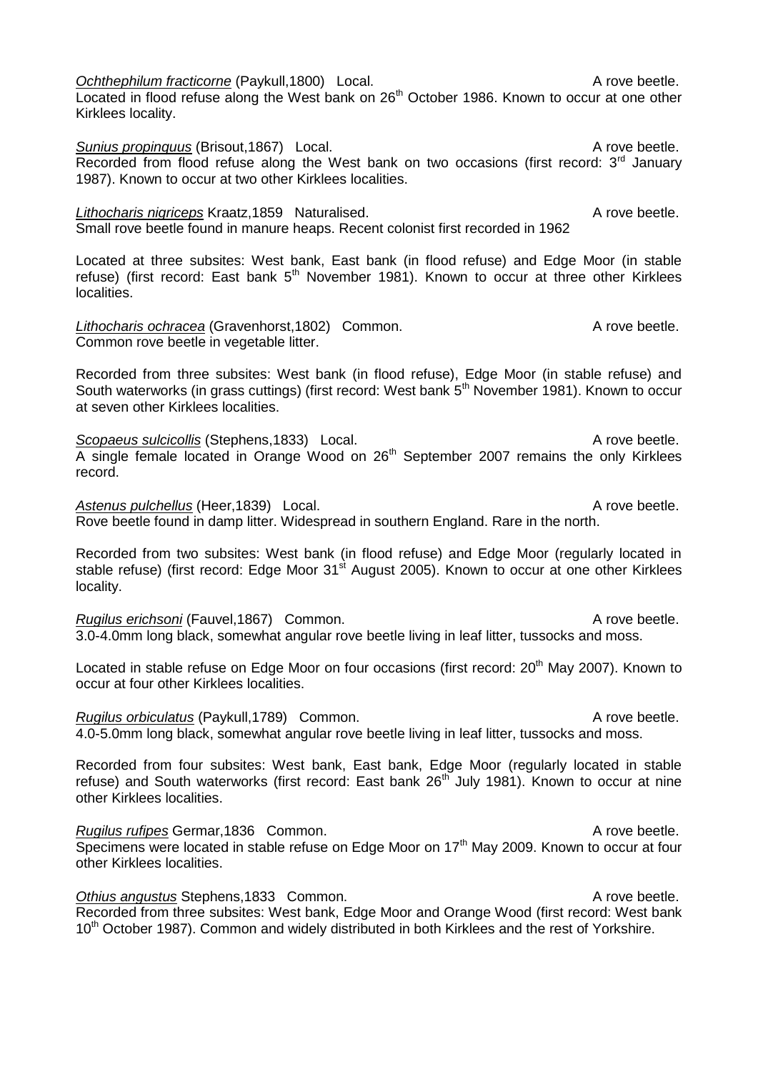*Ochthephilum fracticorne* (Paykull,1800) Local. A rove beetle.
Located in flood refuse along the West bank on 26th October 1986. Known to occur at one other Kirklees locality.

*Sunius propinquus* (Brisout,1867) Local. A rove beetle.
Recorded from flood refuse along the West bank on two occasions (first record: 3rd January 1987). Known to occur at two other Kirklees localities.

*Lithocharis nigriceps* Kraatz,1859 Naturalised. A rove beetle.
Small rove beetle found in manure heaps. Recent colonist first recorded in 1962

Located at three subsites: West bank, East bank (in flood refuse) and Edge Moor (in stable refuse) (first record: East bank 5th November 1981). Known to occur at three other Kirklees localities.

*Lithocharis ochracea* (Gravenhorst,1802) Common. A rove beetle.
Common rove beetle in vegetable litter.

Recorded from three subsites: West bank (in flood refuse), Edge Moor (in stable refuse) and South waterworks (in grass cuttings) (first record: West bank 5th November 1981). Known to occur at seven other Kirklees localities.

*Scopaeus sulcicollis* (Stephens,1833) Local. A rove beetle.
A single female located in Orange Wood on 26th September 2007 remains the only Kirklees record.

*Astenus pulchellus* (Heer,1839) Local. A rove beetle.
Rove beetle found in damp litter. Widespread in southern England. Rare in the north.

Recorded from two subsites: West bank (in flood refuse) and Edge Moor (regularly located in stable refuse) (first record: Edge Moor 31st August 2005). Known to occur at one other Kirklees locality.

*Rugilus erichsoni* (Fauvel,1867) Common. A rove beetle.
3.0-4.0mm long black, somewhat angular rove beetle living in leaf litter, tussocks and moss.

Located in stable refuse on Edge Moor on four occasions (first record: 20th May 2007). Known to occur at four other Kirklees localities.

*Rugilus orbiculatus* (Paykull,1789) Common. A rove beetle.
4.0-5.0mm long black, somewhat angular rove beetle living in leaf litter, tussocks and moss.

Recorded from four subsites: West bank, East bank, Edge Moor (regularly located in stable refuse) and South waterworks (first record: East bank 26th July 1981). Known to occur at nine other Kirklees localities.

*Rugilus rufipes* Germar,1836 Common. A rove beetle.
Specimens were located in stable refuse on Edge Moor on 17th May 2009. Known to occur at four other Kirklees localities.

*Othius angustus* Stephens,1833 Common. A rove beetle.
Recorded from three subsites: West bank, Edge Moor and Orange Wood (first record: West bank 10th October 1987). Common and widely distributed in both Kirklees and the rest of Yorkshire.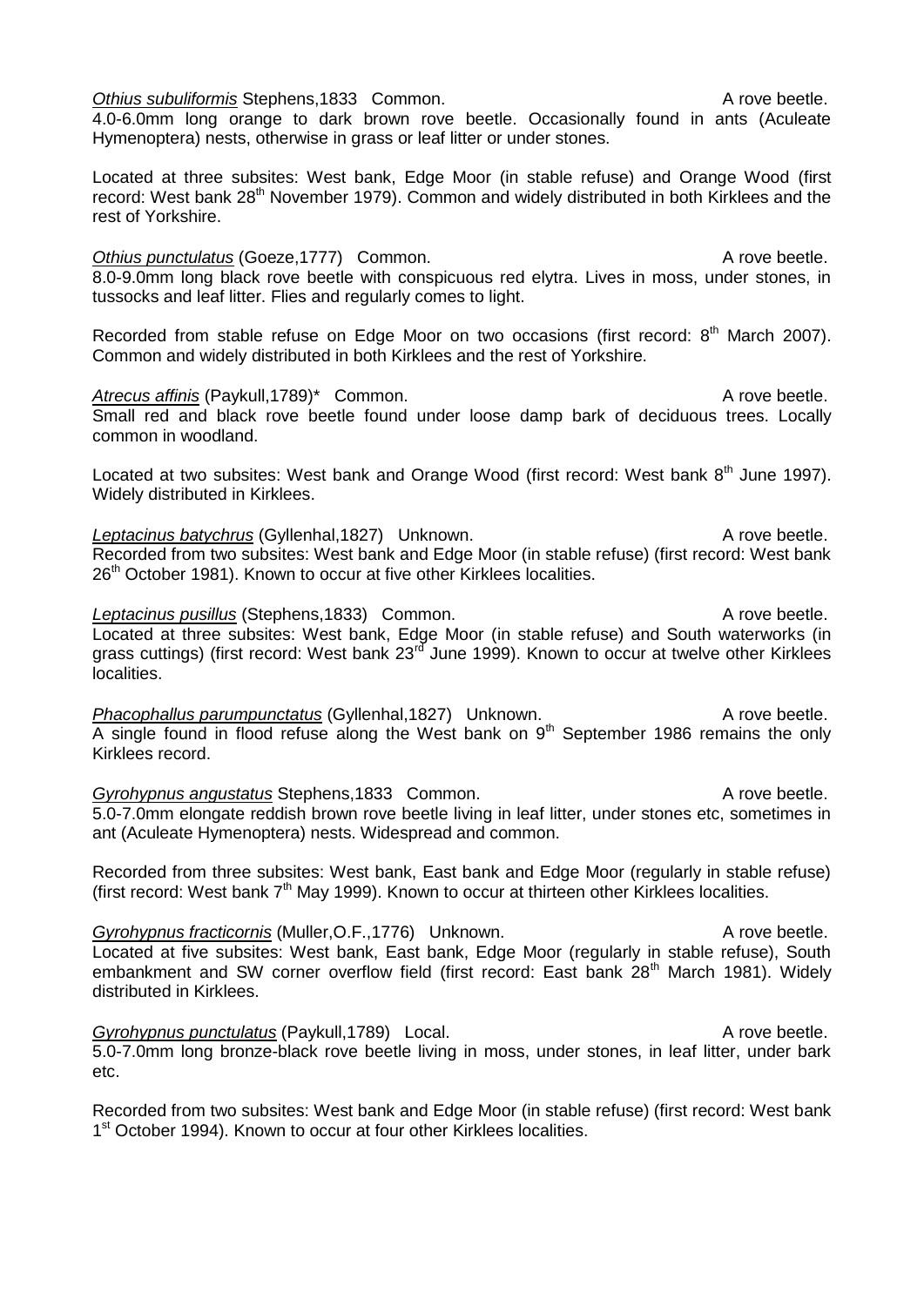*Othius subuliformis* Stephens,1833 Common. A rove beetle.
4.0-6.0mm long orange to dark brown rove beetle. Occasionally found in ants (Aculeate Hymenoptera) nests, otherwise in grass or leaf litter or under stones.

Located at three subsites: West bank, Edge Moor (in stable refuse) and Orange Wood (first record: West bank 28th November 1979). Common and widely distributed in both Kirklees and the rest of Yorkshire.

*Othius punctulatus* (Goeze,1777) Common. A rove beetle.
8.0-9.0mm long black rove beetle with conspicuous red elytra. Lives in moss, under stones, in tussocks and leaf litter. Flies and regularly comes to light.

Recorded from stable refuse on Edge Moor on two occasions (first record: 8th March 2007). Common and widely distributed in both Kirklees and the rest of Yorkshire.

*Atrecus affinis* (Paykull,1789)* Common. A rove beetle.
Small red and black rove beetle found under loose damp bark of deciduous trees. Locally common in woodland.

Located at two subsites: West bank and Orange Wood (first record: West bank 8th June 1997). Widely distributed in Kirklees.

*Leptacinus batychrus* (Gyllenhal,1827) Unknown. A rove beetle.
Recorded from two subsites: West bank and Edge Moor (in stable refuse) (first record: West bank 26th October 1981). Known to occur at five other Kirklees localities.

*Leptacinus pusillus* (Stephens,1833) Common. A rove beetle.
Located at three subsites: West bank, Edge Moor (in stable refuse) and South waterworks (in grass cuttings) (first record: West bank 23rd June 1999). Known to occur at twelve other Kirklees localities.

*Phacophallus parumpunctatus* (Gyllenhal,1827) Unknown. A rove beetle.
A single found in flood refuse along the West bank on 9th September 1986 remains the only Kirklees record.

*Gyrohypnus angustatus* Stephens,1833 Common. A rove beetle.
5.0-7.0mm elongate reddish brown rove beetle living in leaf litter, under stones etc, sometimes in ant (Aculeate Hymenoptera) nests. Widespread and common.

Recorded from three subsites: West bank, East bank and Edge Moor (regularly in stable refuse) (first record: West bank 7th May 1999). Known to occur at thirteen other Kirklees localities.

*Gyrohypnus fracticornis* (Muller,O.F.,1776) Unknown. A rove beetle.
Located at five subsites: West bank, East bank, Edge Moor (regularly in stable refuse), South embankment and SW corner overflow field (first record: East bank 28th March 1981). Widely distributed in Kirklees.

*Gyrohypnus punctulatus* (Paykull,1789) Local. A rove beetle.
5.0-7.0mm long bronze-black rove beetle living in moss, under stones, in leaf litter, under bark etc.

Recorded from two subsites: West bank and Edge Moor (in stable refuse) (first record: West bank 1st October 1994). Known to occur at four other Kirklees localities.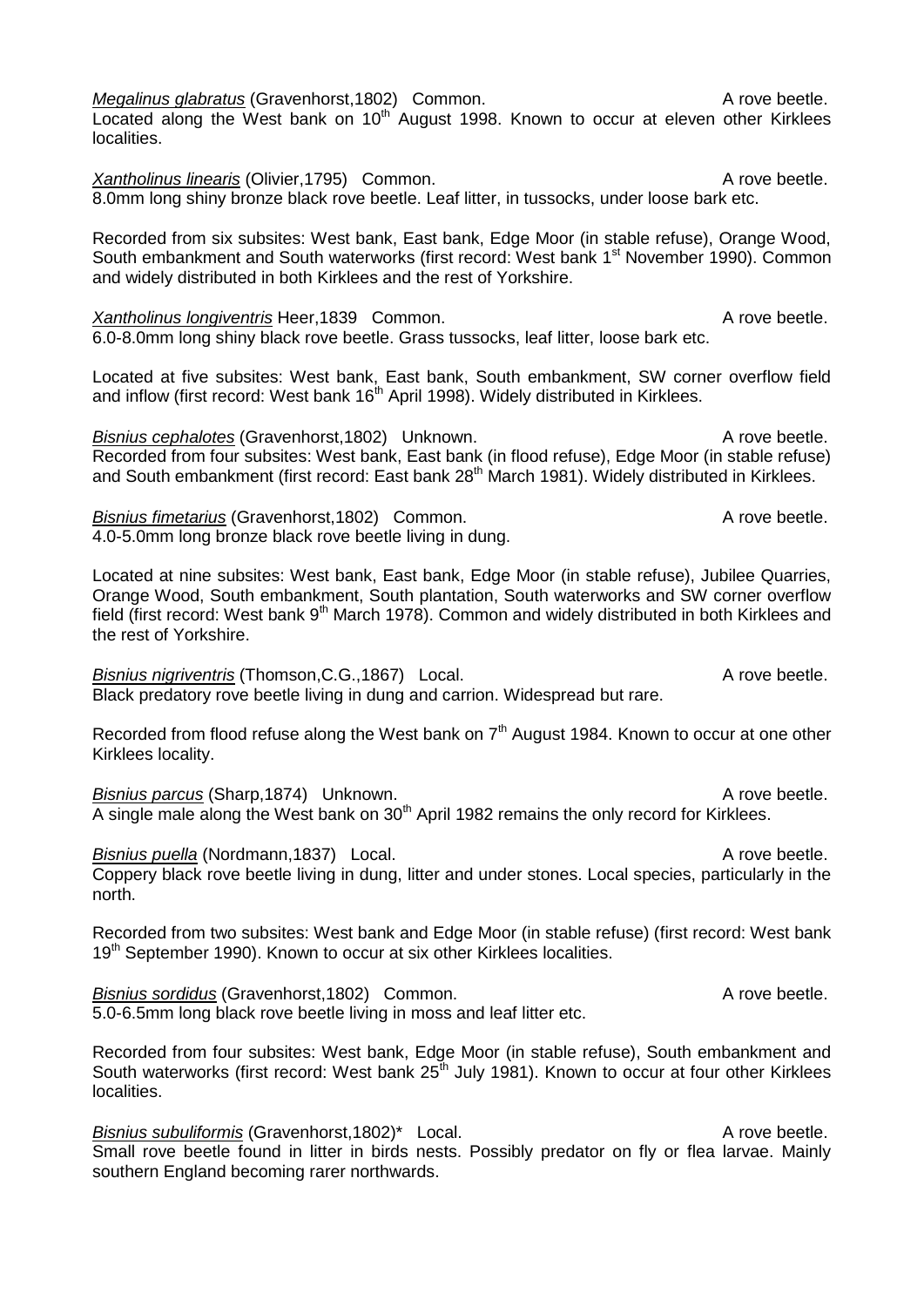*Megalinus glabratus* (Gravenhorst,1802) Common. A rove beetle.
Located along the West bank on 10th August 1998. Known to occur at eleven other Kirklees localities.

*Xantholinus linearis* (Olivier,1795) Common. A rove beetle.
8.0mm long shiny bronze black rove beetle. Leaf litter, in tussocks, under loose bark etc.

Recorded from six subsites: West bank, East bank, Edge Moor (in stable refuse), Orange Wood, South embankment and South waterworks (first record: West bank 1st November 1990). Common and widely distributed in both Kirklees and the rest of Yorkshire.

*Xantholinus longiventris* Heer,1839 Common. A rove beetle.
6.0-8.0mm long shiny black rove beetle. Grass tussocks, leaf litter, loose bark etc.

Located at five subsites: West bank, East bank, South embankment, SW corner overflow field and inflow (first record: West bank 16th April 1998). Widely distributed in Kirklees.

*Bisnius cephalotes* (Gravenhorst,1802) Unknown. A rove beetle.
Recorded from four subsites: West bank, East bank (in flood refuse), Edge Moor (in stable refuse) and South embankment (first record: East bank 28th March 1981). Widely distributed in Kirklees.

*Bisnius fimetarius* (Gravenhorst,1802) Common. A rove beetle.
4.0-5.0mm long bronze black rove beetle living in dung.

Located at nine subsites: West bank, East bank, Edge Moor (in stable refuse), Jubilee Quarries, Orange Wood, South embankment, South plantation, South waterworks and SW corner overflow field (first record: West bank 9th March 1978). Common and widely distributed in both Kirklees and the rest of Yorkshire.

*Bisnius nigriventris* (Thomson,C.G.,1867) Local. A rove beetle.
Black predatory rove beetle living in dung and carrion. Widespread but rare.

Recorded from flood refuse along the West bank on 7th August 1984. Known to occur at one other Kirklees locality.

*Bisnius parcus* (Sharp,1874) Unknown. A rove beetle.
A single male along the West bank on 30th April 1982 remains the only record for Kirklees.

*Bisnius puella* (Nordmann,1837) Local. A rove beetle.
Coppery black rove beetle living in dung, litter and under stones. Local species, particularly in the north.

Recorded from two subsites: West bank and Edge Moor (in stable refuse) (first record: West bank 19th September 1990). Known to occur at six other Kirklees localities.

*Bisnius sordidus* (Gravenhorst,1802) Common. A rove beetle.
5.0-6.5mm long black rove beetle living in moss and leaf litter etc.

Recorded from four subsites: West bank, Edge Moor (in stable refuse), South embankment and South waterworks (first record: West bank 25th July 1981). Known to occur at four other Kirklees localities.

*Bisnius subuliformis* (Gravenhorst,1802)* Local. A rove beetle.
Small rove beetle found in litter in birds nests. Possibly predator on fly or flea larvae. Mainly southern England becoming rarer northwards.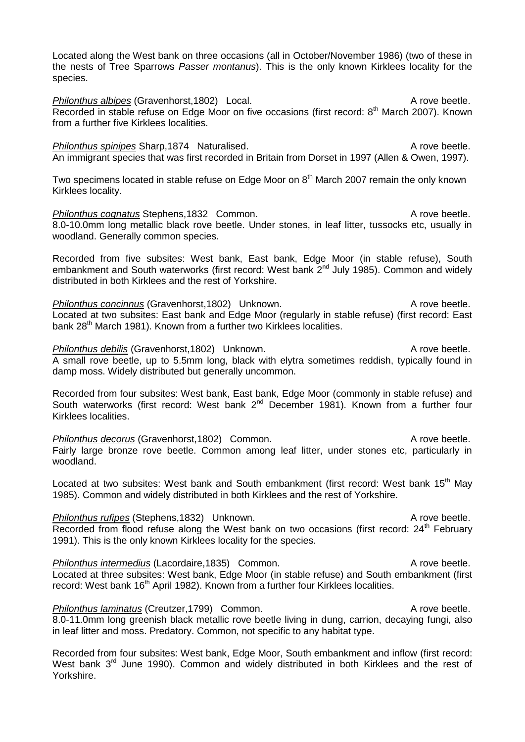Located along the West bank on three occasions (all in October/November 1986) (two of these in the nests of Tree Sparrows *Passer montanus*). This is the only known Kirklees locality for the species.

***Philonthus albipes*** (Gravenhorst,1802) Local. A rove beetle.
Recorded in stable refuse on Edge Moor on five occasions (first record: 8th March 2007). Known from a further five Kirklees localities.

***Philonthus spinipes*** Sharp,1874 Naturalised. A rove beetle.
An immigrant species that was first recorded in Britain from Dorset in 1997 (Allen & Owen, 1997).

Two specimens located in stable refuse on Edge Moor on 8th March 2007 remain the only known Kirklees locality.

***Philonthus cognatus*** Stephens,1832 Common. A rove beetle.
8.0-10.0mm long metallic black rove beetle. Under stones, in leaf litter, tussocks etc, usually in woodland. Generally common species.

Recorded from five subsites: West bank, East bank, Edge Moor (in stable refuse), South embankment and South waterworks (first record: West bank 2nd July 1985). Common and widely distributed in both Kirklees and the rest of Yorkshire.

***Philonthus concinnus*** (Gravenhorst,1802) Unknown. A rove beetle.
Located at two subsites: East bank and Edge Moor (regularly in stable refuse) (first record: East bank 28th March 1981). Known from a further two Kirklees localities.

***Philonthus debilis*** (Gravenhorst,1802) Unknown. A rove beetle.
A small rove beetle, up to 5.5mm long, black with elytra sometimes reddish, typically found in damp moss. Widely distributed but generally uncommon.

Recorded from four subsites: West bank, East bank, Edge Moor (commonly in stable refuse) and South waterworks (first record: West bank 2nd December 1981). Known from a further four Kirklees localities.

***Philonthus decorus*** (Gravenhorst,1802) Common. A rove beetle.
Fairly large bronze rove beetle. Common among leaf litter, under stones etc, particularly in woodland.

Located at two subsites: West bank and South embankment (first record: West bank 15th May 1985). Common and widely distributed in both Kirklees and the rest of Yorkshire.

***Philonthus rufipes*** (Stephens,1832) Unknown. A rove beetle.
Recorded from flood refuse along the West bank on two occasions (first record: 24th February 1991). This is the only known Kirklees locality for the species.

***Philonthus intermedius*** (Lacordaire,1835) Common. A rove beetle.
Located at three subsites: West bank, Edge Moor (in stable refuse) and South embankment (first record: West bank 16th April 1982). Known from a further four Kirklees localities.

***Philonthus laminatus*** (Creutzer,1799) Common. A rove beetle.
8.0-11.0mm long greenish black metallic rove beetle living in dung, carrion, decaying fungi, also in leaf litter and moss. Predatory. Common, not specific to any habitat type.

Recorded from four subsites: West bank, Edge Moor, South embankment and inflow (first record: West bank 3rd June 1990). Common and widely distributed in both Kirklees and the rest of Yorkshire.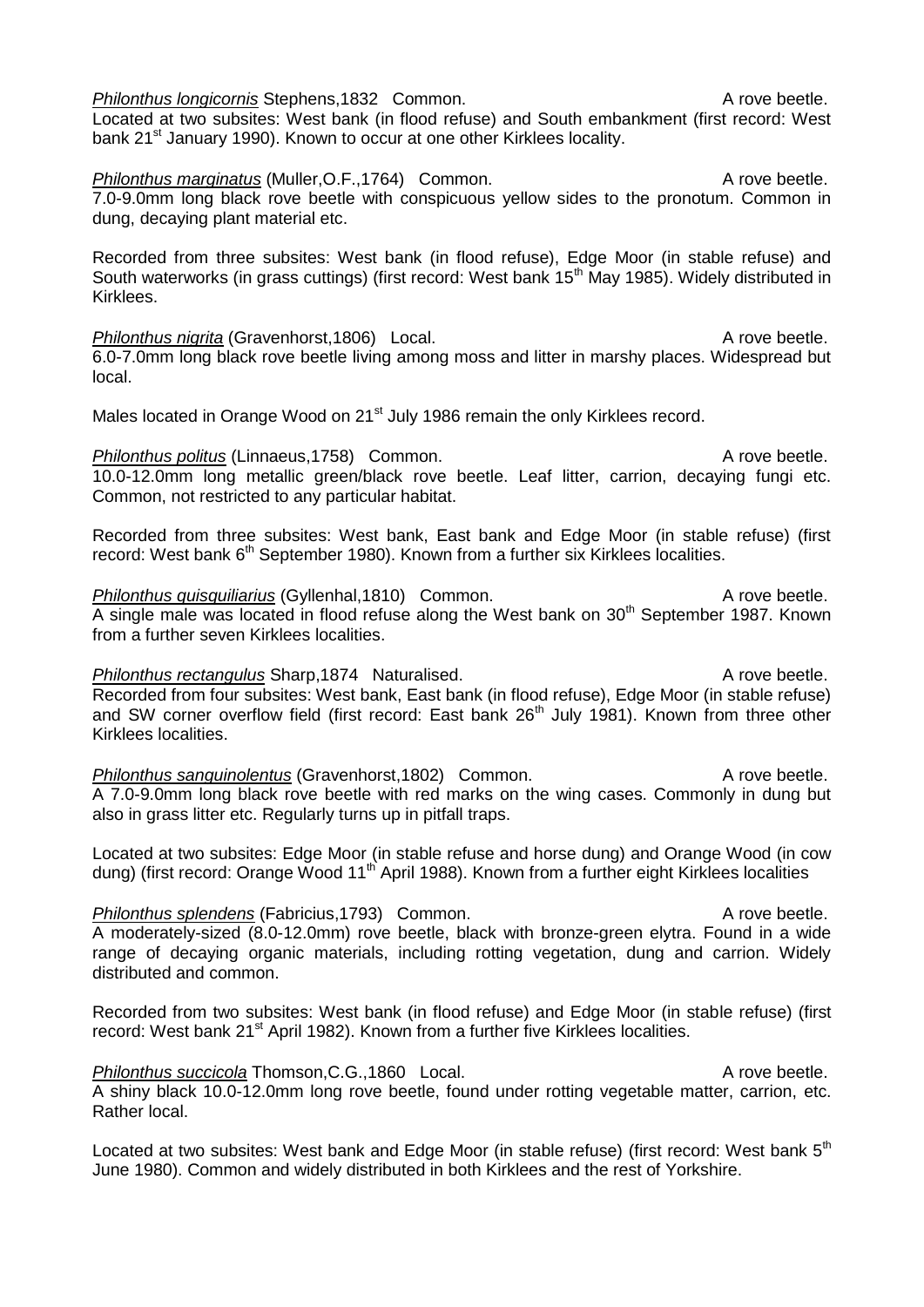***Philonthus longicornis*** Stephens,1832 Common. A rove beetle.
Located at two subsites: West bank (in flood refuse) and South embankment (first record: West bank 21st January 1990). Known to occur at one other Kirklees locality.

***Philonthus marginatus*** (Muller,O.F.,1764) Common. A rove beetle.
7.0-9.0mm long black rove beetle with conspicuous yellow sides to the pronotum. Common in dung, decaying plant material etc.

Recorded from three subsites: West bank (in flood refuse), Edge Moor (in stable refuse) and South waterworks (in grass cuttings) (first record: West bank 15th May 1985). Widely distributed in Kirklees.

***Philonthus nigrita*** (Gravenhorst,1806) Local. A rove beetle.
6.0-7.0mm long black rove beetle living among moss and litter in marshy places. Widespread but local.

Males located in Orange Wood on 21st July 1986 remain the only Kirklees record.

***Philonthus politus*** (Linnaeus,1758) Common. A rove beetle.
10.0-12.0mm long metallic green/black rove beetle. Leaf litter, carrion, decaying fungi etc. Common, not restricted to any particular habitat.

Recorded from three subsites: West bank, East bank and Edge Moor (in stable refuse) (first record: West bank 6th September 1980). Known from a further six Kirklees localities.

***Philonthus quisquiliarius*** (Gyllenhal,1810) Common. A rove beetle.
A single male was located in flood refuse along the West bank on 30th September 1987. Known from a further seven Kirklees localities.

***Philonthus rectangulus*** Sharp,1874 Naturalised. A rove beetle.
Recorded from four subsites: West bank, East bank (in flood refuse), Edge Moor (in stable refuse) and SW corner overflow field (first record: East bank 26th July 1981). Known from three other Kirklees localities.

***Philonthus sanguinolentus*** (Gravenhorst,1802) Common. A rove beetle.
A 7.0-9.0mm long black rove beetle with red marks on the wing cases. Commonly in dung but also in grass litter etc. Regularly turns up in pitfall traps.

Located at two subsites: Edge Moor (in stable refuse and horse dung) and Orange Wood (in cow dung) (first record: Orange Wood 11th April 1988). Known from a further eight Kirklees localities

***Philonthus splendens*** (Fabricius,1793) Common. A rove beetle.
A moderately-sized (8.0-12.0mm) rove beetle, black with bronze-green elytra. Found in a wide range of decaying organic materials, including rotting vegetation, dung and carrion. Widely distributed and common.

Recorded from two subsites: West bank (in flood refuse) and Edge Moor (in stable refuse) (first record: West bank 21st April 1982). Known from a further five Kirklees localities.

***Philonthus succicola*** Thomson,C.G.,1860 Local. A rove beetle.
A shiny black 10.0-12.0mm long rove beetle, found under rotting vegetable matter, carrion, etc. Rather local.

Located at two subsites: West bank and Edge Moor (in stable refuse) (first record: West bank 5th June 1980). Common and widely distributed in both Kirklees and the rest of Yorkshire.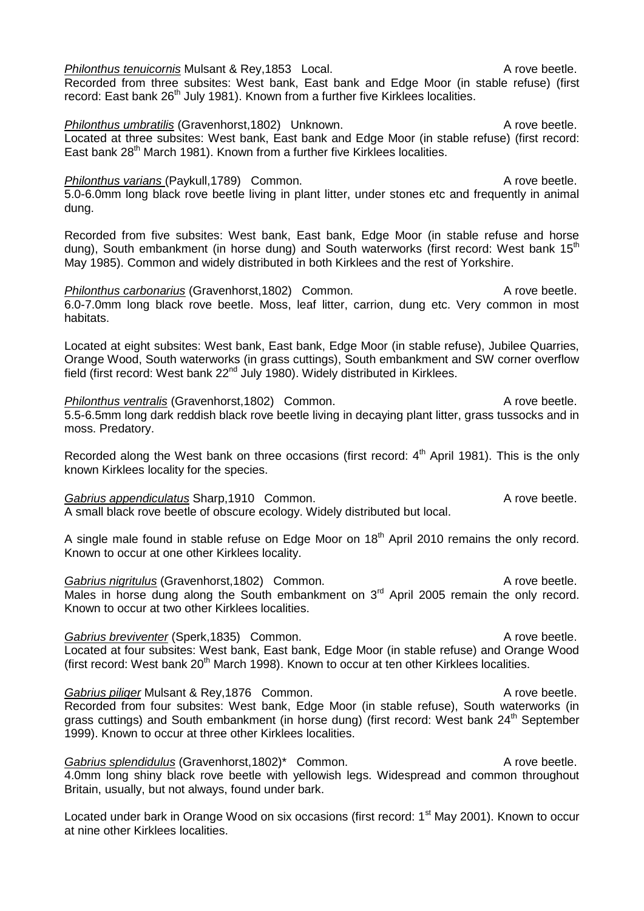*Philonthus tenuicornis* Mulsant & Rey,1853 Local. A rove beetle.
Recorded from three subsites: West bank, East bank and Edge Moor (in stable refuse) (first record: East bank 26th July 1981). Known from a further five Kirklees localities.

*Philonthus umbratilis* (Gravenhorst,1802) Unknown. A rove beetle.
Located at three subsites: West bank, East bank and Edge Moor (in stable refuse) (first record: East bank 28th March 1981). Known from a further five Kirklees localities.

*Philonthus varians* (Paykull,1789) Common. A rove beetle.
5.0-6.0mm long black rove beetle living in plant litter, under stones etc and frequently in animal dung.

Recorded from five subsites: West bank, East bank, Edge Moor (in stable refuse and horse dung), South embankment (in horse dung) and South waterworks (first record: West bank 15th May 1985). Common and widely distributed in both Kirklees and the rest of Yorkshire.

*Philonthus carbonarius* (Gravenhorst,1802) Common. A rove beetle.
6.0-7.0mm long black rove beetle. Moss, leaf litter, carrion, dung etc. Very common in most habitats.

Located at eight subsites: West bank, East bank, Edge Moor (in stable refuse), Jubilee Quarries, Orange Wood, South waterworks (in grass cuttings), South embankment and SW corner overflow field (first record: West bank 22nd July 1980). Widely distributed in Kirklees.

*Philonthus ventralis* (Gravenhorst,1802) Common. A rove beetle.
5.5-6.5mm long dark reddish black rove beetle living in decaying plant litter, grass tussocks and in moss. Predatory.

Recorded along the West bank on three occasions (first record: 4th April 1981). This is the only known Kirklees locality for the species.

*Gabrius appendiculatus* Sharp,1910 Common. A rove beetle.
A small black rove beetle of obscure ecology. Widely distributed but local.

A single male found in stable refuse on Edge Moor on 18th April 2010 remains the only record. Known to occur at one other Kirklees locality.

*Gabrius nigritulus* (Gravenhorst,1802) Common. A rove beetle.
Males in horse dung along the South embankment on 3rd April 2005 remain the only record. Known to occur at two other Kirklees localities.

*Gabrius breviventer* (Sperk,1835) Common. A rove beetle.
Located at four subsites: West bank, East bank, Edge Moor (in stable refuse) and Orange Wood (first record: West bank 20th March 1998). Known to occur at ten other Kirklees localities.

*Gabrius piliger* Mulsant & Rey,1876 Common. A rove beetle.
Recorded from four subsites: West bank, Edge Moor (in stable refuse), South waterworks (in grass cuttings) and South embankment (in horse dung) (first record: West bank 24th September 1999). Known to occur at three other Kirklees localities.

*Gabrius splendidulus* (Gravenhorst,1802)* Common. A rove beetle.
4.0mm long shiny black rove beetle with yellowish legs. Widespread and common throughout Britain, usually, but not always, found under bark.

Located under bark in Orange Wood on six occasions (first record: 1st May 2001). Known to occur at nine other Kirklees localities.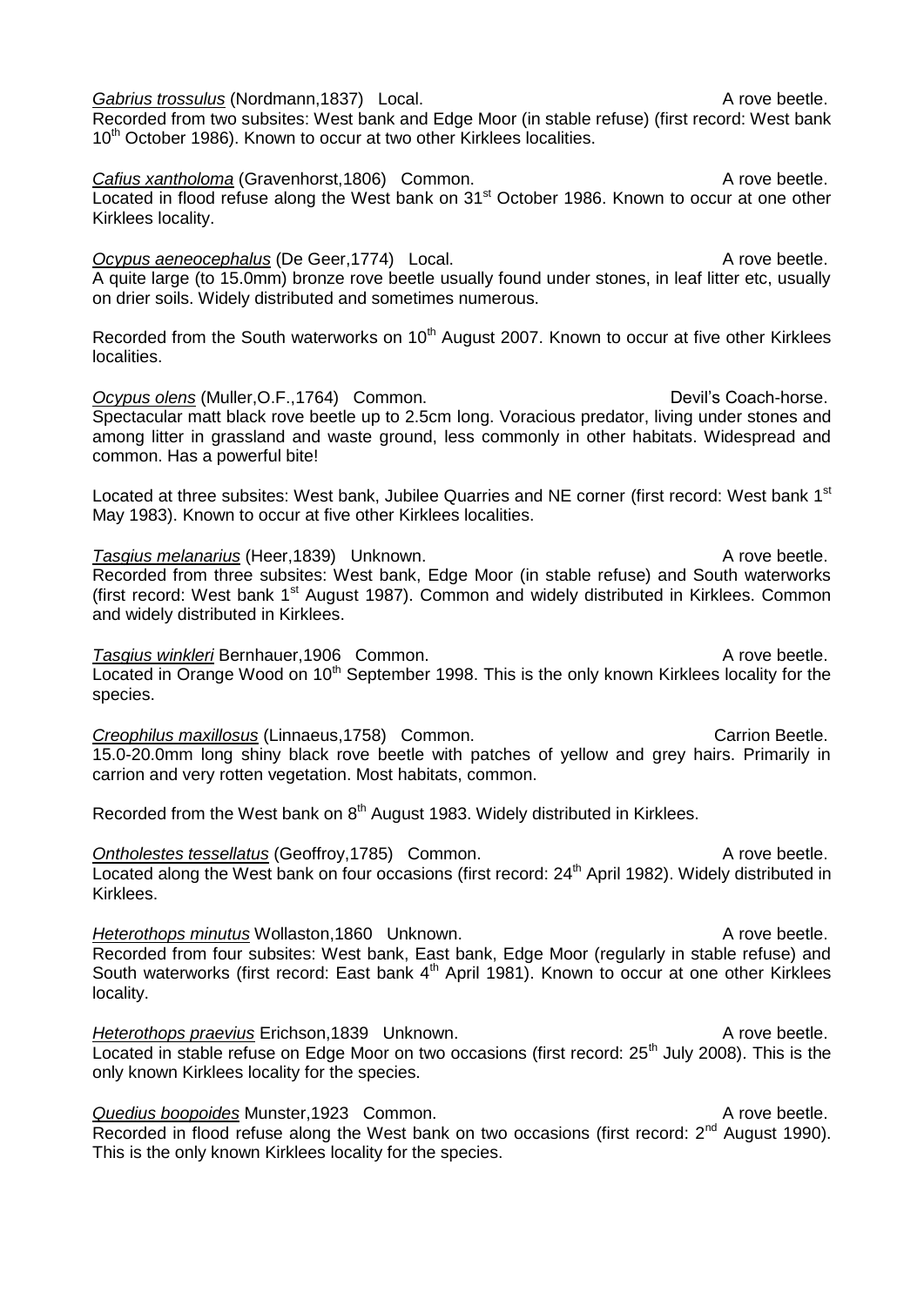*Gabrius trossulus* (Nordmann,1837) Local. A rove beetle.
Recorded from two subsites: West bank and Edge Moor (in stable refuse) (first record: West bank 10th October 1986). Known to occur at two other Kirklees localities.

*Cafius xantholoma* (Gravenhorst,1806) Common. A rove beetle.
Located in flood refuse along the West bank on 31st October 1986. Known to occur at one other Kirklees locality.

*Ocypus aeneocephalus* (De Geer,1774) Local. A rove beetle.
A quite large (to 15.0mm) bronze rove beetle usually found under stones, in leaf litter etc, usually on drier soils. Widely distributed and sometimes numerous.

Recorded from the South waterworks on 10th August 2007. Known to occur at five other Kirklees localities.

*Ocypus olens* (Muller,O.F.,1764) Common. Devil's Coach-horse.
Spectacular matt black rove beetle up to 2.5cm long. Voracious predator, living under stones and among litter in grassland and waste ground, less commonly in other habitats. Widespread and common. Has a powerful bite!

Located at three subsites: West bank, Jubilee Quarries and NE corner (first record: West bank 1st May 1983). Known to occur at five other Kirklees localities.

*Tasgius melanarius* (Heer,1839) Unknown. A rove beetle.
Recorded from three subsites: West bank, Edge Moor (in stable refuse) and South waterworks (first record: West bank 1st August 1987). Common and widely distributed in Kirklees. Common and widely distributed in Kirklees.

*Tasgius winkleri* Bernhauer,1906 Common. A rove beetle.
Located in Orange Wood on 10th September 1998. This is the only known Kirklees locality for the species.

*Creophilus maxillosus* (Linnaeus,1758) Common. Carrion Beetle.
15.0-20.0mm long shiny black rove beetle with patches of yellow and grey hairs. Primarily in carrion and very rotten vegetation. Most habitats, common.

Recorded from the West bank on 8th August 1983. Widely distributed in Kirklees.

*Ontholestes tessellatus* (Geoffroy,1785) Common. A rove beetle.
Located along the West bank on four occasions (first record: 24th April 1982). Widely distributed in Kirklees.

*Heterothops minutus* Wollaston,1860 Unknown. A rove beetle.
Recorded from four subsites: West bank, East bank, Edge Moor (regularly in stable refuse) and South waterworks (first record: East bank 4th April 1981). Known to occur at one other Kirklees locality.

*Heterothops praevius* Erichson,1839 Unknown. A rove beetle.
Located in stable refuse on Edge Moor on two occasions (first record: 25th July 2008). This is the only known Kirklees locality for the species.

*Quedius boopoides* Munster,1923 Common. A rove beetle.
Recorded in flood refuse along the West bank on two occasions (first record: 2nd August 1990). This is the only known Kirklees locality for the species.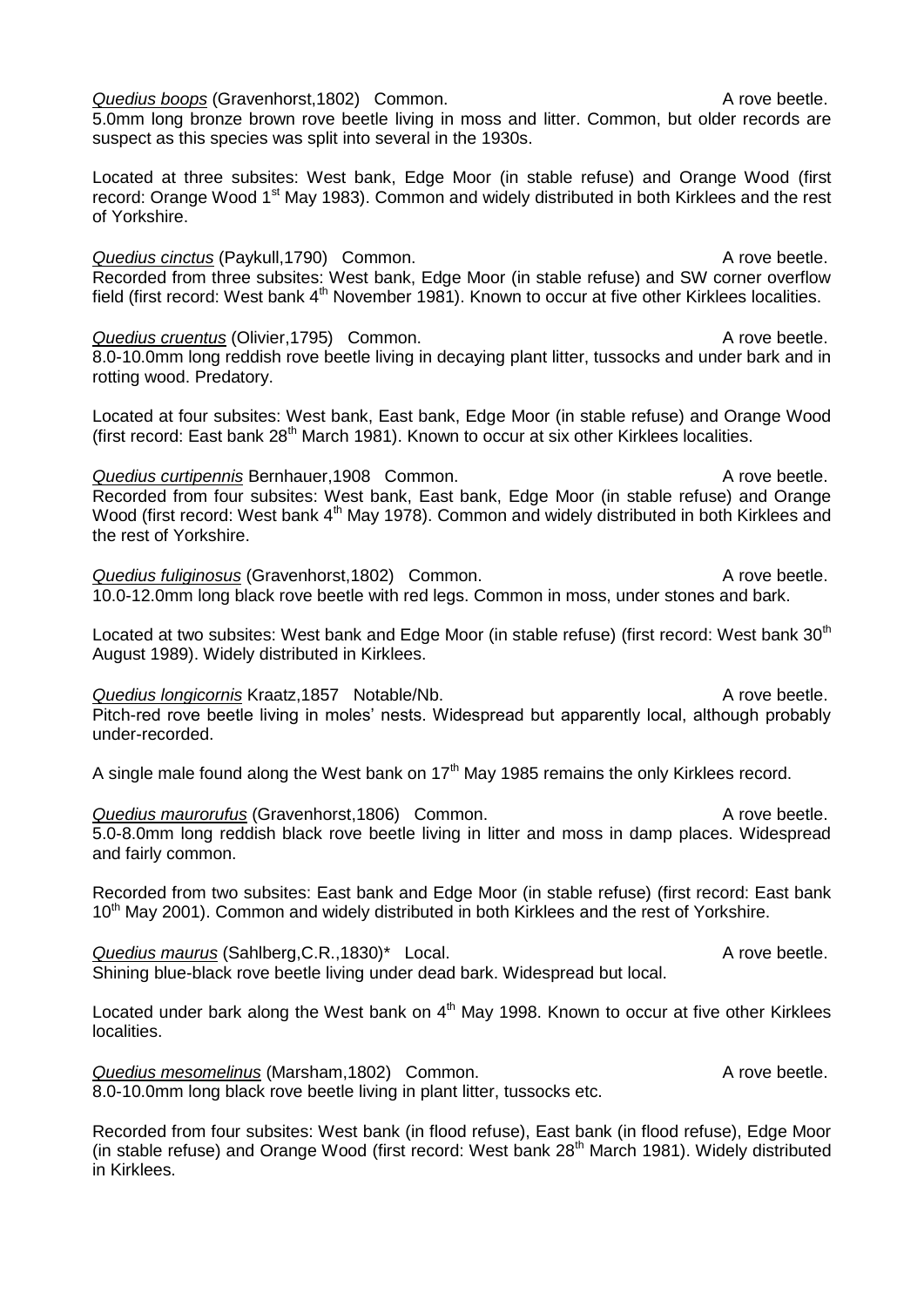*Quedius boops* (Gravenhorst,1802) Common. A rove beetle.
5.0mm long bronze brown rove beetle living in moss and litter. Common, but older records are suspect as this species was split into several in the 1930s.

Located at three subsites: West bank, Edge Moor (in stable refuse) and Orange Wood (first record: Orange Wood 1st May 1983). Common and widely distributed in both Kirklees and the rest of Yorkshire.

*Quedius cinctus* (Paykull,1790) Common. A rove beetle.
Recorded from three subsites: West bank, Edge Moor (in stable refuse) and SW corner overflow field (first record: West bank 4th November 1981). Known to occur at five other Kirklees localities.

*Quedius cruentus* (Olivier,1795) Common. A rove beetle.
8.0-10.0mm long reddish rove beetle living in decaying plant litter, tussocks and under bark and in rotting wood. Predatory.

Located at four subsites: West bank, East bank, Edge Moor (in stable refuse) and Orange Wood (first record: East bank 28th March 1981). Known to occur at six other Kirklees localities.

*Quedius curtipennis* Bernhauer,1908 Common. A rove beetle.
Recorded from four subsites: West bank, East bank, Edge Moor (in stable refuse) and Orange Wood (first record: West bank 4th May 1978). Common and widely distributed in both Kirklees and the rest of Yorkshire.

*Quedius fuliginosus* (Gravenhorst,1802) Common. A rove beetle.
10.0-12.0mm long black rove beetle with red legs. Common in moss, under stones and bark.

Located at two subsites: West bank and Edge Moor (in stable refuse) (first record: West bank 30th August 1989). Widely distributed in Kirklees.

*Quedius longicornis* Kraatz,1857 Notable/Nb. A rove beetle.
Pitch-red rove beetle living in moles' nests. Widespread but apparently local, although probably under-recorded.

A single male found along the West bank on 17th May 1985 remains the only Kirklees record.

*Quedius maurorufus* (Gravenhorst,1806) Common. A rove beetle.
5.0-8.0mm long reddish black rove beetle living in litter and moss in damp places. Widespread and fairly common.

Recorded from two subsites: East bank and Edge Moor (in stable refuse) (first record: East bank 10th May 2001). Common and widely distributed in both Kirklees and the rest of Yorkshire.

*Quedius maurus* (Sahlberg,C.R.,1830)* Local. A rove beetle.
Shining blue-black rove beetle living under dead bark. Widespread but local.

Located under bark along the West bank on 4th May 1998. Known to occur at five other Kirklees localities.

*Quedius mesomelinus* (Marsham,1802) Common. A rove beetle.
8.0-10.0mm long black rove beetle living in plant litter, tussocks etc.

Recorded from four subsites: West bank (in flood refuse), East bank (in flood refuse), Edge Moor (in stable refuse) and Orange Wood (first record: West bank 28th March 1981). Widely distributed in Kirklees.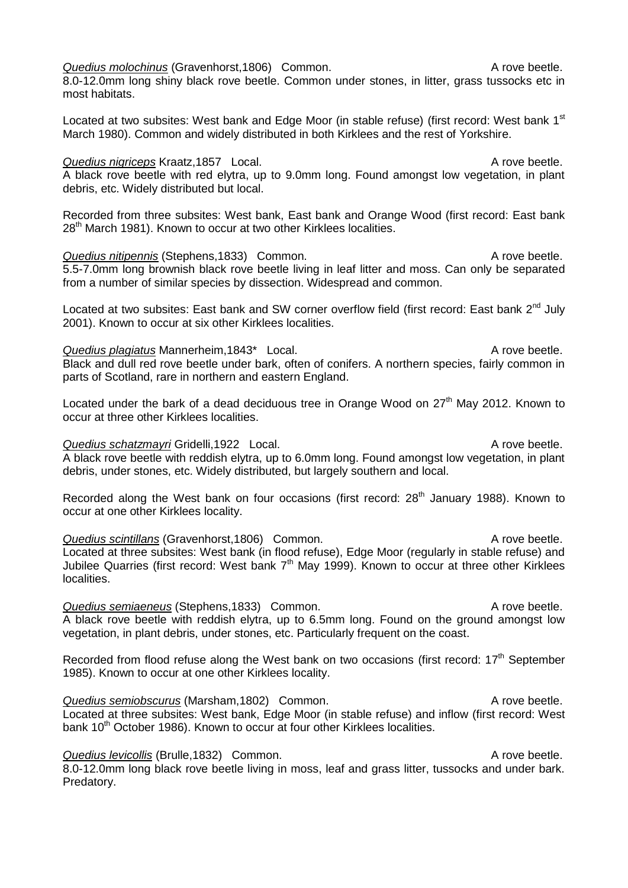*Quedius molochinus* (Gravenhorst,1806) Common. A rove beetle.
8.0-12.0mm long shiny black rove beetle. Common under stones, in litter, grass tussocks etc in most habitats.

Located at two subsites: West bank and Edge Moor (in stable refuse) (first record: West bank 1st March 1980). Common and widely distributed in both Kirklees and the rest of Yorkshire.

*Quedius nigriceps* Kraatz,1857 Local. A rove beetle.
A black rove beetle with red elytra, up to 9.0mm long. Found amongst low vegetation, in plant debris, etc. Widely distributed but local.

Recorded from three subsites: West bank, East bank and Orange Wood (first record: East bank 28th March 1981). Known to occur at two other Kirklees localities.

*Quedius nitipennis* (Stephens,1833) Common. A rove beetle.
5.5-7.0mm long brownish black rove beetle living in leaf litter and moss. Can only be separated from a number of similar species by dissection. Widespread and common.

Located at two subsites: East bank and SW corner overflow field (first record: East bank 2nd July 2001). Known to occur at six other Kirklees localities.

*Quedius plagiatus* Mannerheim,1843* Local. A rove beetle.
Black and dull red rove beetle under bark, often of conifers. A northern species, fairly common in parts of Scotland, rare in northern and eastern England.

Located under the bark of a dead deciduous tree in Orange Wood on 27th May 2012. Known to occur at three other Kirklees localities.

*Quedius schatzmayri* Gridelli,1922 Local. A rove beetle.
A black rove beetle with reddish elytra, up to 6.0mm long. Found amongst low vegetation, in plant debris, under stones, etc. Widely distributed, but largely southern and local.

Recorded along the West bank on four occasions (first record: 28th January 1988). Known to occur at one other Kirklees locality.

*Quedius scintillans* (Gravenhorst,1806) Common. A rove beetle.
Located at three subsites: West bank (in flood refuse), Edge Moor (regularly in stable refuse) and Jubilee Quarries (first record: West bank 7th May 1999). Known to occur at three other Kirklees localities.

*Quedius semiaeneus* (Stephens,1833) Common. A rove beetle.
A black rove beetle with reddish elytra, up to 6.5mm long. Found on the ground amongst low vegetation, in plant debris, under stones, etc. Particularly frequent on the coast.

Recorded from flood refuse along the West bank on two occasions (first record: 17th September 1985). Known to occur at one other Kirklees locality.

*Quedius semiobscurus* (Marsham,1802) Common. A rove beetle.
Located at three subsites: West bank, Edge Moor (in stable refuse) and inflow (first record: West bank 10th October 1986). Known to occur at four other Kirklees localities.

*Quedius levicollis* (Brulle,1832) Common. A rove beetle.
8.0-12.0mm long black rove beetle living in moss, leaf and grass litter, tussocks and under bark. Predatory.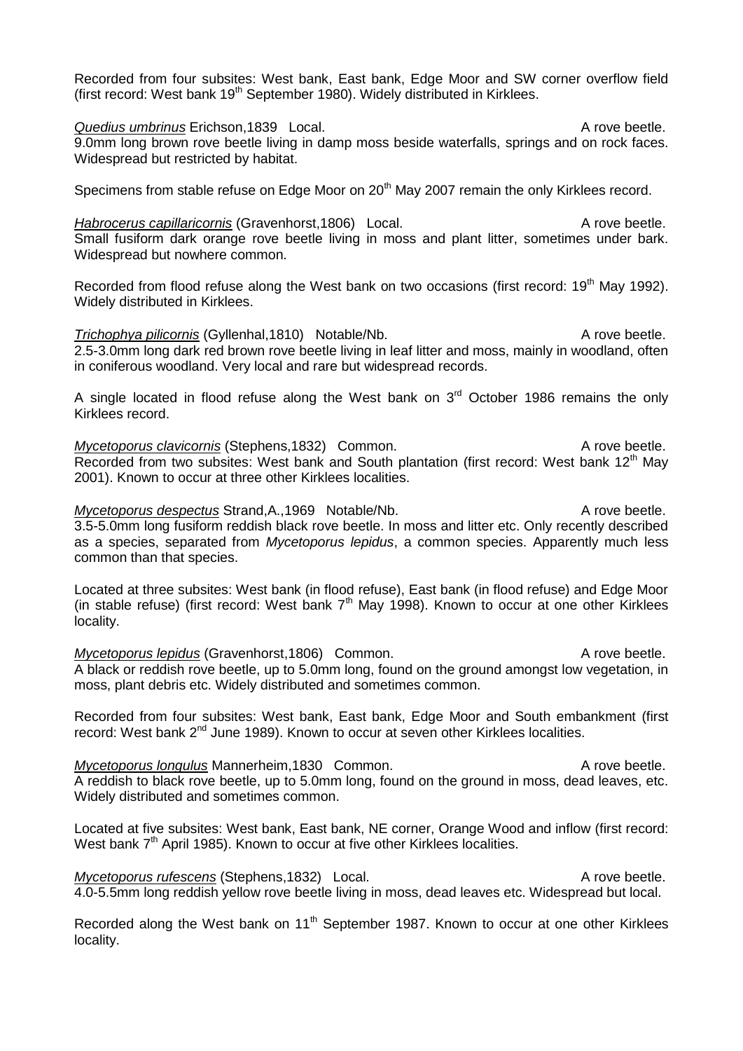Recorded from four subsites: West bank, East bank, Edge Moor and SW corner overflow field (first record: West bank 19th September 1980). Widely distributed in Kirklees.

*Quedius umbrinus* Erichson,1839 Local. A rove beetle.
9.0mm long brown rove beetle living in damp moss beside waterfalls, springs and on rock faces. Widespread but restricted by habitat.

Specimens from stable refuse on Edge Moor on 20th May 2007 remain the only Kirklees record.

*Habrocerus capillaricornis* (Gravenhorst,1806) Local. A rove beetle.
Small fusiform dark orange rove beetle living in moss and plant litter, sometimes under bark. Widespread but nowhere common.

Recorded from flood refuse along the West bank on two occasions (first record: 19th May 1992). Widely distributed in Kirklees.

*Trichophya pilicornis* (Gyllenhal,1810) Notable/Nb. A rove beetle.
2.5-3.0mm long dark red brown rove beetle living in leaf litter and moss, mainly in woodland, often in coniferous woodland. Very local and rare but widespread records.

A single located in flood refuse along the West bank on 3rd October 1986 remains the only Kirklees record.

*Mycetoporus clavicornis* (Stephens,1832) Common. A rove beetle.
Recorded from two subsites: West bank and South plantation (first record: West bank 12th May 2001). Known to occur at three other Kirklees localities.

*Mycetoporus despectus* Strand,A.,1969 Notable/Nb. A rove beetle.
3.5-5.0mm long fusiform reddish black rove beetle. In moss and litter etc. Only recently described as a species, separated from *Mycetoporus lepidus*, a common species. Apparently much less common than that species.

Located at three subsites: West bank (in flood refuse), East bank (in flood refuse) and Edge Moor (in stable refuse) (first record: West bank 7th May 1998). Known to occur at one other Kirklees locality.

*Mycetoporus lepidus* (Gravenhorst,1806) Common. A rove beetle.
A black or reddish rove beetle, up to 5.0mm long, found on the ground amongst low vegetation, in moss, plant debris etc. Widely distributed and sometimes common.

Recorded from four subsites: West bank, East bank, Edge Moor and South embankment (first record: West bank 2nd June 1989). Known to occur at seven other Kirklees localities.

*Mycetoporus longulus* Mannerheim,1830 Common. A rove beetle.
A reddish to black rove beetle, up to 5.0mm long, found on the ground in moss, dead leaves, etc. Widely distributed and sometimes common.

Located at five subsites: West bank, East bank, NE corner, Orange Wood and inflow (first record: West bank 7th April 1985). Known to occur at five other Kirklees localities.

*Mycetoporus rufescens* (Stephens,1832) Local. A rove beetle.
4.0-5.5mm long reddish yellow rove beetle living in moss, dead leaves etc. Widespread but local.

Recorded along the West bank on 11th September 1987. Known to occur at one other Kirklees locality.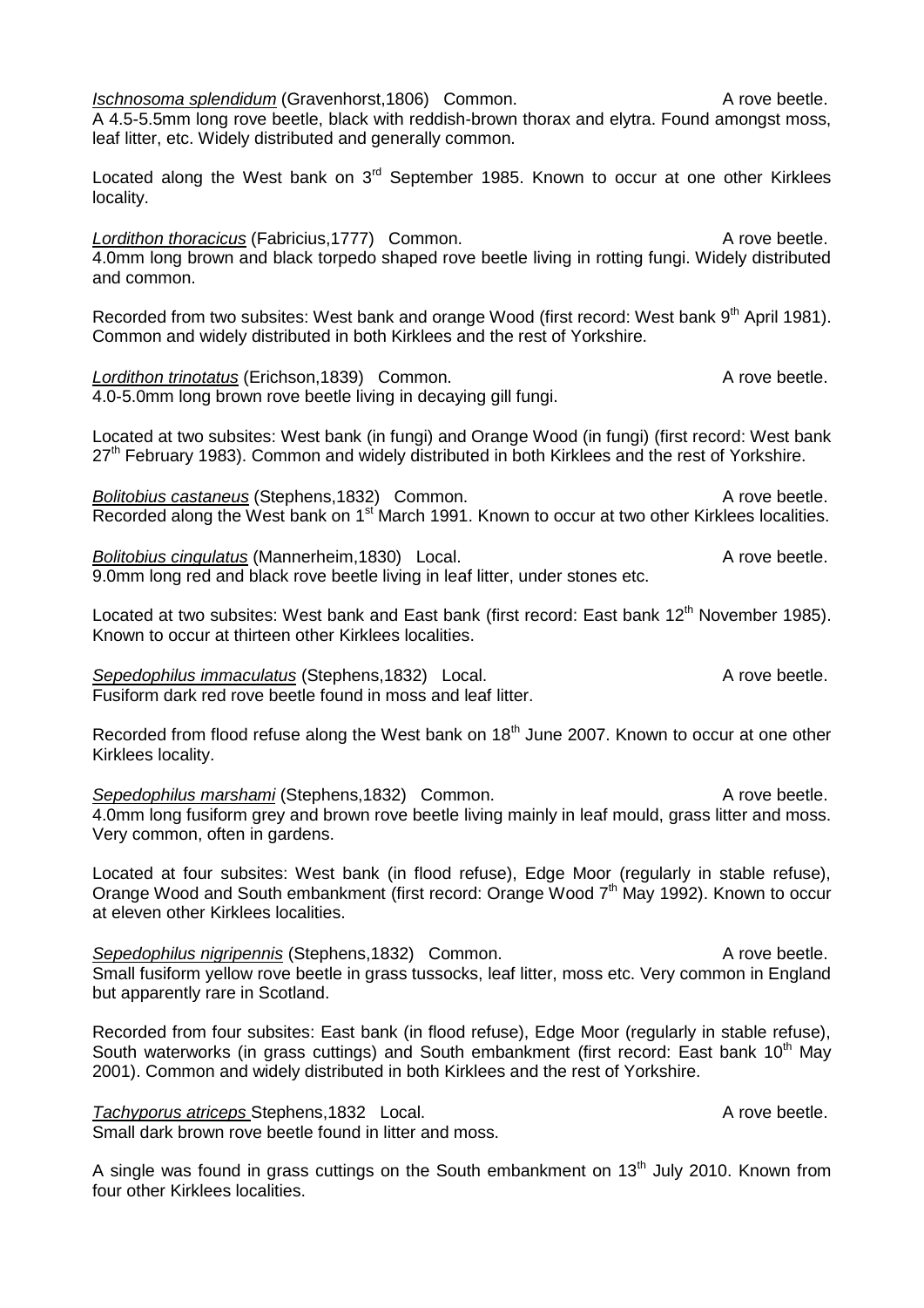*Ischnosoma splendidum* (Gravenhorst,1806) Common. A rove beetle.
A 4.5-5.5mm long rove beetle, black with reddish-brown thorax and elytra. Found amongst moss, leaf litter, etc. Widely distributed and generally common.

Located along the West bank on 3rd September 1985. Known to occur at one other Kirklees locality.

*Lordithon thoracicus* (Fabricius,1777) Common. A rove beetle.
4.0mm long brown and black torpedo shaped rove beetle living in rotting fungi. Widely distributed and common.

Recorded from two subsites: West bank and orange Wood (first record: West bank 9th April 1981). Common and widely distributed in both Kirklees and the rest of Yorkshire.

*Lordithon trinotatus* (Erichson,1839) Common. A rove beetle.
4.0-5.0mm long brown rove beetle living in decaying gill fungi.

Located at two subsites: West bank (in fungi) and Orange Wood (in fungi) (first record: West bank 27th February 1983). Common and widely distributed in both Kirklees and the rest of Yorkshire.

*Bolitobius castaneus* (Stephens,1832) Common. A rove beetle.
Recorded along the West bank on 1st March 1991. Known to occur at two other Kirklees localities.

*Bolitobius cingulatus* (Mannerheim,1830) Local. A rove beetle.
9.0mm long red and black rove beetle living in leaf litter, under stones etc.

Located at two subsites: West bank and East bank (first record: East bank 12th November 1985). Known to occur at thirteen other Kirklees localities.

*Sepedophilus immaculatus* (Stephens,1832) Local. A rove beetle.
Fusiform dark red rove beetle found in moss and leaf litter.

Recorded from flood refuse along the West bank on 18th June 2007. Known to occur at one other Kirklees locality.

*Sepedophilus marshami* (Stephens,1832) Common. A rove beetle.
4.0mm long fusiform grey and brown rove beetle living mainly in leaf mould, grass litter and moss. Very common, often in gardens.

Located at four subsites: West bank (in flood refuse), Edge Moor (regularly in stable refuse), Orange Wood and South embankment (first record: Orange Wood 7th May 1992). Known to occur at eleven other Kirklees localities.

*Sepedophilus nigripennis* (Stephens,1832) Common. A rove beetle.
Small fusiform yellow rove beetle in grass tussocks, leaf litter, moss etc. Very common in England but apparently rare in Scotland.

Recorded from four subsites: East bank (in flood refuse), Edge Moor (regularly in stable refuse), South waterworks (in grass cuttings) and South embankment (first record: East bank 10th May 2001). Common and widely distributed in both Kirklees and the rest of Yorkshire.

*Tachyporus atriceps* Stephens,1832 Local. A rove beetle.
Small dark brown rove beetle found in litter and moss.

A single was found in grass cuttings on the South embankment on 13th July 2010. Known from four other Kirklees localities.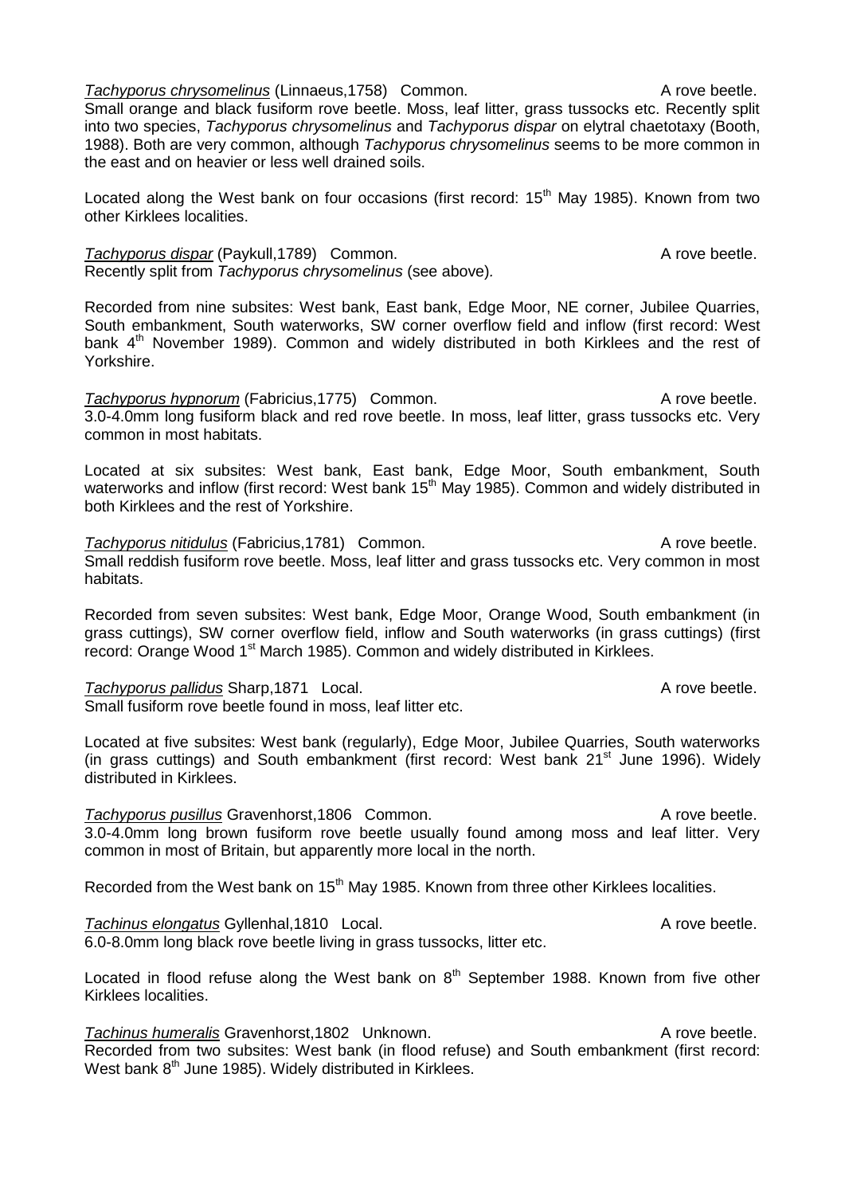*Tachyporus chrysomelinus* (Linnaeus,1758) Common. A rove beetle.
Small orange and black fusiform rove beetle. Moss, leaf litter, grass tussocks etc. Recently split into two species, *Tachyporus chrysomelinus* and *Tachyporus dispar* on elytral chaetotaxy (Booth, 1988). Both are very common, although *Tachyporus chrysomelinus* seems to be more common in the east and on heavier or less well drained soils.

Located along the West bank on four occasions (first record: 15th May 1985). Known from two other Kirklees localities.

*Tachyporus dispar* (Paykull,1789) Common. A rove beetle.
Recently split from *Tachyporus chrysomelinus* (see above).

Recorded from nine subsites: West bank, East bank, Edge Moor, NE corner, Jubilee Quarries, South embankment, South waterworks, SW corner overflow field and inflow (first record: West bank 4th November 1989). Common and widely distributed in both Kirklees and the rest of Yorkshire.

*Tachyporus hypnorum* (Fabricius,1775) Common. A rove beetle.
3.0-4.0mm long fusiform black and red rove beetle. In moss, leaf litter, grass tussocks etc. Very common in most habitats.

Located at six subsites: West bank, East bank, Edge Moor, South embankment, South waterworks and inflow (first record: West bank 15th May 1985). Common and widely distributed in both Kirklees and the rest of Yorkshire.

*Tachyporus nitidulus* (Fabricius,1781) Common. A rove beetle.
Small reddish fusiform rove beetle. Moss, leaf litter and grass tussocks etc. Very common in most habitats.

Recorded from seven subsites: West bank, Edge Moor, Orange Wood, South embankment (in grass cuttings), SW corner overflow field, inflow and South waterworks (in grass cuttings) (first record: Orange Wood 1st March 1985). Common and widely distributed in Kirklees.

*Tachyporus pallidus* Sharp,1871 Local. A rove beetle.
Small fusiform rove beetle found in moss, leaf litter etc.

Located at five subsites: West bank (regularly), Edge Moor, Jubilee Quarries, South waterworks (in grass cuttings) and South embankment (first record: West bank 21st June 1996). Widely distributed in Kirklees.

*Tachyporus pusillus* Gravenhorst,1806 Common. A rove beetle.
3.0-4.0mm long brown fusiform rove beetle usually found among moss and leaf litter. Very common in most of Britain, but apparently more local in the north.

Recorded from the West bank on 15th May 1985. Known from three other Kirklees localities.

*Tachinus elongatus* Gyllenhal,1810 Local. A rove beetle.
6.0-8.0mm long black rove beetle living in grass tussocks, litter etc.

Located in flood refuse along the West bank on 8th September 1988. Known from five other Kirklees localities.

*Tachinus humeralis* Gravenhorst,1802 Unknown. A rove beetle.
Recorded from two subsites: West bank (in flood refuse) and South embankment (first record: West bank 8th June 1985). Widely distributed in Kirklees.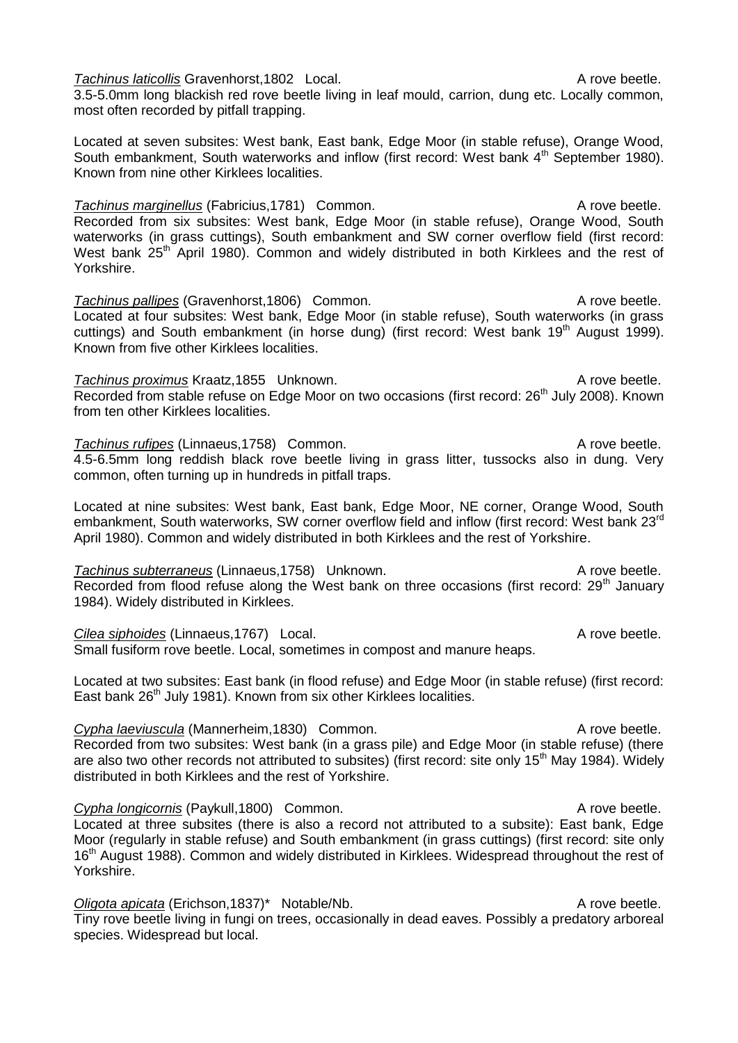*Tachinus laticollis* Gravenhorst,1802 Local. A rove beetle.
3.5-5.0mm long blackish red rove beetle living in leaf mould, carrion, dung etc. Locally common, most often recorded by pitfall trapping.

Located at seven subsites: West bank, East bank, Edge Moor (in stable refuse), Orange Wood, South embankment, South waterworks and inflow (first record: West bank 4th September 1980). Known from nine other Kirklees localities.

*Tachinus marginellus* (Fabricius,1781) Common. A rove beetle.
Recorded from six subsites: West bank, Edge Moor (in stable refuse), Orange Wood, South waterworks (in grass cuttings), South embankment and SW corner overflow field (first record: West bank 25th April 1980). Common and widely distributed in both Kirklees and the rest of Yorkshire.

*Tachinus pallipes* (Gravenhorst,1806) Common. A rove beetle.
Located at four subsites: West bank, Edge Moor (in stable refuse), South waterworks (in grass cuttings) and South embankment (in horse dung) (first record: West bank 19th August 1999). Known from five other Kirklees localities.

*Tachinus proximus* Kraatz,1855 Unknown. A rove beetle.
Recorded from stable refuse on Edge Moor on two occasions (first record: 26th July 2008). Known from ten other Kirklees localities.

*Tachinus rufipes* (Linnaeus,1758) Common. A rove beetle.
4.5-6.5mm long reddish black rove beetle living in grass litter, tussocks also in dung. Very common, often turning up in hundreds in pitfall traps.

Located at nine subsites: West bank, East bank, Edge Moor, NE corner, Orange Wood, South embankment, South waterworks, SW corner overflow field and inflow (first record: West bank 23rd April 1980). Common and widely distributed in both Kirklees and the rest of Yorkshire.

*Tachinus subterraneus* (Linnaeus,1758) Unknown. A rove beetle.
Recorded from flood refuse along the West bank on three occasions (first record: 29th January 1984). Widely distributed in Kirklees.

*Cilea siphoides* (Linnaeus,1767) Local. A rove beetle.
Small fusiform rove beetle. Local, sometimes in compost and manure heaps.

Located at two subsites: East bank (in flood refuse) and Edge Moor (in stable refuse) (first record: East bank 26th July 1981). Known from six other Kirklees localities.

*Cypha laeviuscula* (Mannerheim,1830) Common. A rove beetle.
Recorded from two subsites: West bank (in a grass pile) and Edge Moor (in stable refuse) (there are also two other records not attributed to subsites) (first record: site only 15th May 1984). Widely distributed in both Kirklees and the rest of Yorkshire.

*Cypha longicornis* (Paykull,1800) Common. A rove beetle.
Located at three subsites (there is also a record not attributed to a subsite): East bank, Edge Moor (regularly in stable refuse) and South embankment (in grass cuttings) (first record: site only 16th August 1988). Common and widely distributed in Kirklees. Widespread throughout the rest of Yorkshire.

*Oligota apicata* (Erichson,1837)* Notable/Nb. A rove beetle.
Tiny rove beetle living in fungi on trees, occasionally in dead eaves. Possibly a predatory arboreal species. Widespread but local.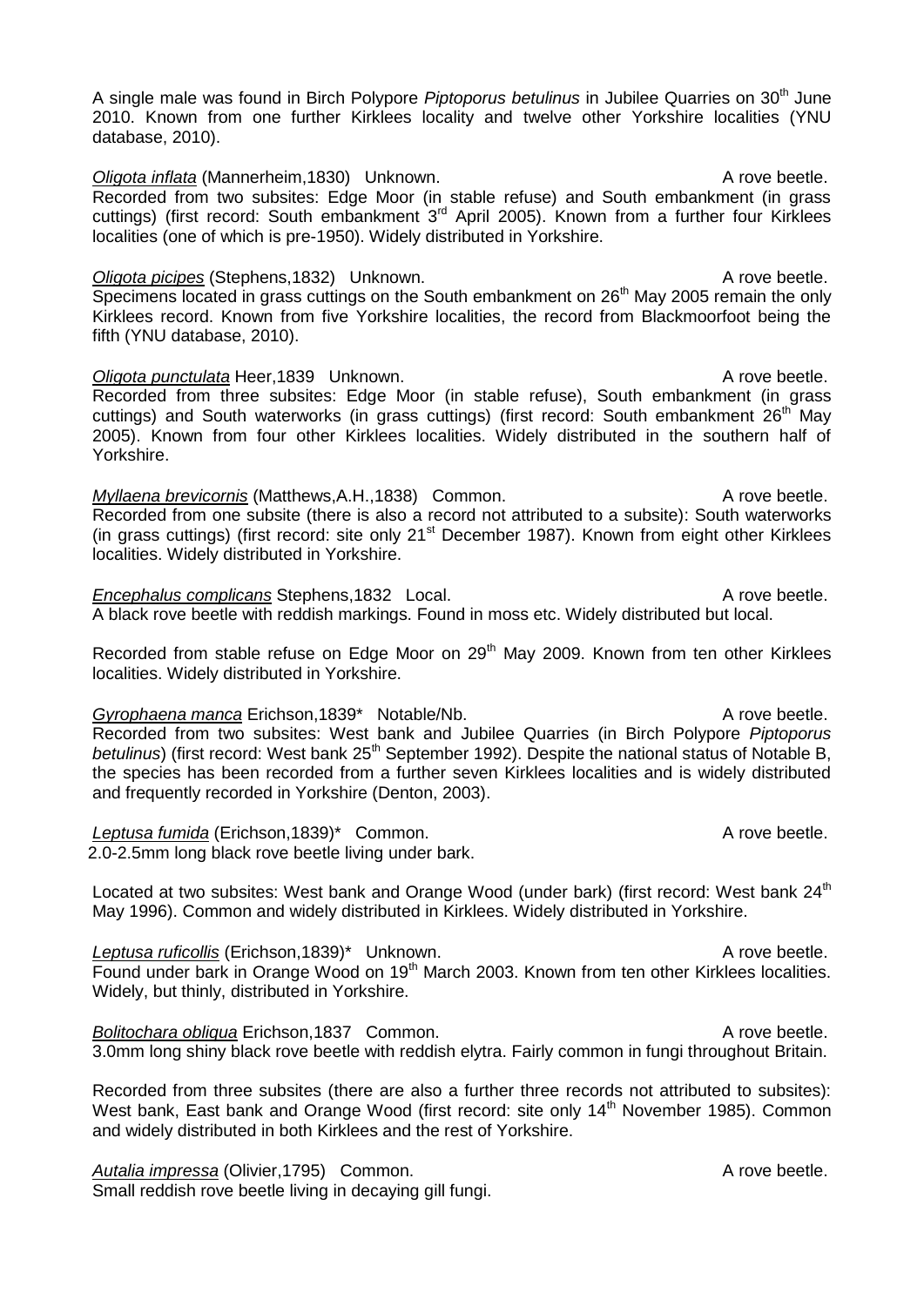A single male was found in Birch Polypore *Piptoporus betulinus* in Jubilee Quarries on 30th June 2010. Known from one further Kirklees locality and twelve other Yorkshire localities (YNU database, 2010).

*Oligota inflata* (Mannerheim,1830) Unknown. A rove beetle.
Recorded from two subsites: Edge Moor (in stable refuse) and South embankment (in grass cuttings) (first record: South embankment 3rd April 2005). Known from a further four Kirklees localities (one of which is pre-1950). Widely distributed in Yorkshire.

*Oligota picipes* (Stephens,1832) Unknown. A rove beetle.
Specimens located in grass cuttings on the South embankment on 26th May 2005 remain the only Kirklees record. Known from five Yorkshire localities, the record from Blackmoorfoot being the fifth (YNU database, 2010).

*Oligota punctulata* Heer,1839 Unknown. A rove beetle.
Recorded from three subsites: Edge Moor (in stable refuse), South embankment (in grass cuttings) and South waterworks (in grass cuttings) (first record: South embankment 26th May 2005). Known from four other Kirklees localities. Widely distributed in the southern half of Yorkshire.

*Myllaena brevicornis* (Matthews,A.H.,1838) Common. A rove beetle.
Recorded from one subsite (there is also a record not attributed to a subsite): South waterworks (in grass cuttings) (first record: site only 21st December 1987). Known from eight other Kirklees localities. Widely distributed in Yorkshire.

*Encephalus complicans* Stephens,1832 Local. A rove beetle.
A black rove beetle with reddish markings. Found in moss etc. Widely distributed but local.

Recorded from stable refuse on Edge Moor on 29th May 2009. Known from ten other Kirklees localities. Widely distributed in Yorkshire.

*Gyrophaena manca* Erichson,1839* Notable/Nb. A rove beetle.
Recorded from two subsites: West bank and Jubilee Quarries (in Birch Polypore *Piptoporus betulinus*) (first record: West bank 25th September 1992). Despite the national status of Notable B, the species has been recorded from a further seven Kirklees localities and is widely distributed and frequently recorded in Yorkshire (Denton, 2003).

*Leptusa fumida* (Erichson,1839)* Common. A rove beetle.
2.0-2.5mm long black rove beetle living under bark.

Located at two subsites: West bank and Orange Wood (under bark) (first record: West bank 24th May 1996). Common and widely distributed in Kirklees. Widely distributed in Yorkshire.

*Leptusa ruficollis* (Erichson,1839)* Unknown. A rove beetle.
Found under bark in Orange Wood on 19th March 2003. Known from ten other Kirklees localities. Widely, but thinly, distributed in Yorkshire.

*Bolitochara obliqua* Erichson,1837 Common. A rove beetle.
3.0mm long shiny black rove beetle with reddish elytra. Fairly common in fungi throughout Britain.

Recorded from three subsites (there are also a further three records not attributed to subsites): West bank, East bank and Orange Wood (first record: site only 14th November 1985). Common and widely distributed in both Kirklees and the rest of Yorkshire.

*Autalia impressa* (Olivier,1795) Common. A rove beetle.
Small reddish rove beetle living in decaying gill fungi.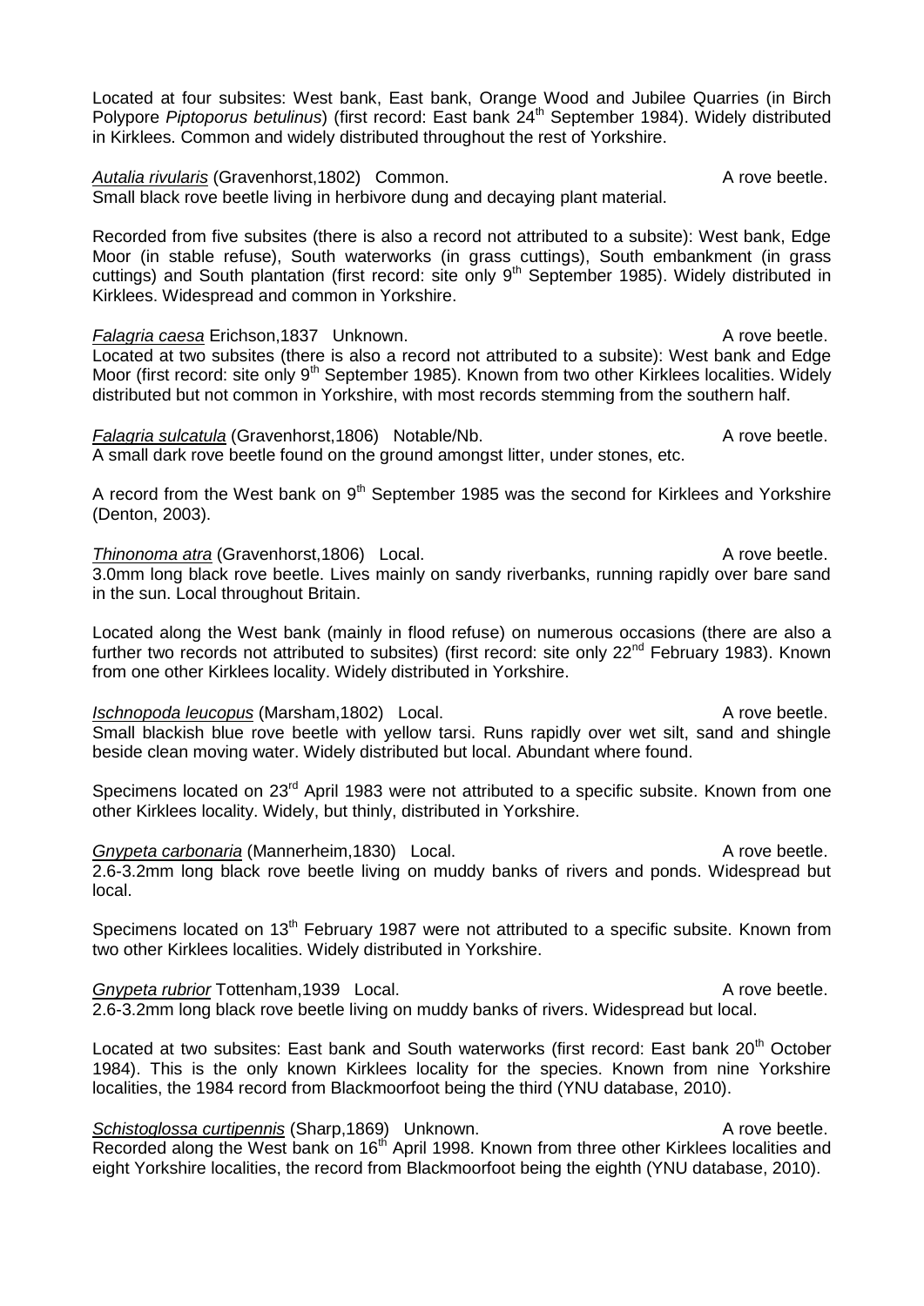Located at four subsites: West bank, East bank, Orange Wood and Jubilee Quarries (in Birch Polypore *Piptoporus betulinus*) (first record: East bank 24th September 1984). Widely distributed in Kirklees. Common and widely distributed throughout the rest of Yorkshire.

*Autalia rivularis* (Gravenhorst,1802) Common. A rove beetle.
Small black rove beetle living in herbivore dung and decaying plant material.

Recorded from five subsites (there is also a record not attributed to a subsite): West bank, Edge Moor (in stable refuse), South waterworks (in grass cuttings), South embankment (in grass cuttings) and South plantation (first record: site only 9th September 1985). Widely distributed in Kirklees. Widespread and common in Yorkshire.

*Falagria caesa* Erichson,1837 Unknown. A rove beetle.
Located at two subsites (there is also a record not attributed to a subsite): West bank and Edge Moor (first record: site only 9th September 1985). Known from two other Kirklees localities. Widely distributed but not common in Yorkshire, with most records stemming from the southern half.

*Falagria sulcatula* (Gravenhorst,1806) Notable/Nb. A rove beetle.
A small dark rove beetle found on the ground amongst litter, under stones, etc.

A record from the West bank on 9th September 1985 was the second for Kirklees and Yorkshire (Denton, 2003).

*Thinonoma atra* (Gravenhorst,1806) Local. A rove beetle.
3.0mm long black rove beetle. Lives mainly on sandy riverbanks, running rapidly over bare sand in the sun. Local throughout Britain.

Located along the West bank (mainly in flood refuse) on numerous occasions (there are also a further two records not attributed to subsites) (first record: site only 22nd February 1983). Known from one other Kirklees locality. Widely distributed in Yorkshire.

*Ischnopoda leucopus* (Marsham,1802) Local. A rove beetle.
Small blackish blue rove beetle with yellow tarsi. Runs rapidly over wet silt, sand and shingle beside clean moving water. Widely distributed but local. Abundant where found.

Specimens located on 23rd April 1983 were not attributed to a specific subsite. Known from one other Kirklees locality. Widely, but thinly, distributed in Yorkshire.

*Gnypeta carbonaria* (Mannerheim,1830) Local. A rove beetle.
2.6-3.2mm long black rove beetle living on muddy banks of rivers and ponds. Widespread but local.

Specimens located on 13th February 1987 were not attributed to a specific subsite. Known from two other Kirklees localities. Widely distributed in Yorkshire.

*Gnypeta rubrior* Tottenham,1939 Local. A rove beetle.
2.6-3.2mm long black rove beetle living on muddy banks of rivers. Widespread but local.

Located at two subsites: East bank and South waterworks (first record: East bank 20th October 1984). This is the only known Kirklees locality for the species. Known from nine Yorkshire localities, the 1984 record from Blackmoorfoot being the third (YNU database, 2010).

*Schistoglossa curtipennis* (Sharp,1869) Unknown. A rove beetle.
Recorded along the West bank on 16th April 1998. Known from three other Kirklees localities and eight Yorkshire localities, the record from Blackmoorfoot being the eighth (YNU database, 2010).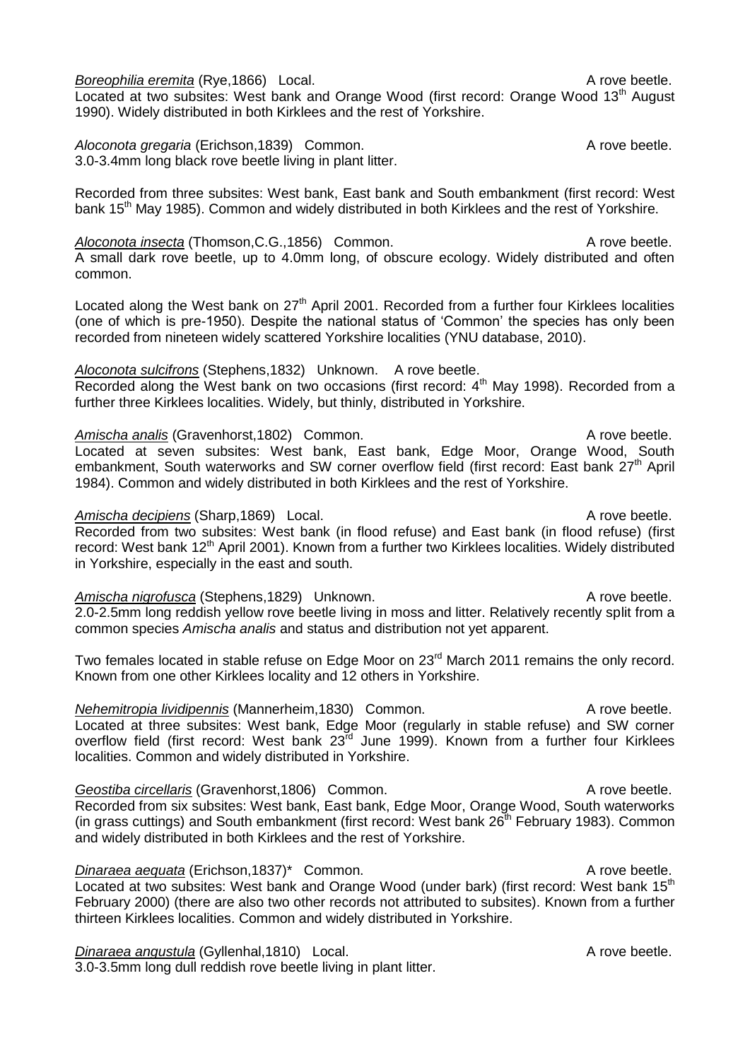***Boreophilia eremita*** (Rye,1866) Local. A rove beetle.
Located at two subsites: West bank and Orange Wood (first record: Orange Wood 13th August 1990). Widely distributed in both Kirklees and the rest of Yorkshire.

*Aloconota gregaria* (Erichson,1839) Common. A rove beetle.
3.0-3.4mm long black rove beetle living in plant litter.

Recorded from three subsites: West bank, East bank and South embankment (first record: West bank 15th May 1985). Common and widely distributed in both Kirklees and the rest of Yorkshire.

***Aloconota insecta*** (Thomson,C.G.,1856) Common. A rove beetle.
A small dark rove beetle, up to 4.0mm long, of obscure ecology. Widely distributed and often common.

Located along the West bank on 27th April 2001. Recorded from a further four Kirklees localities (one of which is pre-1950). Despite the national status of 'Common' the species has only been recorded from nineteen widely scattered Yorkshire localities (YNU database, 2010).

***Aloconota sulcifrons*** (Stephens,1832) Unknown. A rove beetle.
Recorded along the West bank on two occasions (first record: 4th May 1998). Recorded from a further three Kirklees localities. Widely, but thinly, distributed in Yorkshire.

***Amischa analis*** (Gravenhorst,1802) Common. A rove beetle.
Located at seven subsites: West bank, East bank, Edge Moor, Orange Wood, South embankment, South waterworks and SW corner overflow field (first record: East bank 27th April 1984). Common and widely distributed in both Kirklees and the rest of Yorkshire.

***Amischa decipiens*** (Sharp,1869) Local. A rove beetle.
Recorded from two subsites: West bank (in flood refuse) and East bank (in flood refuse) (first record: West bank 12th April 2001). Known from a further two Kirklees localities. Widely distributed in Yorkshire, especially in the east and south.

***Amischa nigrofusca*** (Stephens,1829) Unknown. A rove beetle.
2.0-2.5mm long reddish yellow rove beetle living in moss and litter. Relatively recently split from a common species *Amischa analis* and status and distribution not yet apparent.

Two females located in stable refuse on Edge Moor on 23rd March 2011 remains the only record. Known from one other Kirklees locality and 12 others in Yorkshire.

***Nehemitropia lividipennis*** (Mannerheim,1830) Common. A rove beetle.
Located at three subsites: West bank, Edge Moor (regularly in stable refuse) and SW corner overflow field (first record: West bank 23rd June 1999). Known from a further four Kirklees localities. Common and widely distributed in Yorkshire.

***Geostiba circellaris*** (Gravenhorst,1806) Common. A rove beetle.
Recorded from six subsites: West bank, East bank, Edge Moor, Orange Wood, South waterworks (in grass cuttings) and South embankment (first record: West bank 26th February 1983). Common and widely distributed in both Kirklees and the rest of Yorkshire.

***Dinaraea aequata*** (Erichson,1837)* Common. A rove beetle.
Located at two subsites: West bank and Orange Wood (under bark) (first record: West bank 15th February 2000) (there are also two other records not attributed to subsites). Known from a further thirteen Kirklees localities. Common and widely distributed in Yorkshire.

***Dinaraea angustula*** (Gyllenhal,1810) Local. A rove beetle.
3.0-3.5mm long dull reddish rove beetle living in plant litter.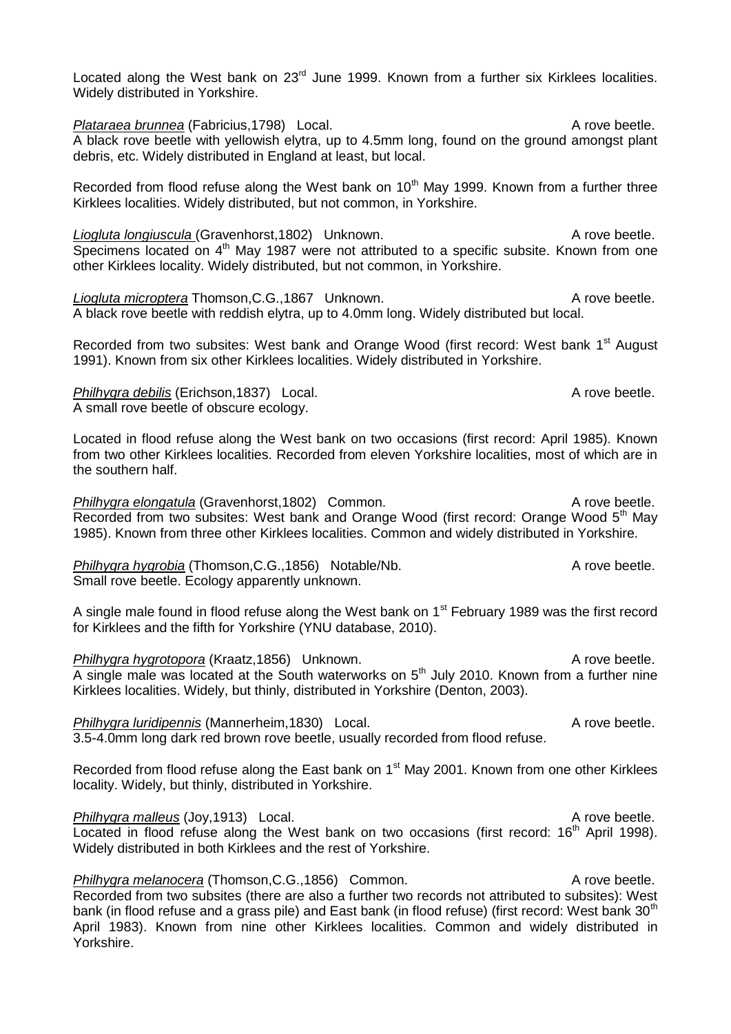Located along the West bank on 23rd June 1999. Known from a further six Kirklees localities. Widely distributed in Yorkshire.

*Plataraea brunnea* (Fabricius,1798) Local. A rove beetle.
A black rove beetle with yellowish elytra, up to 4.5mm long, found on the ground amongst plant debris, etc. Widely distributed in England at least, but local.

Recorded from flood refuse along the West bank on 10th May 1999. Known from a further three Kirklees localities. Widely distributed, but not common, in Yorkshire.

*Liogluta longiuscula* (Gravenhorst,1802) Unknown. A rove beetle.
Specimens located on 4th May 1987 were not attributed to a specific subsite. Known from one other Kirklees locality. Widely distributed, but not common, in Yorkshire.

*Liogluta microptera* Thomson,C.G.,1867 Unknown. A rove beetle.
A black rove beetle with reddish elytra, up to 4.0mm long. Widely distributed but local.

Recorded from two subsites: West bank and Orange Wood (first record: West bank 1st August 1991). Known from six other Kirklees localities. Widely distributed in Yorkshire.

*Philhygra debilis* (Erichson,1837) Local. A rove beetle.
A small rove beetle of obscure ecology.

Located in flood refuse along the West bank on two occasions (first record: April 1985). Known from two other Kirklees localities. Recorded from eleven Yorkshire localities, most of which are in the southern half.

*Philhygra elongatula* (Gravenhorst,1802) Common. A rove beetle.
Recorded from two subsites: West bank and Orange Wood (first record: Orange Wood 5th May 1985). Known from three other Kirklees localities. Common and widely distributed in Yorkshire.

*Philhygra hygrobia* (Thomson,C.G.,1856) Notable/Nb. A rove beetle.
Small rove beetle. Ecology apparently unknown.

A single male found in flood refuse along the West bank on 1st February 1989 was the first record for Kirklees and the fifth for Yorkshire (YNU database, 2010).

*Philhygra hygrotopora* (Kraatz,1856) Unknown. A rove beetle.
A single male was located at the South waterworks on 5th July 2010. Known from a further nine Kirklees localities. Widely, but thinly, distributed in Yorkshire (Denton, 2003).

*Philhygra luridipennis* (Mannerheim,1830) Local. A rove beetle.
3.5-4.0mm long dark red brown rove beetle, usually recorded from flood refuse.

Recorded from flood refuse along the East bank on 1st May 2001. Known from one other Kirklees locality. Widely, but thinly, distributed in Yorkshire.

*Philhygra malleus* (Joy,1913) Local. A rove beetle.
Located in flood refuse along the West bank on two occasions (first record: 16th April 1998). Widely distributed in both Kirklees and the rest of Yorkshire.

*Philhygra melanocera* (Thomson,C.G.,1856) Common. A rove beetle.
Recorded from two subsites (there are also a further two records not attributed to subsites): West bank (in flood refuse and a grass pile) and East bank (in flood refuse) (first record: West bank 30th April 1983). Known from nine other Kirklees localities. Common and widely distributed in Yorkshire.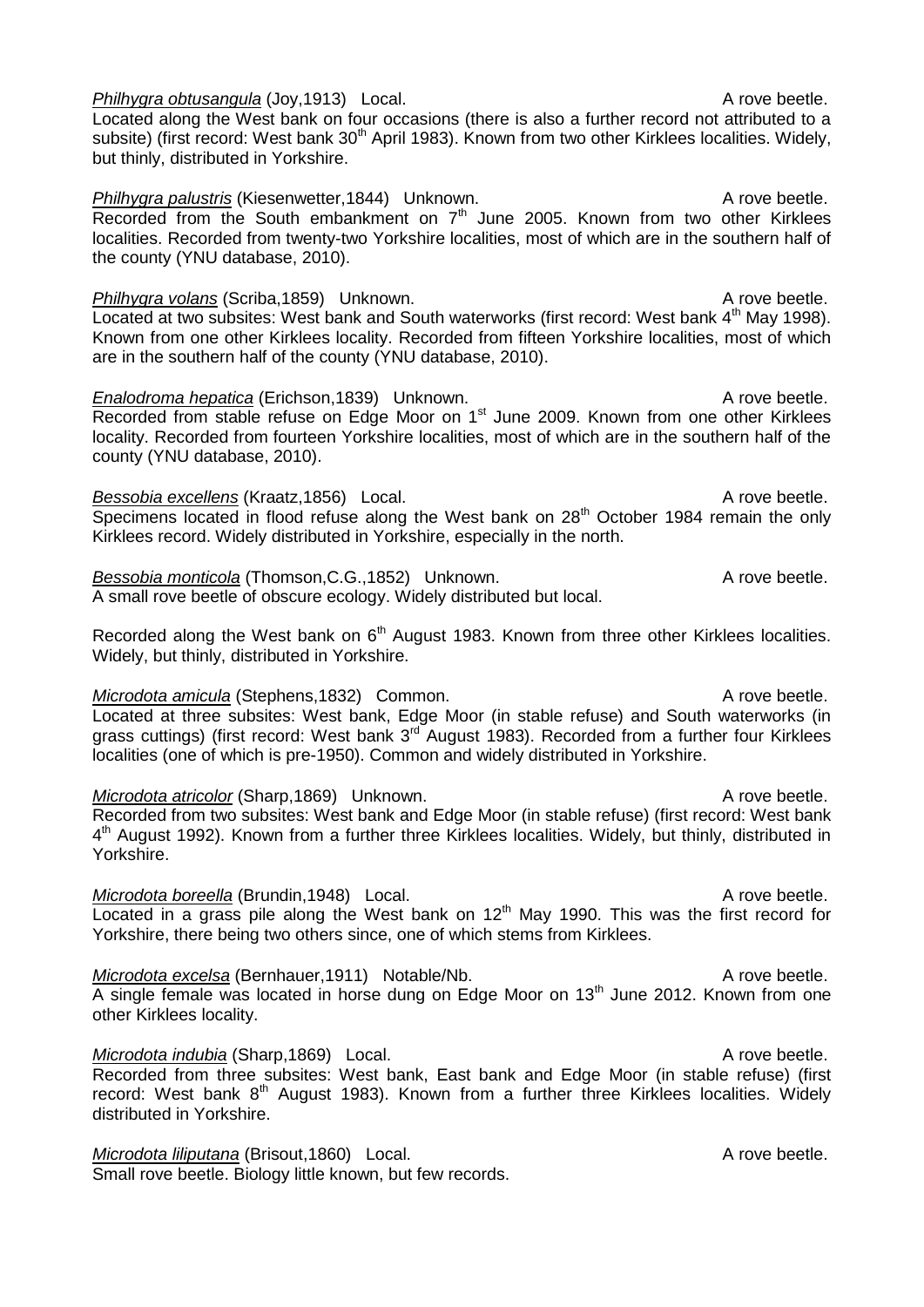*Philhygra obtusangula* (Joy,1913) Local. A rove beetle.
Located along the West bank on four occasions (there is also a further record not attributed to a subsite) (first record: West bank 30th April 1983). Known from two other Kirklees localities. Widely, but thinly, distributed in Yorkshire.

*Philhygra palustris* (Kiesenwetter,1844) Unknown. A rove beetle.
Recorded from the South embankment on 7th June 2005. Known from two other Kirklees localities. Recorded from twenty-two Yorkshire localities, most of which are in the southern half of the county (YNU database, 2010).

*Philhygra volans* (Scriba,1859) Unknown. A rove beetle.
Located at two subsites: West bank and South waterworks (first record: West bank 4th May 1998). Known from one other Kirklees locality. Recorded from fifteen Yorkshire localities, most of which are in the southern half of the county (YNU database, 2010).

*Enalodroma hepatica* (Erichson,1839) Unknown. A rove beetle.
Recorded from stable refuse on Edge Moor on 1st June 2009. Known from one other Kirklees locality. Recorded from fourteen Yorkshire localities, most of which are in the southern half of the county (YNU database, 2010).

*Bessobia excellens* (Kraatz,1856) Local. A rove beetle.
Specimens located in flood refuse along the West bank on 28th October 1984 remain the only Kirklees record. Widely distributed in Yorkshire, especially in the north.

*Bessobia monticola* (Thomson,C.G.,1852) Unknown. A rove beetle.
A small rove beetle of obscure ecology. Widely distributed but local.

Recorded along the West bank on 6th August 1983. Known from three other Kirklees localities. Widely, but thinly, distributed in Yorkshire.

*Microdota amicula* (Stephens,1832) Common. A rove beetle.
Located at three subsites: West bank, Edge Moor (in stable refuse) and South waterworks (in grass cuttings) (first record: West bank 3rd August 1983). Recorded from a further four Kirklees localities (one of which is pre-1950). Common and widely distributed in Yorkshire.

*Microdota atricolor* (Sharp,1869) Unknown. A rove beetle.
Recorded from two subsites: West bank and Edge Moor (in stable refuse) (first record: West bank 4th August 1992). Known from a further three Kirklees localities. Widely, but thinly, distributed in Yorkshire.

*Microdota boreella* (Brundin,1948) Local. A rove beetle.
Located in a grass pile along the West bank on 12th May 1990. This was the first record for Yorkshire, there being two others since, one of which stems from Kirklees.

*Microdota excelsa* (Bernhauer,1911) Notable/Nb. A rove beetle.
A single female was located in horse dung on Edge Moor on 13th June 2012. Known from one other Kirklees locality.

*Microdota indubia* (Sharp,1869) Local. A rove beetle.
Recorded from three subsites: West bank, East bank and Edge Moor (in stable refuse) (first record: West bank 8th August 1983). Known from a further three Kirklees localities. Widely distributed in Yorkshire.

*Microdota liliputana* (Brisout,1860) Local. A rove beetle.
Small rove beetle. Biology little known, but few records.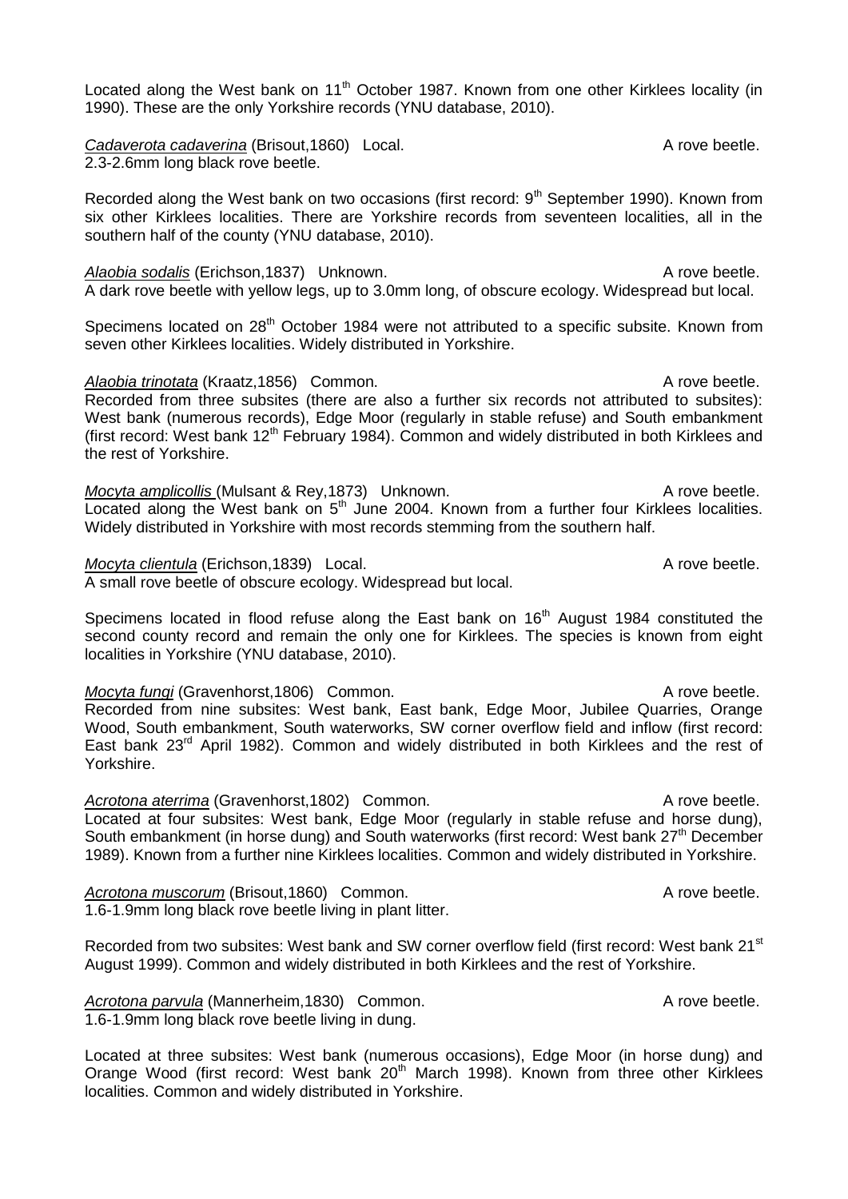Located along the West bank on 11th October 1987. Known from one other Kirklees locality (in 1990). These are the only Yorkshire records (YNU database, 2010).

*Cadaverota cadaverina* (Brisout,1860) Local. A rove beetle.
2.3-2.6mm long black rove beetle.

Recorded along the West bank on two occasions (first record: 9th September 1990). Known from six other Kirklees localities. There are Yorkshire records from seventeen localities, all in the southern half of the county (YNU database, 2010).

*Alaobia sodalis* (Erichson,1837) Unknown. A rove beetle.
A dark rove beetle with yellow legs, up to 3.0mm long, of obscure ecology. Widespread but local.

Specimens located on 28th October 1984 were not attributed to a specific subsite. Known from seven other Kirklees localities. Widely distributed in Yorkshire.

*Alaobia trinotata* (Kraatz,1856) Common. A rove beetle.
Recorded from three subsites (there are also a further six records not attributed to subsites): West bank (numerous records), Edge Moor (regularly in stable refuse) and South embankment (first record: West bank 12th February 1984). Common and widely distributed in both Kirklees and the rest of Yorkshire.

*Mocyta amplicollis* (Mulsant & Rey,1873) Unknown. A rove beetle.
Located along the West bank on 5th June 2004. Known from a further four Kirklees localities. Widely distributed in Yorkshire with most records stemming from the southern half.

*Mocyta clientula* (Erichson,1839) Local. A rove beetle.
A small rove beetle of obscure ecology. Widespread but local.

Specimens located in flood refuse along the East bank on 16th August 1984 constituted the second county record and remain the only one for Kirklees. The species is known from eight localities in Yorkshire (YNU database, 2010).

*Mocyta fungi* (Gravenhorst,1806) Common. A rove beetle.
Recorded from nine subsites: West bank, East bank, Edge Moor, Jubilee Quarries, Orange Wood, South embankment, South waterworks, SW corner overflow field and inflow (first record: East bank 23rd April 1982). Common and widely distributed in both Kirklees and the rest of Yorkshire.

*Acrotona aterrima* (Gravenhorst,1802) Common. A rove beetle.
Located at four subsites: West bank, Edge Moor (regularly in stable refuse and horse dung), South embankment (in horse dung) and South waterworks (first record: West bank 27th December 1989). Known from a further nine Kirklees localities. Common and widely distributed in Yorkshire.

*Acrotona muscorum* (Brisout,1860) Common. A rove beetle.
1.6-1.9mm long black rove beetle living in plant litter.

Recorded from two subsites: West bank and SW corner overflow field (first record: West bank 21st August 1999). Common and widely distributed in both Kirklees and the rest of Yorkshire.

*Acrotona parvula* (Mannerheim,1830) Common. A rove beetle.
1.6-1.9mm long black rove beetle living in dung.

Located at three subsites: West bank (numerous occasions), Edge Moor (in horse dung) and Orange Wood (first record: West bank 20th March 1998). Known from three other Kirklees localities. Common and widely distributed in Yorkshire.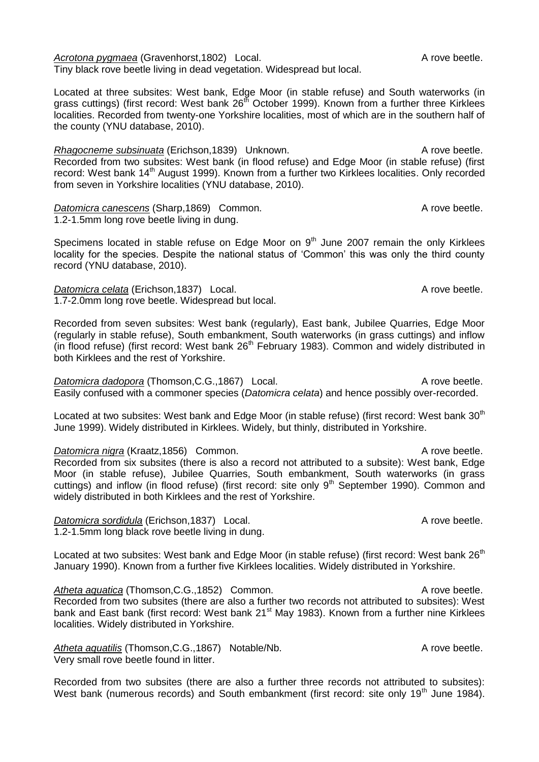***Acrotona pygmaea*** (Gravenhorst,1802) Local. A rove beetle.
Tiny black rove beetle living in dead vegetation. Widespread but local.

Located at three subsites: West bank, Edge Moor (in stable refuse) and South waterworks (in grass cuttings) (first record: West bank 26th October 1999). Known from a further three Kirklees localities. Recorded from twenty-one Yorkshire localities, most of which are in the southern half of the county (YNU database, 2010).

***Rhagocneme subsinuata*** (Erichson,1839) Unknown. A rove beetle.
Recorded from two subsites: West bank (in flood refuse) and Edge Moor (in stable refuse) (first record: West bank 14th August 1999). Known from a further two Kirklees localities. Only recorded from seven in Yorkshire localities (YNU database, 2010).

***Datomicra canescens*** (Sharp,1869) Common. A rove beetle.
1.2-1.5mm long rove beetle living in dung.

Specimens located in stable refuse on Edge Moor on 9th June 2007 remain the only Kirklees locality for the species. Despite the national status of 'Common' this was only the third county record (YNU database, 2010).

***Datomicra celata*** (Erichson,1837) Local. A rove beetle.
1.7-2.0mm long rove beetle. Widespread but local.

Recorded from seven subsites: West bank (regularly), East bank, Jubilee Quarries, Edge Moor (regularly in stable refuse), South embankment, South waterworks (in grass cuttings) and inflow (in flood refuse) (first record: West bank 26th February 1983). Common and widely distributed in both Kirklees and the rest of Yorkshire.

***Datomicra dadopora*** (Thomson,C.G.,1867) Local. A rove beetle.
Easily confused with a commoner species (*Datomicra celata*) and hence possibly over-recorded.

Located at two subsites: West bank and Edge Moor (in stable refuse) (first record: West bank 30th June 1999). Widely distributed in Kirklees. Widely, but thinly, distributed in Yorkshire.

***Datomicra nigra*** (Kraatz,1856) Common. A rove beetle.
Recorded from six subsites (there is also a record not attributed to a subsite): West bank, Edge Moor (in stable refuse), Jubilee Quarries, South embankment, South waterworks (in grass cuttings) and inflow (in flood refuse) (first record: site only 9th September 1990). Common and widely distributed in both Kirklees and the rest of Yorkshire.

***Datomicra sordidula*** (Erichson,1837) Local. A rove beetle.
1.2-1.5mm long black rove beetle living in dung.

Located at two subsites: West bank and Edge Moor (in stable refuse) (first record: West bank 26th January 1990). Known from a further five Kirklees localities. Widely distributed in Yorkshire.

***Atheta aquatica*** (Thomson,C.G.,1852) Common. A rove beetle.
Recorded from two subsites (there are also a further two records not attributed to subsites): West bank and East bank (first record: West bank 21st May 1983). Known from a further nine Kirklees localities. Widely distributed in Yorkshire.

***Atheta aquatilis*** (Thomson,C.G.,1867) Notable/Nb. A rove beetle.
Very small rove beetle found in litter.

Recorded from two subsites (there are also a further three records not attributed to subsites): West bank (numerous records) and South embankment (first record: site only 19th June 1984).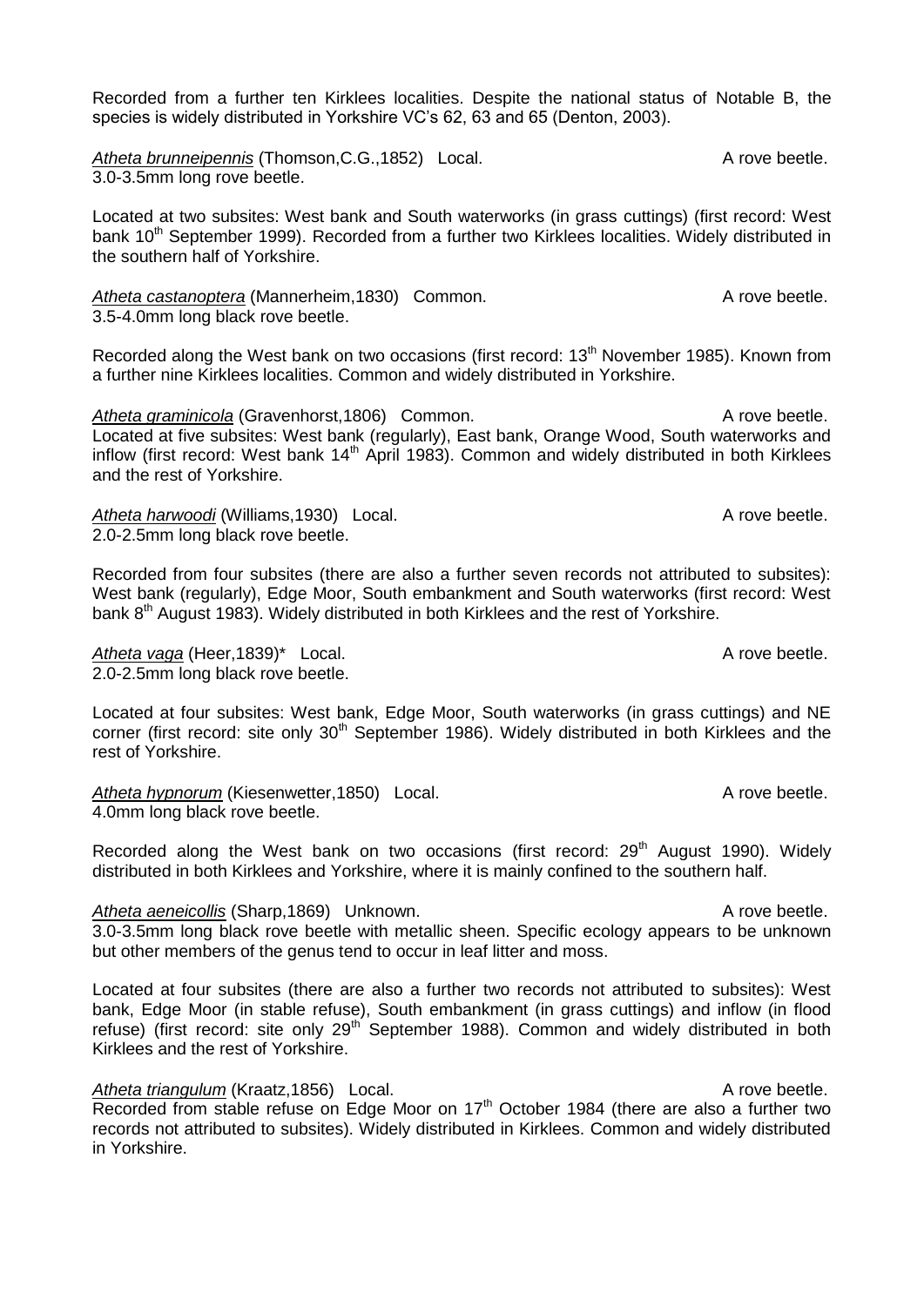Recorded from a further ten Kirklees localities. Despite the national status of Notable B, the species is widely distributed in Yorkshire VC's 62, 63 and 65 (Denton, 2003).

*Atheta brunneipennis* (Thomson,C.G.,1852) Local. A rove beetle.
3.0-3.5mm long rove beetle.

Located at two subsites: West bank and South waterworks (in grass cuttings) (first record: West bank 10th September 1999). Recorded from a further two Kirklees localities. Widely distributed in the southern half of Yorkshire.

*Atheta castanoptera* (Mannerheim,1830) Common. A rove beetle.
3.5-4.0mm long black rove beetle.

Recorded along the West bank on two occasions (first record: 13th November 1985). Known from a further nine Kirklees localities. Common and widely distributed in Yorkshire.

*Atheta graminicola* (Gravenhorst,1806) Common. A rove beetle.
Located at five subsites: West bank (regularly), East bank, Orange Wood, South waterworks and inflow (first record: West bank 14th April 1983). Common and widely distributed in both Kirklees and the rest of Yorkshire.

*Atheta harwoodi* (Williams,1930) Local. A rove beetle.
2.0-2.5mm long black rove beetle.

Recorded from four subsites (there are also a further seven records not attributed to subsites): West bank (regularly), Edge Moor, South embankment and South waterworks (first record: West bank 8th August 1983). Widely distributed in both Kirklees and the rest of Yorkshire.

*Atheta vaga* (Heer,1839)* Local. A rove beetle.
2.0-2.5mm long black rove beetle.

Located at four subsites: West bank, Edge Moor, South waterworks (in grass cuttings) and NE corner (first record: site only 30th September 1986). Widely distributed in both Kirklees and the rest of Yorkshire.

*Atheta hypnorum* (Kiesenwetter,1850) Local. A rove beetle.
4.0mm long black rove beetle.

Recorded along the West bank on two occasions (first record: 29th August 1990). Widely distributed in both Kirklees and Yorkshire, where it is mainly confined to the southern half.

*Atheta aeneicollis* (Sharp,1869) Unknown. A rove beetle.
3.0-3.5mm long black rove beetle with metallic sheen. Specific ecology appears to be unknown but other members of the genus tend to occur in leaf litter and moss.

Located at four subsites (there are also a further two records not attributed to subsites): West bank, Edge Moor (in stable refuse), South embankment (in grass cuttings) and inflow (in flood refuse) (first record: site only 29th September 1988). Common and widely distributed in both Kirklees and the rest of Yorkshire.

*Atheta triangulum* (Kraatz,1856) Local. A rove beetle.
Recorded from stable refuse on Edge Moor on 17th October 1984 (there are also a further two records not attributed to subsites). Widely distributed in Kirklees. Common and widely distributed in Yorkshire.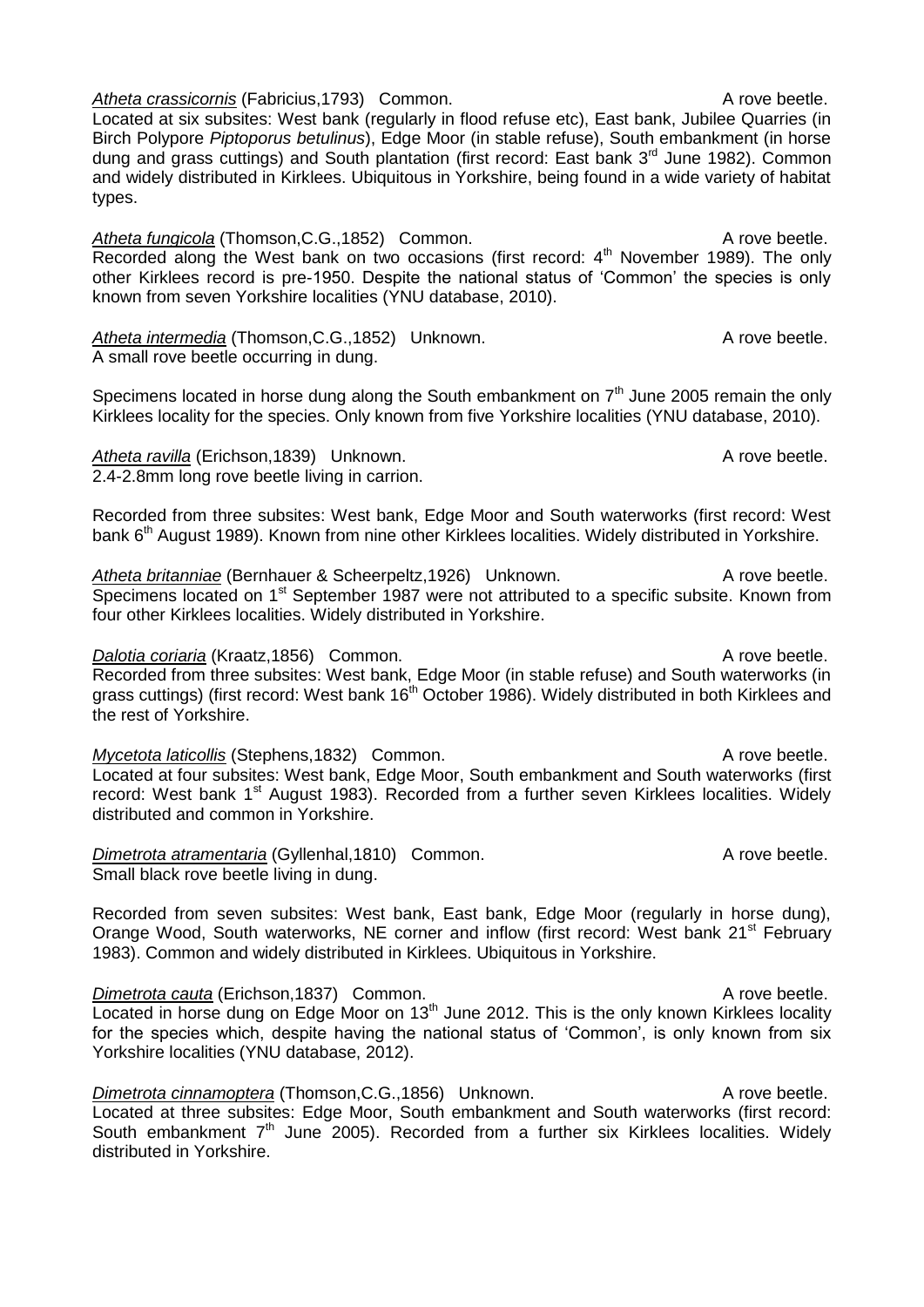***Atheta crassicornis*** (Fabricius,1793) Common. A rove beetle.
Located at six subsites: West bank (regularly in flood refuse etc), East bank, Jubilee Quarries (in Birch Polypore *Piptoporus betulinus*), Edge Moor (in stable refuse), South embankment (in horse dung and grass cuttings) and South plantation (first record: East bank 3rd June 1982). Common and widely distributed in Kirklees. Ubiquitous in Yorkshire, being found in a wide variety of habitat types.

***Atheta fungicola*** (Thomson,C.G.,1852) Common. A rove beetle.
Recorded along the West bank on two occasions (first record: 4th November 1989). The only other Kirklees record is pre-1950. Despite the national status of 'Common' the species is only known from seven Yorkshire localities (YNU database, 2010).

***Atheta intermedia*** (Thomson,C.G.,1852) Unknown. A rove beetle.
A small rove beetle occurring in dung.

Specimens located in horse dung along the South embankment on 7th June 2005 remain the only Kirklees locality for the species. Only known from five Yorkshire localities (YNU database, 2010).

***Atheta ravilla*** (Erichson,1839) Unknown. A rove beetle.
2.4-2.8mm long rove beetle living in carrion.

Recorded from three subsites: West bank, Edge Moor and South waterworks (first record: West bank 6th August 1989). Known from nine other Kirklees localities. Widely distributed in Yorkshire.

***Atheta britanniae*** (Bernhauer & Scheerpeltz,1926) Unknown. A rove beetle.
Specimens located on 1st September 1987 were not attributed to a specific subsite. Known from four other Kirklees localities. Widely distributed in Yorkshire.

***Dalotia coriaria*** (Kraatz,1856) Common. A rove beetle.
Recorded from three subsites: West bank, Edge Moor (in stable refuse) and South waterworks (in grass cuttings) (first record: West bank 16th October 1986). Widely distributed in both Kirklees and the rest of Yorkshire.

***Mycetota laticollis*** (Stephens,1832) Common. A rove beetle.
Located at four subsites: West bank, Edge Moor, South embankment and South waterworks (first record: West bank 1st August 1983). Recorded from a further seven Kirklees localities. Widely distributed and common in Yorkshire.

***Dimetrota atramentaria*** (Gyllenhal,1810) Common. A rove beetle.
Small black rove beetle living in dung.

Recorded from seven subsites: West bank, East bank, Edge Moor (regularly in horse dung), Orange Wood, South waterworks, NE corner and inflow (first record: West bank 21st February 1983). Common and widely distributed in Kirklees. Ubiquitous in Yorkshire.

***Dimetrota cauta*** (Erichson,1837) Common. A rove beetle.
Located in horse dung on Edge Moor on 13th June 2012. This is the only known Kirklees locality for the species which, despite having the national status of 'Common', is only known from six Yorkshire localities (YNU database, 2012).

***Dimetrota cinnamoptera*** (Thomson,C.G.,1856) Unknown. A rove beetle.
Located at three subsites: Edge Moor, South embankment and South waterworks (first record: South embankment 7th June 2005). Recorded from a further six Kirklees localities. Widely distributed in Yorkshire.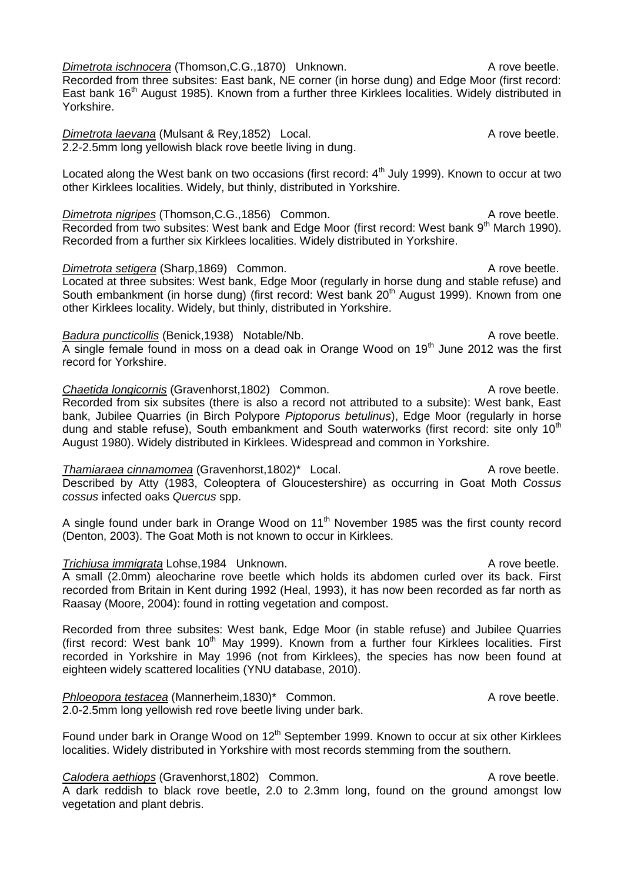*Dimetrota ischnocera* (Thomson,C.G.,1870) Unknown. A rove beetle.
Recorded from three subsites: East bank, NE corner (in horse dung) and Edge Moor (first record: East bank 16th August 1985). Known from a further three Kirklees localities. Widely distributed in Yorkshire.

*Dimetrota laevana* (Mulsant & Rey,1852) Local. A rove beetle.
2.2-2.5mm long yellowish black rove beetle living in dung.

Located along the West bank on two occasions (first record: 4th July 1999). Known to occur at two other Kirklees localities. Widely, but thinly, distributed in Yorkshire.

*Dimetrota nigripes* (Thomson,C.G.,1856) Common. A rove beetle.
Recorded from two subsites: West bank and Edge Moor (first record: West bank 9th March 1990). Recorded from a further six Kirklees localities. Widely distributed in Yorkshire.

*Dimetrota setigera* (Sharp,1869) Common. A rove beetle.
Located at three subsites: West bank, Edge Moor (regularly in horse dung and stable refuse) and South embankment (in horse dung) (first record: West bank 20th August 1999). Known from one other Kirklees locality. Widely, but thinly, distributed in Yorkshire.

*Badura puncticollis* (Benick,1938) Notable/Nb. A rove beetle.
A single female found in moss on a dead oak in Orange Wood on 19th June 2012 was the first record for Yorkshire.

*Chaetida longicornis* (Gravenhorst,1802) Common. A rove beetle.
Recorded from six subsites (there is also a record not attributed to a subsite): West bank, East bank, Jubilee Quarries (in Birch Polypore *Piptoporus betulinus*), Edge Moor (regularly in horse dung and stable refuse), South embankment and South waterworks (first record: site only 10th August 1980). Widely distributed in Kirklees. Widespread and common in Yorkshire.

*Thamiaraea cinnamomea* (Gravenhorst,1802)* Local. A rove beetle.
Described by Atty (1983, Coleoptera of Gloucestershire) as occurring in Goat Moth *Cossus cossus* infected oaks *Quercus* spp.

A single found under bark in Orange Wood on 11th November 1985 was the first county record (Denton, 2003). The Goat Moth is not known to occur in Kirklees.

*Trichiusa immigrata* Lohse,1984 Unknown. A rove beetle.
A small (2.0mm) aleocharine rove beetle which holds its abdomen curled over its back. First recorded from Britain in Kent during 1992 (Heal, 1993), it has now been recorded as far north as Raasay (Moore, 2004): found in rotting vegetation and compost.

Recorded from three subsites: West bank, Edge Moor (in stable refuse) and Jubilee Quarries (first record: West bank 10th May 1999). Known from a further four Kirklees localities. First recorded in Yorkshire in May 1996 (not from Kirklees), the species has now been found at eighteen widely scattered localities (YNU database, 2010).

*Phloeopora testacea* (Mannerheim,1830)* Common. A rove beetle.
2.0-2.5mm long yellowish red rove beetle living under bark.

Found under bark in Orange Wood on 12th September 1999. Known to occur at six other Kirklees localities. Widely distributed in Yorkshire with most records stemming from the southern.

*Calodera aethiops* (Gravenhorst,1802) Common. A rove beetle.
A dark reddish to black rove beetle, 2.0 to 2.3mm long, found on the ground amongst low vegetation and plant debris.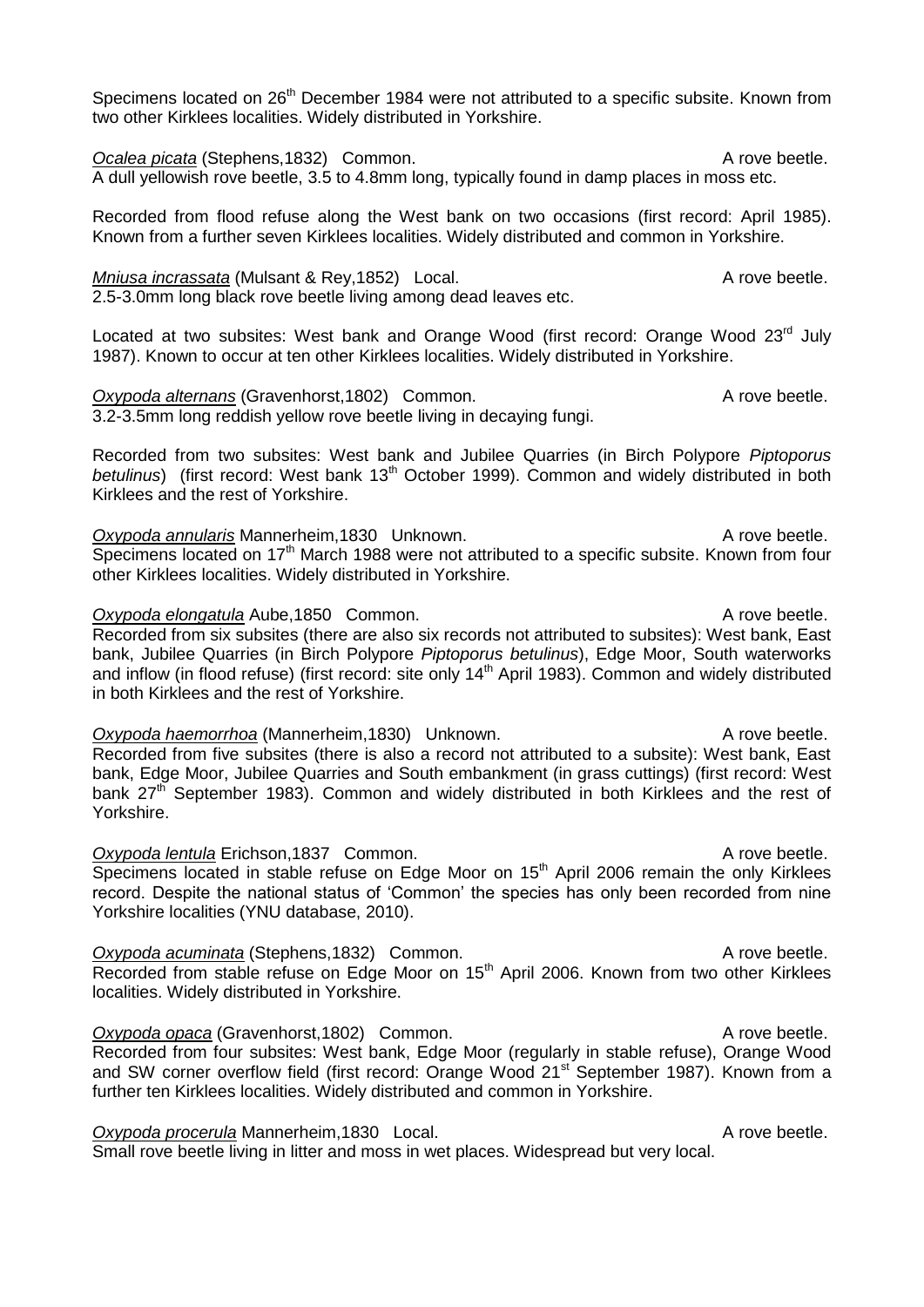Specimens located on 26th December 1984 were not attributed to a specific subsite. Known from two other Kirklees localities. Widely distributed in Yorkshire.

*Ocalea picata* (Stephens,1832) Common. A rove beetle.
A dull yellowish rove beetle, 3.5 to 4.8mm long, typically found in damp places in moss etc.

Recorded from flood refuse along the West bank on two occasions (first record: April 1985). Known from a further seven Kirklees localities. Widely distributed and common in Yorkshire.

*Mniusa incrassata* (Mulsant & Rey,1852) Local. A rove beetle.
2.5-3.0mm long black rove beetle living among dead leaves etc.

Located at two subsites: West bank and Orange Wood (first record: Orange Wood 23rd July 1987). Known to occur at ten other Kirklees localities. Widely distributed in Yorkshire.

*Oxypoda alternans* (Gravenhorst,1802) Common. A rove beetle.
3.2-3.5mm long reddish yellow rove beetle living in decaying fungi.

Recorded from two subsites: West bank and Jubilee Quarries (in Birch Polypore *Piptoporus betulinus*) (first record: West bank 13th October 1999). Common and widely distributed in both Kirklees and the rest of Yorkshire.

*Oxypoda annularis* Mannerheim,1830 Unknown. A rove beetle.
Specimens located on 17th March 1988 were not attributed to a specific subsite. Known from four other Kirklees localities. Widely distributed in Yorkshire.

*Oxypoda elongatula* Aube,1850 Common. A rove beetle.
Recorded from six subsites (there are also six records not attributed to subsites): West bank, East bank, Jubilee Quarries (in Birch Polypore *Piptoporus betulinus*), Edge Moor, South waterworks and inflow (in flood refuse) (first record: site only 14th April 1983). Common and widely distributed in both Kirklees and the rest of Yorkshire.

*Oxypoda haemorrhoa* (Mannerheim,1830) Unknown. A rove beetle.
Recorded from five subsites (there is also a record not attributed to a subsite): West bank, East bank, Edge Moor, Jubilee Quarries and South embankment (in grass cuttings) (first record: West bank 27th September 1983). Common and widely distributed in both Kirklees and the rest of Yorkshire.

*Oxypoda lentula* Erichson,1837 Common. A rove beetle.
Specimens located in stable refuse on Edge Moor on 15th April 2006 remain the only Kirklees record. Despite the national status of 'Common' the species has only been recorded from nine Yorkshire localities (YNU database, 2010).

*Oxypoda acuminata* (Stephens,1832) Common. A rove beetle.
Recorded from stable refuse on Edge Moor on 15th April 2006. Known from two other Kirklees localities. Widely distributed in Yorkshire.

*Oxypoda opaca* (Gravenhorst,1802) Common. A rove beetle.
Recorded from four subsites: West bank, Edge Moor (regularly in stable refuse), Orange Wood and SW corner overflow field (first record: Orange Wood 21st September 1987). Known from a further ten Kirklees localities. Widely distributed and common in Yorkshire.

*Oxypoda procerula* Mannerheim,1830 Local. A rove beetle.
Small rove beetle living in litter and moss in wet places. Widespread but very local.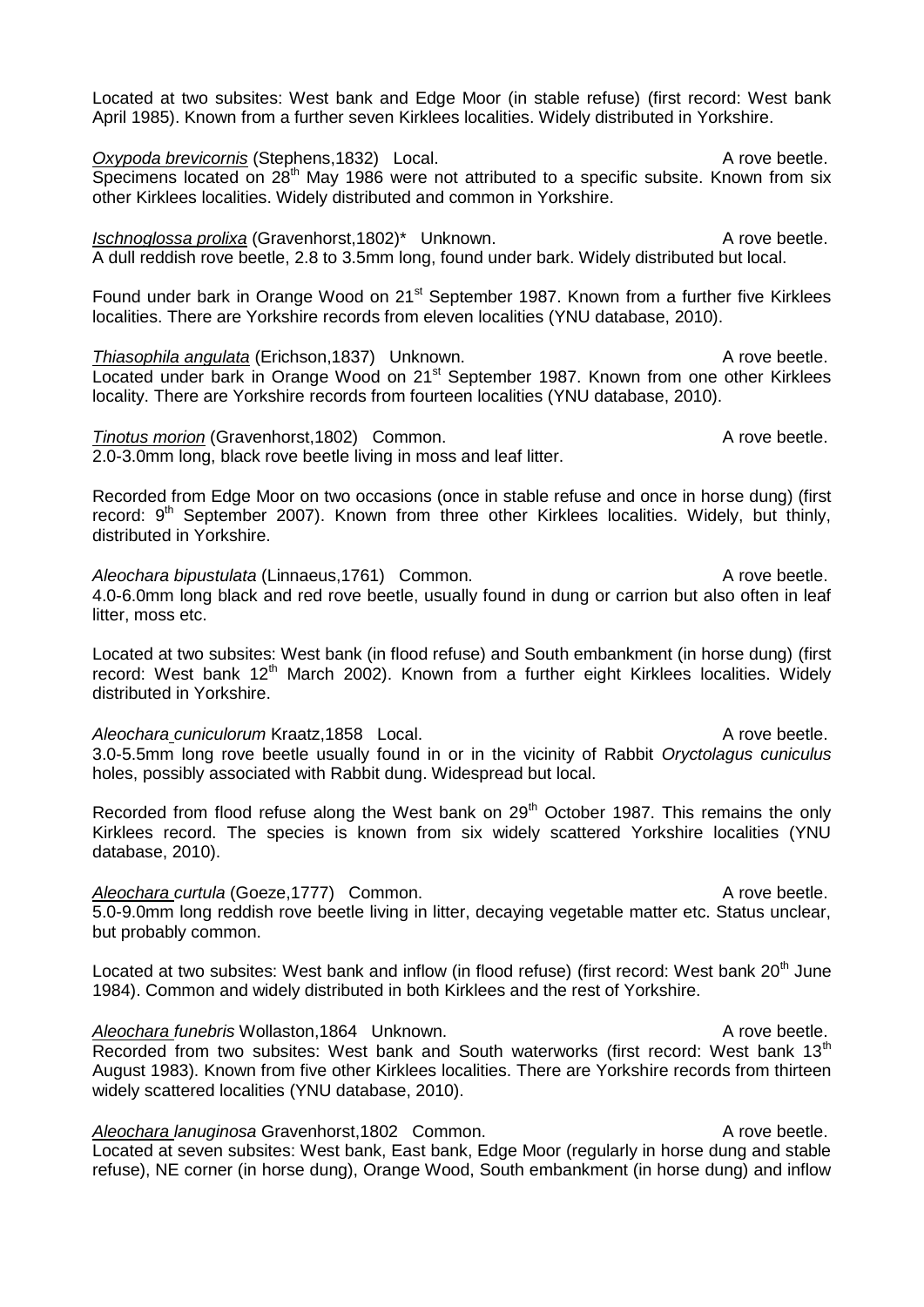Located at two subsites: West bank and Edge Moor (in stable refuse) (first record: West bank April 1985). Known from a further seven Kirklees localities. Widely distributed in Yorkshire.

*Oxypoda brevicornis* (Stephens,1832) Local. A rove beetle.
Specimens located on 28th May 1986 were not attributed to a specific subsite. Known from six other Kirklees localities. Widely distributed and common in Yorkshire.

*Ischnoglossa prolixa* (Gravenhorst,1802)* Unknown. A rove beetle.
A dull reddish rove beetle, 2.8 to 3.5mm long, found under bark. Widely distributed but local.

Found under bark in Orange Wood on 21st September 1987. Known from a further five Kirklees localities. There are Yorkshire records from eleven localities (YNU database, 2010).

*Thiasophila angulata* (Erichson,1837) Unknown. A rove beetle.
Located under bark in Orange Wood on 21st September 1987. Known from one other Kirklees locality. There are Yorkshire records from fourteen localities (YNU database, 2010).

*Tinotus morion* (Gravenhorst,1802) Common. A rove beetle.
2.0-3.0mm long, black rove beetle living in moss and leaf litter.

Recorded from Edge Moor on two occasions (once in stable refuse and once in horse dung) (first record: 9th September 2007). Known from three other Kirklees localities. Widely, but thinly, distributed in Yorkshire.

*Aleochara bipustulata* (Linnaeus,1761) Common. A rove beetle.
4.0-6.0mm long black and red rove beetle, usually found in dung or carrion but also often in leaf litter, moss etc.

Located at two subsites: West bank (in flood refuse) and South embankment (in horse dung) (first record: West bank 12th March 2002). Known from a further eight Kirklees localities. Widely distributed in Yorkshire.

*Aleochara cuniculorum* Kraatz,1858 Local. A rove beetle.
3.0-5.5mm long rove beetle usually found in or in the vicinity of Rabbit *Oryctolagus cuniculus* holes, possibly associated with Rabbit dung. Widespread but local.

Recorded from flood refuse along the West bank on 29th October 1987. This remains the only Kirklees record. The species is known from six widely scattered Yorkshire localities (YNU database, 2010).

*Aleochara curtula* (Goeze,1777) Common. A rove beetle.
5.0-9.0mm long reddish rove beetle living in litter, decaying vegetable matter etc. Status unclear, but probably common.

Located at two subsites: West bank and inflow (in flood refuse) (first record: West bank 20th June 1984). Common and widely distributed in both Kirklees and the rest of Yorkshire.

*Aleochara funebris* Wollaston,1864 Unknown. A rove beetle.
Recorded from two subsites: West bank and South waterworks (first record: West bank 13th August 1983). Known from five other Kirklees localities. There are Yorkshire records from thirteen widely scattered localities (YNU database, 2010).

*Aleochara lanuginosa* Gravenhorst,1802 Common. A rove beetle.
Located at seven subsites: West bank, East bank, Edge Moor (regularly in horse dung and stable refuse), NE corner (in horse dung), Orange Wood, South embankment (in horse dung) and inflow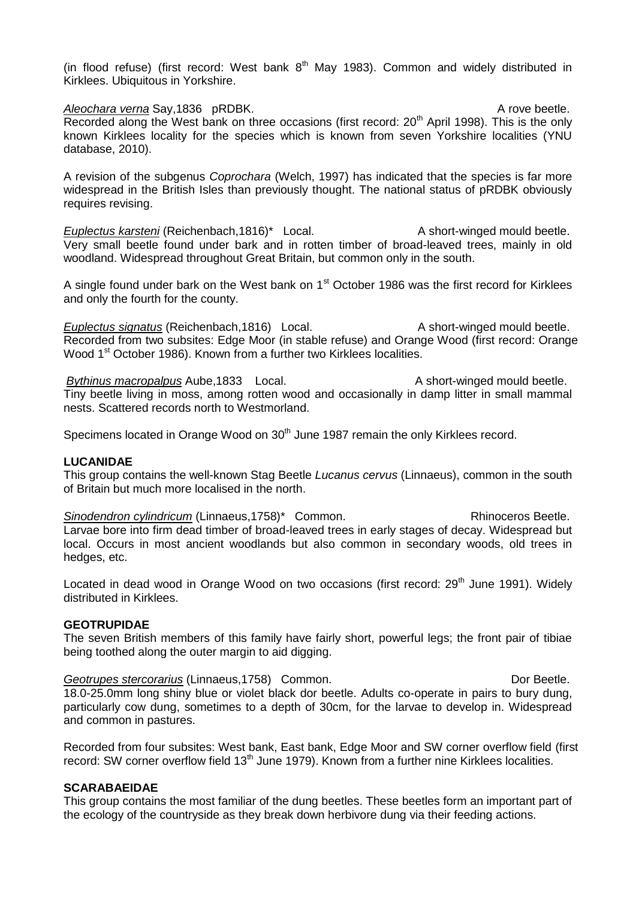(in flood refuse) (first record: West bank 8th May 1983). Common and widely distributed in Kirklees. Ubiquitous in Yorkshire.

*Aleochara verna* Say,1836 pRDBK. A rove beetle.
Recorded along the West bank on three occasions (first record: 20th April 1998). This is the only known Kirklees locality for the species which is known from seven Yorkshire localities (YNU database, 2010).

A revision of the subgenus *Coprochara* (Welch, 1997) has indicated that the species is far more widespread in the British Isles than previously thought. The national status of pRDBK obviously requires revising.

*Euplectus karsteni* (Reichenbach,1816)* Local. A short-winged mould beetle.
Very small beetle found under bark and in rotten timber of broad-leaved trees, mainly in old woodland. Widespread throughout Great Britain, but common only in the south.

A single found under bark on the West bank on 1st October 1986 was the first record for Kirklees and only the fourth for the county.

*Euplectus signatus* (Reichenbach,1816) Local. A short-winged mould beetle.
Recorded from two subsites: Edge Moor (in stable refuse) and Orange Wood (first record: Orange Wood 1st October 1986). Known from a further two Kirklees localities.

*Bythinus macropalpus* Aube,1833 Local. A short-winged mould beetle.
Tiny beetle living in moss, among rotten wood and occasionally in damp litter in small mammal nests. Scattered records north to Westmorland.

Specimens located in Orange Wood on 30th June 1987 remain the only Kirklees record.

**LUCANIDAE**

This group contains the well-known Stag Beetle *Lucanus cervus* (Linnaeus), common in the south of Britain but much more localised in the north.

*Sinodendron cylindricum* (Linnaeus,1758)* Common. Rhinoceros Beetle.
Larvae bore into firm dead timber of broad-leaved trees in early stages of decay. Widespread but local. Occurs in most ancient woodlands but also common in secondary woods, old trees in hedges, etc.

Located in dead wood in Orange Wood on two occasions (first record: 29th June 1991). Widely distributed in Kirklees.

**GEOTRUPIDAE**

The seven British members of this family have fairly short, powerful legs; the front pair of tibiae being toothed along the outer margin to aid digging.

*Geotrupes stercorarius* (Linnaeus,1758) Common. Dor Beetle.
18.0-25.0mm long shiny blue or violet black dor beetle. Adults co-operate in pairs to bury dung, particularly cow dung, sometimes to a depth of 30cm, for the larvae to develop in. Widespread and common in pastures.

Recorded from four subsites: West bank, East bank, Edge Moor and SW corner overflow field (first record: SW corner overflow field 13th June 1979). Known from a further nine Kirklees localities.

**SCARABAEIDAE**

This group contains the most familiar of the dung beetles. These beetles form an important part of the ecology of the countryside as they break down herbivore dung via their feeding actions.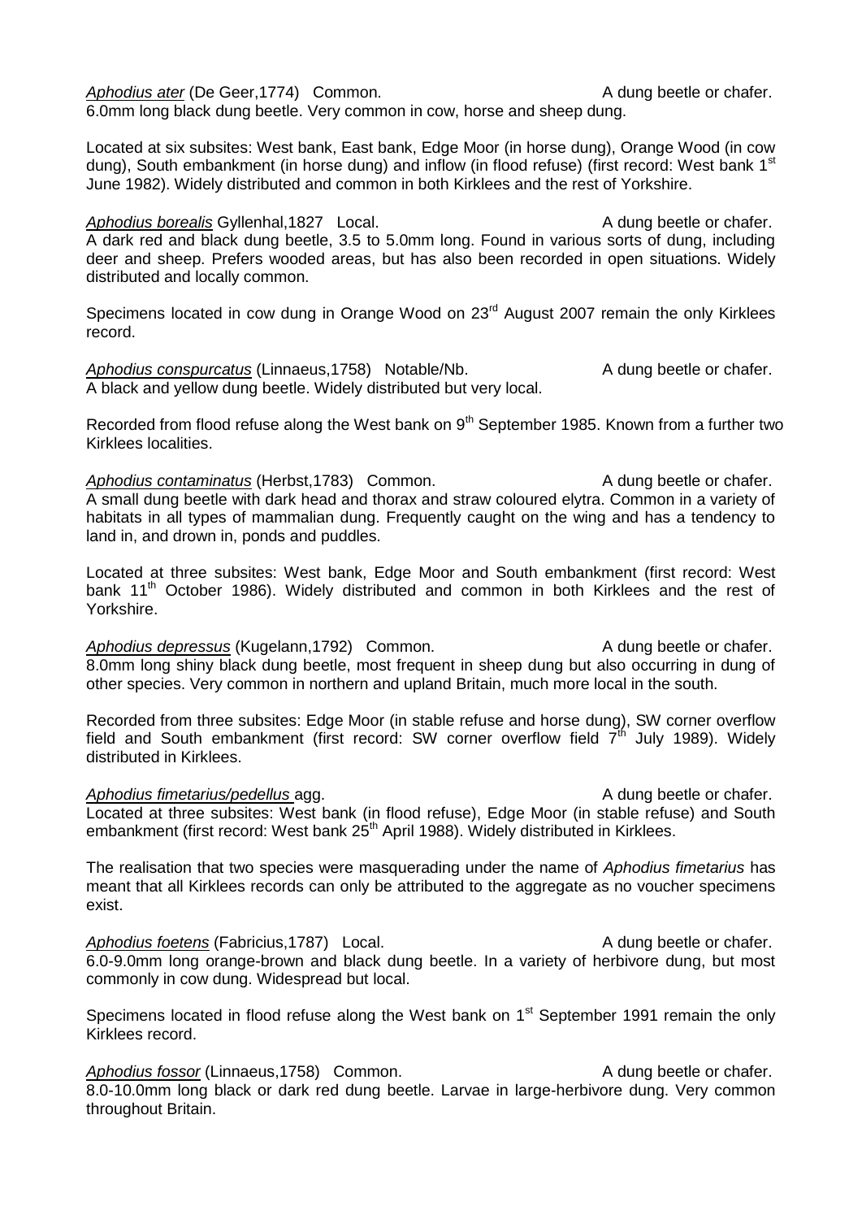*Aphodius ater* (De Geer,1774) Common. A dung beetle or chafer.
6.0mm long black dung beetle. Very common in cow, horse and sheep dung.

Located at six subsites: West bank, East bank, Edge Moor (in horse dung), Orange Wood (in cow dung), South embankment (in horse dung) and inflow (in flood refuse) (first record: West bank 1st June 1982). Widely distributed and common in both Kirklees and the rest of Yorkshire.

*Aphodius borealis* Gyllenhal,1827 Local. A dung beetle or chafer.
A dark red and black dung beetle, 3.5 to 5.0mm long. Found in various sorts of dung, including deer and sheep. Prefers wooded areas, but has also been recorded in open situations. Widely distributed and locally common.

Specimens located in cow dung in Orange Wood on 23rd August 2007 remain the only Kirklees record.

*Aphodius conspurcatus* (Linnaeus,1758) Notable/Nb. A dung beetle or chafer.
A black and yellow dung beetle. Widely distributed but very local.

Recorded from flood refuse along the West bank on 9th September 1985. Known from a further two Kirklees localities.

*Aphodius contaminatus* (Herbst,1783) Common. A dung beetle or chafer.
A small dung beetle with dark head and thorax and straw coloured elytra. Common in a variety of habitats in all types of mammalian dung. Frequently caught on the wing and has a tendency to land in, and drown in, ponds and puddles.

Located at three subsites: West bank, Edge Moor and South embankment (first record: West bank 11th October 1986). Widely distributed and common in both Kirklees and the rest of Yorkshire.

*Aphodius depressus* (Kugelann,1792) Common. A dung beetle or chafer.
8.0mm long shiny black dung beetle, most frequent in sheep dung but also occurring in dung of other species. Very common in northern and upland Britain, much more local in the south.

Recorded from three subsites: Edge Moor (in stable refuse and horse dung), SW corner overflow field and South embankment (first record: SW corner overflow field 7th July 1989). Widely distributed in Kirklees.

*Aphodius fimetarius/pedellus* agg. A dung beetle or chafer.
Located at three subsites: West bank (in flood refuse), Edge Moor (in stable refuse) and South embankment (first record: West bank 25th April 1988). Widely distributed in Kirklees.

The realisation that two species were masquerading under the name of *Aphodius fimetarius* has meant that all Kirklees records can only be attributed to the aggregate as no voucher specimens exist.

*Aphodius foetens* (Fabricius,1787) Local. A dung beetle or chafer.
6.0-9.0mm long orange-brown and black dung beetle. In a variety of herbivore dung, but most commonly in cow dung. Widespread but local.

Specimens located in flood refuse along the West bank on 1st September 1991 remain the only Kirklees record.

*Aphodius fossor* (Linnaeus,1758) Common. A dung beetle or chafer.
8.0-10.0mm long black or dark red dung beetle. Larvae in large-herbivore dung. Very common throughout Britain.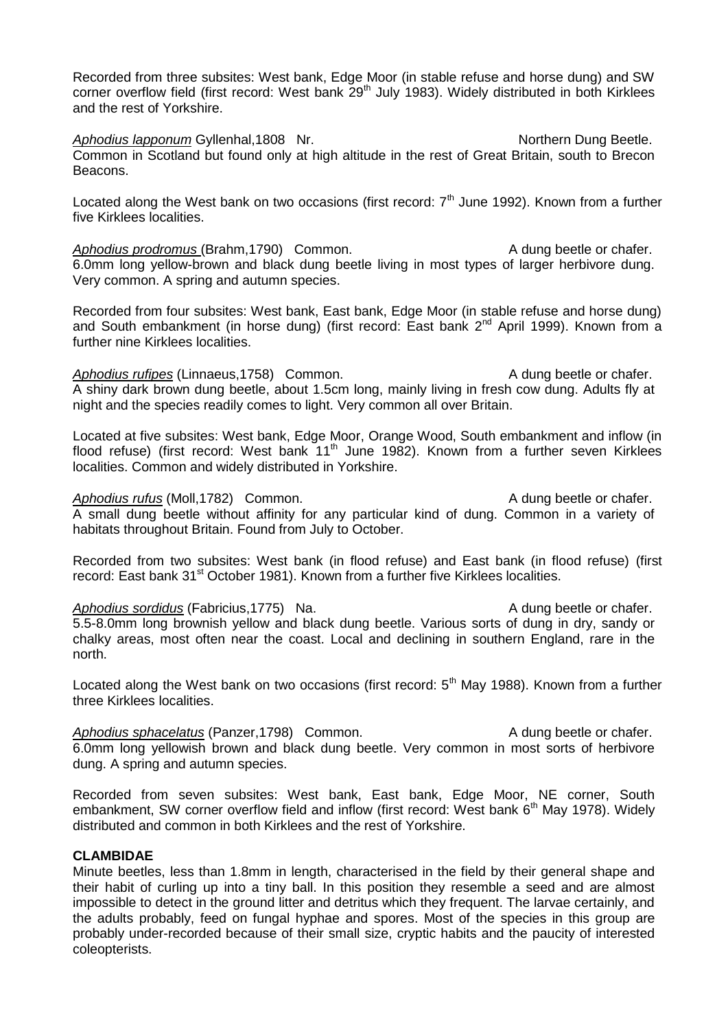Recorded from three subsites: West bank, Edge Moor (in stable refuse and horse dung) and SW corner overflow field (first record: West bank 29th July 1983). Widely distributed in both Kirklees and the rest of Yorkshire.

*Aphodius lapponum* Gyllenhal,1808 Nr. Northern Dung Beetle.
Common in Scotland but found only at high altitude in the rest of Great Britain, south to Brecon Beacons.

Located along the West bank on two occasions (first record: 7th June 1992). Known from a further five Kirklees localities.

*Aphodius prodromus* (Brahm,1790) Common. A dung beetle or chafer.
6.0mm long yellow-brown and black dung beetle living in most types of larger herbivore dung. Very common. A spring and autumn species.

Recorded from four subsites: West bank, East bank, Edge Moor (in stable refuse and horse dung) and South embankment (in horse dung) (first record: East bank 2nd April 1999). Known from a further nine Kirklees localities.

*Aphodius rufipes* (Linnaeus,1758) Common. A dung beetle or chafer.
A shiny dark brown dung beetle, about 1.5cm long, mainly living in fresh cow dung. Adults fly at night and the species readily comes to light. Very common all over Britain.

Located at five subsites: West bank, Edge Moor, Orange Wood, South embankment and inflow (in flood refuse) (first record: West bank 11th June 1982). Known from a further seven Kirklees localities. Common and widely distributed in Yorkshire.

*Aphodius rufus* (Moll,1782) Common. A dung beetle or chafer.
A small dung beetle without affinity for any particular kind of dung. Common in a variety of habitats throughout Britain. Found from July to October.

Recorded from two subsites: West bank (in flood refuse) and East bank (in flood refuse) (first record: East bank 31st October 1981). Known from a further five Kirklees localities.

*Aphodius sordidus* (Fabricius,1775) Na. A dung beetle or chafer.
5.5-8.0mm long brownish yellow and black dung beetle. Various sorts of dung in dry, sandy or chalky areas, most often near the coast. Local and declining in southern England, rare in the north.

Located along the West bank on two occasions (first record: 5th May 1988). Known from a further three Kirklees localities.

*Aphodius sphacelatus* (Panzer,1798) Common. A dung beetle or chafer.
6.0mm long yellowish brown and black dung beetle. Very common in most sorts of herbivore dung. A spring and autumn species.

Recorded from seven subsites: West bank, East bank, Edge Moor, NE corner, South embankment, SW corner overflow field and inflow (first record: West bank 6th May 1978). Widely distributed and common in both Kirklees and the rest of Yorkshire.

**CLAMBIDAE**
Minute beetles, less than 1.8mm in length, characterised in the field by their general shape and their habit of curling up into a tiny ball. In this position they resemble a seed and are almost impossible to detect in the ground litter and detritus which they frequent. The larvae certainly, and the adults probably, feed on fungal hyphae and spores. Most of the species in this group are probably under-recorded because of their small size, cryptic habits and the paucity of interested coleopterists.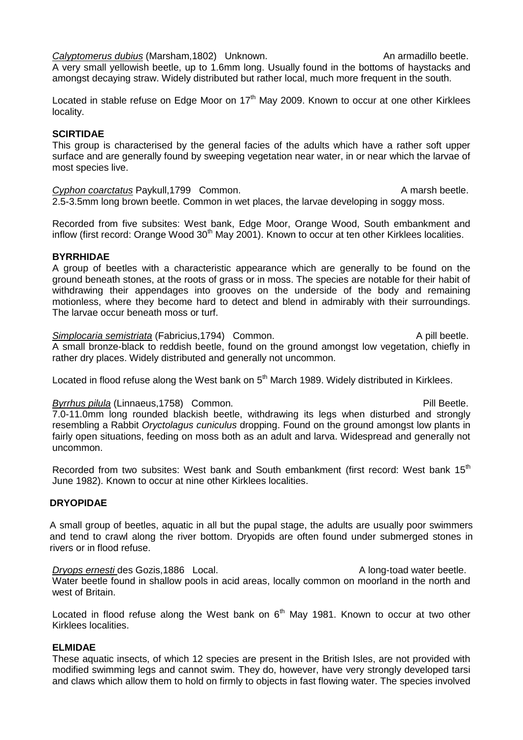*Calyptomerus dubius* (Marsham,1802) Unknown. An armadillo beetle.
A very small yellowish beetle, up to 1.6mm long. Usually found in the bottoms of haystacks and amongst decaying straw. Widely distributed but rather local, much more frequent in the south.

Located in stable refuse on Edge Moor on 17th May 2009. Known to occur at one other Kirklees locality.

**SCIRTIDAE**

This group is characterised by the general facies of the adults which have a rather soft upper surface and are generally found by sweeping vegetation near water, in or near which the larvae of most species live.

*Cyphon coarctatus* Paykull,1799 Common. A marsh beetle.
2.5-3.5mm long brown beetle. Common in wet places, the larvae developing in soggy moss.

Recorded from five subsites: West bank, Edge Moor, Orange Wood, South embankment and inflow (first record: Orange Wood 30th May 2001). Known to occur at ten other Kirklees localities.

**BYRRHIDAE**

A group of beetles with a characteristic appearance which are generally to be found on the ground beneath stones, at the roots of grass or in moss. The species are notable for their habit of withdrawing their appendages into grooves on the underside of the body and remaining motionless, where they become hard to detect and blend in admirably with their surroundings. The larvae occur beneath moss or turf.

*Simplocaria semistriata* (Fabricius,1794) Common. A pill beetle.
A small bronze-black to reddish beetle, found on the ground amongst low vegetation, chiefly in rather dry places. Widely distributed and generally not uncommon.

Located in flood refuse along the West bank on 5th March 1989. Widely distributed in Kirklees.

*Byrrhus pilula* (Linnaeus,1758) Common. Pill Beetle.
7.0-11.0mm long rounded blackish beetle, withdrawing its legs when disturbed and strongly resembling a Rabbit *Oryctolagus cuniculus* dropping. Found on the ground amongst low plants in fairly open situations, feeding on moss both as an adult and larva. Widespread and generally not uncommon.

Recorded from two subsites: West bank and South embankment (first record: West bank 15th June 1982). Known to occur at nine other Kirklees localities.

**DRYOPIDAE**

A small group of beetles, aquatic in all but the pupal stage, the adults are usually poor swimmers and tend to crawl along the river bottom. Dryopids are often found under submerged stones in rivers or in flood refuse.

*Dryops ernesti* des Gozis,1886 Local. A long-toad water beetle.
Water beetle found in shallow pools in acid areas, locally common on moorland in the north and west of Britain.

Located in flood refuse along the West bank on 6th May 1981. Known to occur at two other Kirklees localities.

**ELMIDAE**

These aquatic insects, of which 12 species are present in the British Isles, are not provided with modified swimming legs and cannot swim. They do, however, have very strongly developed tarsi and claws which allow them to hold on firmly to objects in fast flowing water. The species involved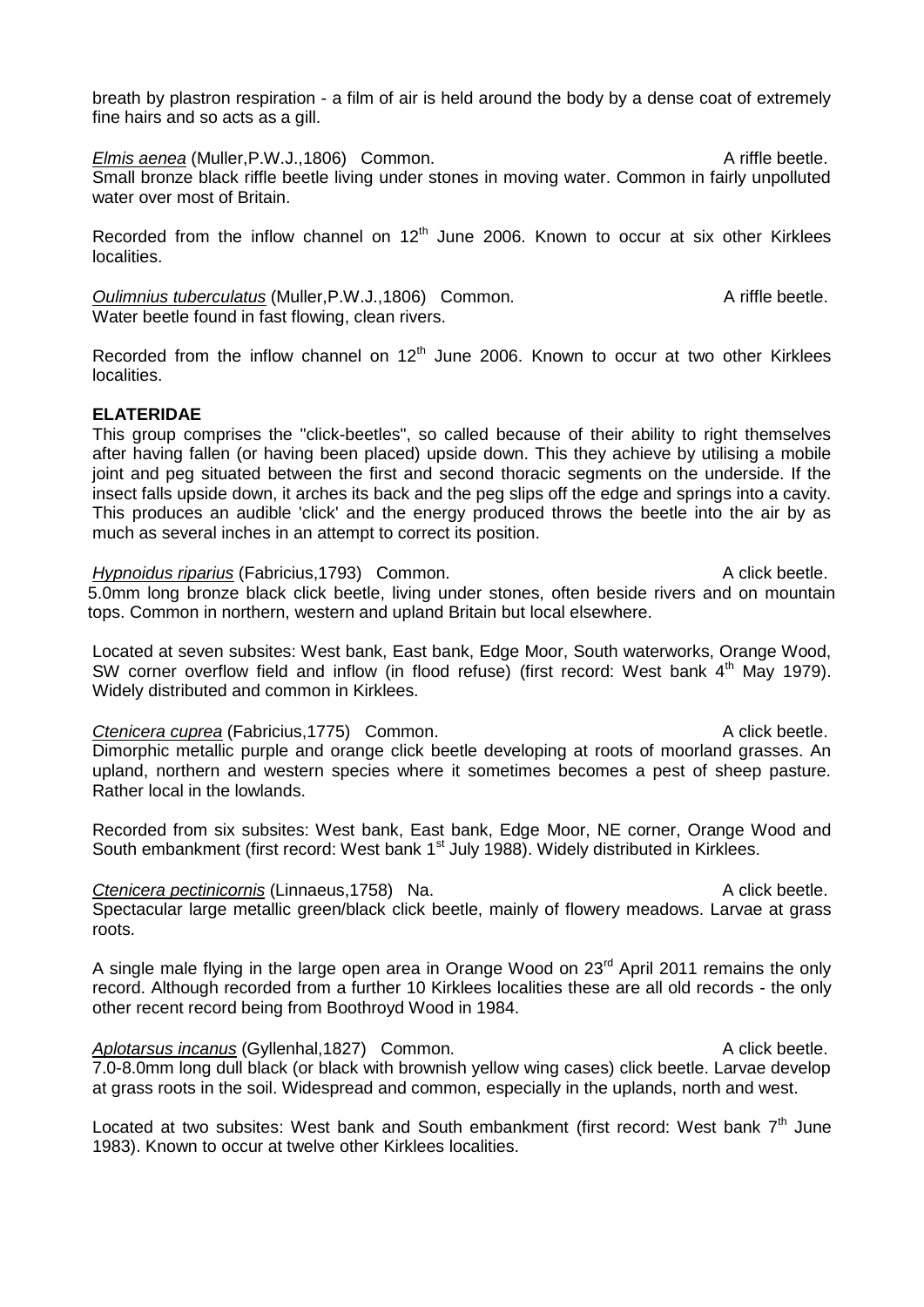breath by plastron respiration - a film of air is held around the body by a dense coat of extremely fine hairs and so acts as a gill.

*Elmis aenea* (Muller,P.W.J.,1806) Common. A riffle beetle.
Small bronze black riffle beetle living under stones in moving water. Common in fairly unpolluted water over most of Britain.

Recorded from the inflow channel on 12th June 2006. Known to occur at six other Kirklees localities.

*Oulimnius tuberculatus* (Muller,P.W.J.,1806) Common. A riffle beetle.
Water beetle found in fast flowing, clean rivers.

Recorded from the inflow channel on 12th June 2006. Known to occur at two other Kirklees localities.

**ELATERIDAE**

This group comprises the "click-beetles", so called because of their ability to right themselves after having fallen (or having been placed) upside down. This they achieve by utilising a mobile joint and peg situated between the first and second thoracic segments on the underside. If the insect falls upside down, it arches its back and the peg slips off the edge and springs into a cavity. This produces an audible 'click' and the energy produced throws the beetle into the air by as much as several inches in an attempt to correct its position.

*Hypnoidus riparius* (Fabricius,1793) Common. A click beetle.
5.0mm long bronze black click beetle, living under stones, often beside rivers and on mountain tops. Common in northern, western and upland Britain but local elsewhere.

Located at seven subsites: West bank, East bank, Edge Moor, South waterworks, Orange Wood, SW corner overflow field and inflow (in flood refuse) (first record: West bank 4th May 1979). Widely distributed and common in Kirklees.

*Ctenicera cuprea* (Fabricius,1775) Common. A click beetle.
Dimorphic metallic purple and orange click beetle developing at roots of moorland grasses. An upland, northern and western species where it sometimes becomes a pest of sheep pasture. Rather local in the lowlands.

Recorded from six subsites: West bank, East bank, Edge Moor, NE corner, Orange Wood and South embankment (first record: West bank 1st July 1988). Widely distributed in Kirklees.

*Ctenicera pectinicornis* (Linnaeus,1758) Na. A click beetle.
Spectacular large metallic green/black click beetle, mainly of flowery meadows. Larvae at grass roots.

A single male flying in the large open area in Orange Wood on 23rd April 2011 remains the only record. Although recorded from a further 10 Kirklees localities these are all old records - the only other recent record being from Boothroyd Wood in 1984.

*Aplotarsus incanus* (Gyllenhal,1827) Common. A click beetle.
7.0-8.0mm long dull black (or black with brownish yellow wing cases) click beetle. Larvae develop at grass roots in the soil. Widespread and common, especially in the uplands, north and west.

Located at two subsites: West bank and South embankment (first record: West bank 7th June 1983). Known to occur at twelve other Kirklees localities.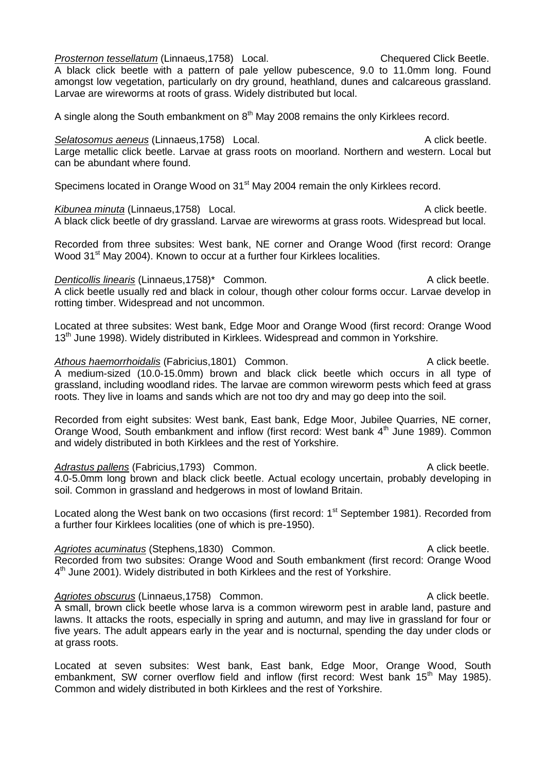<u>*Prosternon tessellatum*</u> (Linnaeus,1758) Local. Chequered Click Beetle.
A black click beetle with a pattern of pale yellow pubescence, 9.0 to 11.0mm long. Found amongst low vegetation, particularly on dry ground, heathland, dunes and calcareous grassland. Larvae are wireworms at roots of grass. Widely distributed but local.

A single along the South embankment on 8th May 2008 remains the only Kirklees record.

<u>*Selatosomus aeneus*</u> (Linnaeus,1758) Local. A click beetle.
Large metallic click beetle. Larvae at grass roots on moorland. Northern and western. Local but can be abundant where found.

Specimens located in Orange Wood on 31st May 2004 remain the only Kirklees record.

<u>*Kibunea minuta*</u> (Linnaeus,1758) Local. A click beetle.
A black click beetle of dry grassland. Larvae are wireworms at grass roots. Widespread but local.

Recorded from three subsites: West bank, NE corner and Orange Wood (first record: Orange Wood 31st May 2004). Known to occur at a further four Kirklees localities.

<u>*Denticollis linearis*</u> (Linnaeus,1758)* Common. A click beetle.
A click beetle usually red and black in colour, though other colour forms occur. Larvae develop in rotting timber. Widespread and not uncommon.

Located at three subsites: West bank, Edge Moor and Orange Wood (first record: Orange Wood 13th June 1998). Widely distributed in Kirklees. Widespread and common in Yorkshire.

<u>*Athous haemorrhoidalis*</u> (Fabricius,1801) Common. A click beetle.
A medium-sized (10.0-15.0mm) brown and black click beetle which occurs in all type of grassland, including woodland rides. The larvae are common wireworm pests which feed at grass roots. They live in loams and sands which are not too dry and may go deep into the soil.

Recorded from eight subsites: West bank, East bank, Edge Moor, Jubilee Quarries, NE corner, Orange Wood, South embankment and inflow (first record: West bank 4th June 1989). Common and widely distributed in both Kirklees and the rest of Yorkshire.

<u>*Adrastus pallens*</u> (Fabricius,1793) Common. A click beetle.
4.0-5.0mm long brown and black click beetle. Actual ecology uncertain, probably developing in soil. Common in grassland and hedgerows in most of lowland Britain.

Located along the West bank on two occasions (first record: 1st September 1981). Recorded from a further four Kirklees localities (one of which is pre-1950).

<u>*Agriotes acuminatus*</u> (Stephens,1830) Common. A click beetle.
Recorded from two subsites: Orange Wood and South embankment (first record: Orange Wood 4th June 2001). Widely distributed in both Kirklees and the rest of Yorkshire.

<u>*Agriotes obscurus*</u> (Linnaeus,1758) Common. A click beetle.
A small, brown click beetle whose larva is a common wireworm pest in arable land, pasture and lawns. It attacks the roots, especially in spring and autumn, and may live in grassland for four or five years. The adult appears early in the year and is nocturnal, spending the day under clods or at grass roots.

Located at seven subsites: West bank, East bank, Edge Moor, Orange Wood, South embankment, SW corner overflow field and inflow (first record: West bank 15th May 1985). Common and widely distributed in both Kirklees and the rest of Yorkshire.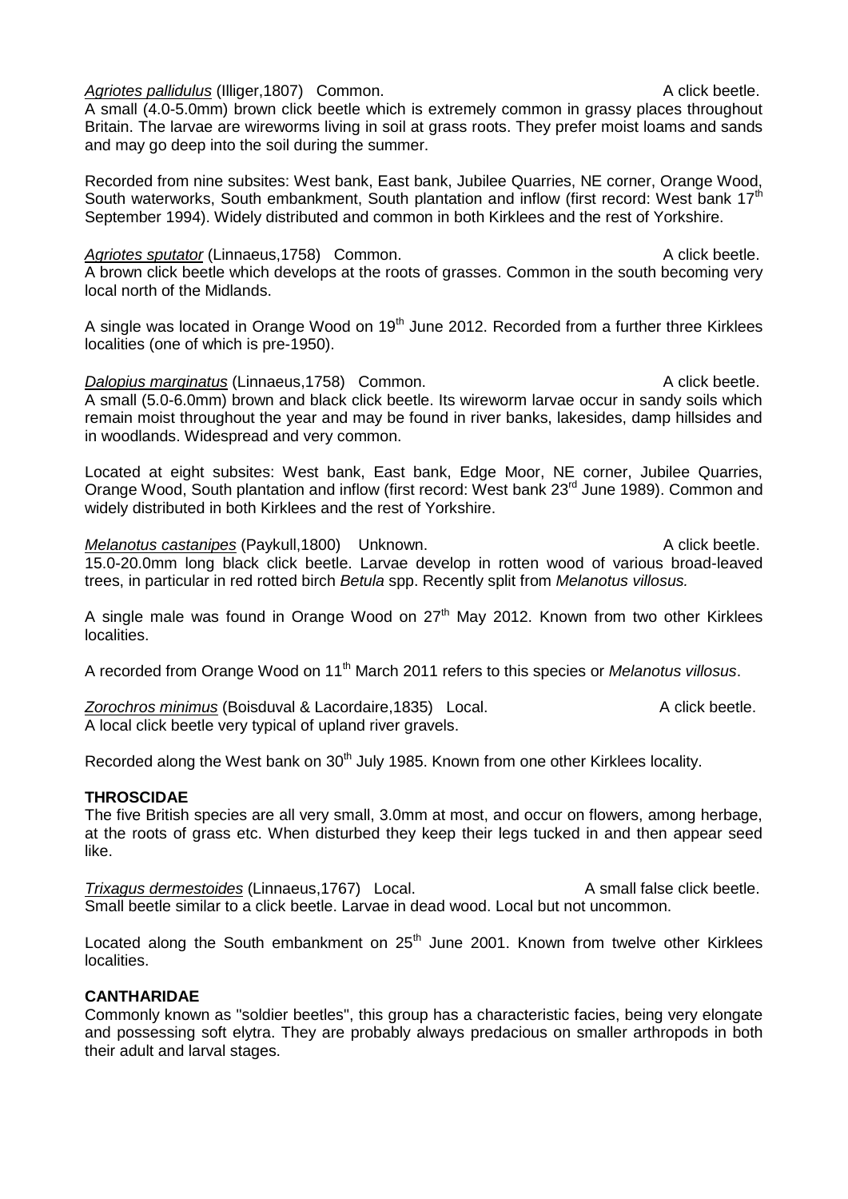*Agriotes pallidulus* (Illiger,1807) Common. A click beetle.
A small (4.0-5.0mm) brown click beetle which is extremely common in grassy places throughout Britain. The larvae are wireworms living in soil at grass roots. They prefer moist loams and sands and may go deep into the soil during the summer.

Recorded from nine subsites: West bank, East bank, Jubilee Quarries, NE corner, Orange Wood, South waterworks, South embankment, South plantation and inflow (first record: West bank 17th September 1994). Widely distributed and common in both Kirklees and the rest of Yorkshire.

*Agriotes sputator* (Linnaeus,1758) Common. A click beetle.
A brown click beetle which develops at the roots of grasses. Common in the south becoming very local north of the Midlands.

A single was located in Orange Wood on 19th June 2012. Recorded from a further three Kirklees localities (one of which is pre-1950).

*Dalopius marginatus* (Linnaeus,1758) Common. A click beetle.
A small (5.0-6.0mm) brown and black click beetle. Its wireworm larvae occur in sandy soils which remain moist throughout the year and may be found in river banks, lakesides, damp hillsides and in woodlands. Widespread and very common.

Located at eight subsites: West bank, East bank, Edge Moor, NE corner, Jubilee Quarries, Orange Wood, South plantation and inflow (first record: West bank 23rd June 1989). Common and widely distributed in both Kirklees and the rest of Yorkshire.

*Melanotus castanipes* (Paykull,1800) Unknown. A click beetle.
15.0-20.0mm long black click beetle. Larvae develop in rotten wood of various broad-leaved trees, in particular in red rotted birch *Betula* spp. Recently split from *Melanotus villosus.*

A single male was found in Orange Wood on 27th May 2012. Known from two other Kirklees localities.

A recorded from Orange Wood on 11th March 2011 refers to this species or *Melanotus villosus*.

*Zorochros minimus* (Boisduval & Lacordaire,1835) Local. A click beetle.
A local click beetle very typical of upland river gravels.

Recorded along the West bank on 30th July 1985. Known from one other Kirklees locality.

**THROSCIDAE**

The five British species are all very small, 3.0mm at most, and occur on flowers, among herbage, at the roots of grass etc. When disturbed they keep their legs tucked in and then appear seed like.

*Trixagus dermestoides* (Linnaeus,1767) Local. A small false click beetle.
Small beetle similar to a click beetle. Larvae in dead wood. Local but not uncommon.

Located along the South embankment on 25th June 2001. Known from twelve other Kirklees localities.

**CANTHARIDAE**

Commonly known as "soldier beetles", this group has a characteristic facies, being very elongate and possessing soft elytra. They are probably always predacious on smaller arthropods in both their adult and larval stages.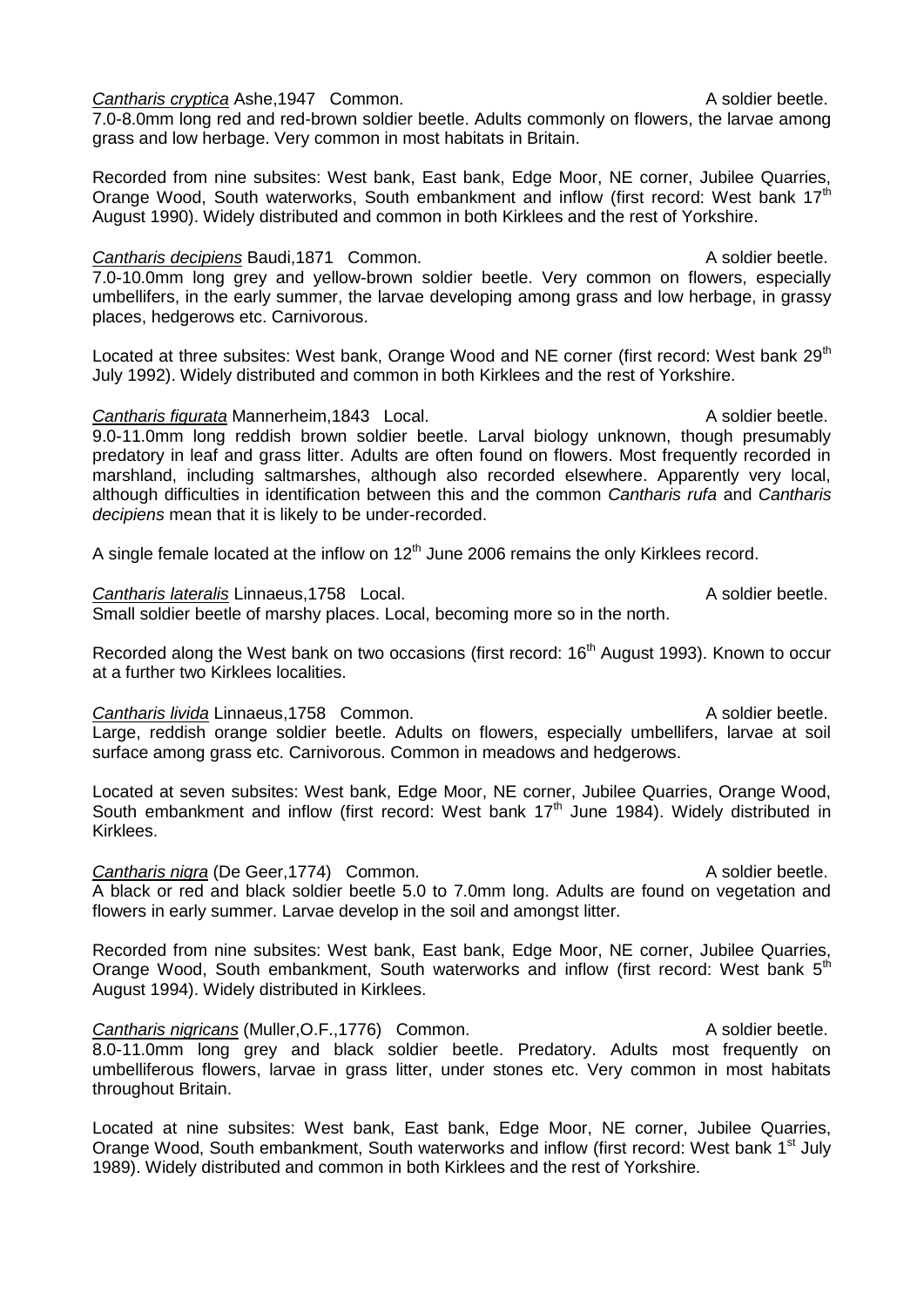*Cantharis cryptica* Ashe,1947 Common. A soldier beetle.
7.0-8.0mm long red and red-brown soldier beetle. Adults commonly on flowers, the larvae among grass and low herbage. Very common in most habitats in Britain.

Recorded from nine subsites: West bank, East bank, Edge Moor, NE corner, Jubilee Quarries, Orange Wood, South waterworks, South embankment and inflow (first record: West bank 17th August 1990). Widely distributed and common in both Kirklees and the rest of Yorkshire.

*Cantharis decipiens* Baudi,1871 Common. A soldier beetle.
7.0-10.0mm long grey and yellow-brown soldier beetle. Very common on flowers, especially umbellifers, in the early summer, the larvae developing among grass and low herbage, in grassy places, hedgerows etc. Carnivorous.

Located at three subsites: West bank, Orange Wood and NE corner (first record: West bank 29th July 1992). Widely distributed and common in both Kirklees and the rest of Yorkshire.

*Cantharis figurata* Mannerheim,1843 Local. A soldier beetle.
9.0-11.0mm long reddish brown soldier beetle. Larval biology unknown, though presumably predatory in leaf and grass litter. Adults are often found on flowers. Most frequently recorded in marshland, including saltmarshes, although also recorded elsewhere. Apparently very local, although difficulties in identification between this and the common *Cantharis rufa* and *Cantharis decipiens* mean that it is likely to be under-recorded.

A single female located at the inflow on 12th June 2006 remains the only Kirklees record.

*Cantharis lateralis* Linnaeus,1758 Local. A soldier beetle.
Small soldier beetle of marshy places. Local, becoming more so in the north.

Recorded along the West bank on two occasions (first record: 16th August 1993). Known to occur at a further two Kirklees localities.

*Cantharis livida* Linnaeus,1758 Common. A soldier beetle.
Large, reddish orange soldier beetle. Adults on flowers, especially umbellifers, larvae at soil surface among grass etc. Carnivorous. Common in meadows and hedgerows.

Located at seven subsites: West bank, Edge Moor, NE corner, Jubilee Quarries, Orange Wood, South embankment and inflow (first record: West bank 17th June 1984). Widely distributed in Kirklees.

*Cantharis nigra* (De Geer,1774) Common. A soldier beetle.
A black or red and black soldier beetle 5.0 to 7.0mm long. Adults are found on vegetation and flowers in early summer. Larvae develop in the soil and amongst litter.

Recorded from nine subsites: West bank, East bank, Edge Moor, NE corner, Jubilee Quarries, Orange Wood, South embankment, South waterworks and inflow (first record: West bank 5th August 1994). Widely distributed in Kirklees.

*Cantharis nigricans* (Muller,O.F.,1776) Common. A soldier beetle.
8.0-11.0mm long grey and black soldier beetle. Predatory. Adults most frequently on umbelliferous flowers, larvae in grass litter, under stones etc. Very common in most habitats throughout Britain.

Located at nine subsites: West bank, East bank, Edge Moor, NE corner, Jubilee Quarries, Orange Wood, South embankment, South waterworks and inflow (first record: West bank 1st July 1989). Widely distributed and common in both Kirklees and the rest of Yorkshire.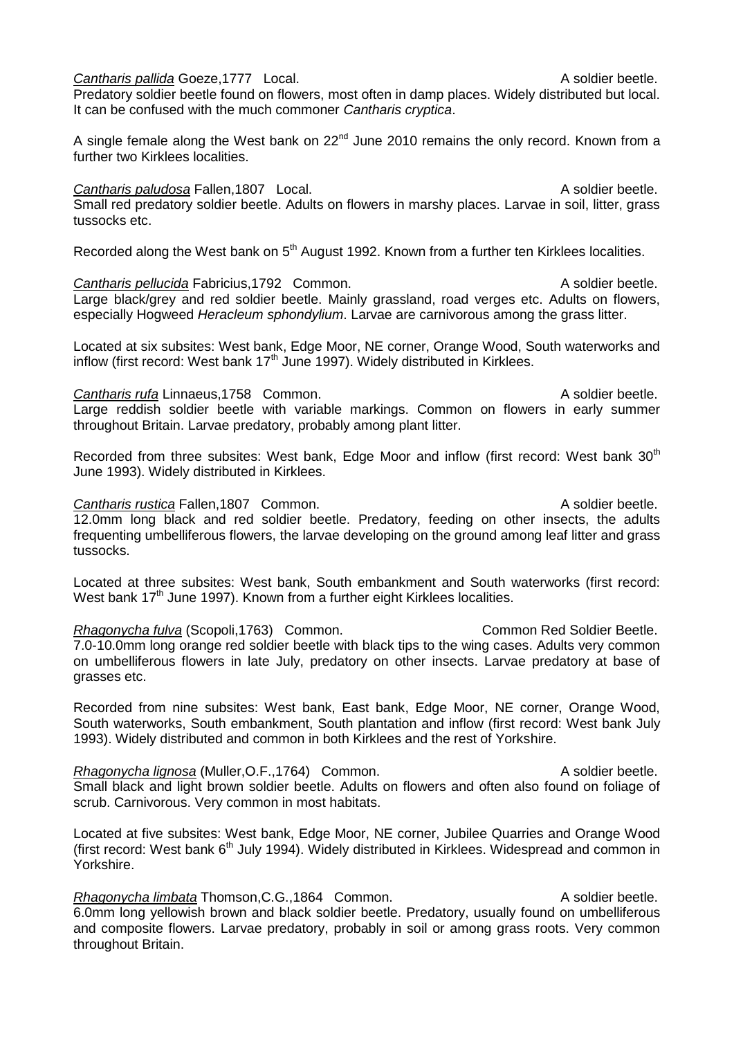*Cantharis pallida* Goeze,1777 Local. A soldier beetle.
Predatory soldier beetle found on flowers, most often in damp places. Widely distributed but local. It can be confused with the much commoner *Cantharis cryptica*.

A single female along the West bank on 22nd June 2010 remains the only record. Known from a further two Kirklees localities.

*Cantharis paludosa* Fallen,1807 Local. A soldier beetle.
Small red predatory soldier beetle. Adults on flowers in marshy places. Larvae in soil, litter, grass tussocks etc.

Recorded along the West bank on 5th August 1992. Known from a further ten Kirklees localities.

*Cantharis pellucida* Fabricius,1792 Common. A soldier beetle.
Large black/grey and red soldier beetle. Mainly grassland, road verges etc. Adults on flowers, especially Hogweed *Heracleum sphondylium*. Larvae are carnivorous among the grass litter.

Located at six subsites: West bank, Edge Moor, NE corner, Orange Wood, South waterworks and inflow (first record: West bank 17th June 1997). Widely distributed in Kirklees.

*Cantharis rufa* Linnaeus,1758 Common. A soldier beetle.
Large reddish soldier beetle with variable markings. Common on flowers in early summer throughout Britain. Larvae predatory, probably among plant litter.

Recorded from three subsites: West bank, Edge Moor and inflow (first record: West bank 30th June 1993). Widely distributed in Kirklees.

*Cantharis rustica* Fallen,1807 Common. A soldier beetle.
12.0mm long black and red soldier beetle. Predatory, feeding on other insects, the adults frequenting umbelliferous flowers, the larvae developing on the ground among leaf litter and grass tussocks.

Located at three subsites: West bank, South embankment and South waterworks (first record: West bank 17th June 1997). Known from a further eight Kirklees localities.

*Rhagonycha fulva* (Scopoli,1763) Common. Common Red Soldier Beetle.
7.0-10.0mm long orange red soldier beetle with black tips to the wing cases. Adults very common on umbelliferous flowers in late July, predatory on other insects. Larvae predatory at base of grasses etc.

Recorded from nine subsites: West bank, East bank, Edge Moor, NE corner, Orange Wood, South waterworks, South embankment, South plantation and inflow (first record: West bank July 1993). Widely distributed and common in both Kirklees and the rest of Yorkshire.

*Rhagonycha lignosa* (Muller,O.F.,1764) Common. A soldier beetle.
Small black and light brown soldier beetle. Adults on flowers and often also found on foliage of scrub. Carnivorous. Very common in most habitats.

Located at five subsites: West bank, Edge Moor, NE corner, Jubilee Quarries and Orange Wood (first record: West bank 6th July 1994). Widely distributed in Kirklees. Widespread and common in Yorkshire.

*Rhagonycha limbata* Thomson,C.G.,1864 Common. A soldier beetle.
6.0mm long yellowish brown and black soldier beetle. Predatory, usually found on umbelliferous and composite flowers. Larvae predatory, probably in soil or among grass roots. Very common throughout Britain.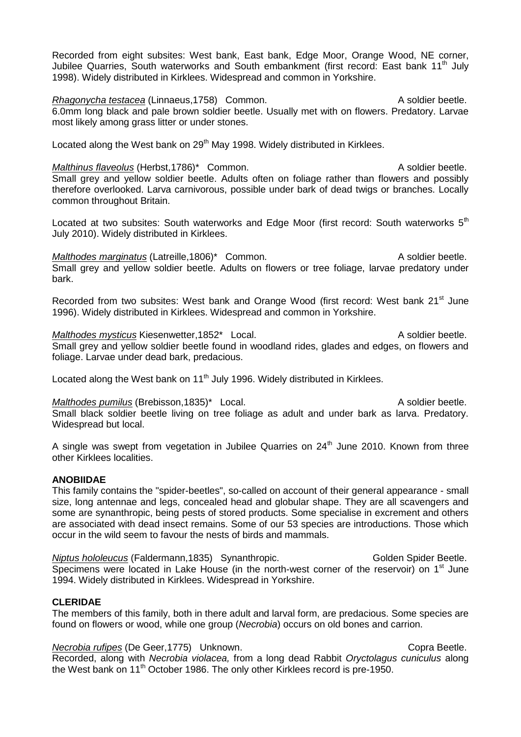Recorded from eight subsites: West bank, East bank, Edge Moor, Orange Wood, NE corner, Jubilee Quarries, South waterworks and South embankment (first record: East bank 11th July 1998). Widely distributed in Kirklees. Widespread and common in Yorkshire.

*Rhagonycha testacea* (Linnaeus,1758) Common. A soldier beetle.
6.0mm long black and pale brown soldier beetle. Usually met with on flowers. Predatory. Larvae most likely among grass litter or under stones.

Located along the West bank on 29th May 1998. Widely distributed in Kirklees.

*Malthinus flaveolus* (Herbst,1786)* Common. A soldier beetle.
Small grey and yellow soldier beetle. Adults often on foliage rather than flowers and possibly therefore overlooked. Larva carnivorous, possible under bark of dead twigs or branches. Locally common throughout Britain.

Located at two subsites: South waterworks and Edge Moor (first record: South waterworks 5th July 2010). Widely distributed in Kirklees.

*Malthodes marginatus* (Latreille,1806)* Common. A soldier beetle.
Small grey and yellow soldier beetle. Adults on flowers or tree foliage, larvae predatory under bark.

Recorded from two subsites: West bank and Orange Wood (first record: West bank 21st June 1996). Widely distributed in Kirklees. Widespread and common in Yorkshire.

*Malthodes mysticus* Kiesenwetter,1852* Local. A soldier beetle.
Small grey and yellow soldier beetle found in woodland rides, glades and edges, on flowers and foliage. Larvae under dead bark, predacious.

Located along the West bank on 11th July 1996. Widely distributed in Kirklees.

*Malthodes pumilus* (Brebisson,1835)* Local. A soldier beetle.
Small black soldier beetle living on tree foliage as adult and under bark as larva. Predatory. Widespread but local.

A single was swept from vegetation in Jubilee Quarries on 24th June 2010. Known from three other Kirklees localities.

**ANOBIIDAE**

This family contains the "spider-beetles", so-called on account of their general appearance - small size, long antennae and legs, concealed head and globular shape. They are all scavengers and some are synanthropic, being pests of stored products. Some specialise in excrement and others are associated with dead insect remains. Some of our 53 species are introductions. Those which occur in the wild seem to favour the nests of birds and mammals.

*Niptus hololeucus* (Faldermann,1835) Synanthropic. Golden Spider Beetle.
Specimens were located in Lake House (in the north-west corner of the reservoir) on 1st June 1994. Widely distributed in Kirklees. Widespread in Yorkshire.

**CLERIDAE**

The members of this family, both in there adult and larval form, are predacious. Some species are found on flowers or wood, while one group (*Necrobia*) occurs on old bones and carrion.

*Necrobia rufipes* (De Geer,1775) Unknown. Copra Beetle.
Recorded, along with *Necrobia violacea,* from a long dead Rabbit *Oryctolagus cuniculus* along the West bank on 11th October 1986. The only other Kirklees record is pre-1950.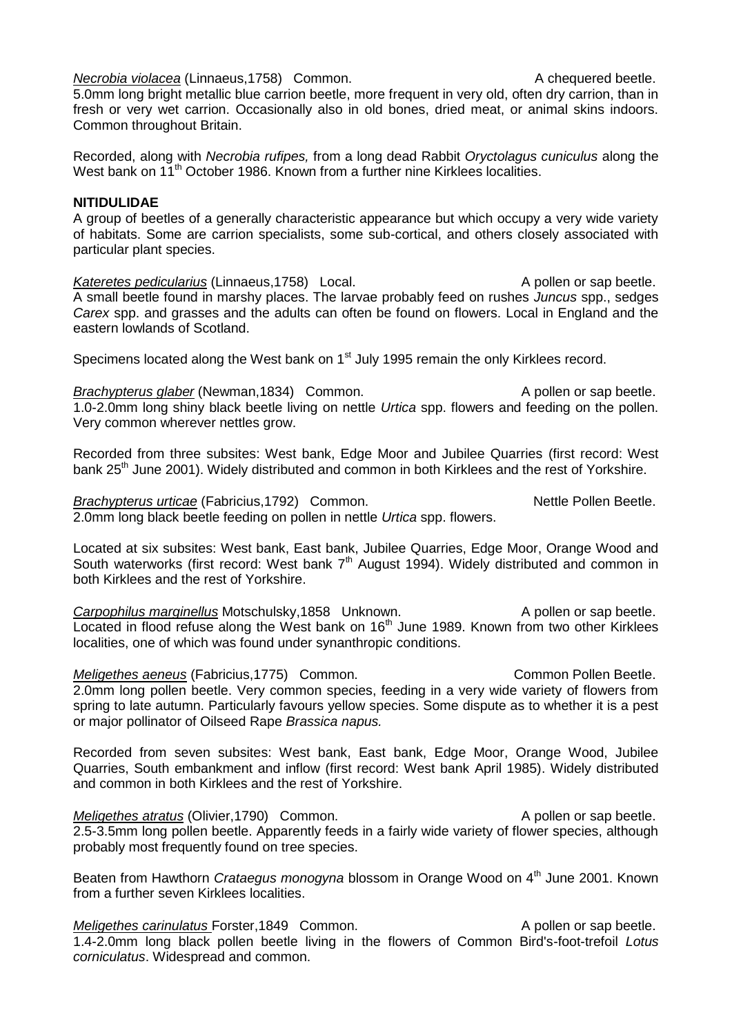*Necrobia violacea* (Linnaeus,1758) Common. A chequered beetle.
5.0mm long bright metallic blue carrion beetle, more frequent in very old, often dry carrion, than in fresh or very wet carrion. Occasionally also in old bones, dried meat, or animal skins indoors. Common throughout Britain.

Recorded, along with *Necrobia rufipes,* from a long dead Rabbit *Oryctolagus cuniculus* along the West bank on 11th October 1986. Known from a further nine Kirklees localities.

**NITIDULIDAE**

A group of beetles of a generally characteristic appearance but which occupy a very wide variety of habitats. Some are carrion specialists, some sub-cortical, and others closely associated with particular plant species.

*Kateretes pedicularius* (Linnaeus,1758) Local. A pollen or sap beetle.
A small beetle found in marshy places. The larvae probably feed on rushes *Juncus* spp., sedges *Carex* spp. and grasses and the adults can often be found on flowers. Local in England and the eastern lowlands of Scotland.

Specimens located along the West bank on 1st July 1995 remain the only Kirklees record.

*Brachypterus glaber* (Newman,1834) Common. A pollen or sap beetle.
1.0-2.0mm long shiny black beetle living on nettle *Urtica* spp. flowers and feeding on the pollen. Very common wherever nettles grow.

Recorded from three subsites: West bank, Edge Moor and Jubilee Quarries (first record: West bank 25th June 2001). Widely distributed and common in both Kirklees and the rest of Yorkshire.

*Brachypterus urticae* (Fabricius,1792) Common. Nettle Pollen Beetle.
2.0mm long black beetle feeding on pollen in nettle *Urtica* spp. flowers.

Located at six subsites: West bank, East bank, Jubilee Quarries, Edge Moor, Orange Wood and South waterworks (first record: West bank 7th August 1994). Widely distributed and common in both Kirklees and the rest of Yorkshire.

*Carpophilus marginellus* Motschulsky,1858 Unknown. A pollen or sap beetle.
Located in flood refuse along the West bank on 16th June 1989. Known from two other Kirklees localities, one of which was found under synanthropic conditions.

*Meligethes aeneus* (Fabricius,1775) Common. Common Pollen Beetle.
2.0mm long pollen beetle. Very common species, feeding in a very wide variety of flowers from spring to late autumn. Particularly favours yellow species. Some dispute as to whether it is a pest or major pollinator of Oilseed Rape *Brassica napus.*

Recorded from seven subsites: West bank, East bank, Edge Moor, Orange Wood, Jubilee Quarries, South embankment and inflow (first record: West bank April 1985). Widely distributed and common in both Kirklees and the rest of Yorkshire.

*Meligethes atratus* (Olivier,1790) Common. A pollen or sap beetle.
2.5-3.5mm long pollen beetle. Apparently feeds in a fairly wide variety of flower species, although probably most frequently found on tree species.

Beaten from Hawthorn *Crataegus monogyna* blossom in Orange Wood on 4th June 2001. Known from a further seven Kirklees localities.

*Meligethes carinulatus* Forster,1849 Common. A pollen or sap beetle.
1.4-2.0mm long black pollen beetle living in the flowers of Common Bird's-foot-trefoil *Lotus corniculatus*. Widespread and common.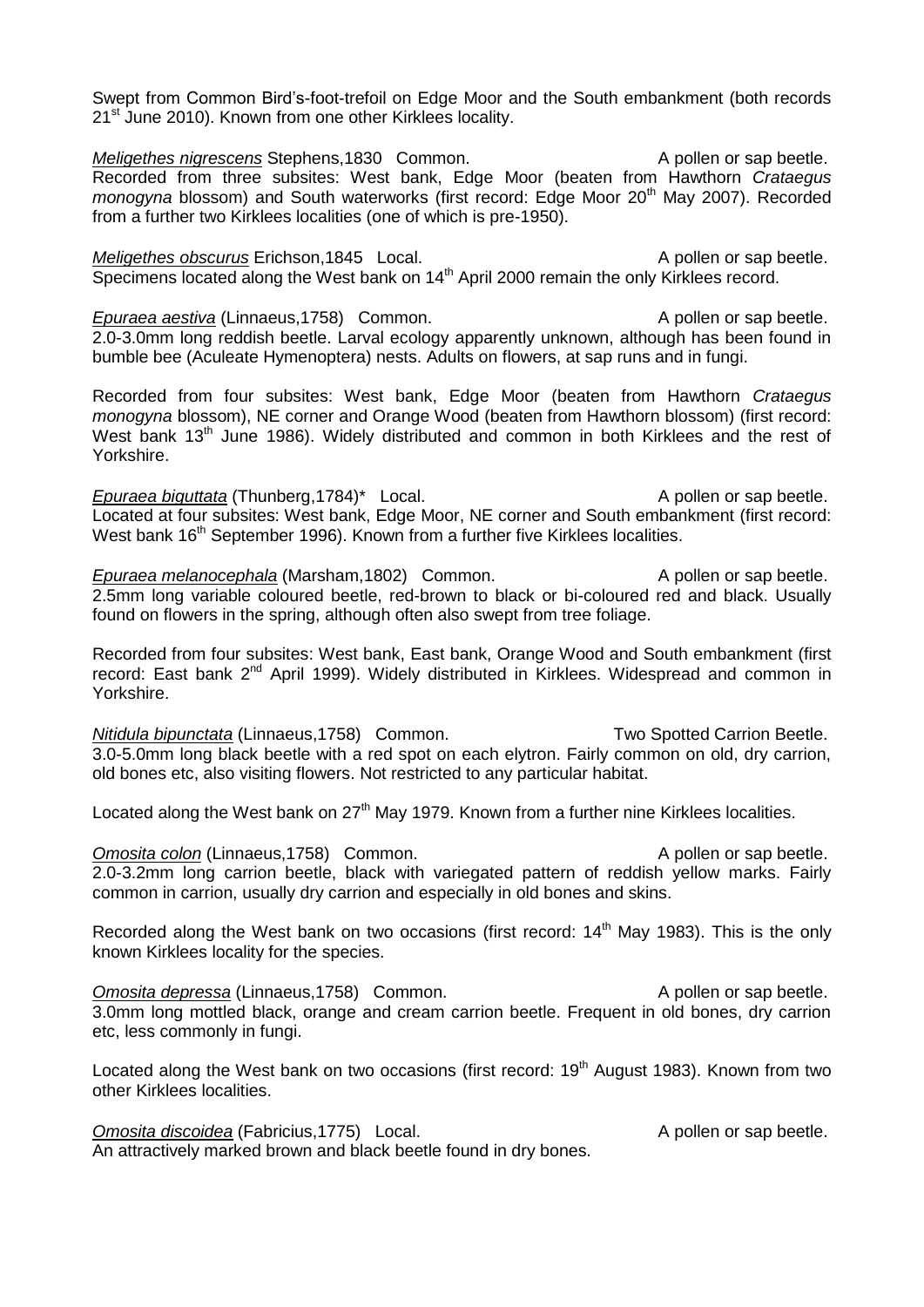Swept from Common Bird's-foot-trefoil on Edge Moor and the South embankment (both records 21st June 2010). Known from one other Kirklees locality.

*Meligethes nigrescens* Stephens,1830 Common. A pollen or sap beetle.
Recorded from three subsites: West bank, Edge Moor (beaten from Hawthorn *Crataegus monogyna* blossom) and South waterworks (first record: Edge Moor 20th May 2007). Recorded from a further two Kirklees localities (one of which is pre-1950).

*Meligethes obscurus* Erichson,1845 Local. A pollen or sap beetle.
Specimens located along the West bank on 14th April 2000 remain the only Kirklees record.

*Epuraea aestiva* (Linnaeus,1758) Common. A pollen or sap beetle.
2.0-3.0mm long reddish beetle. Larval ecology apparently unknown, although has been found in bumble bee (Aculeate Hymenoptera) nests. Adults on flowers, at sap runs and in fungi.

Recorded from four subsites: West bank, Edge Moor (beaten from Hawthorn *Crataegus monogyna* blossom), NE corner and Orange Wood (beaten from Hawthorn blossom) (first record: West bank 13th June 1986). Widely distributed and common in both Kirklees and the rest of Yorkshire.

*Epuraea biguttata* (Thunberg,1784)* Local. A pollen or sap beetle.
Located at four subsites: West bank, Edge Moor, NE corner and South embankment (first record: West bank 16th September 1996). Known from a further five Kirklees localities.

*Epuraea melanocephala* (Marsham,1802) Common. A pollen or sap beetle.
2.5mm long variable coloured beetle, red-brown to black or bi-coloured red and black. Usually found on flowers in the spring, although often also swept from tree foliage.

Recorded from four subsites: West bank, East bank, Orange Wood and South embankment (first record: East bank 2nd April 1999). Widely distributed in Kirklees. Widespread and common in Yorkshire.

*Nitidula bipunctata* (Linnaeus,1758) Common. Two Spotted Carrion Beetle.
3.0-5.0mm long black beetle with a red spot on each elytron. Fairly common on old, dry carrion, old bones etc, also visiting flowers. Not restricted to any particular habitat.

Located along the West bank on 27th May 1979. Known from a further nine Kirklees localities.

*Omosita colon* (Linnaeus,1758) Common. A pollen or sap beetle.
2.0-3.2mm long carrion beetle, black with variegated pattern of reddish yellow marks. Fairly common in carrion, usually dry carrion and especially in old bones and skins.

Recorded along the West bank on two occasions (first record: 14th May 1983). This is the only known Kirklees locality for the species.

*Omosita depressa* (Linnaeus,1758) Common. A pollen or sap beetle.
3.0mm long mottled black, orange and cream carrion beetle. Frequent in old bones, dry carrion etc, less commonly in fungi.

Located along the West bank on two occasions (first record: 19th August 1983). Known from two other Kirklees localities.

*Omosita discoidea* (Fabricius,1775) Local. A pollen or sap beetle.
An attractively marked brown and black beetle found in dry bones.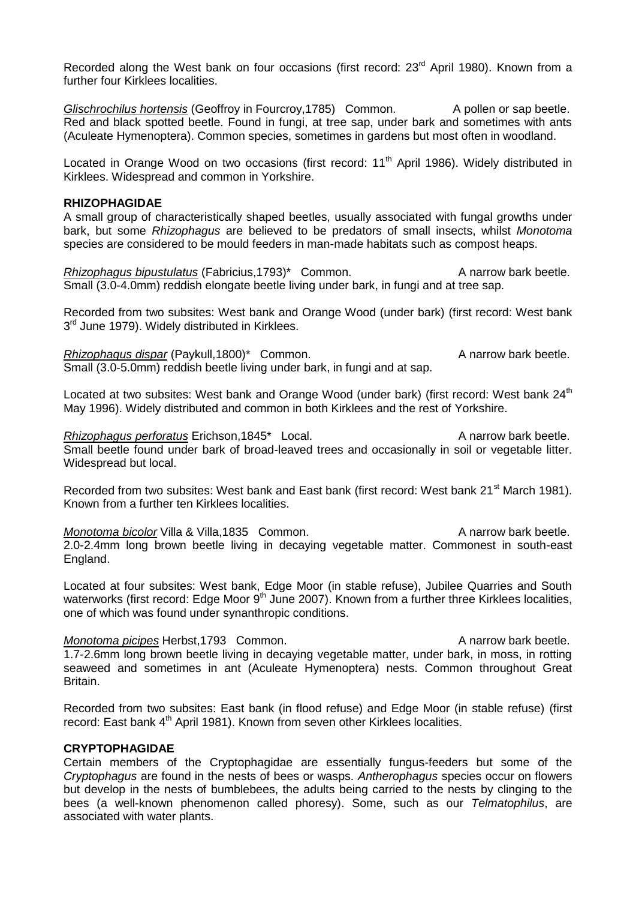Recorded along the West bank on four occasions (first record: 23rd April 1980). Known from a further four Kirklees localities.

*Glischrochilus hortensis* (Geoffroy in Fourcroy,1785) Common. A pollen or sap beetle. Red and black spotted beetle. Found in fungi, at tree sap, under bark and sometimes with ants (Aculeate Hymenoptera). Common species, sometimes in gardens but most often in woodland.

Located in Orange Wood on two occasions (first record: 11th April 1986). Widely distributed in Kirklees. Widespread and common in Yorkshire.

**RHIZOPHAGIDAE**

A small group of characteristically shaped beetles, usually associated with fungal growths under bark, but some *Rhizophagus* are believed to be predators of small insects, whilst *Monotoma* species are considered to be mould feeders in man-made habitats such as compost heaps.

*Rhizophagus bipustulatus* (Fabricius,1793)* Common. A narrow bark beetle. Small (3.0-4.0mm) reddish elongate beetle living under bark, in fungi and at tree sap.

Recorded from two subsites: West bank and Orange Wood (under bark) (first record: West bank 3rd June 1979). Widely distributed in Kirklees.

*Rhizophagus dispar* (Paykull,1800)* Common. A narrow bark beetle. Small (3.0-5.0mm) reddish beetle living under bark, in fungi and at sap.

Located at two subsites: West bank and Orange Wood (under bark) (first record: West bank 24th May 1996). Widely distributed and common in both Kirklees and the rest of Yorkshire.

*Rhizophagus perforatus* Erichson,1845* Local. A narrow bark beetle. Small beetle found under bark of broad-leaved trees and occasionally in soil or vegetable litter. Widespread but local.

Recorded from two subsites: West bank and East bank (first record: West bank 21st March 1981). Known from a further ten Kirklees localities.

*Monotoma bicolor* Villa & Villa,1835 Common. A narrow bark beetle. 2.0-2.4mm long brown beetle living in decaying vegetable matter. Commonest in south-east England.

Located at four subsites: West bank, Edge Moor (in stable refuse), Jubilee Quarries and South waterworks (first record: Edge Moor 9th June 2007). Known from a further three Kirklees localities, one of which was found under synanthropic conditions.

*Monotoma picipes* Herbst,1793 Common. A narrow bark beetle. 1.7-2.6mm long brown beetle living in decaying vegetable matter, under bark, in moss, in rotting seaweed and sometimes in ant (Aculeate Hymenoptera) nests. Common throughout Great Britain.

Recorded from two subsites: East bank (in flood refuse) and Edge Moor (in stable refuse) (first record: East bank 4th April 1981). Known from seven other Kirklees localities.

**CRYPTOPHAGIDAE**

Certain members of the Cryptophagidae are essentially fungus-feeders but some of the *Cryptophagus* are found in the nests of bees or wasps. *Antherophagus* species occur on flowers but develop in the nests of bumblebees, the adults being carried to the nests by clinging to the bees (a well-known phenomenon called phoresy). Some, such as our *Telmatophilus*, are associated with water plants.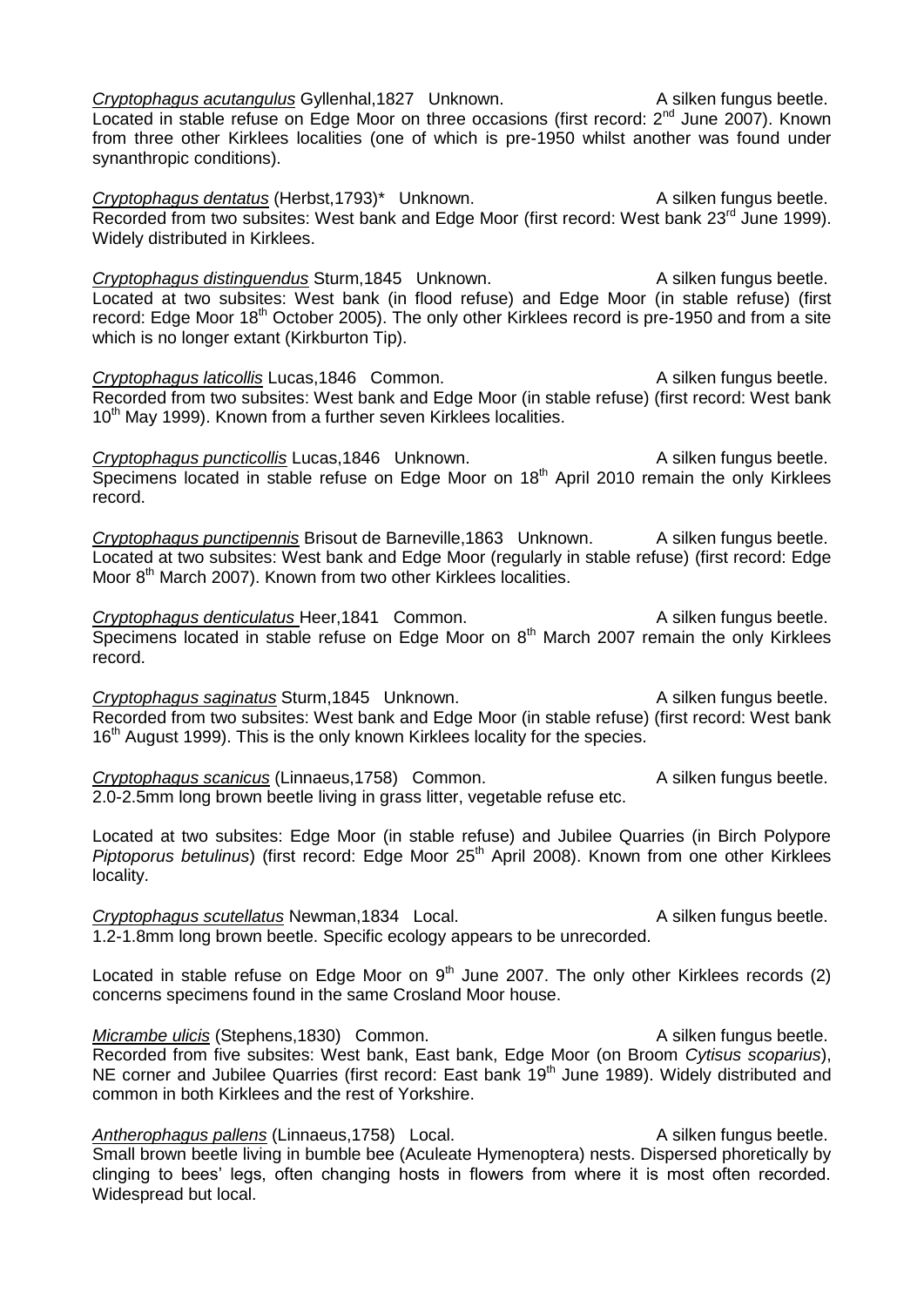***Cryptophagus acutangulus*** Gyllenhal,1827 Unknown. A silken fungus beetle.
Located in stable refuse on Edge Moor on three occasions (first record: 2nd June 2007). Known from three other Kirklees localities (one of which is pre-1950 whilst another was found under synanthropic conditions).

***Cryptophagus dentatus*** (Herbst,1793)* Unknown. A silken fungus beetle.
Recorded from two subsites: West bank and Edge Moor (first record: West bank 23rd June 1999). Widely distributed in Kirklees.

***Cryptophagus distinguendus*** Sturm,1845 Unknown. A silken fungus beetle.
Located at two subsites: West bank (in flood refuse) and Edge Moor (in stable refuse) (first record: Edge Moor 18th October 2005). The only other Kirklees record is pre-1950 and from a site which is no longer extant (Kirkburton Tip).

***Cryptophagus laticollis*** Lucas,1846 Common. A silken fungus beetle.
Recorded from two subsites: West bank and Edge Moor (in stable refuse) (first record: West bank 10th May 1999). Known from a further seven Kirklees localities.

***Cryptophagus puncticollis*** Lucas,1846 Unknown. A silken fungus beetle.
Specimens located in stable refuse on Edge Moor on 18th April 2010 remain the only Kirklees record.

***Cryptophagus punctipennis*** Brisout de Barneville,1863 Unknown. A silken fungus beetle.
Located at two subsites: West bank and Edge Moor (regularly in stable refuse) (first record: Edge Moor 8th March 2007). Known from two other Kirklees localities.

***Cryptophagus denticulatus*** Heer,1841 Common. A silken fungus beetle.
Specimens located in stable refuse on Edge Moor on 8th March 2007 remain the only Kirklees record.

***Cryptophagus saginatus*** Sturm,1845 Unknown. A silken fungus beetle.
Recorded from two subsites: West bank and Edge Moor (in stable refuse) (first record: West bank 16th August 1999). This is the only known Kirklees locality for the species.

***Cryptophagus scanicus*** (Linnaeus,1758) Common. A silken fungus beetle.
2.0-2.5mm long brown beetle living in grass litter, vegetable refuse etc.

Located at two subsites: Edge Moor (in stable refuse) and Jubilee Quarries (in Birch Polypore *Piptoporus betulinus*) (first record: Edge Moor 25th April 2008). Known from one other Kirklees locality.

***Cryptophagus scutellatus*** Newman,1834 Local. A silken fungus beetle.
1.2-1.8mm long brown beetle. Specific ecology appears to be unrecorded.

Located in stable refuse on Edge Moor on 9th June 2007. The only other Kirklees records (2) concerns specimens found in the same Crosland Moor house.

***Micrambe ulicis*** (Stephens,1830) Common. A silken fungus beetle.
Recorded from five subsites: West bank, East bank, Edge Moor (on Broom *Cytisus scoparius*), NE corner and Jubilee Quarries (first record: East bank 19th June 1989). Widely distributed and common in both Kirklees and the rest of Yorkshire.

***Antherophagus pallens*** (Linnaeus,1758) Local. A silken fungus beetle.
Small brown beetle living in bumble bee (Aculeate Hymenoptera) nests. Dispersed phoretically by clinging to bees' legs, often changing hosts in flowers from where it is most often recorded. Widespread but local.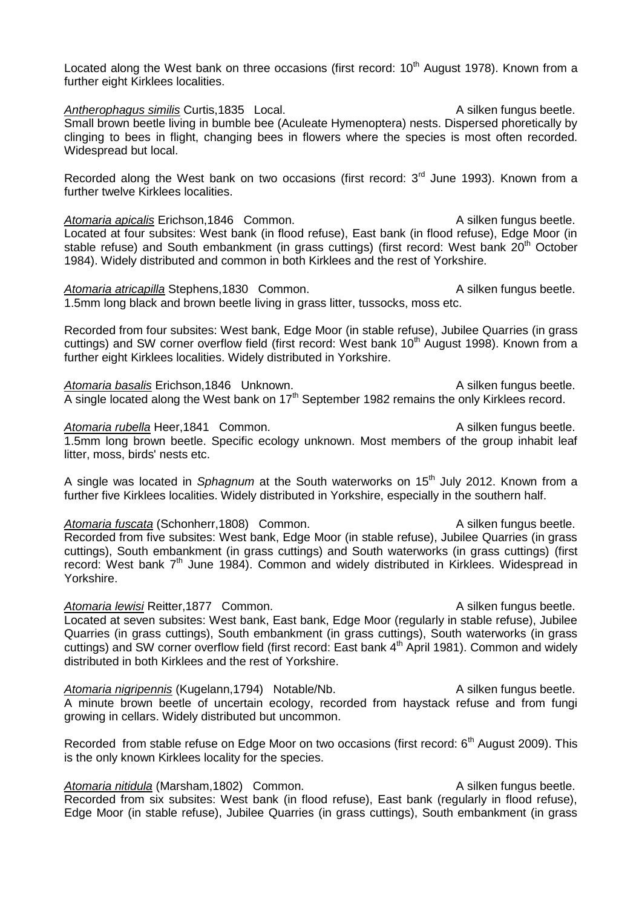Located along the West bank on three occasions (first record: 10th August 1978). Known from a further eight Kirklees localities.

*Antherophagus similis* Curtis,1835 Local. A silken fungus beetle.
Small brown beetle living in bumble bee (Aculeate Hymenoptera) nests. Dispersed phoretically by clinging to bees in flight, changing bees in flowers where the species is most often recorded. Widespread but local.

Recorded along the West bank on two occasions (first record: 3rd June 1993). Known from a further twelve Kirklees localities.

*Atomaria apicalis* Erichson,1846 Common. A silken fungus beetle.
Located at four subsites: West bank (in flood refuse), East bank (in flood refuse), Edge Moor (in stable refuse) and South embankment (in grass cuttings) (first record: West bank 20th October 1984). Widely distributed and common in both Kirklees and the rest of Yorkshire.

*Atomaria atricapilla* Stephens,1830 Common. A silken fungus beetle.
1.5mm long black and brown beetle living in grass litter, tussocks, moss etc.

Recorded from four subsites: West bank, Edge Moor (in stable refuse), Jubilee Quarries (in grass cuttings) and SW corner overflow field (first record: West bank 10th August 1998). Known from a further eight Kirklees localities. Widely distributed in Yorkshire.

*Atomaria basalis* Erichson,1846 Unknown. A silken fungus beetle.
A single located along the West bank on 17th September 1982 remains the only Kirklees record.

*Atomaria rubella* Heer,1841 Common. A silken fungus beetle.
1.5mm long brown beetle. Specific ecology unknown. Most members of the group inhabit leaf litter, moss, birds' nests etc.

A single was located in *Sphagnum* at the South waterworks on 15th July 2012. Known from a further five Kirklees localities. Widely distributed in Yorkshire, especially in the southern half.

*Atomaria fuscata* (Schonherr,1808) Common. A silken fungus beetle.
Recorded from five subsites: West bank, Edge Moor (in stable refuse), Jubilee Quarries (in grass cuttings), South embankment (in grass cuttings) and South waterworks (in grass cuttings) (first record: West bank 7th June 1984). Common and widely distributed in Kirklees. Widespread in Yorkshire.

*Atomaria lewisi* Reitter,1877 Common. A silken fungus beetle.
Located at seven subsites: West bank, East bank, Edge Moor (regularly in stable refuse), Jubilee Quarries (in grass cuttings), South embankment (in grass cuttings), South waterworks (in grass cuttings) and SW corner overflow field (first record: East bank 4th April 1981). Common and widely distributed in both Kirklees and the rest of Yorkshire.

*Atomaria nigripennis* (Kugelann,1794) Notable/Nb. A silken fungus beetle.
A minute brown beetle of uncertain ecology, recorded from haystack refuse and from fungi growing in cellars. Widely distributed but uncommon.

Recorded from stable refuse on Edge Moor on two occasions (first record: 6th August 2009). This is the only known Kirklees locality for the species.

*Atomaria nitidula* (Marsham,1802) Common. A silken fungus beetle.
Recorded from six subsites: West bank (in flood refuse), East bank (regularly in flood refuse), Edge Moor (in stable refuse), Jubilee Quarries (in grass cuttings), South embankment (in grass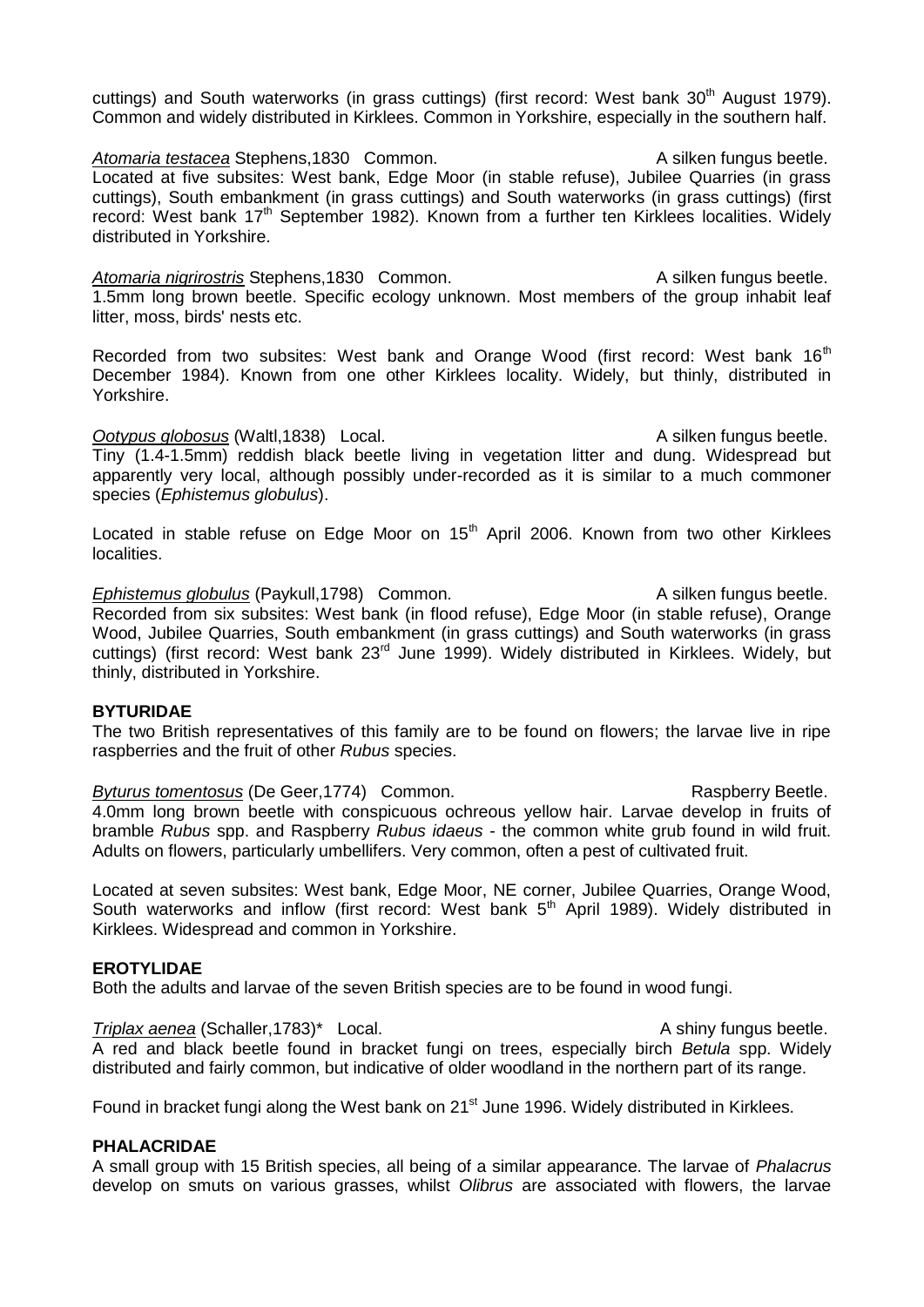cuttings) and South waterworks (in grass cuttings) (first record: West bank 30th August 1979). Common and widely distributed in Kirklees. Common in Yorkshire, especially in the southern half.

*Atomaria testacea* Stephens,1830 Common. A silken fungus beetle.
Located at five subsites: West bank, Edge Moor (in stable refuse), Jubilee Quarries (in grass cuttings), South embankment (in grass cuttings) and South waterworks (in grass cuttings) (first record: West bank 17th September 1982). Known from a further ten Kirklees localities. Widely distributed in Yorkshire.

*Atomaria nigrirostris* Stephens,1830 Common. A silken fungus beetle.
1.5mm long brown beetle. Specific ecology unknown. Most members of the group inhabit leaf litter, moss, birds' nests etc.

Recorded from two subsites: West bank and Orange Wood (first record: West bank 16th December 1984). Known from one other Kirklees locality. Widely, but thinly, distributed in Yorkshire.

*Ootypus globosus* (Waltl,1838) Local. A silken fungus beetle.
Tiny (1.4-1.5mm) reddish black beetle living in vegetation litter and dung. Widespread but apparently very local, although possibly under-recorded as it is similar to a much commoner species (*Ephistemus globulus*).

Located in stable refuse on Edge Moor on 15th April 2006. Known from two other Kirklees localities.

*Ephistemus globulus* (Paykull,1798) Common. A silken fungus beetle.
Recorded from six subsites: West bank (in flood refuse), Edge Moor (in stable refuse), Orange Wood, Jubilee Quarries, South embankment (in grass cuttings) and South waterworks (in grass cuttings) (first record: West bank 23rd June 1999). Widely distributed in Kirklees. Widely, but thinly, distributed in Yorkshire.

**BYTURIDAE**
The two British representatives of this family are to be found on flowers; the larvae live in ripe raspberries and the fruit of other *Rubus* species.

*Byturus tomentosus* (De Geer,1774) Common. Raspberry Beetle.
4.0mm long brown beetle with conspicuous ochreous yellow hair. Larvae develop in fruits of bramble *Rubus* spp. and Raspberry *Rubus idaeus* - the common white grub found in wild fruit. Adults on flowers, particularly umbellifers. Very common, often a pest of cultivated fruit.

Located at seven subsites: West bank, Edge Moor, NE corner, Jubilee Quarries, Orange Wood, South waterworks and inflow (first record: West bank 5th April 1989). Widely distributed in Kirklees. Widespread and common in Yorkshire.

**EROTYLIDAE**
Both the adults and larvae of the seven British species are to be found in wood fungi.

*Triplax aenea* (Schaller,1783)* Local. A shiny fungus beetle.
A red and black beetle found in bracket fungi on trees, especially birch *Betula* spp. Widely distributed and fairly common, but indicative of older woodland in the northern part of its range.

Found in bracket fungi along the West bank on 21st June 1996. Widely distributed in Kirklees.

**PHALACRIDAE**
A small group with 15 British species, all being of a similar appearance. The larvae of *Phalacrus* develop on smuts on various grasses, whilst *Olibrus* are associated with flowers, the larvae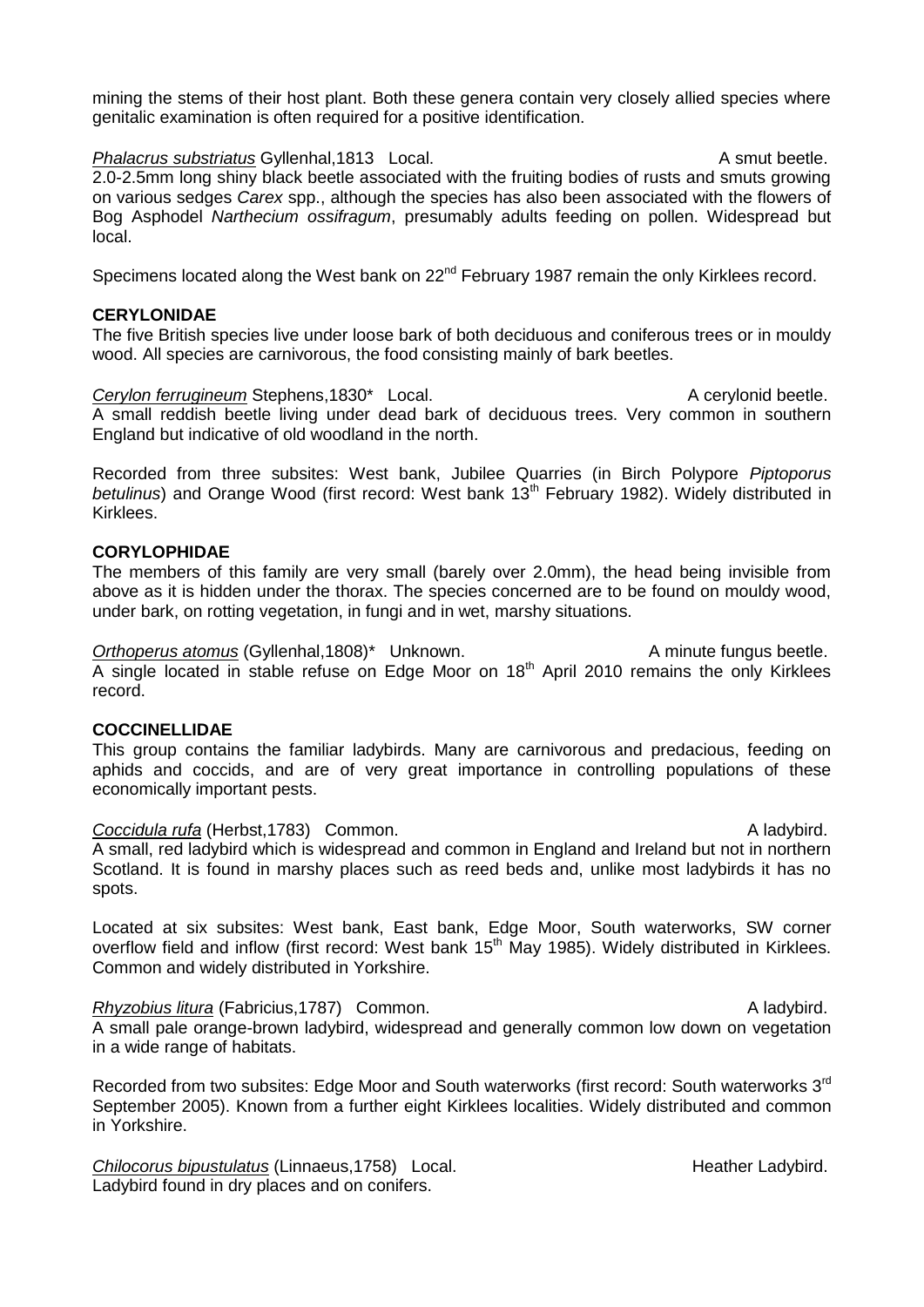mining the stems of their host plant. Both these genera contain very closely allied species where genitalic examination is often required for a positive identification.

*Phalacrus substriatus* Gyllenhal,1813 Local. A smut beetle.
2.0-2.5mm long shiny black beetle associated with the fruiting bodies of rusts and smuts growing on various sedges *Carex* spp., although the species has also been associated with the flowers of Bog Asphodel *Narthecium ossifragum*, presumably adults feeding on pollen. Widespread but local.

Specimens located along the West bank on 22nd February 1987 remain the only Kirklees record.

**CERYLONIDAE**
The five British species live under loose bark of both deciduous and coniferous trees or in mouldy wood. All species are carnivorous, the food consisting mainly of bark beetles.

*Cerylon ferrugineum* Stephens,1830* Local. A cerylonid beetle.
A small reddish beetle living under dead bark of deciduous trees. Very common in southern England but indicative of old woodland in the north.

Recorded from three subsites: West bank, Jubilee Quarries (in Birch Polypore *Piptoporus betulinus*) and Orange Wood (first record: West bank 13th February 1982). Widely distributed in Kirklees.

**CORYLOPHIDAE**
The members of this family are very small (barely over 2.0mm), the head being invisible from above as it is hidden under the thorax. The species concerned are to be found on mouldy wood, under bark, on rotting vegetation, in fungi and in wet, marshy situations.

*Orthoperus atomus* (Gyllenhal,1808)* Unknown. A minute fungus beetle.
A single located in stable refuse on Edge Moor on 18th April 2010 remains the only Kirklees record.

**COCCINELLIDAE**
This group contains the familiar ladybirds. Many are carnivorous and predacious, feeding on aphids and coccids, and are of very great importance in controlling populations of these economically important pests.

*Coccidula rufa* (Herbst,1783) Common. A ladybird.
A small, red ladybird which is widespread and common in England and Ireland but not in northern Scotland. It is found in marshy places such as reed beds and, unlike most ladybirds it has no spots.

Located at six subsites: West bank, East bank, Edge Moor, South waterworks, SW corner overflow field and inflow (first record: West bank 15th May 1985). Widely distributed in Kirklees. Common and widely distributed in Yorkshire.

*Rhyzobius litura* (Fabricius,1787) Common. A ladybird.
A small pale orange-brown ladybird, widespread and generally common low down on vegetation in a wide range of habitats.

Recorded from two subsites: Edge Moor and South waterworks (first record: South waterworks 3rd September 2005). Known from a further eight Kirklees localities. Widely distributed and common in Yorkshire.

*Chilocorus bipustulatus* (Linnaeus,1758) Local. Heather Ladybird.
Ladybird found in dry places and on conifers.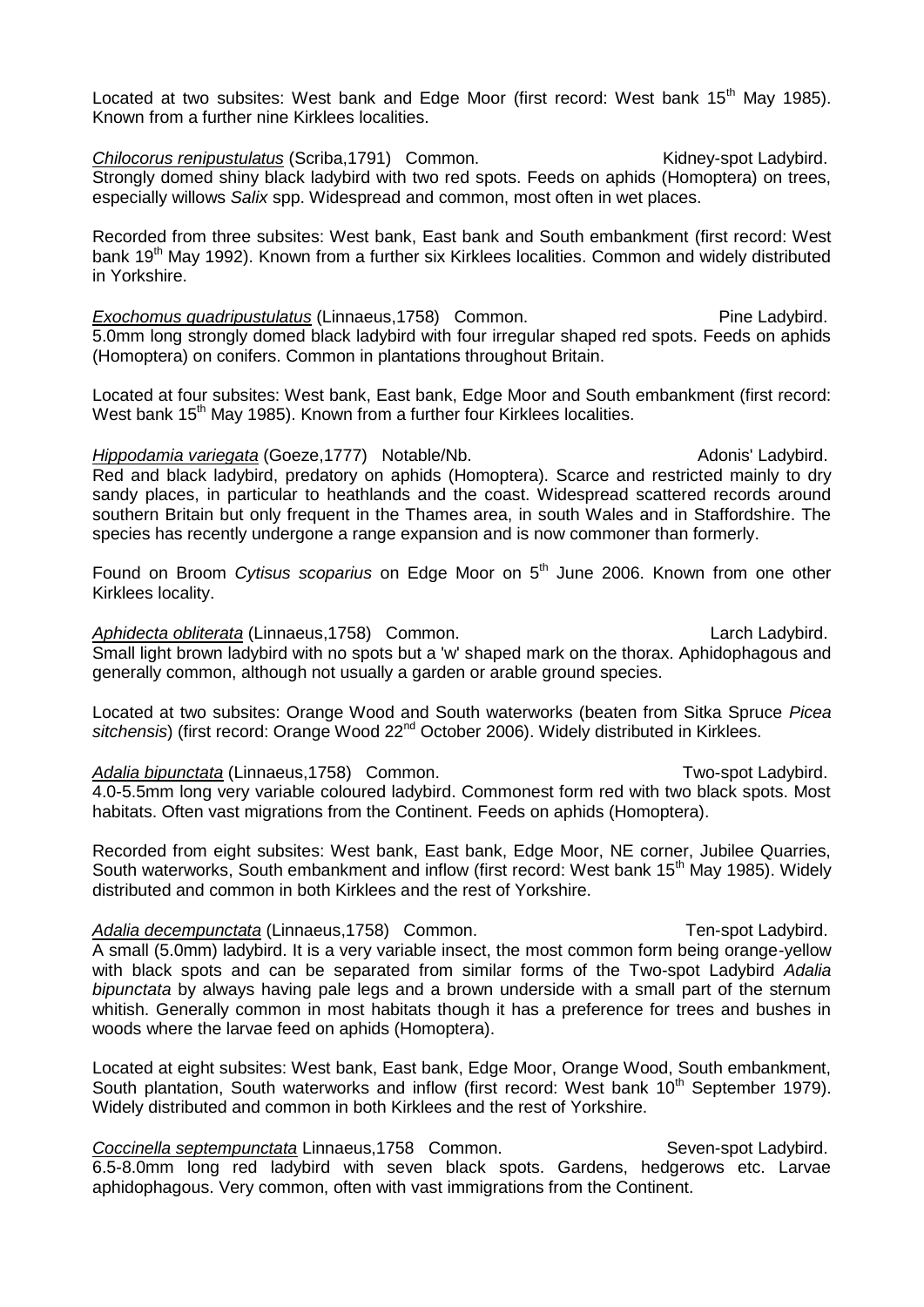Located at two subsites: West bank and Edge Moor (first record: West bank 15th May 1985). Known from a further nine Kirklees localities.

*Chilocorus renipustulatus* (Scriba,1791) Common. Kidney-spot Ladybird.
Strongly domed shiny black ladybird with two red spots. Feeds on aphids (Homoptera) on trees, especially willows *Salix* spp. Widespread and common, most often in wet places.

Recorded from three subsites: West bank, East bank and South embankment (first record: West bank 19th May 1992). Known from a further six Kirklees localities. Common and widely distributed in Yorkshire.

*Exochomus quadripustulatus* (Linnaeus,1758) Common. Pine Ladybird.
5.0mm long strongly domed black ladybird with four irregular shaped red spots. Feeds on aphids (Homoptera) on conifers. Common in plantations throughout Britain.

Located at four subsites: West bank, East bank, Edge Moor and South embankment (first record: West bank 15th May 1985). Known from a further four Kirklees localities.

*Hippodamia variegata* (Goeze,1777) Notable/Nb. Adonis' Ladybird.
Red and black ladybird, predatory on aphids (Homoptera). Scarce and restricted mainly to dry sandy places, in particular to heathlands and the coast. Widespread scattered records around southern Britain but only frequent in the Thames area, in south Wales and in Staffordshire. The species has recently undergone a range expansion and is now commoner than formerly.

Found on Broom *Cytisus scoparius* on Edge Moor on 5th June 2006. Known from one other Kirklees locality.

*Aphidecta obliterata* (Linnaeus,1758) Common. Larch Ladybird.
Small light brown ladybird with no spots but a 'w' shaped mark on the thorax. Aphidophagous and generally common, although not usually a garden or arable ground species.

Located at two subsites: Orange Wood and South waterworks (beaten from Sitka Spruce *Picea sitchensis*) (first record: Orange Wood 22nd October 2006). Widely distributed in Kirklees.

*Adalia bipunctata* (Linnaeus,1758) Common. Two-spot Ladybird.
4.0-5.5mm long very variable coloured ladybird. Commonest form red with two black spots. Most habitats. Often vast migrations from the Continent. Feeds on aphids (Homoptera).

Recorded from eight subsites: West bank, East bank, Edge Moor, NE corner, Jubilee Quarries, South waterworks, South embankment and inflow (first record: West bank 15th May 1985). Widely distributed and common in both Kirklees and the rest of Yorkshire.

*Adalia decempunctata* (Linnaeus,1758) Common. Ten-spot Ladybird.
A small (5.0mm) ladybird. It is a very variable insect, the most common form being orange-yellow with black spots and can be separated from similar forms of the Two-spot Ladybird *Adalia bipunctata* by always having pale legs and a brown underside with a small part of the sternum whitish. Generally common in most habitats though it has a preference for trees and bushes in woods where the larvae feed on aphids (Homoptera).

Located at eight subsites: West bank, East bank, Edge Moor, Orange Wood, South embankment, South plantation, South waterworks and inflow (first record: West bank 10th September 1979). Widely distributed and common in both Kirklees and the rest of Yorkshire.

*Coccinella septempunctata* Linnaeus,1758 Common. Seven-spot Ladybird.
6.5-8.0mm long red ladybird with seven black spots. Gardens, hedgerows etc. Larvae aphidophagous. Very common, often with vast immigrations from the Continent.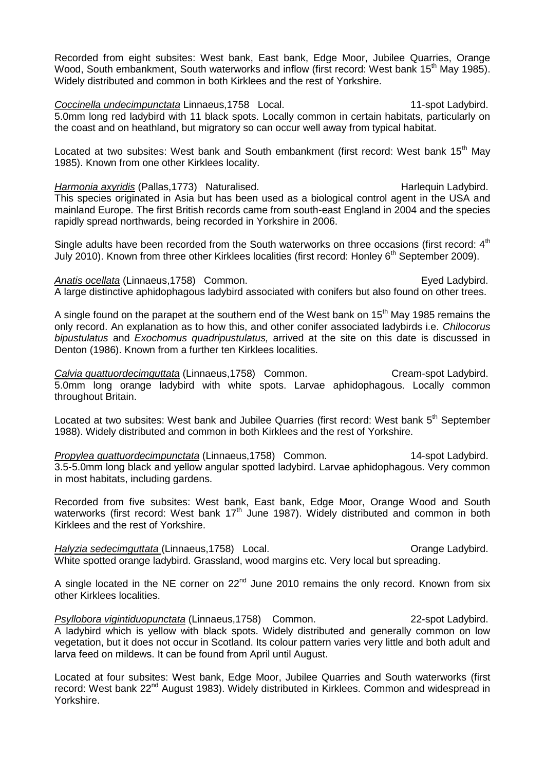Recorded from eight subsites: West bank, East bank, Edge Moor, Jubilee Quarries, Orange Wood, South embankment, South waterworks and inflow (first record: West bank 15th May 1985). Widely distributed and common in both Kirklees and the rest of Yorkshire.

*Coccinella undecimpunctata* Linnaeus,1758 Local. 11-spot Ladybird.
5.0mm long red ladybird with 11 black spots. Locally common in certain habitats, particularly on the coast and on heathland, but migratory so can occur well away from typical habitat.

Located at two subsites: West bank and South embankment (first record: West bank 15th May 1985). Known from one other Kirklees locality.

*Harmonia axyridis* (Pallas,1773) Naturalised. Harlequin Ladybird.
This species originated in Asia but has been used as a biological control agent in the USA and mainland Europe. The first British records came from south-east England in 2004 and the species rapidly spread northwards, being recorded in Yorkshire in 2006.

Single adults have been recorded from the South waterworks on three occasions (first record: 4th July 2010). Known from three other Kirklees localities (first record: Honley 6th September 2009).

*Anatis ocellata* (Linnaeus,1758) Common. Eyed Ladybird.
A large distinctive aphidophagous ladybird associated with conifers but also found on other trees.

A single found on the parapet at the southern end of the West bank on 15th May 1985 remains the only record. An explanation as to how this, and other conifer associated ladybirds i.e. *Chilocorus bipustulatus* and *Exochomus quadripustulatus,* arrived at the site on this date is discussed in Denton (1986). Known from a further ten Kirklees localities.

*Calvia quattuordecimguttata* (Linnaeus,1758) Common. Cream-spot Ladybird.
5.0mm long orange ladybird with white spots. Larvae aphidophagous. Locally common throughout Britain.

Located at two subsites: West bank and Jubilee Quarries (first record: West bank 5th September 1988). Widely distributed and common in both Kirklees and the rest of Yorkshire.

*Propylea quattuordecimpunctata* (Linnaeus,1758) Common. 14-spot Ladybird.
3.5-5.0mm long black and yellow angular spotted ladybird. Larvae aphidophagous. Very common in most habitats, including gardens.

Recorded from five subsites: West bank, East bank, Edge Moor, Orange Wood and South waterworks (first record: West bank 17th June 1987). Widely distributed and common in both Kirklees and the rest of Yorkshire.

*Halyzia sedecimguttata* (Linnaeus,1758) Local. Orange Ladybird.
White spotted orange ladybird. Grassland, wood margins etc. Very local but spreading.

A single located in the NE corner on 22nd June 2010 remains the only record. Known from six other Kirklees localities.

*Psyllobora vigintiduopunctata* (Linnaeus,1758) Common. 22-spot Ladybird.
A ladybird which is yellow with black spots. Widely distributed and generally common on low vegetation, but it does not occur in Scotland. Its colour pattern varies very little and both adult and larva feed on mildews. It can be found from April until August.

Located at four subsites: West bank, Edge Moor, Jubilee Quarries and South waterworks (first record: West bank 22nd August 1983). Widely distributed in Kirklees. Common and widespread in Yorkshire.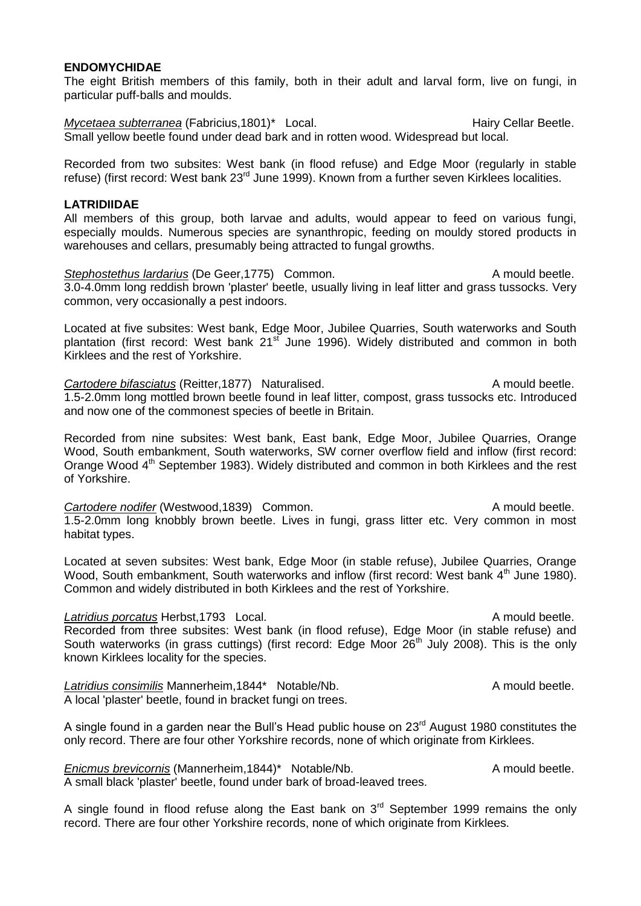**ENDOMYCHIDAE**

The eight British members of this family, both in their adult and larval form, live on fungi, in particular puff-balls and moulds.

*Mycetaea subterranea* (Fabricius,1801)* Local. Hairy Cellar Beetle.
Small yellow beetle found under dead bark and in rotten wood. Widespread but local.

Recorded from two subsites: West bank (in flood refuse) and Edge Moor (regularly in stable refuse) (first record: West bank 23rd June 1999). Known from a further seven Kirklees localities.

**LATRIDIIDAE**

All members of this group, both larvae and adults, would appear to feed on various fungi, especially moulds. Numerous species are synanthropic, feeding on mouldy stored products in warehouses and cellars, presumably being attracted to fungal growths.

*Stephostethus lardarius* (De Geer,1775) Common. A mould beetle.
3.0-4.0mm long reddish brown 'plaster' beetle, usually living in leaf litter and grass tussocks. Very common, very occasionally a pest indoors.

Located at five subsites: West bank, Edge Moor, Jubilee Quarries, South waterworks and South plantation (first record: West bank 21st June 1996). Widely distributed and common in both Kirklees and the rest of Yorkshire.

*Cartodere bifasciatus* (Reitter,1877) Naturalised. A mould beetle.
1.5-2.0mm long mottled brown beetle found in leaf litter, compost, grass tussocks etc. Introduced and now one of the commonest species of beetle in Britain.

Recorded from nine subsites: West bank, East bank, Edge Moor, Jubilee Quarries, Orange Wood, South embankment, South waterworks, SW corner overflow field and inflow (first record: Orange Wood 4th September 1983). Widely distributed and common in both Kirklees and the rest of Yorkshire.

*Cartodere nodifer* (Westwood,1839) Common. A mould beetle.
1.5-2.0mm long knobbly brown beetle. Lives in fungi, grass litter etc. Very common in most habitat types.

Located at seven subsites: West bank, Edge Moor (in stable refuse), Jubilee Quarries, Orange Wood, South embankment, South waterworks and inflow (first record: West bank 4th June 1980). Common and widely distributed in both Kirklees and the rest of Yorkshire.

*Latridius porcatus* Herbst,1793 Local. A mould beetle.
Recorded from three subsites: West bank (in flood refuse), Edge Moor (in stable refuse) and South waterworks (in grass cuttings) (first record: Edge Moor 26th July 2008). This is the only known Kirklees locality for the species.

*Latridius consimilis* Mannerheim,1844* Notable/Nb. A mould beetle.
A local 'plaster' beetle, found in bracket fungi on trees.

A single found in a garden near the Bull's Head public house on 23rd August 1980 constitutes the only record. There are four other Yorkshire records, none of which originate from Kirklees.

*Enicmus brevicornis* (Mannerheim,1844)* Notable/Nb. A mould beetle.
A small black 'plaster' beetle, found under bark of broad-leaved trees.

A single found in flood refuse along the East bank on 3rd September 1999 remains the only record. There are four other Yorkshire records, none of which originate from Kirklees.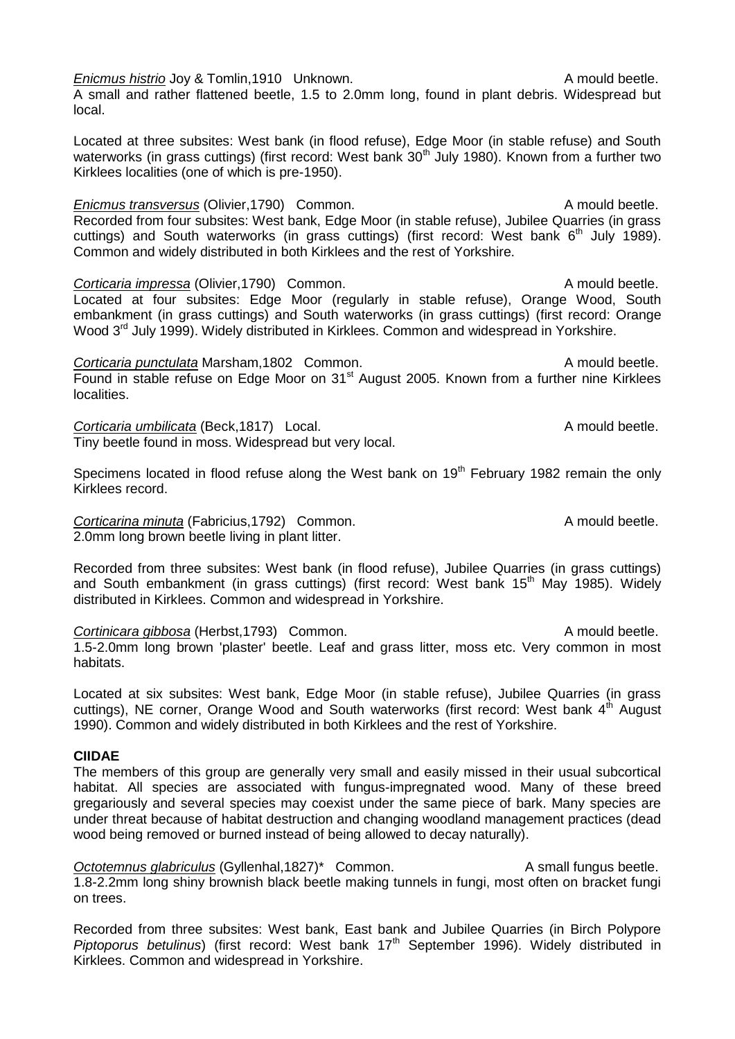<u>*Enicmus histrio*</u> Joy & Tomlin,1910 Unknown. A mould beetle.
A small and rather flattened beetle, 1.5 to 2.0mm long, found in plant debris. Widespread but local.

Located at three subsites: West bank (in flood refuse), Edge Moor (in stable refuse) and South waterworks (in grass cuttings) (first record: West bank 30th July 1980). Known from a further two Kirklees localities (one of which is pre-1950).

<u>*Enicmus transversus*</u> (Olivier,1790) Common. A mould beetle.
Recorded from four subsites: West bank, Edge Moor (in stable refuse), Jubilee Quarries (in grass cuttings) and South waterworks (in grass cuttings) (first record: West bank 6th July 1989). Common and widely distributed in both Kirklees and the rest of Yorkshire.

<u>*Corticaria impressa*</u> (Olivier,1790) Common. A mould beetle.
Located at four subsites: Edge Moor (regularly in stable refuse), Orange Wood, South embankment (in grass cuttings) and South waterworks (in grass cuttings) (first record: Orange Wood 3rd July 1999). Widely distributed in Kirklees. Common and widespread in Yorkshire.

<u>*Corticaria punctulata*</u> Marsham,1802 Common. A mould beetle.
Found in stable refuse on Edge Moor on 31st August 2005. Known from a further nine Kirklees localities.

<u>*Corticaria umbilicata*</u> (Beck,1817) Local. A mould beetle.
Tiny beetle found in moss. Widespread but very local.

Specimens located in flood refuse along the West bank on 19th February 1982 remain the only Kirklees record.

<u>*Corticarina minuta*</u> (Fabricius,1792) Common. A mould beetle.
2.0mm long brown beetle living in plant litter.

Recorded from three subsites: West bank (in flood refuse), Jubilee Quarries (in grass cuttings) and South embankment (in grass cuttings) (first record: West bank 15th May 1985). Widely distributed in Kirklees. Common and widespread in Yorkshire.

<u>*Cortinicara gibbosa*</u> (Herbst,1793) Common. A mould beetle.
1.5-2.0mm long brown 'plaster' beetle. Leaf and grass litter, moss etc. Very common in most habitats.

Located at six subsites: West bank, Edge Moor (in stable refuse), Jubilee Quarries (in grass cuttings), NE corner, Orange Wood and South waterworks (first record: West bank 4th August 1990). Common and widely distributed in both Kirklees and the rest of Yorkshire.

**CIIDAE**

The members of this group are generally very small and easily missed in their usual subcortical habitat. All species are associated with fungus-impregnated wood. Many of these breed gregariously and several species may coexist under the same piece of bark. Many species are under threat because of habitat destruction and changing woodland management practices (dead wood being removed or burned instead of being allowed to decay naturally).

<u>*Octotemnus glabriculus*</u> (Gyllenhal,1827)* Common. A small fungus beetle.
1.8-2.2mm long shiny brownish black beetle making tunnels in fungi, most often on bracket fungi on trees.

Recorded from three subsites: West bank, East bank and Jubilee Quarries (in Birch Polypore *Piptoporus betulinus*) (first record: West bank 17th September 1996). Widely distributed in Kirklees. Common and widespread in Yorkshire.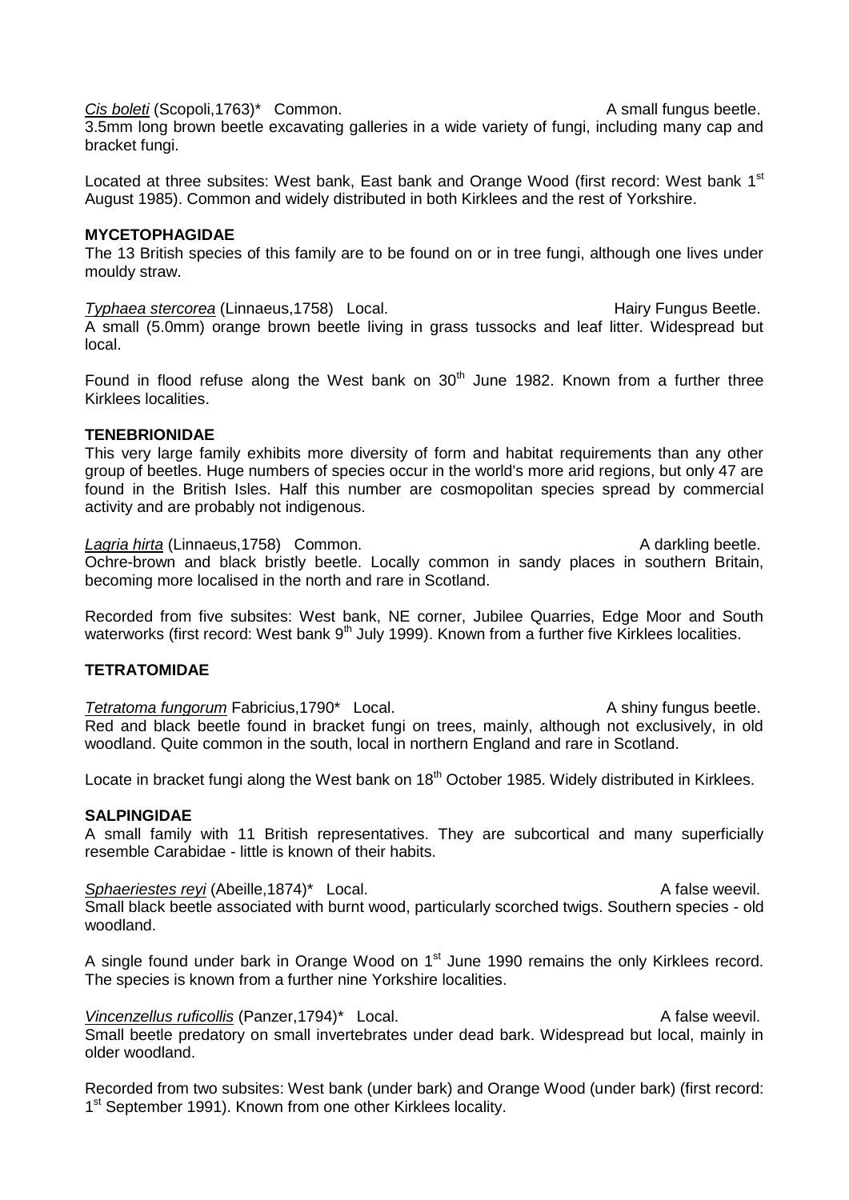*Cis boleti* (Scopoli,1763)* Common. A small fungus beetle.
3.5mm long brown beetle excavating galleries in a wide variety of fungi, including many cap and bracket fungi.

Located at three subsites: West bank, East bank and Orange Wood (first record: West bank 1st August 1985). Common and widely distributed in both Kirklees and the rest of Yorkshire.

**MYCETOPHAGIDAE**

The 13 British species of this family are to be found on or in tree fungi, although one lives under mouldy straw.

*Typhaea stercorea* (Linnaeus,1758) Local. Hairy Fungus Beetle.
A small (5.0mm) orange brown beetle living in grass tussocks and leaf litter. Widespread but local.

Found in flood refuse along the West bank on 30th June 1982. Known from a further three Kirklees localities.

**TENEBRIONIDAE**

This very large family exhibits more diversity of form and habitat requirements than any other group of beetles. Huge numbers of species occur in the world's more arid regions, but only 47 are found in the British Isles. Half this number are cosmopolitan species spread by commercial activity and are probably not indigenous.

*Lagria hirta* (Linnaeus,1758) Common. A darkling beetle.
Ochre-brown and black bristly beetle. Locally common in sandy places in southern Britain, becoming more localised in the north and rare in Scotland.

Recorded from five subsites: West bank, NE corner, Jubilee Quarries, Edge Moor and South waterworks (first record: West bank 9th July 1999). Known from a further five Kirklees localities.

**TETRATOMIDAE**

*Tetratoma fungorum* Fabricius,1790* Local. A shiny fungus beetle.
Red and black beetle found in bracket fungi on trees, mainly, although not exclusively, in old woodland. Quite common in the south, local in northern England and rare in Scotland.

Locate in bracket fungi along the West bank on 18th October 1985. Widely distributed in Kirklees.

**SALPINGIDAE**

A small family with 11 British representatives. They are subcortical and many superficially resemble Carabidae - little is known of their habits.

*Sphaeriestes reyi* (Abeille,1874)* Local. A false weevil.
Small black beetle associated with burnt wood, particularly scorched twigs. Southern species - old woodland.

A single found under bark in Orange Wood on 1st June 1990 remains the only Kirklees record. The species is known from a further nine Yorkshire localities.

*Vincenzellus ruficollis* (Panzer,1794)* Local. A false weevil.
Small beetle predatory on small invertebrates under dead bark. Widespread but local, mainly in older woodland.

Recorded from two subsites: West bank (under bark) and Orange Wood (under bark) (first record: 1st September 1991). Known from one other Kirklees locality.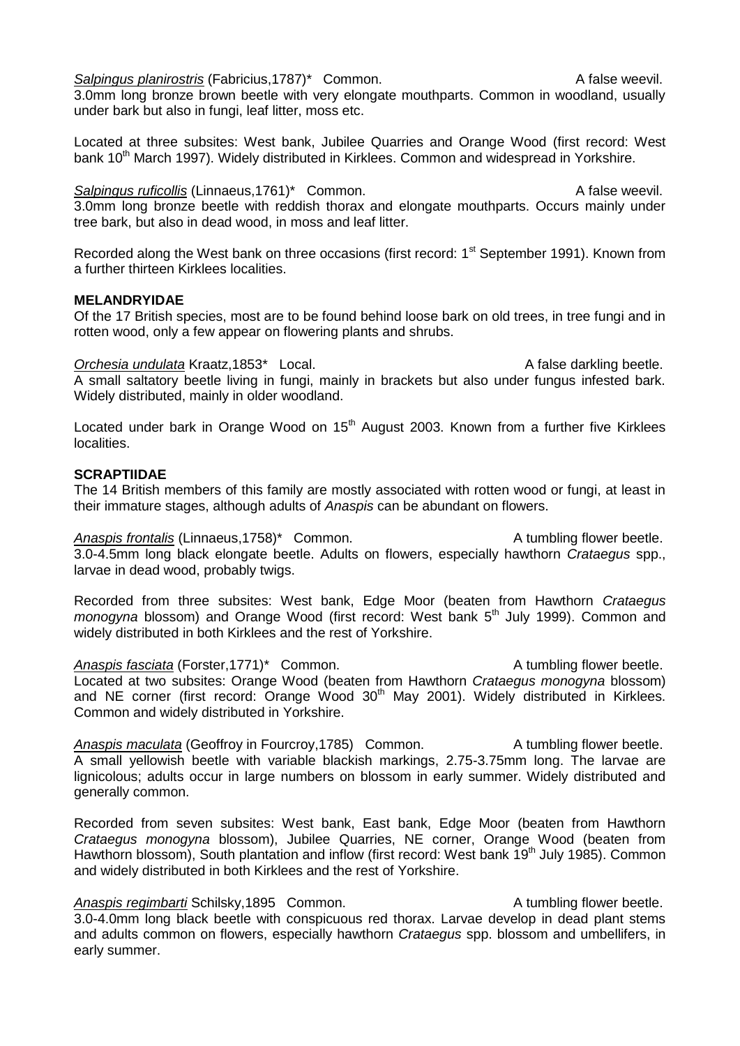*Salpingus planirostris* (Fabricius,1787)* Common. A false weevil.
3.0mm long bronze brown beetle with very elongate mouthparts. Common in woodland, usually under bark but also in fungi, leaf litter, moss etc.

Located at three subsites: West bank, Jubilee Quarries and Orange Wood (first record: West bank 10th March 1997). Widely distributed in Kirklees. Common and widespread in Yorkshire.

*Salpingus ruficollis* (Linnaeus,1761)* Common. A false weevil.
3.0mm long bronze beetle with reddish thorax and elongate mouthparts. Occurs mainly under tree bark, but also in dead wood, in moss and leaf litter.

Recorded along the West bank on three occasions (first record: 1st September 1991). Known from a further thirteen Kirklees localities.

**MELANDRYIDAE**
Of the 17 British species, most are to be found behind loose bark on old trees, in tree fungi and in rotten wood, only a few appear on flowering plants and shrubs.

*Orchesia undulata* Kraatz,1853* Local. A false darkling beetle.
A small saltatory beetle living in fungi, mainly in brackets but also under fungus infested bark. Widely distributed, mainly in older woodland.

Located under bark in Orange Wood on 15th August 2003. Known from a further five Kirklees localities.

**SCRAPTIIDAE**
The 14 British members of this family are mostly associated with rotten wood or fungi, at least in their immature stages, although adults of *Anaspis* can be abundant on flowers.

*Anaspis frontalis* (Linnaeus,1758)* Common. A tumbling flower beetle.
3.0-4.5mm long black elongate beetle. Adults on flowers, especially hawthorn *Crataegus* spp., larvae in dead wood, probably twigs.

Recorded from three subsites: West bank, Edge Moor (beaten from Hawthorn *Crataegus monogyna* blossom) and Orange Wood (first record: West bank 5th July 1999). Common and widely distributed in both Kirklees and the rest of Yorkshire.

*Anaspis fasciata* (Forster,1771)* Common. A tumbling flower beetle.
Located at two subsites: Orange Wood (beaten from Hawthorn *Crataegus monogyna* blossom) and NE corner (first record: Orange Wood 30th May 2001). Widely distributed in Kirklees. Common and widely distributed in Yorkshire.

*Anaspis maculata* (Geoffroy in Fourcroy,1785) Common. A tumbling flower beetle.
A small yellowish beetle with variable blackish markings, 2.75-3.75mm long. The larvae are lignicolous; adults occur in large numbers on blossom in early summer. Widely distributed and generally common.

Recorded from seven subsites: West bank, East bank, Edge Moor (beaten from Hawthorn *Crataegus monogyna* blossom), Jubilee Quarries, NE corner, Orange Wood (beaten from Hawthorn blossom), South plantation and inflow (first record: West bank 19th July 1985). Common and widely distributed in both Kirklees and the rest of Yorkshire.

*Anaspis regimbarti* Schilsky,1895 Common. A tumbling flower beetle.
3.0-4.0mm long black beetle with conspicuous red thorax. Larvae develop in dead plant stems and adults common on flowers, especially hawthorn *Crataegus* spp. blossom and umbellifers, in early summer.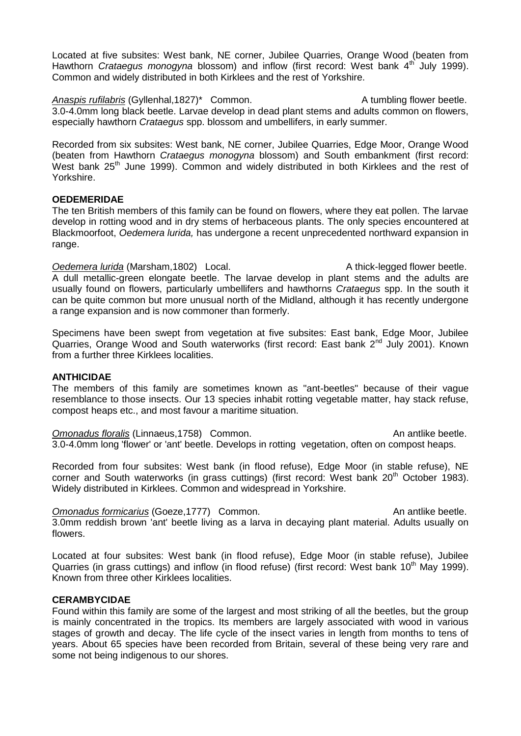Located at five subsites: West bank, NE corner, Jubilee Quarries, Orange Wood (beaten from Hawthorn *Crataegus monogyna* blossom) and inflow (first record: West bank 4th July 1999). Common and widely distributed in both Kirklees and the rest of Yorkshire.

*Anaspis rufilabris* (Gyllenhal,1827)* Common. A tumbling flower beetle.
3.0-4.0mm long black beetle. Larvae develop in dead plant stems and adults common on flowers, especially hawthorn *Crataegus* spp. blossom and umbellifers, in early summer.

Recorded from six subsites: West bank, NE corner, Jubilee Quarries, Edge Moor, Orange Wood (beaten from Hawthorn *Crataegus monogyna* blossom) and South embankment (first record: West bank 25th June 1999). Common and widely distributed in both Kirklees and the rest of Yorkshire.

**OEDEMERIDAE**
The ten British members of this family can be found on flowers, where they eat pollen. The larvae develop in rotting wood and in dry stems of herbaceous plants. The only species encountered at Blackmoorfoot, *Oedemera lurida,* has undergone a recent unprecedented northward expansion in range.

*Oedemera lurida* (Marsham,1802) Local. A thick-legged flower beetle.
A dull metallic-green elongate beetle. The larvae develop in plant stems and the adults are usually found on flowers, particularly umbellifers and hawthorns *Crataegus* spp. In the south it can be quite common but more unusual north of the Midland, although it has recently undergone a range expansion and is now commoner than formerly.

Specimens have been swept from vegetation at five subsites: East bank, Edge Moor, Jubilee Quarries, Orange Wood and South waterworks (first record: East bank 2nd July 2001). Known from a further three Kirklees localities.

**ANTHICIDAE**
The members of this family are sometimes known as "ant-beetles" because of their vague resemblance to those insects. Our 13 species inhabit rotting vegetable matter, hay stack refuse, compost heaps etc., and most favour a maritime situation.

*Omonadus floralis* (Linnaeus,1758) Common. An antlike beetle.
3.0-4.0mm long 'flower' or 'ant' beetle. Develops in rotting vegetation, often on compost heaps.

Recorded from four subsites: West bank (in flood refuse), Edge Moor (in stable refuse), NE corner and South waterworks (in grass cuttings) (first record: West bank 20th October 1983). Widely distributed in Kirklees. Common and widespread in Yorkshire.

*Omonadus formicarius* (Goeze,1777) Common. An antlike beetle.
3.0mm reddish brown 'ant' beetle living as a larva in decaying plant material. Adults usually on flowers.

Located at four subsites: West bank (in flood refuse), Edge Moor (in stable refuse), Jubilee Quarries (in grass cuttings) and inflow (in flood refuse) (first record: West bank 10th May 1999). Known from three other Kirklees localities.

**CERAMBYCIDAE**
Found within this family are some of the largest and most striking of all the beetles, but the group is mainly concentrated in the tropics. Its members are largely associated with wood in various stages of growth and decay. The life cycle of the insect varies in length from months to tens of years. About 65 species have been recorded from Britain, several of these being very rare and some not being indigenous to our shores.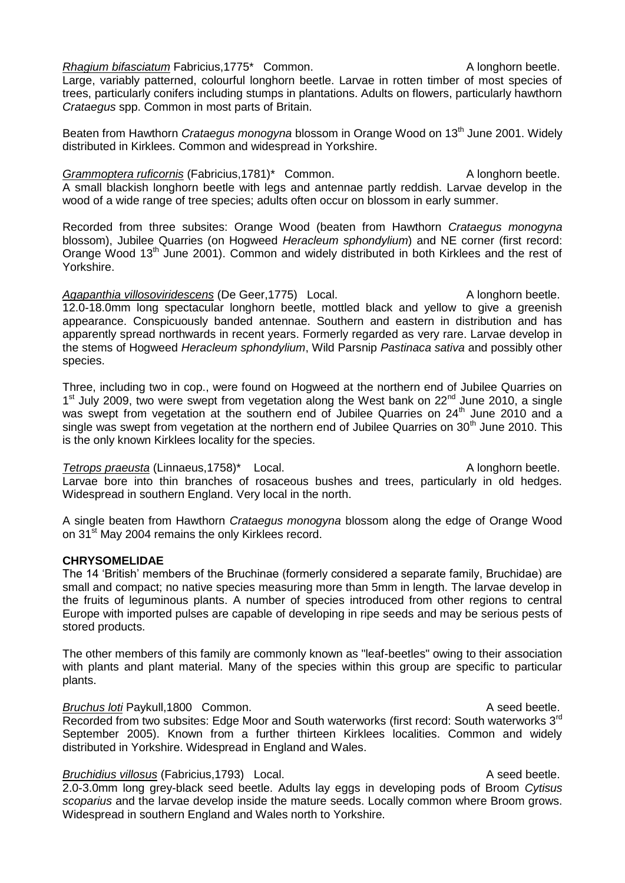*Rhagium bifasciatum* Fabricius,1775* Common. A longhorn beetle.
Large, variably patterned, colourful longhorn beetle. Larvae in rotten timber of most species of trees, particularly conifers including stumps in plantations. Adults on flowers, particularly hawthorn *Crataegus* spp. Common in most parts of Britain.

Beaten from Hawthorn *Crataegus monogyna* blossom in Orange Wood on 13th June 2001. Widely distributed in Kirklees. Common and widespread in Yorkshire.

*Grammoptera ruficornis* (Fabricius,1781)* Common. A longhorn beetle.
A small blackish longhorn beetle with legs and antennae partly reddish. Larvae develop in the wood of a wide range of tree species; adults often occur on blossom in early summer.

Recorded from three subsites: Orange Wood (beaten from Hawthorn *Crataegus monogyna* blossom), Jubilee Quarries (on Hogweed *Heracleum sphondylium*) and NE corner (first record: Orange Wood 13th June 2001). Common and widely distributed in both Kirklees and the rest of Yorkshire.

*Agapanthia villosoviridescens* (De Geer,1775) Local. A longhorn beetle.
12.0-18.0mm long spectacular longhorn beetle, mottled black and yellow to give a greenish appearance. Conspicuously banded antennae. Southern and eastern in distribution and has apparently spread northwards in recent years. Formerly regarded as very rare. Larvae develop in the stems of Hogweed *Heracleum sphondylium*, Wild Parsnip *Pastinaca sativa* and possibly other species.

Three, including two in cop., were found on Hogweed at the northern end of Jubilee Quarries on 1st July 2009, two were swept from vegetation along the West bank on 22nd June 2010, a single was swept from vegetation at the southern end of Jubilee Quarries on 24th June 2010 and a single was swept from vegetation at the northern end of Jubilee Quarries on 30th June 2010. This is the only known Kirklees locality for the species.

*Tetrops praeusta* (Linnaeus,1758)* Local. A longhorn beetle.
Larvae bore into thin branches of rosaceous bushes and trees, particularly in old hedges. Widespread in southern England. Very local in the north.

A single beaten from Hawthorn *Crataegus monogyna* blossom along the edge of Orange Wood on 31st May 2004 remains the only Kirklees record.

**CHRYSOMELIDAE**
The 14 'British' members of the Bruchinae (formerly considered a separate family, Bruchidae) are small and compact; no native species measuring more than 5mm in length. The larvae develop in the fruits of leguminous plants. A number of species introduced from other regions to central Europe with imported pulses are capable of developing in ripe seeds and may be serious pests of stored products.

The other members of this family are commonly known as "leaf-beetles" owing to their association with plants and plant material. Many of the species within this group are specific to particular plants.

*Bruchus loti* Paykull,1800 Common. A seed beetle.
Recorded from two subsites: Edge Moor and South waterworks (first record: South waterworks 3rd September 2005). Known from a further thirteen Kirklees localities. Common and widely distributed in Yorkshire. Widespread in England and Wales.

*Bruchidius villosus* (Fabricius,1793) Local. A seed beetle.
2.0-3.0mm long grey-black seed beetle. Adults lay eggs in developing pods of Broom *Cytisus scoparius* and the larvae develop inside the mature seeds. Locally common where Broom grows. Widespread in southern England and Wales north to Yorkshire.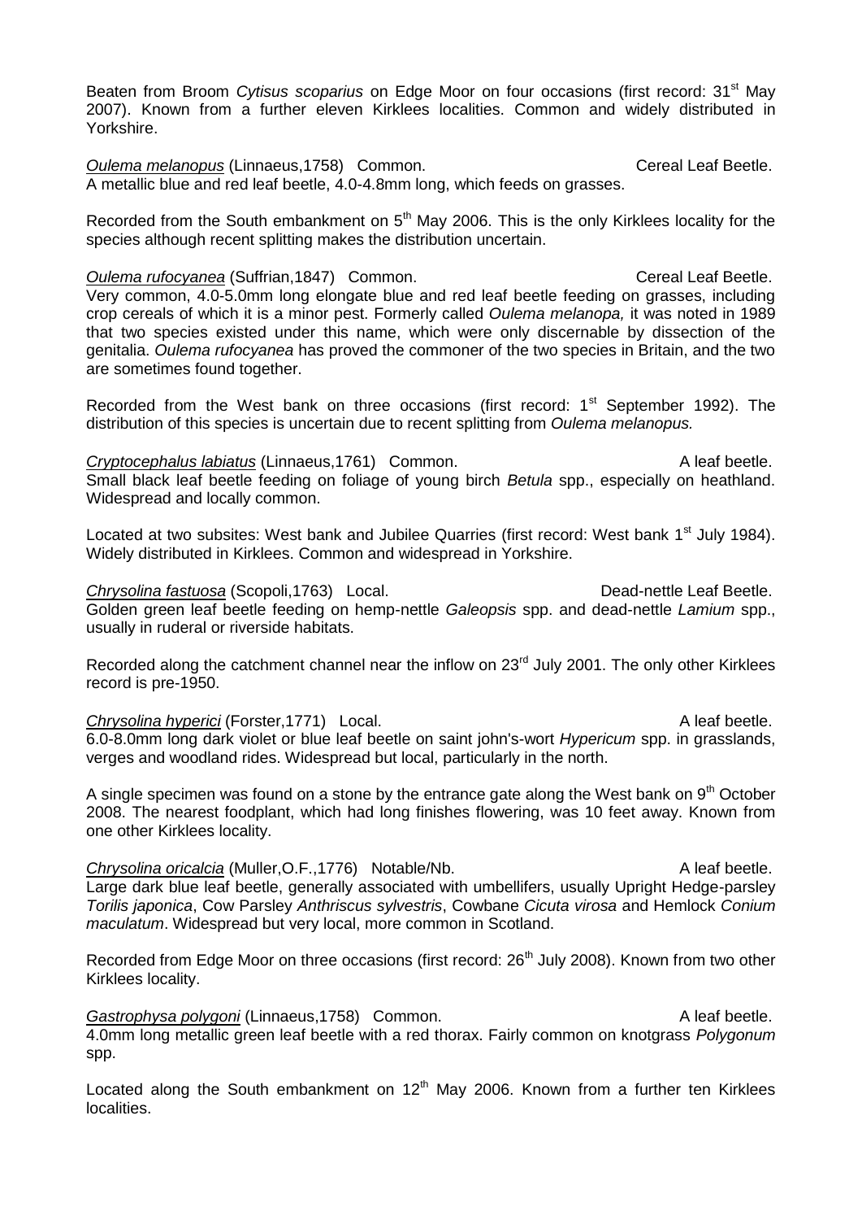Beaten from Broom *Cytisus scoparius* on Edge Moor on four occasions (first record: 31st May 2007). Known from a further eleven Kirklees localities. Common and widely distributed in Yorkshire.

*Oulema melanopus* (Linnaeus,1758) Common. Cereal Leaf Beetle.
A metallic blue and red leaf beetle, 4.0-4.8mm long, which feeds on grasses.

Recorded from the South embankment on 5th May 2006. This is the only Kirklees locality for the species although recent splitting makes the distribution uncertain.

*Oulema rufocyanea* (Suffrian,1847) Common. Cereal Leaf Beetle.
Very common, 4.0-5.0mm long elongate blue and red leaf beetle feeding on grasses, including crop cereals of which it is a minor pest. Formerly called *Oulema melanopa,* it was noted in 1989 that two species existed under this name, which were only discernable by dissection of the genitalia. *Oulema rufocyanea* has proved the commoner of the two species in Britain, and the two are sometimes found together.

Recorded from the West bank on three occasions (first record: 1st September 1992). The distribution of this species is uncertain due to recent splitting from *Oulema melanopus.*

*Cryptocephalus labiatus* (Linnaeus,1761) Common. A leaf beetle.
Small black leaf beetle feeding on foliage of young birch *Betula* spp., especially on heathland. Widespread and locally common.

Located at two subsites: West bank and Jubilee Quarries (first record: West bank 1st July 1984). Widely distributed in Kirklees. Common and widespread in Yorkshire.

*Chrysolina fastuosa* (Scopoli,1763) Local. Dead-nettle Leaf Beetle.
Golden green leaf beetle feeding on hemp-nettle *Galeopsis* spp. and dead-nettle *Lamium* spp., usually in ruderal or riverside habitats.

Recorded along the catchment channel near the inflow on 23rd July 2001. The only other Kirklees record is pre-1950.

*Chrysolina hyperici* (Forster,1771) Local. A leaf beetle.
6.0-8.0mm long dark violet or blue leaf beetle on saint john's-wort *Hypericum* spp. in grasslands, verges and woodland rides. Widespread but local, particularly in the north.

A single specimen was found on a stone by the entrance gate along the West bank on 9th October 2008. The nearest foodplant, which had long finishes flowering, was 10 feet away. Known from one other Kirklees locality.

*Chrysolina oricalcia* (Muller,O.F.,1776) Notable/Nb. A leaf beetle.
Large dark blue leaf beetle, generally associated with umbellifers, usually Upright Hedge-parsley *Torilis japonica*, Cow Parsley *Anthriscus sylvestris*, Cowbane *Cicuta virosa* and Hemlock *Conium maculatum*. Widespread but very local, more common in Scotland.

Recorded from Edge Moor on three occasions (first record: 26th July 2008). Known from two other Kirklees locality.

*Gastrophysa polygoni* (Linnaeus,1758) Common. A leaf beetle.
4.0mm long metallic green leaf beetle with a red thorax. Fairly common on knotgrass *Polygonum* spp.

Located along the South embankment on 12th May 2006. Known from a further ten Kirklees localities.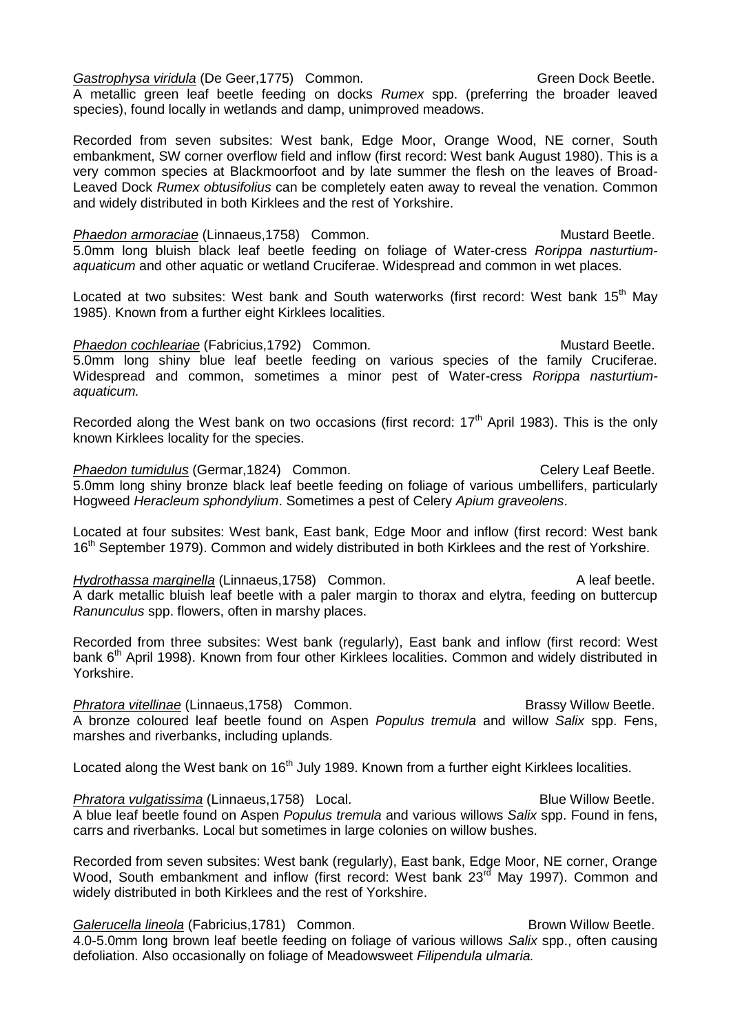*Gastrophysa viridula* (De Geer,1775) Common. Green Dock Beetle.
A metallic green leaf beetle feeding on docks *Rumex* spp. (preferring the broader leaved species), found locally in wetlands and damp, unimproved meadows.

Recorded from seven subsites: West bank, Edge Moor, Orange Wood, NE corner, South embankment, SW corner overflow field and inflow (first record: West bank August 1980). This is a very common species at Blackmoorfoot and by late summer the flesh on the leaves of Broad-Leaved Dock *Rumex obtusifolius* can be completely eaten away to reveal the venation. Common and widely distributed in both Kirklees and the rest of Yorkshire.

*Phaedon armoraciae* (Linnaeus,1758) Common. Mustard Beetle.
5.0mm long bluish black leaf beetle feeding on foliage of Water-cress *Rorippa nasturtium-aquaticum* and other aquatic or wetland Cruciferae. Widespread and common in wet places.

Located at two subsites: West bank and South waterworks (first record: West bank 15th May 1985). Known from a further eight Kirklees localities.

*Phaedon cochleariae* (Fabricius,1792) Common. Mustard Beetle.
5.0mm long shiny blue leaf beetle feeding on various species of the family Cruciferae. Widespread and common, sometimes a minor pest of Water-cress *Rorippa nasturtium-aquaticum.*

Recorded along the West bank on two occasions (first record: 17th April 1983). This is the only known Kirklees locality for the species.

*Phaedon tumidulus* (Germar,1824) Common. Celery Leaf Beetle.
5.0mm long shiny bronze black leaf beetle feeding on foliage of various umbellifers, particularly Hogweed *Heracleum sphondylium*. Sometimes a pest of Celery *Apium graveolens*.

Located at four subsites: West bank, East bank, Edge Moor and inflow (first record: West bank 16th September 1979). Common and widely distributed in both Kirklees and the rest of Yorkshire.

*Hydrothassa marginella* (Linnaeus,1758) Common. A leaf beetle.
A dark metallic bluish leaf beetle with a paler margin to thorax and elytra, feeding on buttercup *Ranunculus* spp. flowers, often in marshy places.

Recorded from three subsites: West bank (regularly), East bank and inflow (first record: West bank 6th April 1998). Known from four other Kirklees localities. Common and widely distributed in Yorkshire.

*Phratora vitellinae* (Linnaeus,1758) Common. Brassy Willow Beetle.
A bronze coloured leaf beetle found on Aspen *Populus tremula* and willow *Salix* spp. Fens, marshes and riverbanks, including uplands.

Located along the West bank on 16th July 1989. Known from a further eight Kirklees localities.

*Phratora vulgatissima* (Linnaeus,1758) Local. Blue Willow Beetle.
A blue leaf beetle found on Aspen *Populus tremula* and various willows *Salix* spp. Found in fens, carrs and riverbanks. Local but sometimes in large colonies on willow bushes.

Recorded from seven subsites: West bank (regularly), East bank, Edge Moor, NE corner, Orange Wood, South embankment and inflow (first record: West bank 23rd May 1997). Common and widely distributed in both Kirklees and the rest of Yorkshire.

*Galerucella lineola* (Fabricius,1781) Common. Brown Willow Beetle.
4.0-5.0mm long brown leaf beetle feeding on foliage of various willows *Salix* spp., often causing defoliation. Also occasionally on foliage of Meadowsweet *Filipendula ulmaria.*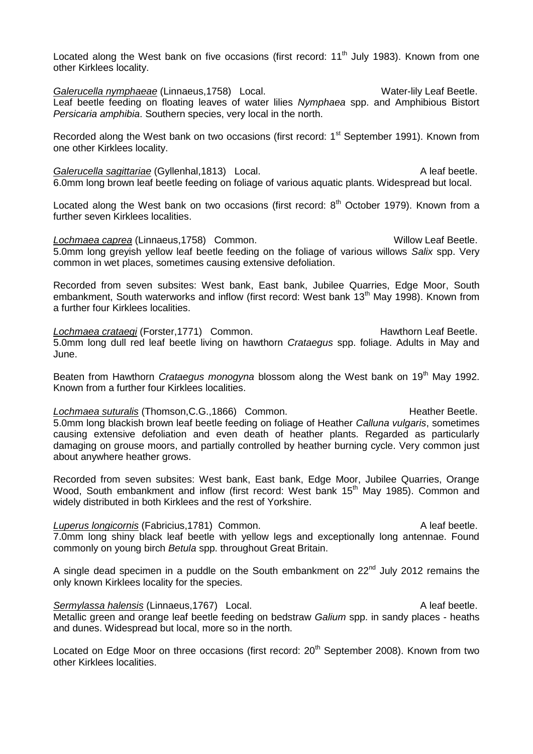Located along the West bank on five occasions (first record: 11th July 1983). Known from one other Kirklees locality.

*Galerucella nymphaeae* (Linnaeus,1758) Local. Water-lily Leaf Beetle.
Leaf beetle feeding on floating leaves of water lilies *Nymphaea* spp. and Amphibious Bistort *Persicaria amphibia*. Southern species, very local in the north.

Recorded along the West bank on two occasions (first record: 1st September 1991). Known from one other Kirklees locality.

*Galerucella sagittariae* (Gyllenhal,1813) Local. A leaf beetle.
6.0mm long brown leaf beetle feeding on foliage of various aquatic plants. Widespread but local.

Located along the West bank on two occasions (first record: 8th October 1979). Known from a further seven Kirklees localities.

*Lochmaea caprea* (Linnaeus,1758) Common. Willow Leaf Beetle.
5.0mm long greyish yellow leaf beetle feeding on the foliage of various willows *Salix* spp. Very common in wet places, sometimes causing extensive defoliation.

Recorded from seven subsites: West bank, East bank, Jubilee Quarries, Edge Moor, South embankment, South waterworks and inflow (first record: West bank 13th May 1998). Known from a further four Kirklees localities.

*Lochmaea crataegi* (Forster,1771) Common. Hawthorn Leaf Beetle.
5.0mm long dull red leaf beetle living on hawthorn *Crataegus* spp. foliage. Adults in May and June.

Beaten from Hawthorn *Crataegus monogyna* blossom along the West bank on 19th May 1992. Known from a further four Kirklees localities.

*Lochmaea suturalis* (Thomson,C.G.,1866) Common. Heather Beetle.
5.0mm long blackish brown leaf beetle feeding on foliage of Heather *Calluna vulgaris*, sometimes causing extensive defoliation and even death of heather plants. Regarded as particularly damaging on grouse moors, and partially controlled by heather burning cycle. Very common just about anywhere heather grows.

Recorded from seven subsites: West bank, East bank, Edge Moor, Jubilee Quarries, Orange Wood, South embankment and inflow (first record: West bank 15th May 1985). Common and widely distributed in both Kirklees and the rest of Yorkshire.

*Luperus longicornis* (Fabricius,1781) Common. A leaf beetle.
7.0mm long shiny black leaf beetle with yellow legs and exceptionally long antennae. Found commonly on young birch *Betula* spp. throughout Great Britain.

A single dead specimen in a puddle on the South embankment on 22nd July 2012 remains the only known Kirklees locality for the species.

*Sermylassa halensis* (Linnaeus,1767) Local. A leaf beetle.
Metallic green and orange leaf beetle feeding on bedstraw *Galium* spp. in sandy places - heaths and dunes. Widespread but local, more so in the north.

Located on Edge Moor on three occasions (first record: 20th September 2008). Known from two other Kirklees localities.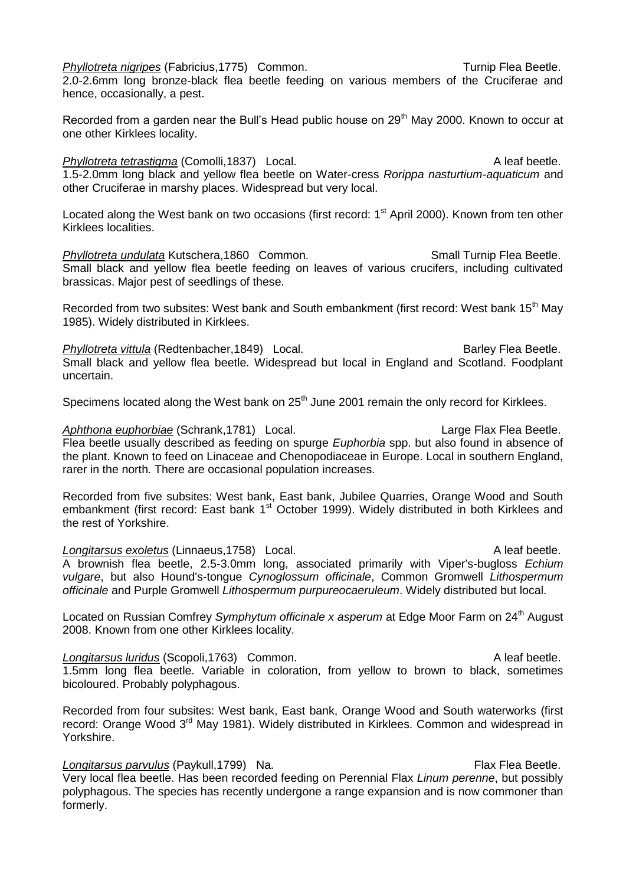*Phyllotreta nigripes* (Fabricius,1775) Common. Turnip Flea Beetle.
2.0-2.6mm long bronze-black flea beetle feeding on various members of the Cruciferae and hence, occasionally, a pest.

Recorded from a garden near the Bull's Head public house on 29th May 2000. Known to occur at one other Kirklees locality.

*Phyllotreta tetrastigma* (Comolli,1837) Local. A leaf beetle.
1.5-2.0mm long black and yellow flea beetle on Water-cress *Rorippa nasturtium-aquaticum* and other Cruciferae in marshy places. Widespread but very local.

Located along the West bank on two occasions (first record: 1st April 2000). Known from ten other Kirklees localities.

*Phyllotreta undulata* Kutschera,1860 Common. Small Turnip Flea Beetle.
Small black and yellow flea beetle feeding on leaves of various crucifers, including cultivated brassicas. Major pest of seedlings of these.

Recorded from two subsites: West bank and South embankment (first record: West bank 15th May 1985). Widely distributed in Kirklees.

*Phyllotreta vittula* (Redtenbacher,1849) Local. Barley Flea Beetle.
Small black and yellow flea beetle. Widespread but local in England and Scotland. Foodplant uncertain.

Specimens located along the West bank on 25th June 2001 remain the only record for Kirklees.

*Aphthona euphorbiae* (Schrank,1781) Local. Large Flax Flea Beetle.
Flea beetle usually described as feeding on spurge *Euphorbia* spp. but also found in absence of the plant. Known to feed on Linaceae and Chenopodiaceae in Europe. Local in southern England, rarer in the north. There are occasional population increases.

Recorded from five subsites: West bank, East bank, Jubilee Quarries, Orange Wood and South embankment (first record: East bank 1st October 1999). Widely distributed in both Kirklees and the rest of Yorkshire.

*Longitarsus exoletus* (Linnaeus,1758) Local. A leaf beetle.
A brownish flea beetle, 2.5-3.0mm long, associated primarily with Viper's-bugloss *Echium vulgare*, but also Hound's-tongue *Cynoglossum officinale*, Common Gromwell *Lithospermum officinale* and Purple Gromwell *Lithospermum purpureocaeruleum*. Widely distributed but local.

Located on Russian Comfrey *Symphytum officinale x asperum* at Edge Moor Farm on 24th August 2008. Known from one other Kirklees locality.

*Longitarsus luridus* (Scopoli,1763) Common. A leaf beetle.
1.5mm long flea beetle. Variable in coloration, from yellow to brown to black, sometimes bicoloured. Probably polyphagous.

Recorded from four subsites: West bank, East bank, Orange Wood and South waterworks (first record: Orange Wood 3rd May 1981). Widely distributed in Kirklees. Common and widespread in Yorkshire.

*Longitarsus parvulus* (Paykull,1799) Na. Flax Flea Beetle.
Very local flea beetle. Has been recorded feeding on Perennial Flax *Linum perenne*, but possibly polyphagous. The species has recently undergone a range expansion and is now commoner than formerly.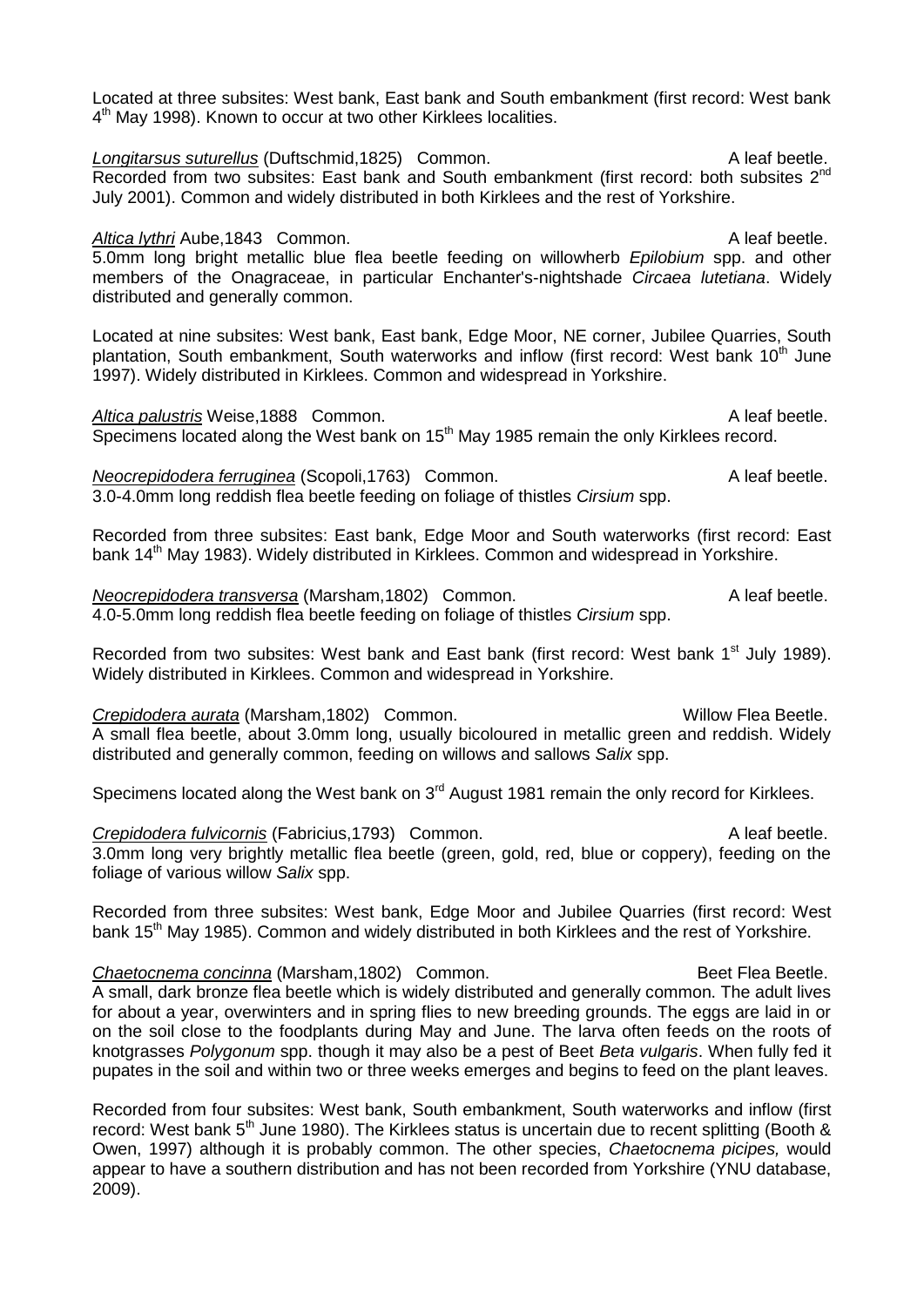Located at three subsites: West bank, East bank and South embankment (first record: West bank 4th May 1998). Known to occur at two other Kirklees localities.

*Longitarsus suturellus* (Duftschmid,1825) Common. A leaf beetle.
Recorded from two subsites: East bank and South embankment (first record: both subsites 2nd July 2001). Common and widely distributed in both Kirklees and the rest of Yorkshire.

*Altica lythri* Aube,1843 Common. A leaf beetle.
5.0mm long bright metallic blue flea beetle feeding on willowherb *Epilobium* spp. and other members of the Onagraceae, in particular Enchanter's-nightshade *Circaea lutetiana*. Widely distributed and generally common.

Located at nine subsites: West bank, East bank, Edge Moor, NE corner, Jubilee Quarries, South plantation, South embankment, South waterworks and inflow (first record: West bank 10th June 1997). Widely distributed in Kirklees. Common and widespread in Yorkshire.

*Altica palustris* Weise,1888 Common. A leaf beetle.
Specimens located along the West bank on 15th May 1985 remain the only Kirklees record.

*Neocrepidodera ferruginea* (Scopoli,1763) Common. A leaf beetle.
3.0-4.0mm long reddish flea beetle feeding on foliage of thistles *Cirsium* spp.

Recorded from three subsites: East bank, Edge Moor and South waterworks (first record: East bank 14th May 1983). Widely distributed in Kirklees. Common and widespread in Yorkshire.

*Neocrepidodera transversa* (Marsham,1802) Common. A leaf beetle.
4.0-5.0mm long reddish flea beetle feeding on foliage of thistles *Cirsium* spp.

Recorded from two subsites: West bank and East bank (first record: West bank 1st July 1989). Widely distributed in Kirklees. Common and widespread in Yorkshire.

*Crepidodera aurata* (Marsham,1802) Common. Willow Flea Beetle.
A small flea beetle, about 3.0mm long, usually bicoloured in metallic green and reddish. Widely distributed and generally common, feeding on willows and sallows *Salix* spp.

Specimens located along the West bank on 3rd August 1981 remain the only record for Kirklees.

*Crepidodera fulvicornis* (Fabricius,1793) Common. A leaf beetle.
3.0mm long very brightly metallic flea beetle (green, gold, red, blue or coppery), feeding on the foliage of various willow *Salix* spp.

Recorded from three subsites: West bank, Edge Moor and Jubilee Quarries (first record: West bank 15th May 1985). Common and widely distributed in both Kirklees and the rest of Yorkshire.

*Chaetocnema concinna* (Marsham,1802) Common. Beet Flea Beetle.
A small, dark bronze flea beetle which is widely distributed and generally common. The adult lives for about a year, overwinters and in spring flies to new breeding grounds. The eggs are laid in or on the soil close to the foodplants during May and June. The larva often feeds on the roots of knotgrasses *Polygonum* spp. though it may also be a pest of Beet *Beta vulgaris*. When fully fed it pupates in the soil and within two or three weeks emerges and begins to feed on the plant leaves.

Recorded from four subsites: West bank, South embankment, South waterworks and inflow (first record: West bank 5th June 1980). The Kirklees status is uncertain due to recent splitting (Booth & Owen, 1997) although it is probably common. The other species, *Chaetocnema picipes,* would appear to have a southern distribution and has not been recorded from Yorkshire (YNU database, 2009).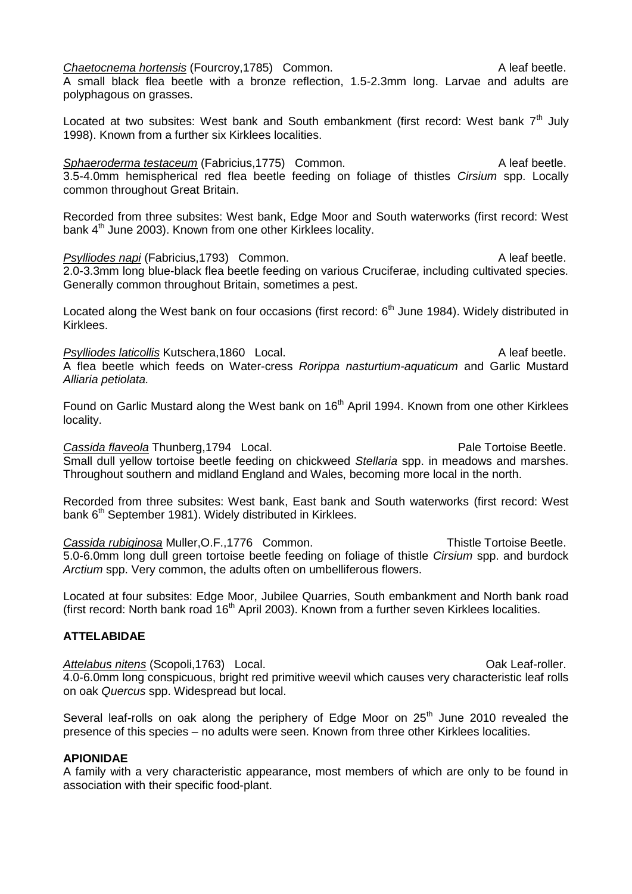*Chaetocnema hortensis* (Fourcroy,1785) Common. A leaf beetle.
A small black flea beetle with a bronze reflection, 1.5-2.3mm long. Larvae and adults are polyphagous on grasses.

Located at two subsites: West bank and South embankment (first record: West bank 7th July 1998). Known from a further six Kirklees localities.

*Sphaeroderma testaceum* (Fabricius,1775) Common. A leaf beetle.
3.5-4.0mm hemispherical red flea beetle feeding on foliage of thistles *Cirsium* spp. Locally common throughout Great Britain.

Recorded from three subsites: West bank, Edge Moor and South waterworks (first record: West bank 4th June 2003). Known from one other Kirklees locality.

*Psylliodes napi* (Fabricius,1793) Common. A leaf beetle.
2.0-3.3mm long blue-black flea beetle feeding on various Cruciferae, including cultivated species. Generally common throughout Britain, sometimes a pest.

Located along the West bank on four occasions (first record: 6th June 1984). Widely distributed in Kirklees.

*Psylliodes laticollis* Kutschera,1860 Local. A leaf beetle.
A flea beetle which feeds on Water-cress *Rorippa nasturtium-aquaticum* and Garlic Mustard *Alliaria petiolata.*

Found on Garlic Mustard along the West bank on 16th April 1994. Known from one other Kirklees locality.

*Cassida flaveola* Thunberg,1794 Local. Pale Tortoise Beetle.
Small dull yellow tortoise beetle feeding on chickweed *Stellaria* spp. in meadows and marshes. Throughout southern and midland England and Wales, becoming more local in the north.

Recorded from three subsites: West bank, East bank and South waterworks (first record: West bank 6th September 1981). Widely distributed in Kirklees.

*Cassida rubiginosa* Muller,O.F.,1776 Common. Thistle Tortoise Beetle.
5.0-6.0mm long dull green tortoise beetle feeding on foliage of thistle *Cirsium* spp. and burdock *Arctium* spp. Very common, the adults often on umbelliferous flowers.

Located at four subsites: Edge Moor, Jubilee Quarries, South embankment and North bank road (first record: North bank road 16th April 2003). Known from a further seven Kirklees localities.

**ATTELABIDAE**

*Attelabus nitens* (Scopoli,1763) Local. Oak Leaf-roller.
4.0-6.0mm long conspicuous, bright red primitive weevil which causes very characteristic leaf rolls on oak *Quercus* spp. Widespread but local.

Several leaf-rolls on oak along the periphery of Edge Moor on 25th June 2010 revealed the presence of this species – no adults were seen. Known from three other Kirklees localities.

**APIONIDAE**

A family with a very characteristic appearance, most members of which are only to be found in association with their specific food-plant.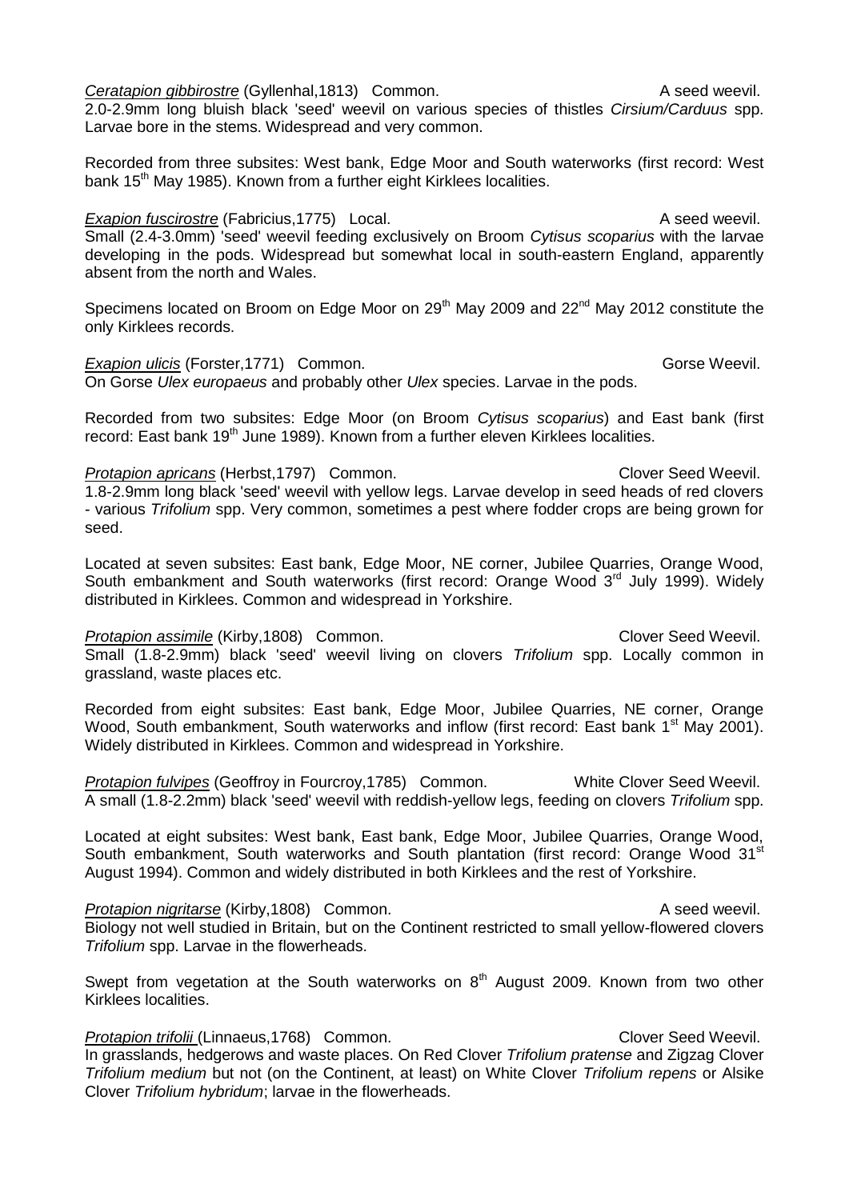*Ceratapion gibbirostre* (Gyllenhal,1813) Common. A seed weevil.
2.0-2.9mm long bluish black 'seed' weevil on various species of thistles *Cirsium/Carduus* spp. Larvae bore in the stems. Widespread and very common.

Recorded from three subsites: West bank, Edge Moor and South waterworks (first record: West bank 15th May 1985). Known from a further eight Kirklees localities.

*Exapion fuscirostre* (Fabricius,1775) Local. A seed weevil.
Small (2.4-3.0mm) 'seed' weevil feeding exclusively on Broom *Cytisus scoparius* with the larvae developing in the pods. Widespread but somewhat local in south-eastern England, apparently absent from the north and Wales.

Specimens located on Broom on Edge Moor on 29th May 2009 and 22nd May 2012 constitute the only Kirklees records.

*Exapion ulicis* (Forster,1771) Common. Gorse Weevil.
On Gorse *Ulex europaeus* and probably other *Ulex* species. Larvae in the pods.

Recorded from two subsites: Edge Moor (on Broom *Cytisus scoparius*) and East bank (first record: East bank 19th June 1989). Known from a further eleven Kirklees localities.

*Protapion apricans* (Herbst,1797) Common. Clover Seed Weevil.
1.8-2.9mm long black 'seed' weevil with yellow legs. Larvae develop in seed heads of red clovers - various *Trifolium* spp. Very common, sometimes a pest where fodder crops are being grown for seed.

Located at seven subsites: East bank, Edge Moor, NE corner, Jubilee Quarries, Orange Wood, South embankment and South waterworks (first record: Orange Wood 3rd July 1999). Widely distributed in Kirklees. Common and widespread in Yorkshire.

*Protapion assimile* (Kirby,1808) Common. Clover Seed Weevil.
Small (1.8-2.9mm) black 'seed' weevil living on clovers *Trifolium* spp. Locally common in grassland, waste places etc.

Recorded from eight subsites: East bank, Edge Moor, Jubilee Quarries, NE corner, Orange Wood, South embankment, South waterworks and inflow (first record: East bank 1st May 2001). Widely distributed in Kirklees. Common and widespread in Yorkshire.

*Protapion fulvipes* (Geoffroy in Fourcroy,1785) Common. White Clover Seed Weevil.
A small (1.8-2.2mm) black 'seed' weevil with reddish-yellow legs, feeding on clovers *Trifolium* spp.

Located at eight subsites: West bank, East bank, Edge Moor, Jubilee Quarries, Orange Wood, South embankment, South waterworks and South plantation (first record: Orange Wood 31st August 1994). Common and widely distributed in both Kirklees and the rest of Yorkshire.

*Protapion nigritarse* (Kirby,1808) Common. A seed weevil.
Biology not well studied in Britain, but on the Continent restricted to small yellow-flowered clovers *Trifolium* spp. Larvae in the flowerheads.

Swept from vegetation at the South waterworks on 8th August 2009. Known from two other Kirklees localities.

*Protapion trifolii* (Linnaeus,1768) Common. Clover Seed Weevil.
In grasslands, hedgerows and waste places. On Red Clover *Trifolium pratense* and Zigzag Clover *Trifolium medium* but not (on the Continent, at least) on White Clover *Trifolium repens* or Alsike Clover *Trifolium hybridum*; larvae in the flowerheads.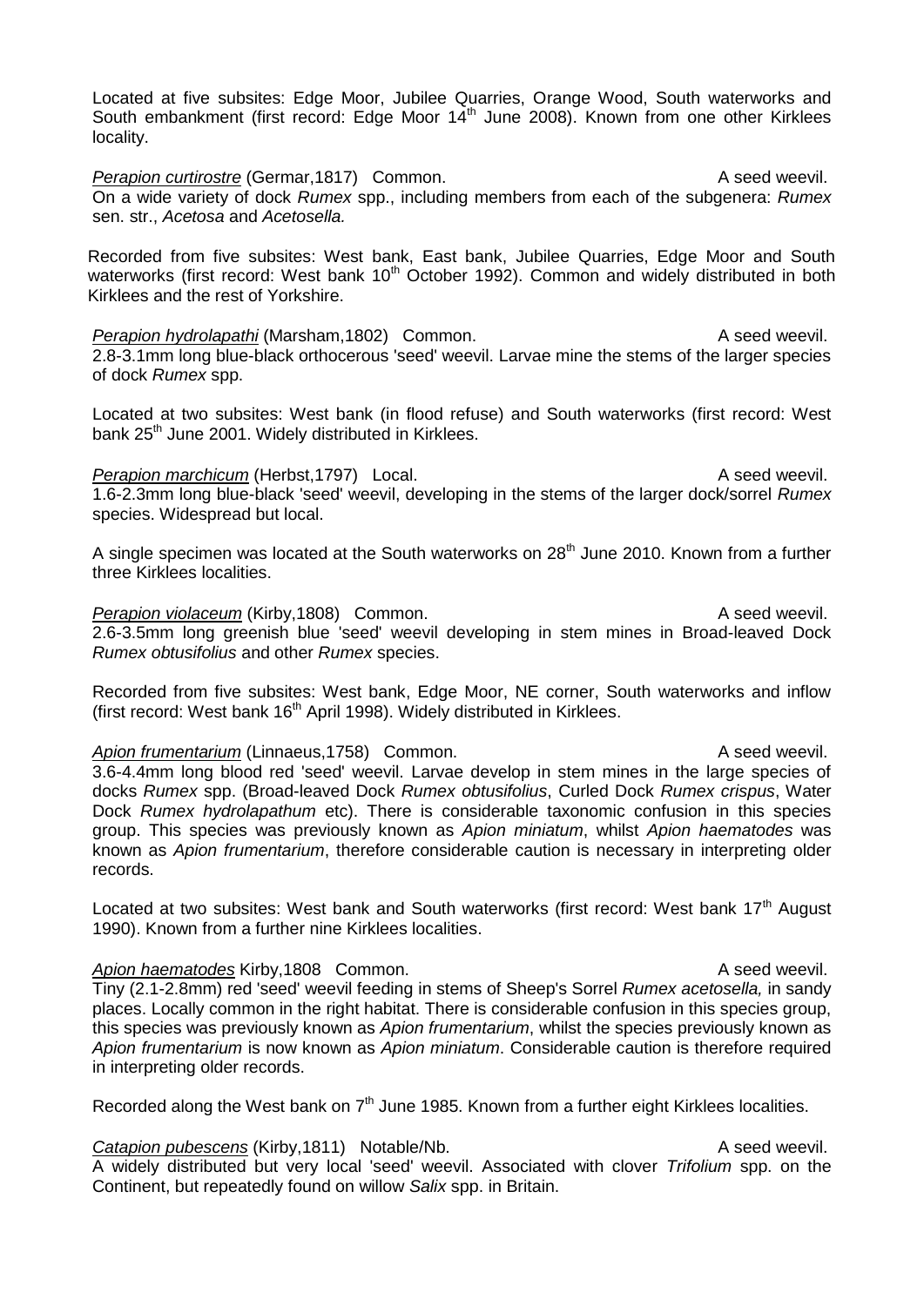Located at five subsites: Edge Moor, Jubilee Quarries, Orange Wood, South waterworks and South embankment (first record: Edge Moor 14th June 2008). Known from one other Kirklees locality.

*Perapion curtirostre* (Germar,1817) Common. A seed weevil.
On a wide variety of dock *Rumex* spp., including members from each of the subgenera: *Rumex* sen. str., *Acetosa* and *Acetosella.*

Recorded from five subsites: West bank, East bank, Jubilee Quarries, Edge Moor and South waterworks (first record: West bank 10th October 1992). Common and widely distributed in both Kirklees and the rest of Yorkshire.

*Perapion hydrolapathi* (Marsham,1802) Common. A seed weevil.
2.8-3.1mm long blue-black orthocerous 'seed' weevil. Larvae mine the stems of the larger species of dock *Rumex* spp.

Located at two subsites: West bank (in flood refuse) and South waterworks (first record: West bank 25th June 2001. Widely distributed in Kirklees.

*Perapion marchicum* (Herbst,1797) Local. A seed weevil.
1.6-2.3mm long blue-black 'seed' weevil, developing in the stems of the larger dock/sorrel *Rumex* species. Widespread but local.

A single specimen was located at the South waterworks on 28th June 2010. Known from a further three Kirklees localities.

*Perapion violaceum* (Kirby,1808) Common. A seed weevil.
2.6-3.5mm long greenish blue 'seed' weevil developing in stem mines in Broad-leaved Dock *Rumex obtusifolius* and other *Rumex* species.

Recorded from five subsites: West bank, Edge Moor, NE corner, South waterworks and inflow (first record: West bank 16th April 1998). Widely distributed in Kirklees.

*Apion frumentarium* (Linnaeus,1758) Common. A seed weevil.
3.6-4.4mm long blood red 'seed' weevil. Larvae develop in stem mines in the large species of docks *Rumex* spp. (Broad-leaved Dock *Rumex obtusifolius*, Curled Dock *Rumex crispus*, Water Dock *Rumex hydrolapathum* etc). There is considerable taxonomic confusion in this species group. This species was previously known as *Apion miniatum*, whilst *Apion haematodes* was known as *Apion frumentarium*, therefore considerable caution is necessary in interpreting older records.

Located at two subsites: West bank and South waterworks (first record: West bank 17th August 1990). Known from a further nine Kirklees localities.

*Apion haematodes* Kirby,1808 Common. A seed weevil.
Tiny (2.1-2.8mm) red 'seed' weevil feeding in stems of Sheep's Sorrel *Rumex acetosella,* in sandy places. Locally common in the right habitat. There is considerable confusion in this species group, this species was previously known as *Apion frumentarium*, whilst the species previously known as *Apion frumentarium* is now known as *Apion miniatum*. Considerable caution is therefore required in interpreting older records.

Recorded along the West bank on 7th June 1985. Known from a further eight Kirklees localities.

*Catapion pubescens* (Kirby,1811) Notable/Nb. A seed weevil.
A widely distributed but very local 'seed' weevil. Associated with clover *Trifolium* spp. on the Continent, but repeatedly found on willow *Salix* spp. in Britain.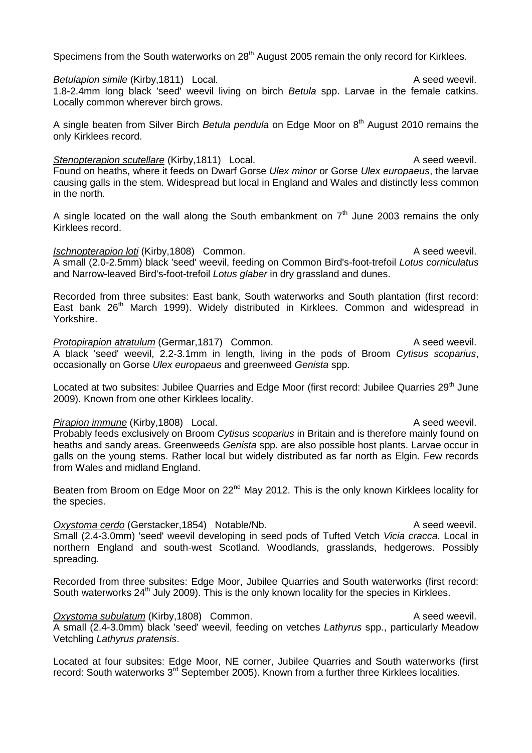Specimens from the South waterworks on 28th August 2005 remain the only record for Kirklees.

*Betulapion simile* (Kirby,1811) Local. A seed weevil.
1.8-2.4mm long black 'seed' weevil living on birch *Betula* spp. Larvae in the female catkins. Locally common wherever birch grows.

A single beaten from Silver Birch *Betula pendula* on Edge Moor on 8th August 2010 remains the only Kirklees record.

*Stenopterapion scutellare* (Kirby,1811) Local. A seed weevil.
Found on heaths, where it feeds on Dwarf Gorse *Ulex minor* or Gorse *Ulex europaeus*, the larvae causing galls in the stem. Widespread but local in England and Wales and distinctly less common in the north.

A single located on the wall along the South embankment on 7th June 2003 remains the only Kirklees record.

*Ischnopterapion loti* (Kirby,1808) Common. A seed weevil.
A small (2.0-2.5mm) black 'seed' weevil, feeding on Common Bird's-foot-trefoil *Lotus corniculatus* and Narrow-leaved Bird's-foot-trefoil *Lotus glaber* in dry grassland and dunes.

Recorded from three subsites: East bank, South waterworks and South plantation (first record: East bank 26th March 1999). Widely distributed in Kirklees. Common and widespread in Yorkshire.

*Protopirapion atratulum* (Germar,1817) Common. A seed weevil.
A black 'seed' weevil, 2.2-3.1mm in length, living in the pods of Broom *Cytisus scoparius*, occasionally on Gorse *Ulex europaeus* and greenweed *Genista* spp.

Located at two subsites: Jubilee Quarries and Edge Moor (first record: Jubilee Quarries 29th June 2009). Known from one other Kirklees locality.

*Pirapion immune* (Kirby,1808) Local. A seed weevil.
Probably feeds exclusively on Broom *Cytisus scoparius* in Britain and is therefore mainly found on heaths and sandy areas. Greenweeds *Genista* spp. are also possible host plants. Larvae occur in galls on the young stems. Rather local but widely distributed as far north as Elgin. Few records from Wales and midland England.

Beaten from Broom on Edge Moor on 22nd May 2012. This is the only known Kirklees locality for the species.

*Oxystoma cerdo* (Gerstacker,1854) Notable/Nb. A seed weevil.
Small (2.4-3.0mm) 'seed' weevil developing in seed pods of Tufted Vetch *Vicia cracca*. Local in northern England and south-west Scotland. Woodlands, grasslands, hedgerows. Possibly spreading.

Recorded from three subsites: Edge Moor, Jubilee Quarries and South waterworks (first record: South waterworks 24th July 2009). This is the only known locality for the species in Kirklees.

*Oxystoma subulatum* (Kirby,1808) Common. A seed weevil.
A small (2.4-3.0mm) black 'seed' weevil, feeding on vetches *Lathyrus* spp., particularly Meadow Vetchling *Lathyrus pratensis*.

Located at four subsites: Edge Moor, NE corner, Jubilee Quarries and South waterworks (first record: South waterworks 3rd September 2005). Known from a further three Kirklees localities.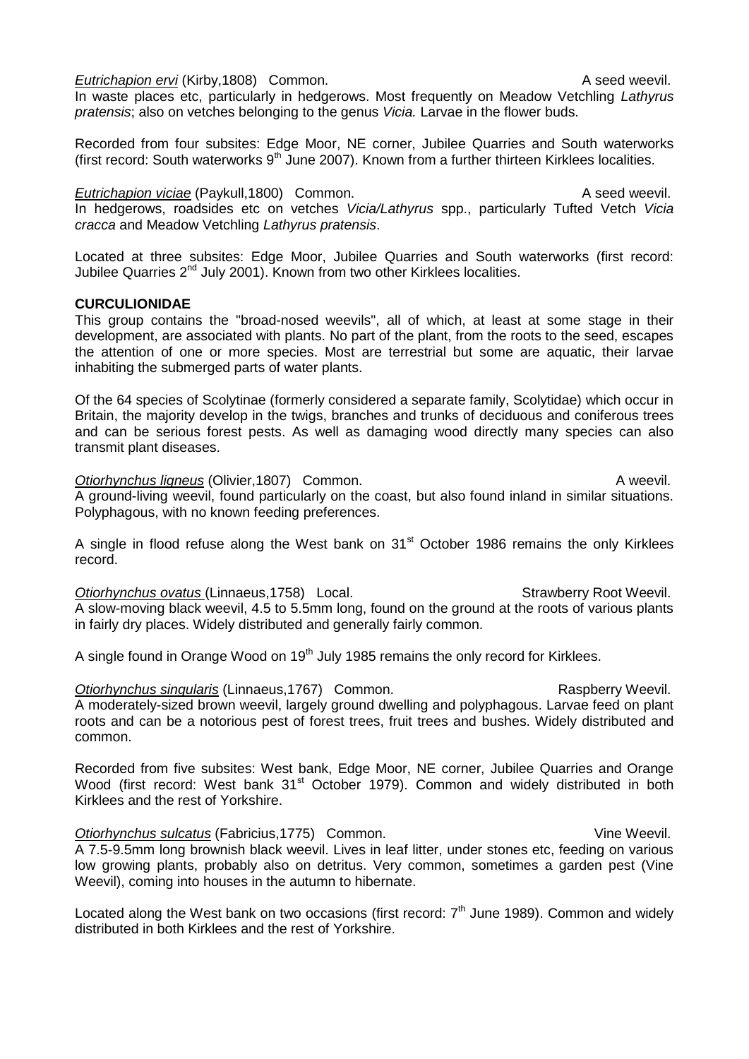*Eutrichapion ervi* (Kirby,1808) Common. A seed weevil.
In waste places etc, particularly in hedgerows. Most frequently on Meadow Vetchling *Lathyrus pratensis*; also on vetches belonging to the genus *Vicia.* Larvae in the flower buds.

Recorded from four subsites: Edge Moor, NE corner, Jubilee Quarries and South waterworks (first record: South waterworks 9th June 2007). Known from a further thirteen Kirklees localities.

*Eutrichapion viciae* (Paykull,1800) Common. A seed weevil.
In hedgerows, roadsides etc on vetches *Vicia/Lathyrus* spp., particularly Tufted Vetch *Vicia cracca* and Meadow Vetchling *Lathyrus pratensis*.

Located at three subsites: Edge Moor, Jubilee Quarries and South waterworks (first record: Jubilee Quarries 2nd July 2001). Known from two other Kirklees localities.

**CURCULIONIDAE**

This group contains the "broad-nosed weevils", all of which, at least at some stage in their development, are associated with plants. No part of the plant, from the roots to the seed, escapes the attention of one or more species. Most are terrestrial but some are aquatic, their larvae inhabiting the submerged parts of water plants.

Of the 64 species of Scolytinae (formerly considered a separate family, Scolytidae) which occur in Britain, the majority develop in the twigs, branches and trunks of deciduous and coniferous trees and can be serious forest pests. As well as damaging wood directly many species can also transmit plant diseases.

*Otiorhynchus ligneus* (Olivier,1807) Common. A weevil.
A ground-living weevil, found particularly on the coast, but also found inland in similar situations. Polyphagous, with no known feeding preferences.

A single in flood refuse along the West bank on 31st October 1986 remains the only Kirklees record.

*Otiorhynchus ovatus* (Linnaeus,1758) Local. Strawberry Root Weevil.
A slow-moving black weevil, 4.5 to 5.5mm long, found on the ground at the roots of various plants in fairly dry places. Widely distributed and generally fairly common.

A single found in Orange Wood on 19th July 1985 remains the only record for Kirklees.

*Otiorhynchus singularis* (Linnaeus,1767) Common. Raspberry Weevil.
A moderately-sized brown weevil, largely ground dwelling and polyphagous. Larvae feed on plant roots and can be a notorious pest of forest trees, fruit trees and bushes. Widely distributed and common.

Recorded from five subsites: West bank, Edge Moor, NE corner, Jubilee Quarries and Orange Wood (first record: West bank 31st October 1979). Common and widely distributed in both Kirklees and the rest of Yorkshire.

*Otiorhynchus sulcatus* (Fabricius,1775) Common. Vine Weevil.
A 7.5-9.5mm long brownish black weevil. Lives in leaf litter, under stones etc, feeding on various low growing plants, probably also on detritus. Very common, sometimes a garden pest (Vine Weevil), coming into houses in the autumn to hibernate.

Located along the West bank on two occasions (first record: 7th June 1989). Common and widely distributed in both Kirklees and the rest of Yorkshire.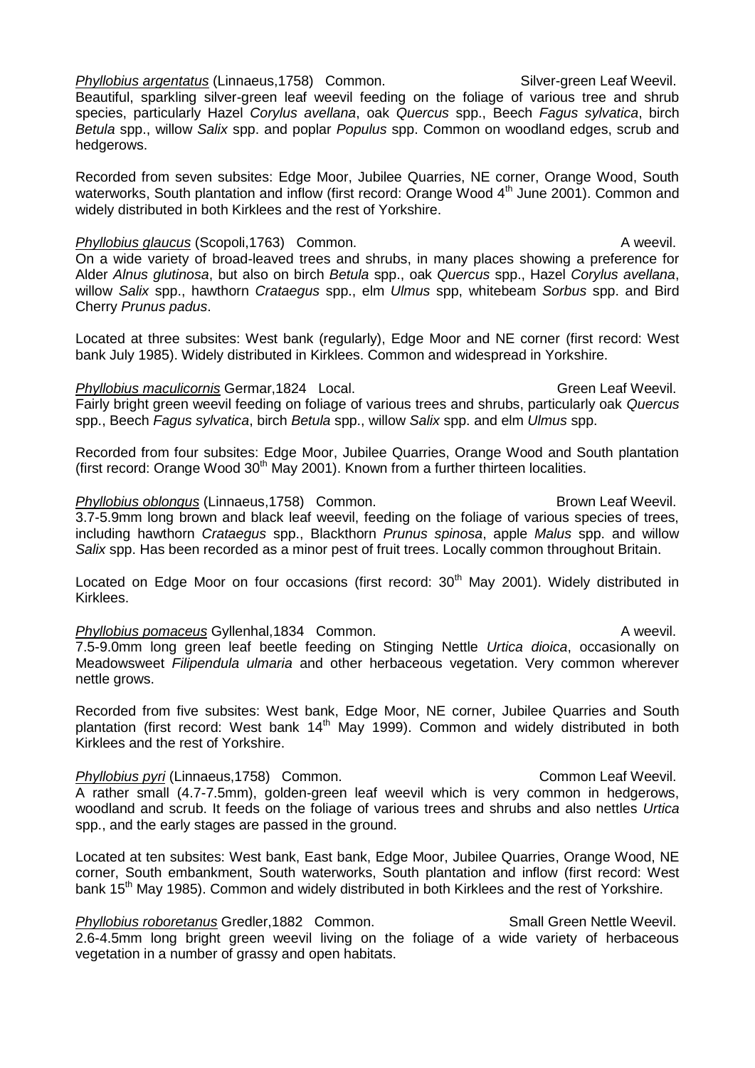<u>*Phyllobius argentatus*</u> (Linnaeus,1758) Common. Silver-green Leaf Weevil.
Beautiful, sparkling silver-green leaf weevil feeding on the foliage of various tree and shrub species, particularly Hazel *Corylus avellana*, oak *Quercus* spp., Beech *Fagus sylvatica*, birch *Betula* spp., willow *Salix* spp. and poplar *Populus* spp. Common on woodland edges, scrub and hedgerows.

Recorded from seven subsites: Edge Moor, Jubilee Quarries, NE corner, Orange Wood, South waterworks, South plantation and inflow (first record: Orange Wood 4th June 2001). Common and widely distributed in both Kirklees and the rest of Yorkshire.

<u>*Phyllobius glaucus*</u> (Scopoli,1763) Common. A weevil.
On a wide variety of broad-leaved trees and shrubs, in many places showing a preference for Alder *Alnus glutinosa*, but also on birch *Betula* spp., oak *Quercus* spp., Hazel *Corylus avellana*, willow *Salix* spp., hawthorn *Crataegus* spp., elm *Ulmus* spp, whitebeam *Sorbus* spp. and Bird Cherry *Prunus padus*.

Located at three subsites: West bank (regularly), Edge Moor and NE corner (first record: West bank July 1985). Widely distributed in Kirklees. Common and widespread in Yorkshire.

<u>*Phyllobius maculicornis*</u> Germar,1824 Local. Green Leaf Weevil.
Fairly bright green weevil feeding on foliage of various trees and shrubs, particularly oak *Quercus* spp., Beech *Fagus sylvatica*, birch *Betula* spp., willow *Salix* spp. and elm *Ulmus* spp.

Recorded from four subsites: Edge Moor, Jubilee Quarries, Orange Wood and South plantation (first record: Orange Wood 30th May 2001). Known from a further thirteen localities.

<u>*Phyllobius oblongus*</u> (Linnaeus,1758) Common. Brown Leaf Weevil.
3.7-5.9mm long brown and black leaf weevil, feeding on the foliage of various species of trees, including hawthorn *Crataegus* spp., Blackthorn *Prunus spinosa*, apple *Malus* spp. and willow *Salix* spp. Has been recorded as a minor pest of fruit trees. Locally common throughout Britain.

Located on Edge Moor on four occasions (first record: 30th May 2001). Widely distributed in Kirklees.

<u>*Phyllobius pomaceus*</u> Gyllenhal,1834 Common. A weevil.
7.5-9.0mm long green leaf beetle feeding on Stinging Nettle *Urtica dioica*, occasionally on Meadowsweet *Filipendula ulmaria* and other herbaceous vegetation. Very common wherever nettle grows.

Recorded from five subsites: West bank, Edge Moor, NE corner, Jubilee Quarries and South plantation (first record: West bank 14th May 1999). Common and widely distributed in both Kirklees and the rest of Yorkshire.

<u>*Phyllobius pyri*</u> (Linnaeus,1758) Common. Common Leaf Weevil.
A rather small (4.7-7.5mm), golden-green leaf weevil which is very common in hedgerows, woodland and scrub. It feeds on the foliage of various trees and shrubs and also nettles *Urtica* spp., and the early stages are passed in the ground.

Located at ten subsites: West bank, East bank, Edge Moor, Jubilee Quarries, Orange Wood, NE corner, South embankment, South waterworks, South plantation and inflow (first record: West bank 15th May 1985). Common and widely distributed in both Kirklees and the rest of Yorkshire.

<u>*Phyllobius roboretanus*</u> Gredler,1882 Common. Small Green Nettle Weevil.
2.6-4.5mm long bright green weevil living on the foliage of a wide variety of herbaceous vegetation in a number of grassy and open habitats.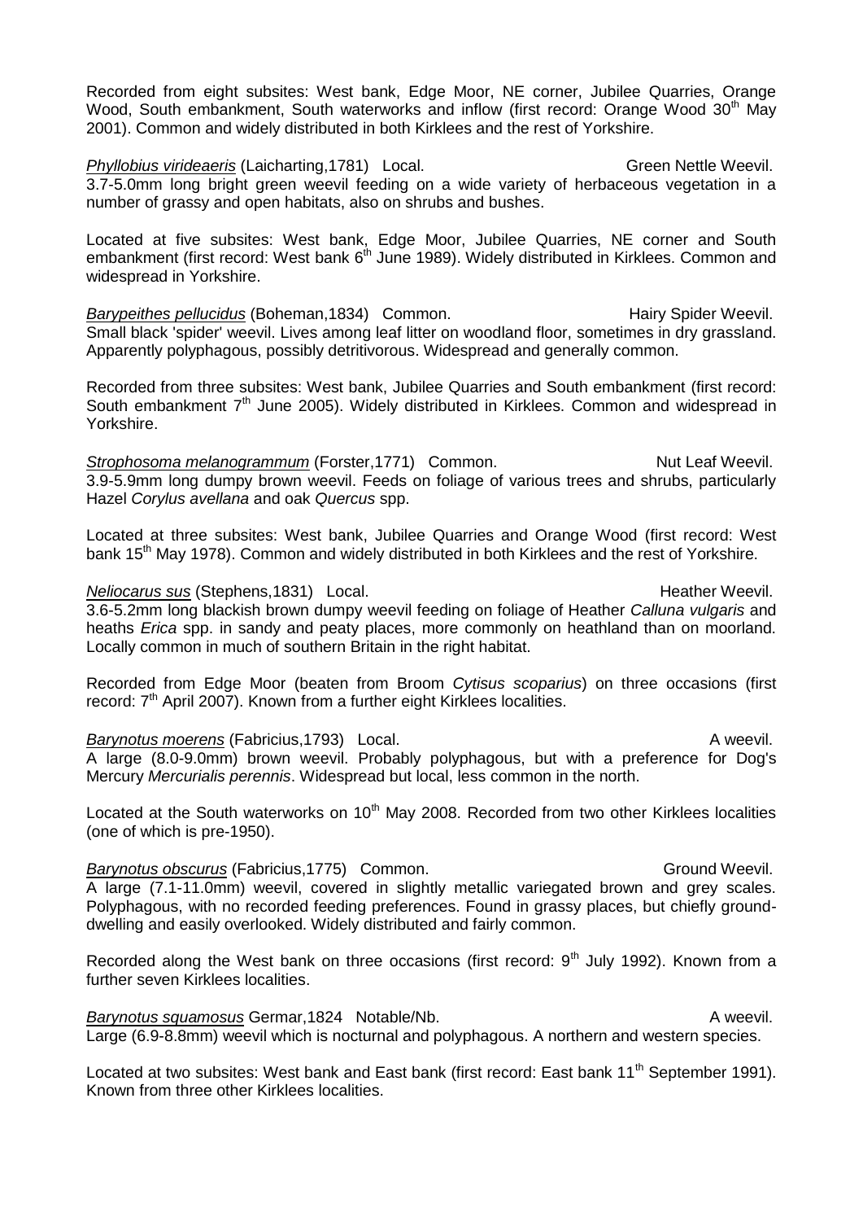Recorded from eight subsites: West bank, Edge Moor, NE corner, Jubilee Quarries, Orange Wood, South embankment, South waterworks and inflow (first record: Orange Wood 30th May 2001). Common and widely distributed in both Kirklees and the rest of Yorkshire.

*Phyllobius virideaeris* (Laicharting,1781) Local. Green Nettle Weevil.
3.7-5.0mm long bright green weevil feeding on a wide variety of herbaceous vegetation in a number of grassy and open habitats, also on shrubs and bushes.

Located at five subsites: West bank, Edge Moor, Jubilee Quarries, NE corner and South embankment (first record: West bank 6th June 1989). Widely distributed in Kirklees. Common and widespread in Yorkshire.

*Barypeithes pellucidus* (Boheman,1834) Common. Hairy Spider Weevil.
Small black 'spider' weevil. Lives among leaf litter on woodland floor, sometimes in dry grassland. Apparently polyphagous, possibly detritivorous. Widespread and generally common.

Recorded from three subsites: West bank, Jubilee Quarries and South embankment (first record: South embankment 7th June 2005). Widely distributed in Kirklees. Common and widespread in Yorkshire.

*Strophosoma melanogrammum* (Forster,1771) Common. Nut Leaf Weevil.
3.9-5.9mm long dumpy brown weevil. Feeds on foliage of various trees and shrubs, particularly Hazel *Corylus avellana* and oak *Quercus* spp.

Located at three subsites: West bank, Jubilee Quarries and Orange Wood (first record: West bank 15th May 1978). Common and widely distributed in both Kirklees and the rest of Yorkshire.

*Neliocarus sus* (Stephens,1831) Local. Heather Weevil.
3.6-5.2mm long blackish brown dumpy weevil feeding on foliage of Heather *Calluna vulgaris* and heaths *Erica* spp. in sandy and peaty places, more commonly on heathland than on moorland. Locally common in much of southern Britain in the right habitat.

Recorded from Edge Moor (beaten from Broom *Cytisus scoparius*) on three occasions (first record: 7th April 2007). Known from a further eight Kirklees localities.

*Barynotus moerens* (Fabricius,1793) Local. A weevil.
A large (8.0-9.0mm) brown weevil. Probably polyphagous, but with a preference for Dog's Mercury *Mercurialis perennis*. Widespread but local, less common in the north.

Located at the South waterworks on 10th May 2008. Recorded from two other Kirklees localities (one of which is pre-1950).

*Barynotus obscurus* (Fabricius,1775) Common. Ground Weevil.
A large (7.1-11.0mm) weevil, covered in slightly metallic variegated brown and grey scales. Polyphagous, with no recorded feeding preferences. Found in grassy places, but chiefly ground-dwelling and easily overlooked. Widely distributed and fairly common.

Recorded along the West bank on three occasions (first record: 9th July 1992). Known from a further seven Kirklees localities.

*Barynotus squamosus* Germar,1824 Notable/Nb. A weevil.
Large (6.9-8.8mm) weevil which is nocturnal and polyphagous. A northern and western species.

Located at two subsites: West bank and East bank (first record: East bank 11th September 1991). Known from three other Kirklees localities.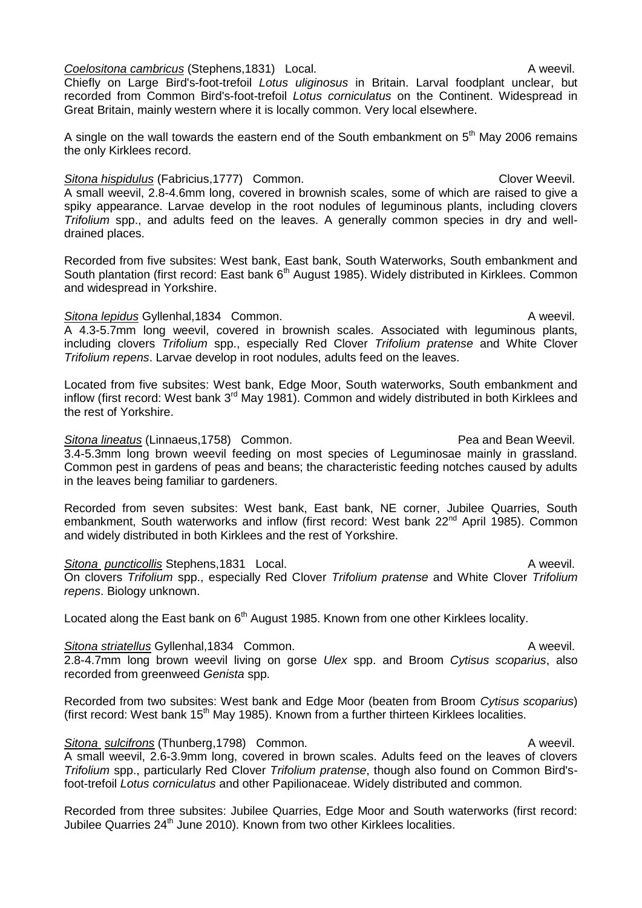***Coelositona cambricus*** (Stephens,1831) Local. A weevil.

Chiefly on Large Bird's-foot-trefoil *Lotus uliginosus* in Britain. Larval foodplant unclear, but recorded from Common Bird's-foot-trefoil *Lotus corniculatus* on the Continent. Widespread in Great Britain, mainly western where it is locally common. Very local elsewhere.

A single on the wall towards the eastern end of the South embankment on 5th May 2006 remains the only Kirklees record.

***Sitona hispidulus*** (Fabricius,1777) Common. Clover Weevil.

A small weevil, 2.8-4.6mm long, covered in brownish scales, some of which are raised to give a spiky appearance. Larvae develop in the root nodules of leguminous plants, including clovers *Trifolium* spp., and adults feed on the leaves. A generally common species in dry and well-drained places.

Recorded from five subsites: West bank, East bank, South Waterworks, South embankment and South plantation (first record: East bank 6th August 1985). Widely distributed in Kirklees. Common and widespread in Yorkshire.

***Sitona lepidus*** Gyllenhal,1834 Common. A weevil.

A 4.3-5.7mm long weevil, covered in brownish scales. Associated with leguminous plants, including clovers *Trifolium* spp., especially Red Clover *Trifolium pratense* and White Clover *Trifolium repens*. Larvae develop in root nodules, adults feed on the leaves.

Located from five subsites: West bank, Edge Moor, South waterworks, South embankment and inflow (first record: West bank 3rd May 1981). Common and widely distributed in both Kirklees and the rest of Yorkshire.

***Sitona lineatus*** (Linnaeus,1758) Common. Pea and Bean Weevil.

3.4-5.3mm long brown weevil feeding on most species of Leguminosae mainly in grassland. Common pest in gardens of peas and beans; the characteristic feeding notches caused by adults in the leaves being familiar to gardeners.

Recorded from seven subsites: West bank, East bank, NE corner, Jubilee Quarries, South embankment, South waterworks and inflow (first record: West bank 22nd April 1985). Common and widely distributed in both Kirklees and the rest of Yorkshire.

***Sitona puncticollis*** Stephens,1831 Local. A weevil.

On clovers *Trifolium* spp., especially Red Clover *Trifolium pratense* and White Clover *Trifolium repens*. Biology unknown.

Located along the East bank on 6th August 1985. Known from one other Kirklees locality.

***Sitona striatellus*** Gyllenhal,1834 Common. A weevil.

2.8-4.7mm long brown weevil living on gorse *Ulex* spp. and Broom *Cytisus scoparius*, also recorded from greenweed *Genista* spp.

Recorded from two subsites: West bank and Edge Moor (beaten from Broom *Cytisus scoparius*) (first record: West bank 15th May 1985). Known from a further thirteen Kirklees localities.

***Sitona sulcifrons*** (Thunberg,1798) Common. A weevil.

A small weevil, 2.6-3.9mm long, covered in brown scales. Adults feed on the leaves of clovers *Trifolium* spp., particularly Red Clover *Trifolium pratense*, though also found on Common Bird's-foot-trefoil *Lotus corniculatus* and other Papilionaceae. Widely distributed and common.

Recorded from three subsites: Jubilee Quarries, Edge Moor and South waterworks (first record: Jubilee Quarries 24th June 2010). Known from two other Kirklees localities.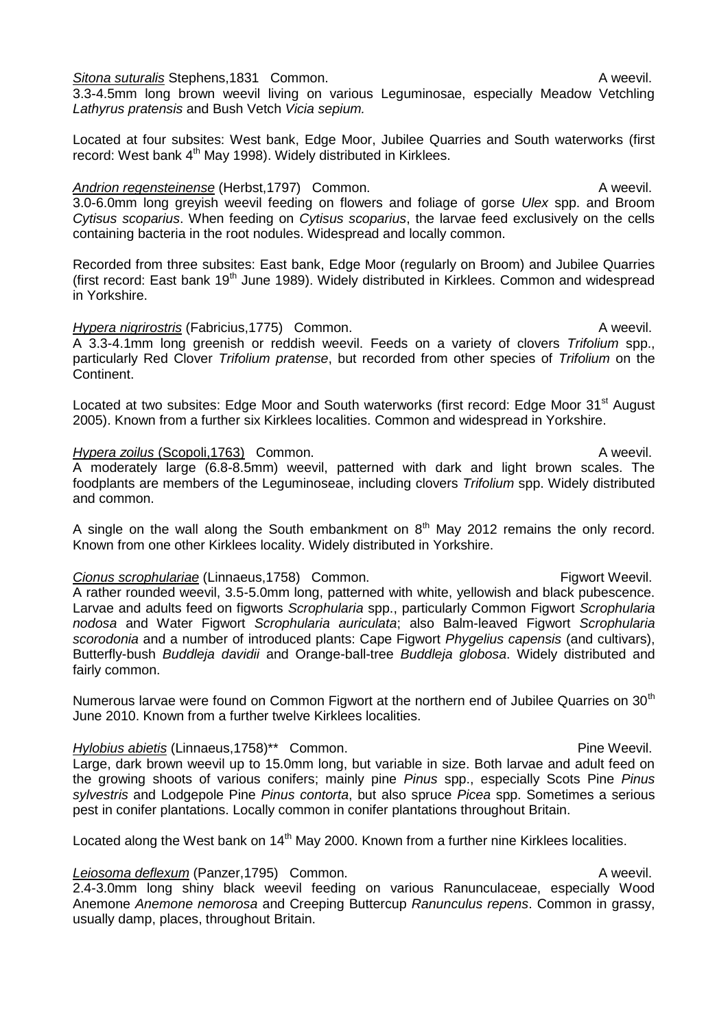*Sitona suturalis* Stephens,1831 Common. A weevil.
3.3-4.5mm long brown weevil living on various Leguminosae, especially Meadow Vetchling *Lathyrus pratensis* and Bush Vetch *Vicia sepium.*

Located at four subsites: West bank, Edge Moor, Jubilee Quarries and South waterworks (first record: West bank 4th May 1998). Widely distributed in Kirklees.

*Andrion regensteinense* (Herbst,1797) Common. A weevil.
3.0-6.0mm long greyish weevil feeding on flowers and foliage of gorse *Ulex* spp. and Broom *Cytisus scoparius*. When feeding on *Cytisus scoparius*, the larvae feed exclusively on the cells containing bacteria in the root nodules. Widespread and locally common.

Recorded from three subsites: East bank, Edge Moor (regularly on Broom) and Jubilee Quarries (first record: East bank 19th June 1989). Widely distributed in Kirklees. Common and widespread in Yorkshire.

*Hypera nigrirostris* (Fabricius,1775) Common. A weevil.
A 3.3-4.1mm long greenish or reddish weevil. Feeds on a variety of clovers *Trifolium* spp., particularly Red Clover *Trifolium pratense*, but recorded from other species of *Trifolium* on the Continent.

Located at two subsites: Edge Moor and South waterworks (first record: Edge Moor 31st August 2005). Known from a further six Kirklees localities. Common and widespread in Yorkshire.

*Hypera zoilus* (Scopoli,1763) Common. A weevil.
A moderately large (6.8-8.5mm) weevil, patterned with dark and light brown scales. The foodplants are members of the Leguminoseae, including clovers *Trifolium* spp. Widely distributed and common.

A single on the wall along the South embankment on 8th May 2012 remains the only record. Known from one other Kirklees locality. Widely distributed in Yorkshire.

*Cionus scrophulariae* (Linnaeus,1758) Common. Figwort Weevil.
A rather rounded weevil, 3.5-5.0mm long, patterned with white, yellowish and black pubescence. Larvae and adults feed on figworts *Scrophularia* spp., particularly Common Figwort *Scrophularia nodosa* and Water Figwort *Scrophularia auriculata*; also Balm-leaved Figwort *Scrophularia scorodonia* and a number of introduced plants: Cape Figwort *Phygelius capensis* (and cultivars), Butterfly-bush *Buddleja davidii* and Orange-ball-tree *Buddleja globosa*. Widely distributed and fairly common.

Numerous larvae were found on Common Figwort at the northern end of Jubilee Quarries on 30th June 2010. Known from a further twelve Kirklees localities.

*Hylobius abietis* (Linnaeus,1758)** Common. Pine Weevil.
Large, dark brown weevil up to 15.0mm long, but variable in size. Both larvae and adult feed on the growing shoots of various conifers; mainly pine *Pinus* spp., especially Scots Pine *Pinus sylvestris* and Lodgepole Pine *Pinus contorta*, but also spruce *Picea* spp. Sometimes a serious pest in conifer plantations. Locally common in conifer plantations throughout Britain.

Located along the West bank on 14th May 2000. Known from a further nine Kirklees localities.

*Leiosoma deflexum* (Panzer,1795) Common. A weevil.
2.4-3.0mm long shiny black weevil feeding on various Ranunculaceae, especially Wood Anemone *Anemone nemorosa* and Creeping Buttercup *Ranunculus repens*. Common in grassy, usually damp, places, throughout Britain.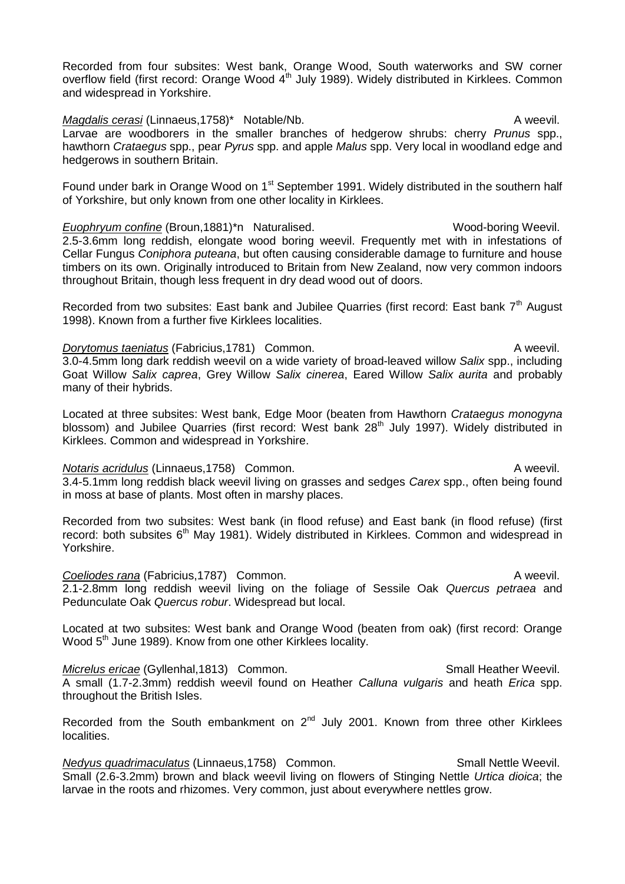Recorded from four subsites: West bank, Orange Wood, South waterworks and SW corner overflow field (first record: Orange Wood 4th July 1989). Widely distributed in Kirklees. Common and widespread in Yorkshire.

*Magdalis cerasi* (Linnaeus,1758)* Notable/Nb. A weevil.
Larvae are woodborers in the smaller branches of hedgerow shrubs: cherry *Prunus* spp., hawthorn *Crataegus* spp., pear *Pyrus* spp. and apple *Malus* spp. Very local in woodland edge and hedgerows in southern Britain.

Found under bark in Orange Wood on 1st September 1991. Widely distributed in the southern half of Yorkshire, but only known from one other locality in Kirklees.

*Euophryum confine* (Broun,1881)*n Naturalised. Wood-boring Weevil.
2.5-3.6mm long reddish, elongate wood boring weevil. Frequently met with in infestations of Cellar Fungus *Coniphora puteana*, but often causing considerable damage to furniture and house timbers on its own. Originally introduced to Britain from New Zealand, now very common indoors throughout Britain, though less frequent in dry dead wood out of doors.

Recorded from two subsites: East bank and Jubilee Quarries (first record: East bank 7th August 1998). Known from a further five Kirklees localities.

*Dorytomus taeniatus* (Fabricius,1781) Common. A weevil.
3.0-4.5mm long dark reddish weevil on a wide variety of broad-leaved willow *Salix* spp., including Goat Willow *Salix caprea*, Grey Willow *Salix cinerea*, Eared Willow *Salix aurita* and probably many of their hybrids.

Located at three subsites: West bank, Edge Moor (beaten from Hawthorn *Crataegus monogyna* blossom) and Jubilee Quarries (first record: West bank 28th July 1997). Widely distributed in Kirklees. Common and widespread in Yorkshire.

*Notaris acridulus* (Linnaeus,1758) Common. A weevil.
3.4-5.1mm long reddish black weevil living on grasses and sedges *Carex* spp., often being found in moss at base of plants. Most often in marshy places.

Recorded from two subsites: West bank (in flood refuse) and East bank (in flood refuse) (first record: both subsites 6th May 1981). Widely distributed in Kirklees. Common and widespread in Yorkshire.

*Coeliodes rana* (Fabricius,1787) Common. A weevil.
2.1-2.8mm long reddish weevil living on the foliage of Sessile Oak *Quercus petraea* and Pedunculate Oak *Quercus robur*. Widespread but local.

Located at two subsites: West bank and Orange Wood (beaten from oak) (first record: Orange Wood 5th June 1989). Know from one other Kirklees locality.

*Micrelus ericae* (Gyllenhal,1813) Common. Small Heather Weevil.
A small (1.7-2.3mm) reddish weevil found on Heather *Calluna vulgaris* and heath *Erica* spp. throughout the British Isles.

Recorded from the South embankment on 2nd July 2001. Known from three other Kirklees localities.

*Nedyus quadrimaculatus* (Linnaeus,1758) Common. Small Nettle Weevil.
Small (2.6-3.2mm) brown and black weevil living on flowers of Stinging Nettle *Urtica dioica*; the larvae in the roots and rhizomes. Very common, just about everywhere nettles grow.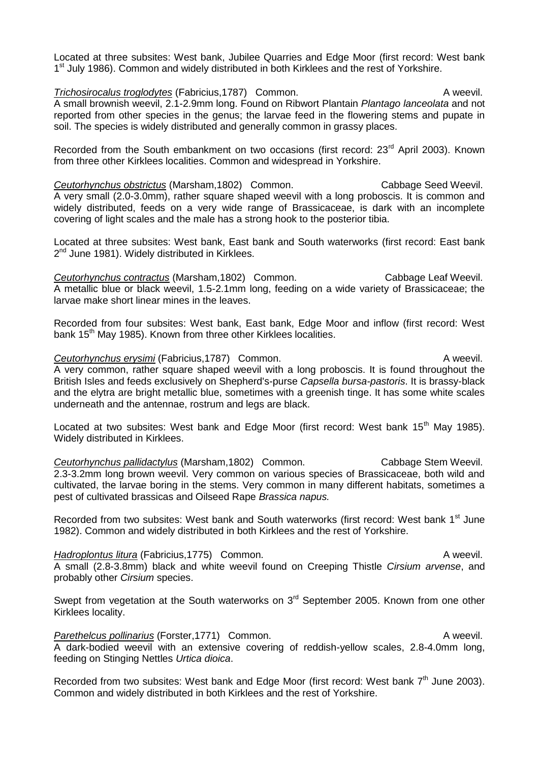Located at three subsites: West bank, Jubilee Quarries and Edge Moor (first record: West bank 1st July 1986). Common and widely distributed in both Kirklees and the rest of Yorkshire.

*Trichosirocalus troglodytes* (Fabricius,1787) Common. A weevil.
A small brownish weevil, 2.1-2.9mm long. Found on Ribwort Plantain *Plantago lanceolata* and not reported from other species in the genus; the larvae feed in the flowering stems and pupate in soil. The species is widely distributed and generally common in grassy places.

Recorded from the South embankment on two occasions (first record: 23rd April 2003). Known from three other Kirklees localities. Common and widespread in Yorkshire.

*Ceutorhynchus obstrictus* (Marsham,1802) Common. Cabbage Seed Weevil.
A very small (2.0-3.0mm), rather square shaped weevil with a long proboscis. It is common and widely distributed, feeds on a very wide range of Brassicaceae, is dark with an incomplete covering of light scales and the male has a strong hook to the posterior tibia.

Located at three subsites: West bank, East bank and South waterworks (first record: East bank 2nd June 1981). Widely distributed in Kirklees.

*Ceutorhynchus contractus* (Marsham,1802) Common. Cabbage Leaf Weevil.
A metallic blue or black weevil, 1.5-2.1mm long, feeding on a wide variety of Brassicaceae; the larvae make short linear mines in the leaves.

Recorded from four subsites: West bank, East bank, Edge Moor and inflow (first record: West bank 15th May 1985). Known from three other Kirklees localities.

*Ceutorhynchus erysimi* (Fabricius,1787) Common. A weevil.
A very common, rather square shaped weevil with a long proboscis. It is found throughout the British Isles and feeds exclusively on Shepherd's-purse *Capsella bursa-pastoris*. It is brassy-black and the elytra are bright metallic blue, sometimes with a greenish tinge. It has some white scales underneath and the antennae, rostrum and legs are black.

Located at two subsites: West bank and Edge Moor (first record: West bank 15th May 1985). Widely distributed in Kirklees.

*Ceutorhynchus pallidactylus* (Marsham,1802) Common. Cabbage Stem Weevil.
2.3-3.2mm long brown weevil. Very common on various species of Brassicaceae, both wild and cultivated, the larvae boring in the stems. Very common in many different habitats, sometimes a pest of cultivated brassicas and Oilseed Rape *Brassica napus.*

Recorded from two subsites: West bank and South waterworks (first record: West bank 1st June 1982). Common and widely distributed in both Kirklees and the rest of Yorkshire.

*Hadroplontus litura* (Fabricius,1775) Common. A weevil.
A small (2.8-3.8mm) black and white weevil found on Creeping Thistle *Cirsium arvense*, and probably other *Cirsium* species.

Swept from vegetation at the South waterworks on 3rd September 2005. Known from one other Kirklees locality.

*Parethelcus pollinarius* (Forster,1771) Common. A weevil.
A dark-bodied weevil with an extensive covering of reddish-yellow scales, 2.8-4.0mm long, feeding on Stinging Nettles *Urtica dioica*.

Recorded from two subsites: West bank and Edge Moor (first record: West bank 7th June 2003). Common and widely distributed in both Kirklees and the rest of Yorkshire.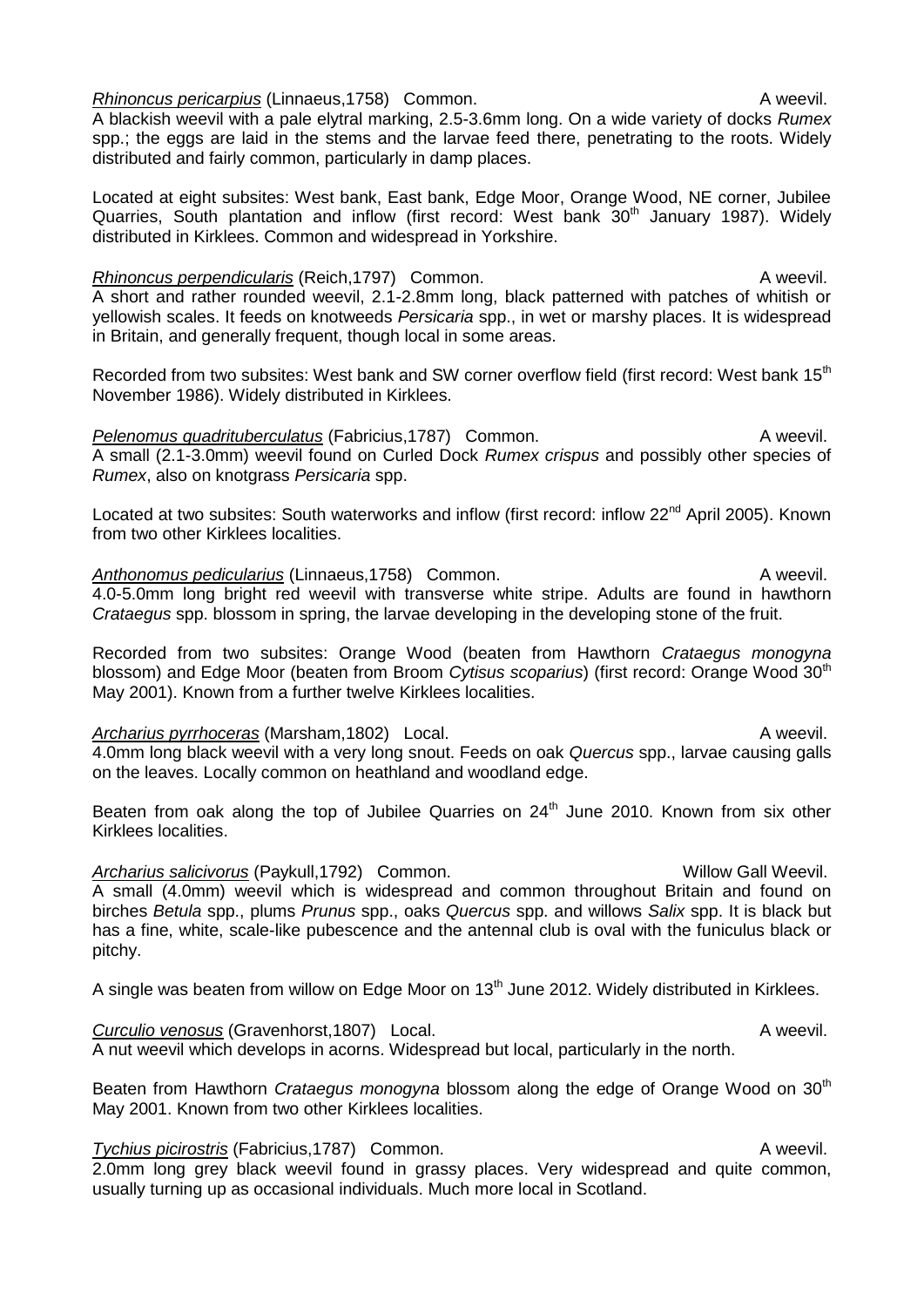*Rhinoncus pericarpius* (Linnaeus,1758) Common. A weevil.

A blackish weevil with a pale elytral marking, 2.5-3.6mm long. On a wide variety of docks *Rumex* spp.; the eggs are laid in the stems and the larvae feed there, penetrating to the roots. Widely distributed and fairly common, particularly in damp places.

Located at eight subsites: West bank, East bank, Edge Moor, Orange Wood, NE corner, Jubilee Quarries, South plantation and inflow (first record: West bank 30th January 1987). Widely distributed in Kirklees. Common and widespread in Yorkshire.

*Rhinoncus perpendicularis* (Reich,1797) Common. A weevil.

A short and rather rounded weevil, 2.1-2.8mm long, black patterned with patches of whitish or yellowish scales. It feeds on knotweeds *Persicaria* spp., in wet or marshy places. It is widespread in Britain, and generally frequent, though local in some areas.

Recorded from two subsites: West bank and SW corner overflow field (first record: West bank 15th November 1986). Widely distributed in Kirklees.

*Pelenomus quadrituberculatus* (Fabricius,1787) Common. A weevil.

A small (2.1-3.0mm) weevil found on Curled Dock *Rumex crispus* and possibly other species of *Rumex*, also on knotgrass *Persicaria* spp.

Located at two subsites: South waterworks and inflow (first record: inflow 22nd April 2005). Known from two other Kirklees localities.

*Anthonomus pedicularius* (Linnaeus,1758) Common. A weevil.

4.0-5.0mm long bright red weevil with transverse white stripe. Adults are found in hawthorn *Crataegus* spp. blossom in spring, the larvae developing in the developing stone of the fruit.

Recorded from two subsites: Orange Wood (beaten from Hawthorn *Crataegus monogyna* blossom) and Edge Moor (beaten from Broom *Cytisus scoparius*) (first record: Orange Wood 30th May 2001). Known from a further twelve Kirklees localities.

*Archarius pyrrhoceras* (Marsham,1802) Local. A weevil.

4.0mm long black weevil with a very long snout. Feeds on oak *Quercus* spp., larvae causing galls on the leaves. Locally common on heathland and woodland edge.

Beaten from oak along the top of Jubilee Quarries on 24th June 2010. Known from six other Kirklees localities.

*Archarius salicivorus* (Paykull,1792) Common. Willow Gall Weevil.

A small (4.0mm) weevil which is widespread and common throughout Britain and found on birches *Betula* spp., plums *Prunus* spp., oaks *Quercus* spp. and willows *Salix* spp. It is black but has a fine, white, scale-like pubescence and the antennal club is oval with the funiculus black or pitchy.

A single was beaten from willow on Edge Moor on 13th June 2012. Widely distributed in Kirklees.

*Curculio venosus* (Gravenhorst,1807) Local. A weevil.

A nut weevil which develops in acorns. Widespread but local, particularly in the north.

Beaten from Hawthorn *Crataegus monogyna* blossom along the edge of Orange Wood on 30th May 2001. Known from two other Kirklees localities.

*Tychius picirostris* (Fabricius,1787) Common. A weevil.

2.0mm long grey black weevil found in grassy places. Very widespread and quite common, usually turning up as occasional individuals. Much more local in Scotland.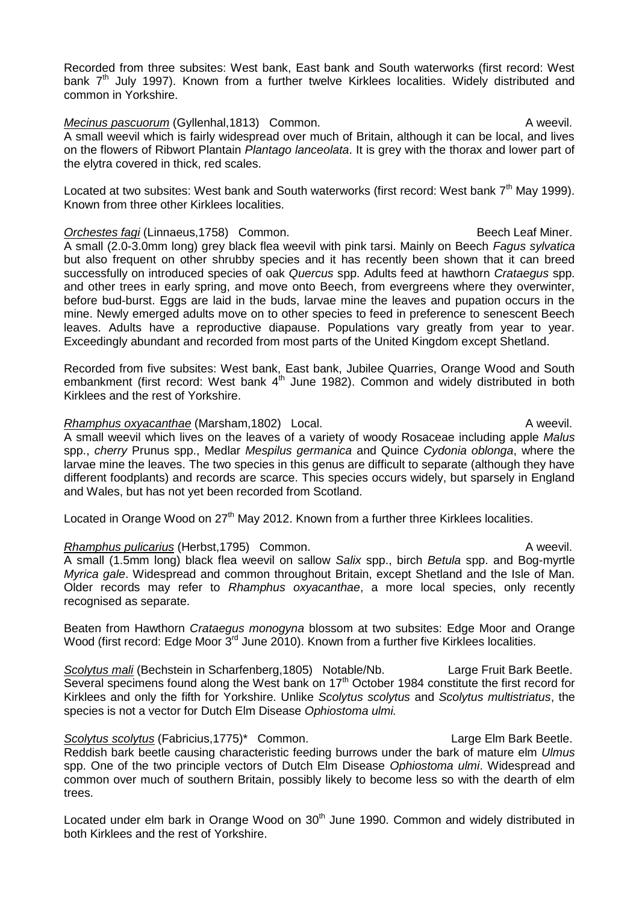Recorded from three subsites: West bank, East bank and South waterworks (first record: West bank 7th July 1997). Known from a further twelve Kirklees localities. Widely distributed and common in Yorkshire.

*Mecinus pascuorum* (Gyllenhal,1813) Common. A weevil.
A small weevil which is fairly widespread over much of Britain, although it can be local, and lives on the flowers of Ribwort Plantain *Plantago lanceolata*. It is grey with the thorax and lower part of the elytra covered in thick, red scales.

Located at two subsites: West bank and South waterworks (first record: West bank 7th May 1999). Known from three other Kirklees localities.

*Orchestes fagi* (Linnaeus,1758) Common. Beech Leaf Miner.
A small (2.0-3.0mm long) grey black flea weevil with pink tarsi. Mainly on Beech *Fagus sylvatica* but also frequent on other shrubby species and it has recently been shown that it can breed successfully on introduced species of oak *Quercus* spp. Adults feed at hawthorn *Crataegus* spp. and other trees in early spring, and move onto Beech, from evergreens where they overwinter, before bud-burst. Eggs are laid in the buds, larvae mine the leaves and pupation occurs in the mine. Newly emerged adults move on to other species to feed in preference to senescent Beech leaves. Adults have a reproductive diapause. Populations vary greatly from year to year. Exceedingly abundant and recorded from most parts of the United Kingdom except Shetland.

Recorded from five subsites: West bank, East bank, Jubilee Quarries, Orange Wood and South embankment (first record: West bank 4th June 1982). Common and widely distributed in both Kirklees and the rest of Yorkshire.

*Rhamphus oxyacanthae* (Marsham,1802) Local. A weevil.
A small weevil which lives on the leaves of a variety of woody Rosaceae including apple *Malus* spp., *cherry* Prunus spp., Medlar *Mespilus germanica* and Quince *Cydonia oblonga*, where the larvae mine the leaves. The two species in this genus are difficult to separate (although they have different foodplants) and records are scarce. This species occurs widely, but sparsely in England and Wales, but has not yet been recorded from Scotland.

Located in Orange Wood on 27th May 2012. Known from a further three Kirklees localities.

*Rhamphus pulicarius* (Herbst,1795) Common. A weevil.
A small (1.5mm long) black flea weevil on sallow *Salix* spp., birch *Betula* spp. and Bog-myrtle *Myrica gale*. Widespread and common throughout Britain, except Shetland and the Isle of Man. Older records may refer to *Rhamphus oxyacanthae*, a more local species, only recently recognised as separate.

Beaten from Hawthorn *Crataegus monogyna* blossom at two subsites: Edge Moor and Orange Wood (first record: Edge Moor 3rd June 2010). Known from a further five Kirklees localities.

*Scolytus mali* (Bechstein in Scharfenberg,1805) Notable/Nb. Large Fruit Bark Beetle.
Several specimens found along the West bank on 17th October 1984 constitute the first record for Kirklees and only the fifth for Yorkshire. Unlike *Scolytus scolytus* and *Scolytus multistriatus*, the species is not a vector for Dutch Elm Disease *Ophiostoma ulmi.*

*Scolytus scolytus* (Fabricius,1775)* Common. Large Elm Bark Beetle.
Reddish bark beetle causing characteristic feeding burrows under the bark of mature elm *Ulmus* spp. One of the two principle vectors of Dutch Elm Disease *Ophiostoma ulmi*. Widespread and common over much of southern Britain, possibly likely to become less so with the dearth of elm trees.

Located under elm bark in Orange Wood on 30th June 1990. Common and widely distributed in both Kirklees and the rest of Yorkshire.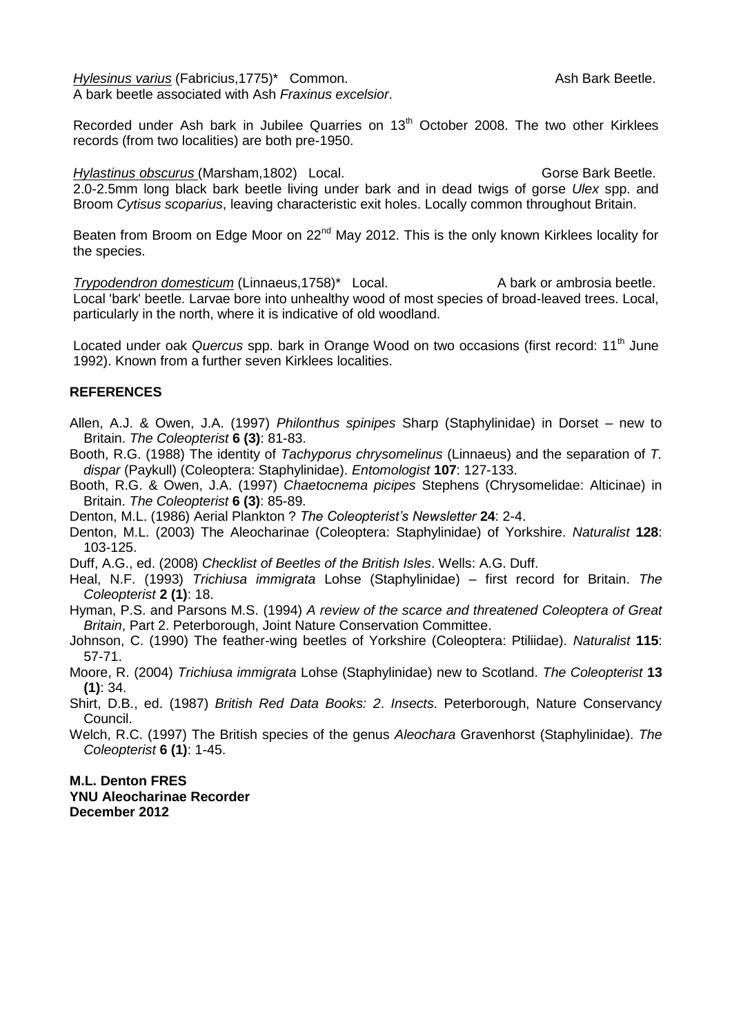*Hylesinus varius* (Fabricius,1775)* Common. Ash Bark Beetle.
A bark beetle associated with Ash *Fraxinus excelsior*.

Recorded under Ash bark in Jubilee Quarries on 13th October 2008. The two other Kirklees records (from two localities) are both pre-1950.

*Hylastinus obscurus* (Marsham,1802) Local. Gorse Bark Beetle.
2.0-2.5mm long black bark beetle living under bark and in dead twigs of gorse *Ulex* spp. and Broom *Cytisus scoparius*, leaving characteristic exit holes. Locally common throughout Britain.

Beaten from Broom on Edge Moor on 22nd May 2012. This is the only known Kirklees locality for the species.

*Trypodendron domesticum* (Linnaeus,1758)* Local. A bark or ambrosia beetle.
Local 'bark' beetle. Larvae bore into unhealthy wood of most species of broad-leaved trees. Local, particularly in the north, where it is indicative of old woodland.

Located under oak *Quercus* spp. bark in Orange Wood on two occasions (first record: 11th June 1992). Known from a further seven Kirklees localities.

## REFERENCES

Allen, A.J. & Owen, J.A. (1997) *Philonthus spinipes* Sharp (Staphylinidae) in Dorset – new to Britain. *The Coleopterist* **6 (3)**: 81-83.

Booth, R.G. (1988) The identity of *Tachyporus chrysomelinus* (Linnaeus) and the separation of *T. dispar* (Paykull) (Coleoptera: Staphylinidae). *Entomologist* **107**: 127-133.

Booth, R.G. & Owen, J.A. (1997) *Chaetocnema picipes* Stephens (Chrysomelidae: Alticinae) in Britain. *The Coleopterist* **6 (3)**: 85-89.

Denton, M.L. (1986) Aerial Plankton ? *The Coleopterist's Newsletter* **24**: 2-4.

Denton, M.L. (2003) The Aleocharinae (Coleoptera: Staphylinidae) of Yorkshire. *Naturalist* **128**: 103-125.

Duff, A.G., ed. (2008) *Checklist of Beetles of the British Isles*. Wells: A.G. Duff.

Heal, N.F. (1993) *Trichiusa immigrata* Lohse (Staphylinidae) – first record for Britain. *The Coleopterist* **2 (1)**: 18.

Hyman, P.S. and Parsons M.S. (1994) *A review of the scarce and threatened Coleoptera of Great Britain*, Part 2. Peterborough, Joint Nature Conservation Committee.

Johnson, C. (1990) The feather-wing beetles of Yorkshire (Coleoptera: Ptiliidae). *Naturalist* **115**: 57-71.

Moore, R. (2004) *Trichiusa immigrata* Lohse (Staphylinidae) new to Scotland. *The Coleopterist* **13 (1)**: 34.

Shirt, D.B., ed. (1987) *British Red Data Books: 2. Insects*. Peterborough, Nature Conservancy Council.

Welch, R.C. (1997) The British species of the genus *Aleochara* Gravenhorst (Staphylinidae). *The Coleopterist* **6 (1)**: 1-45.

**M.L. Denton FRES**
**YNU Aleocharinae Recorder**
**December 2012**